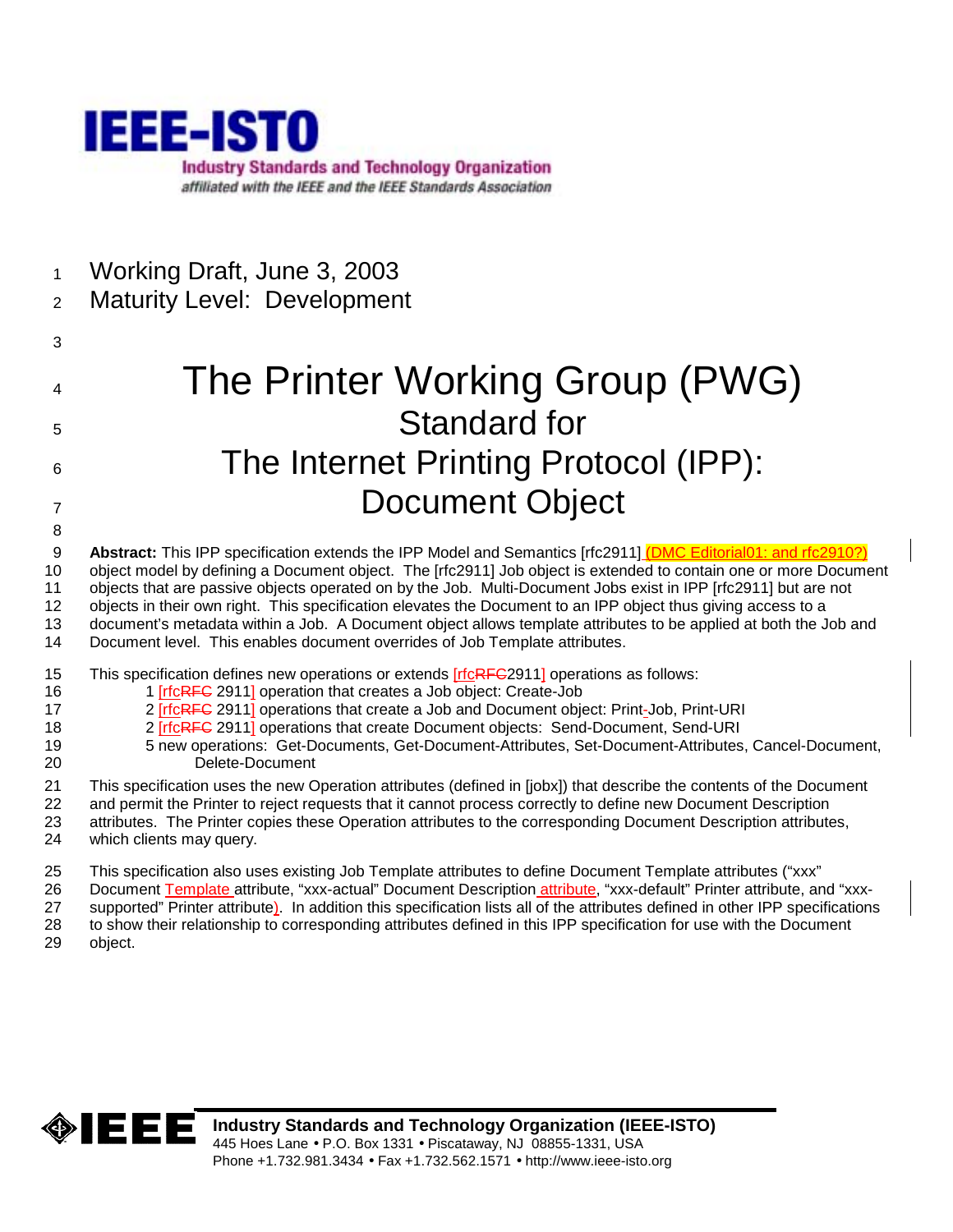Working Draft, June 3, 2003
Maturity Level: Development

# The Printer Working Group (PWG)
## Standard for
## The Internet Printing Protocol (IPP):
## Document Object

**Abstract:** This IPP specification extends the IPP Model and Semantics [rfc2911] (DMC Editorial01: and rfc2910?) object model by defining a Document object. The [rfc2911] Job object is extended to contain one or more Document objects that are passive objects operated on by the Job. Multi-Document Jobs exist in IPP [rfc2911] but are not objects in their own right. This specification elevates the Document to an IPP object thus giving access to a document's metadata within a Job. A Document object allows template attributes to be applied at both the Job and Document level. This enables document overrides of Job Template attributes.

This specification defines new operations or extends [rfc2911] operations as follows:

- 1 [rfc 2911] operation that creates a Job object: Create-Job
- 2 [rfc 2911] operations that create a Job and Document object: Print-Job, Print-URI
- 2 [rfc 2911] operations that create Document objects: Send-Document, Send-URI
- 5 new operations: Get-Documents, Get-Document-Attributes, Set-Document-Attributes, Cancel-Document, Delete-Document

This specification uses the new Operation attributes (defined in [jobx]) that describe the contents of the Document and permit the Printer to reject requests that it cannot process correctly to define new Document Description attributes. The Printer copies these Operation attributes to the corresponding Document Description attributes, which clients may query.

This specification also uses existing Job Template attributes to define Document Template attributes ("xxx" Document Template attribute, "xxx-actual" Document Description attribute, "xxx-default" Printer attribute, and "xxx-supported" Printer attribute). In addition this specification lists all of the attributes defined in other IPP specifications to show their relationship to corresponding attributes defined in this IPP specification for use with the Document object.

**Industry Standards and Technology Organization (IEEE-ISTO)**
445 Hoes Lane • P.O. Box 1331 • Piscataway, NJ 08855-1331, USA
Phone +1.732.981.3434 • Fax +1.732.562.1571 • http://www.ieee-isto.org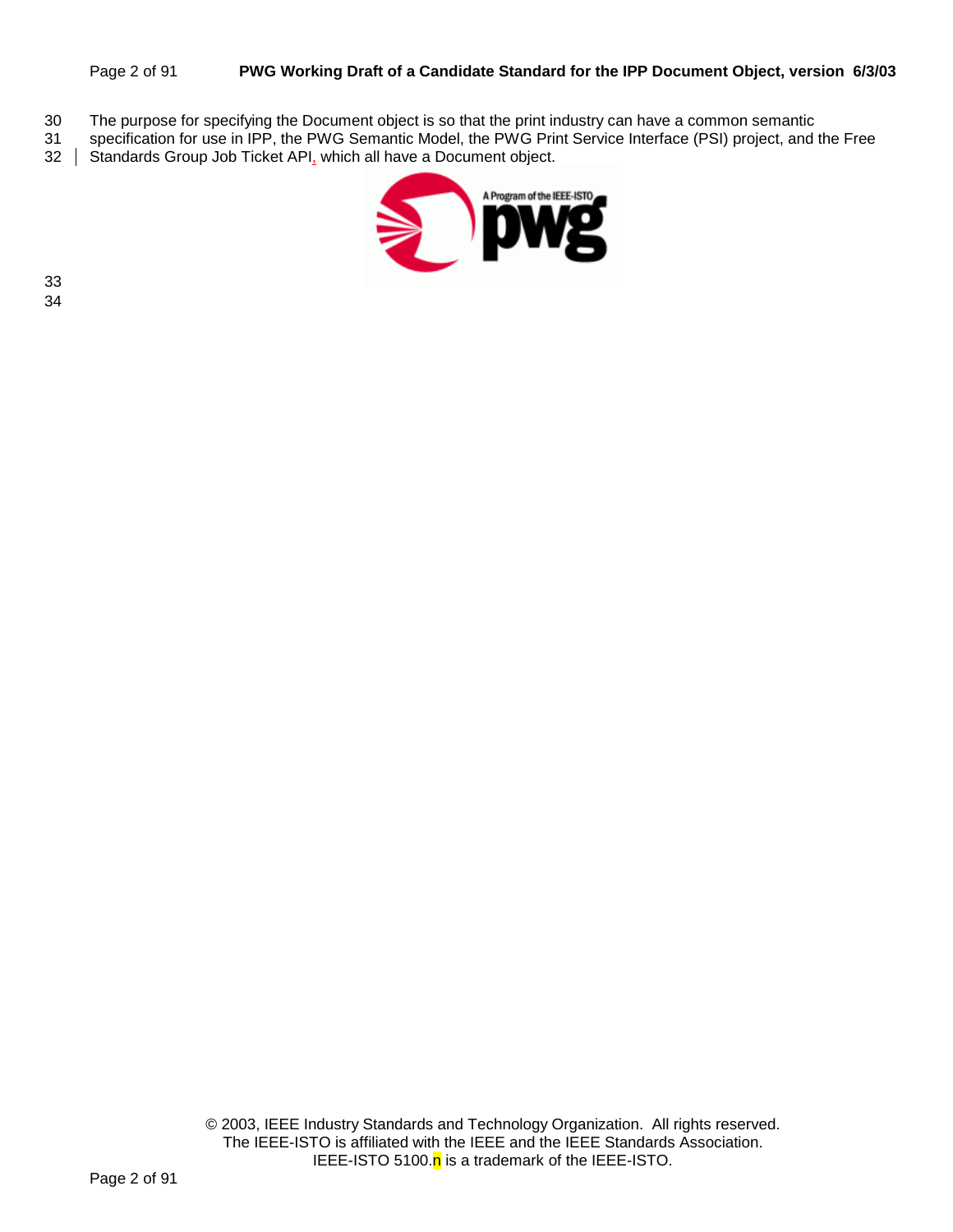The purpose for specifying the Document object is so that the print industry can have a common semantic specification for use in IPP, the PWG Semantic Model, the PWG Print Service Interface (PSI) project, and the Free Standards Group Job Ticket API, which all have a Document object.

© 2003, IEEE Industry Standards and Technology Organization. All rights reserved.
The IEEE-ISTO is affiliated with the IEEE and the IEEE Standards Association.
IEEE-ISTO 5100.n is a trademark of the IEEE-ISTO.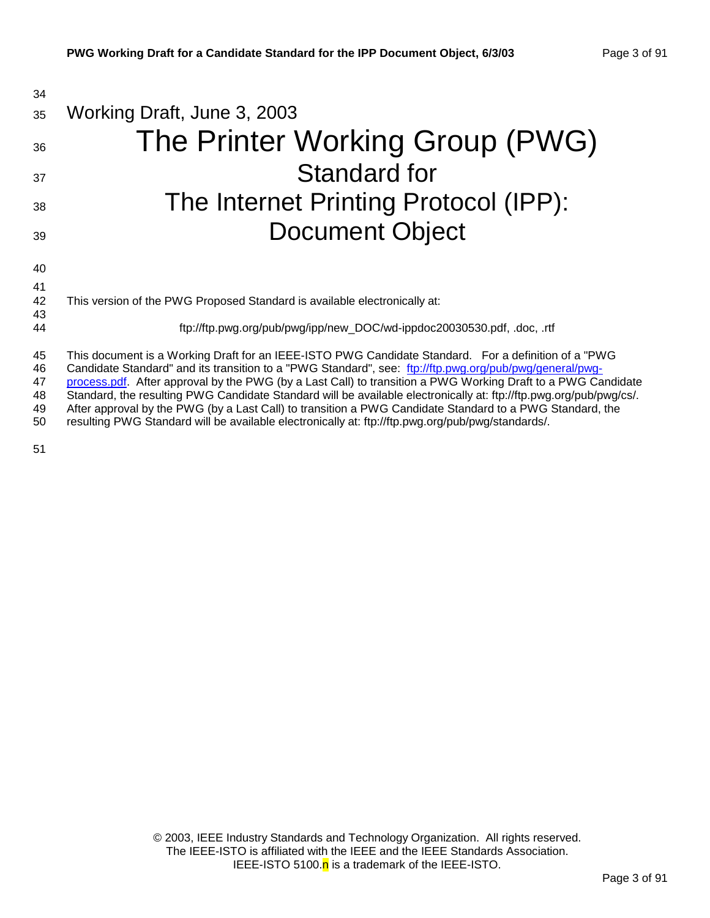Working Draft, June 3, 2003

# The Printer Working Group (PWG) Standard for The Internet Printing Protocol (IPP): Document Object

This version of the PWG Proposed Standard is available electronically at:

ftp://ftp.pwg.org/pub/pwg/ipp/new_DOC/wd-ippdoc20030530.pdf, .doc, .rtf

This document is a Working Draft for an IEEE-ISTO PWG Candidate Standard. For a definition of a "PWG Candidate Standard" and its transition to a "PWG Standard", see: [ftp://ftp.pwg.org/pub/pwg/general/pwg-process.pdf](ftp://ftp.pwg.org/pub/pwg/general/pwg-process.pdf). After approval by the PWG (by a Last Call) to transition a PWG Working Draft to a PWG Candidate Standard, the resulting PWG Candidate Standard will be available electronically at: ftp://ftp.pwg.org/pub/pwg/cs/. After approval by the PWG (by a Last Call) to transition a PWG Candidate Standard to a PWG Standard, the resulting PWG Standard will be available electronically at: ftp://ftp.pwg.org/pub/pwg/standards/.

© 2003, IEEE Industry Standards and Technology Organization. All rights reserved.
The IEEE-ISTO is affiliated with the IEEE and the IEEE Standards Association.
IEEE-ISTO 5100.n is a trademark of the IEEE-ISTO.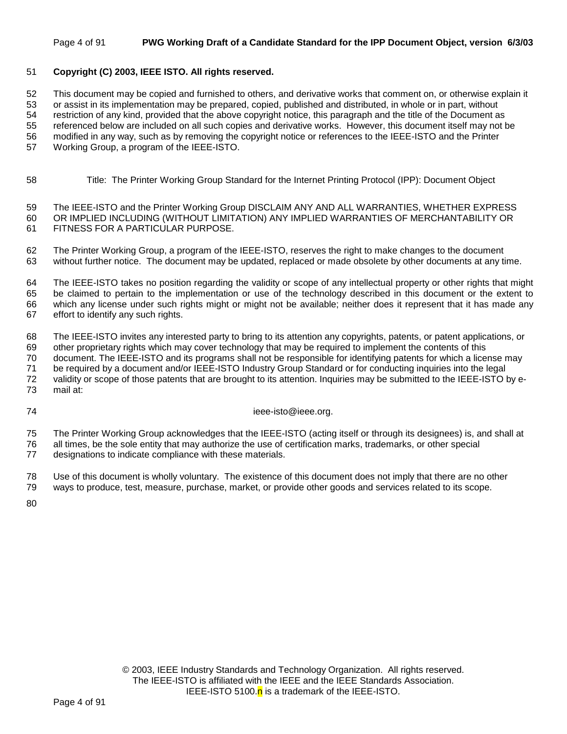**Copyright (C) 2003, IEEE ISTO. All rights reserved.**

This document may be copied and furnished to others, and derivative works that comment on, or otherwise explain it or assist in its implementation may be prepared, copied, published and distributed, in whole or in part, without restriction of any kind, provided that the above copyright notice, this paragraph and the title of the Document as referenced below are included on all such copies and derivative works. However, this document itself may not be modified in any way, such as by removing the copyright notice or references to the IEEE-ISTO and the Printer Working Group, a program of the IEEE-ISTO.

Title: The Printer Working Group Standard for the Internet Printing Protocol (IPP): Document Object

The IEEE-ISTO and the Printer Working Group DISCLAIM ANY AND ALL WARRANTIES, WHETHER EXPRESS OR IMPLIED INCLUDING (WITHOUT LIMITATION) ANY IMPLIED WARRANTIES OF MERCHANTABILITY OR FITNESS FOR A PARTICULAR PURPOSE.

The Printer Working Group, a program of the IEEE-ISTO, reserves the right to make changes to the document without further notice. The document may be updated, replaced or made obsolete by other documents at any time.

The IEEE-ISTO takes no position regarding the validity or scope of any intellectual property or other rights that might be claimed to pertain to the implementation or use of the technology described in this document or the extent to which any license under such rights might or might not be available; neither does it represent that it has made any effort to identify any such rights.

The IEEE-ISTO invites any interested party to bring to its attention any copyrights, patents, or patent applications, or other proprietary rights which may cover technology that may be required to implement the contents of this document. The IEEE-ISTO and its programs shall not be responsible for identifying patents for which a license may be required by a document and/or IEEE-ISTO Industry Group Standard or for conducting inquiries into the legal validity or scope of those patents that are brought to its attention. Inquiries may be submitted to the IEEE-ISTO by e-mail at:

ieee-isto@ieee.org.

The Printer Working Group acknowledges that the IEEE-ISTO (acting itself or through its designees) is, and shall at all times, be the sole entity that may authorize the use of certification marks, trademarks, or other special designations to indicate compliance with these materials.

Use of this document is wholly voluntary. The existence of this document does not imply that there are no other ways to produce, test, measure, purchase, market, or provide other goods and services related to its scope.

© 2003, IEEE Industry Standards and Technology Organization. All rights reserved.
The IEEE-ISTO is affiliated with the IEEE and the IEEE Standards Association.
IEEE-ISTO 5100.n is a trademark of the IEEE-ISTO.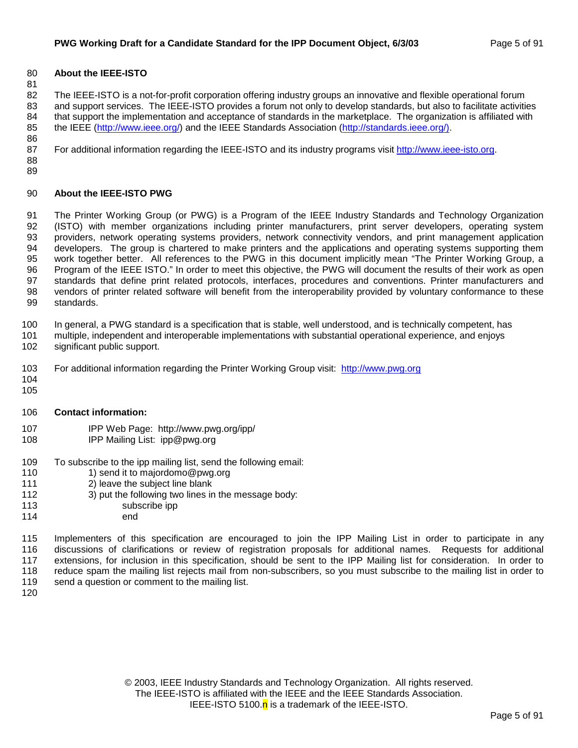## About the IEEE-ISTO

The IEEE-ISTO is a not-for-profit corporation offering industry groups an innovative and flexible operational forum and support services. The IEEE-ISTO provides a forum not only to develop standards, but also to facilitate activities that support the implementation and acceptance of standards in the marketplace. The organization is affiliated with the IEEE (http://www.ieee.org/) and the IEEE Standards Association (http://standards.ieee.org/).

For additional information regarding the IEEE-ISTO and its industry programs visit http://www.ieee-isto.org.

## About the IEEE-ISTO PWG

The Printer Working Group (or PWG) is a Program of the IEEE Industry Standards and Technology Organization (ISTO) with member organizations including printer manufacturers, print server developers, operating system providers, network operating systems providers, network connectivity vendors, and print management application developers. The group is chartered to make printers and the applications and operating systems supporting them work together better. All references to the PWG in this document implicitly mean "The Printer Working Group, a Program of the IEEE ISTO." In order to meet this objective, the PWG will document the results of their work as open standards that define print related protocols, interfaces, procedures and conventions. Printer manufacturers and vendors of printer related software will benefit from the interoperability provided by voluntary conformance to these standards.

In general, a PWG standard is a specification that is stable, well understood, and is technically competent, has multiple, independent and interoperable implementations with substantial operational experience, and enjoys significant public support.

For additional information regarding the Printer Working Group visit: http://www.pwg.org

**Contact information:**

IPP Web Page: http://www.pwg.org/ipp/
IPP Mailing List: ipp@pwg.org

To subscribe to the ipp mailing list, send the following email:

1) send it to majordomo@pwg.org
2) leave the subject line blank
3) put the following two lines in the message body:

```
subscribe ipp
end
```

Implementers of this specification are encouraged to join the IPP Mailing List in order to participate in any discussions of clarifications or review of registration proposals for additional names. Requests for additional extensions, for inclusion in this specification, should be sent to the IPP Mailing list for consideration. In order to reduce spam the mailing list rejects mail from non-subscribers, so you must subscribe to the mailing list in order to send a question or comment to the mailing list.

© 2003, IEEE Industry Standards and Technology Organization. All rights reserved.
The IEEE-ISTO is affiliated with the IEEE and the IEEE Standards Association.
IEEE-ISTO 5100.n is a trademark of the IEEE-ISTO.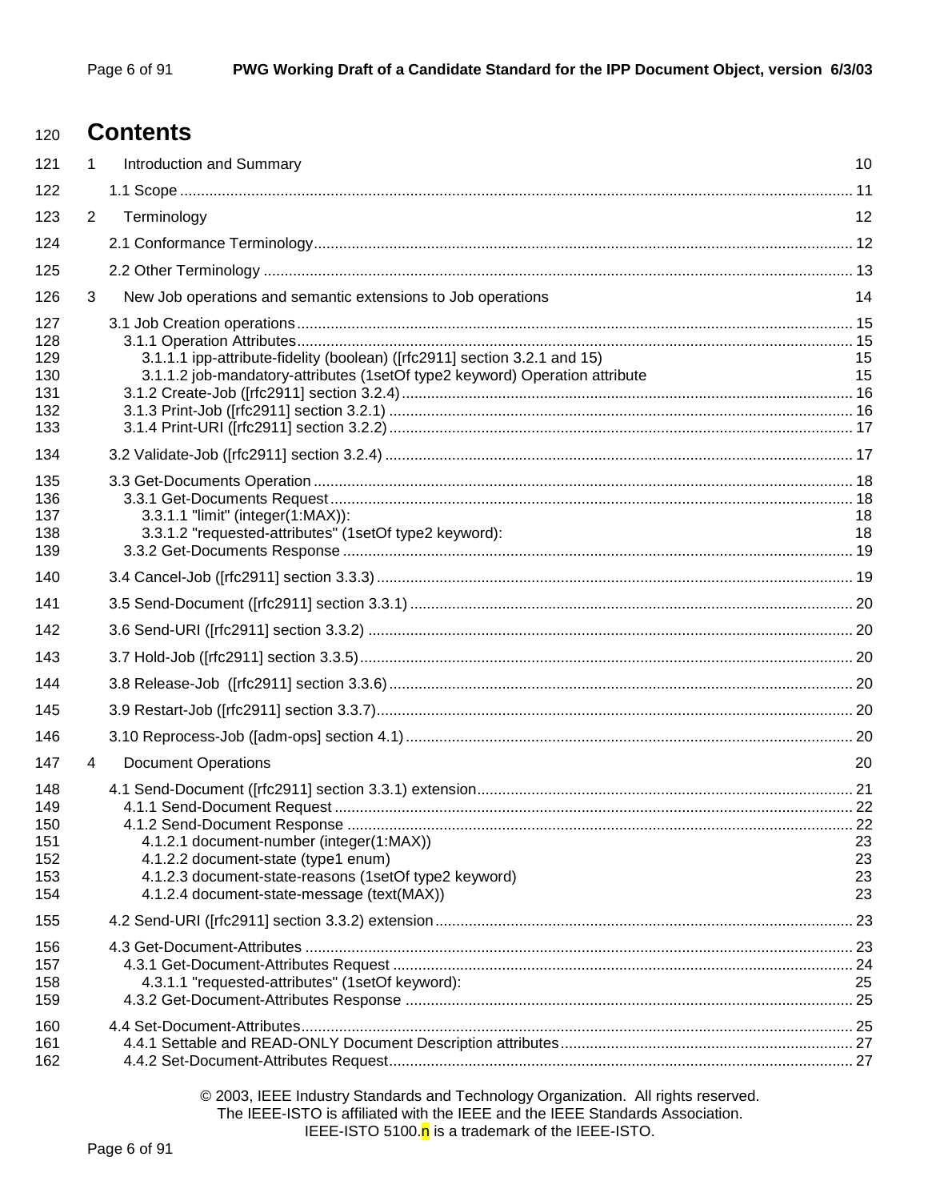# Contents

1 Introduction and Summary 10

1.1 Scope 11

2 Terminology 12

2.1 Conformance Terminology 12

2.2 Other Terminology 13

3 New Job operations and semantic extensions to Job operations 14

3.1 Job Creation operations 15
- 3.1.1 Operation Attributes 15
  - 3.1.1.1 ipp-attribute-fidelity (boolean) ([rfc2911] section 3.2.1 and 15) 15
  - 3.1.1.2 job-mandatory-attributes (1setOf type2 keyword) Operation attribute 15
- 3.1.2 Create-Job ([rfc2911] section 3.2.4) 16
- 3.1.3 Print-Job ([rfc2911] section 3.2.1) 16
- 3.1.4 Print-URI ([rfc2911] section 3.2.2) 17

3.2 Validate-Job ([rfc2911] section 3.2.4) 17

3.3 Get-Documents Operation 18
- 3.3.1 Get-Documents Request 18
  - 3.3.1.1 "limit" (integer(1:MAX)): 18
  - 3.3.1.2 "requested-attributes" (1setOf type2 keyword): 18
- 3.3.2 Get-Documents Response 19

3.4 Cancel-Job ([rfc2911] section 3.3.3) 19

3.5 Send-Document ([rfc2911] section 3.3.1) 20

3.6 Send-URI ([rfc2911] section 3.3.2) 20

3.7 Hold-Job ([rfc2911] section 3.3.5) 20

3.8 Release-Job ([rfc2911] section 3.3.6) 20

3.9 Restart-Job ([rfc2911] section 3.3.7) 20

3.10 Reprocess-Job ([adm-ops] section 4.1) 20

4 Document Operations 20

4.1 Send-Document ([rfc2911] section 3.3.1) extension 21
- 4.1.1 Send-Document Request 22
- 4.1.2 Send-Document Response 22
  - 4.1.2.1 document-number (integer(1:MAX)) 23
  - 4.1.2.2 document-state (type1 enum) 23
  - 4.1.2.3 document-state-reasons (1setOf type2 keyword) 23
  - 4.1.2.4 document-state-message (text(MAX)) 23

4.2 Send-URI ([rfc2911] section 3.3.2) extension 23

4.3 Get-Document-Attributes 23
- 4.3.1 Get-Document-Attributes Request 24
  - 4.3.1.1 "requested-attributes" (1setOf keyword): 25
- 4.3.2 Get-Document-Attributes Response 25

4.4 Set-Document-Attributes 25
- 4.4.1 Settable and READ-ONLY Document Description attributes 27
- 4.4.2 Set-Document-Attributes Request 27

© 2003, IEEE Industry Standards and Technology Organization. All rights reserved.
The IEEE-ISTO is affiliated with the IEEE and the IEEE Standards Association.
IEEE-ISTO 5100.n is a trademark of the IEEE-ISTO.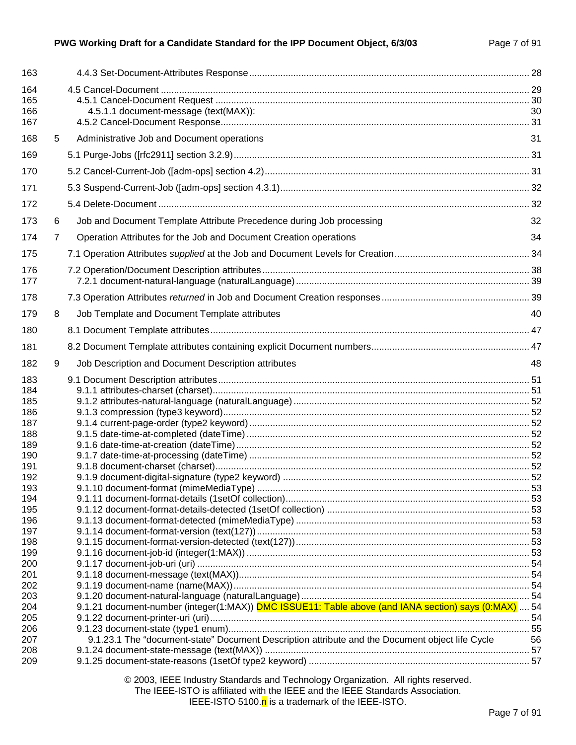163 4.4.3 Set-Document-Attributes Response ........................................................................................... 28

164 4.5 Cancel-Document ............................................................................................................................. 29
165 4.5.1 Cancel-Document Request ......................................................................................................... 30
166 4.5.1.1 document-message (text(MAX)): 30
167 4.5.2 Cancel-Document Response...................................................................................................... 31

168 5 Administrative Job and Document operations 31

169 5.1 Purge-Jobs ([rfc2911] section 3.2.9).................................................................................................. 31

170 5.2 Cancel-Current-Job ([adm-ops] section 4.2)...................................................................................... 31

171 5.3 Suspend-Current-Job ([adm-ops] section 4.3.1)................................................................................ 32

172 5.4 Delete-Document .............................................................................................................................. 32

173 6 Job and Document Template Attribute Precedence during Job processing 32

174 7 Operation Attributes for the Job and Document Creation operations 34

175 7.1 Operation Attributes *supplied* at the Job and Document Levels for Creation.................................... 34

176 7.2 Operation/Document Description attributes ...................................................................................... 38
177 7.2.1 document-natural-language (naturalLanguage) .......................................................................... 39

178 7.3 Operation Attributes *returned* in Job and Document Creation responses ......................................... 39

179 8 Job Template and Document Template attributes 40

180 8.1 Document Template attributes........................................................................................................... 47

181 8.2 Document Template attributes containing explicit Document numbers............................................. 47

182 9 Job Description and Document Description attributes 48

183 9.1 Document Description attributes........................................................................................................ 51
184 9.1.1 attributes-charset (charset).......................................................................................................... 51
185 9.1.2 attributes-natural-language (naturalLanguage) ........................................................................... 52
186 9.1.3 compression (type3 keyword)...................................................................................................... 52
187 9.1.4 current-page-order (type2 keyword) ............................................................................................ 52
188 9.1.5 date-time-at-completed (dateTime) ............................................................................................. 52
189 9.1.6 date-time-at-creation (dateTime)................................................................................................. 52
190 9.1.7 date-time-at-processing (dateTime) ............................................................................................ 52
191 9.1.8 document-charset (charset)......................................................................................................... 52
192 9.1.9 document-digital-signature (type2 keyword) ............................................................................... 52
193 9.1.10 document-format (mimeMediaType) ......................................................................................... 53
194 9.1.11 document-format-details (1setOf collection)............................................................................... 53
195 9.1.12 document-format-details-detected (1setOf collection) ............................................................... 53
196 9.1.13 document-format-detected (mimeMediaType) .......................................................................... 53
197 9.1.14 document-format-version (text(127))......................................................................................... 53
198 9.1.15 document-format-version-detected (text(127)).......................................................................... 53
199 9.1.16 document-job-id (integer(1:MAX)) ............................................................................................ 53
200 9.1.17 document-job-uri (uri) ............................................................................................................... 54
201 9.1.18 document-message (text(MAX))................................................................................................ 54
202 9.1.19 document-name (name(MAX)).................................................................................................. 54
203 9.1.20 document-natural-language (naturalLanguage)......................................................................... 54
204 9.1.21 document-number (integer(1:MAX)) DMC ISSUE11: Table above (and IANA section) says (0:MAX) .... 54
205 9.1.22 document-printer-uri (uri)........................................................................................................... 54
206 9.1.23 document-state (type1 enum).................................................................................................... 55
207 9.1.23.1 The "document-state" Document Description attribute and the Document object life Cycle 56
208 9.1.24 document-state-message (text(MAX)) ...................................................................................... 57
209 9.1.25 document-state-reasons (1setOf type2 keyword) ..................................................................... 57

© 2003, IEEE Industry Standards and Technology Organization. All rights reserved.
The IEEE-ISTO is affiliated with the IEEE and the IEEE Standards Association.
IEEE-ISTO 5100.n is a trademark of the IEEE-ISTO.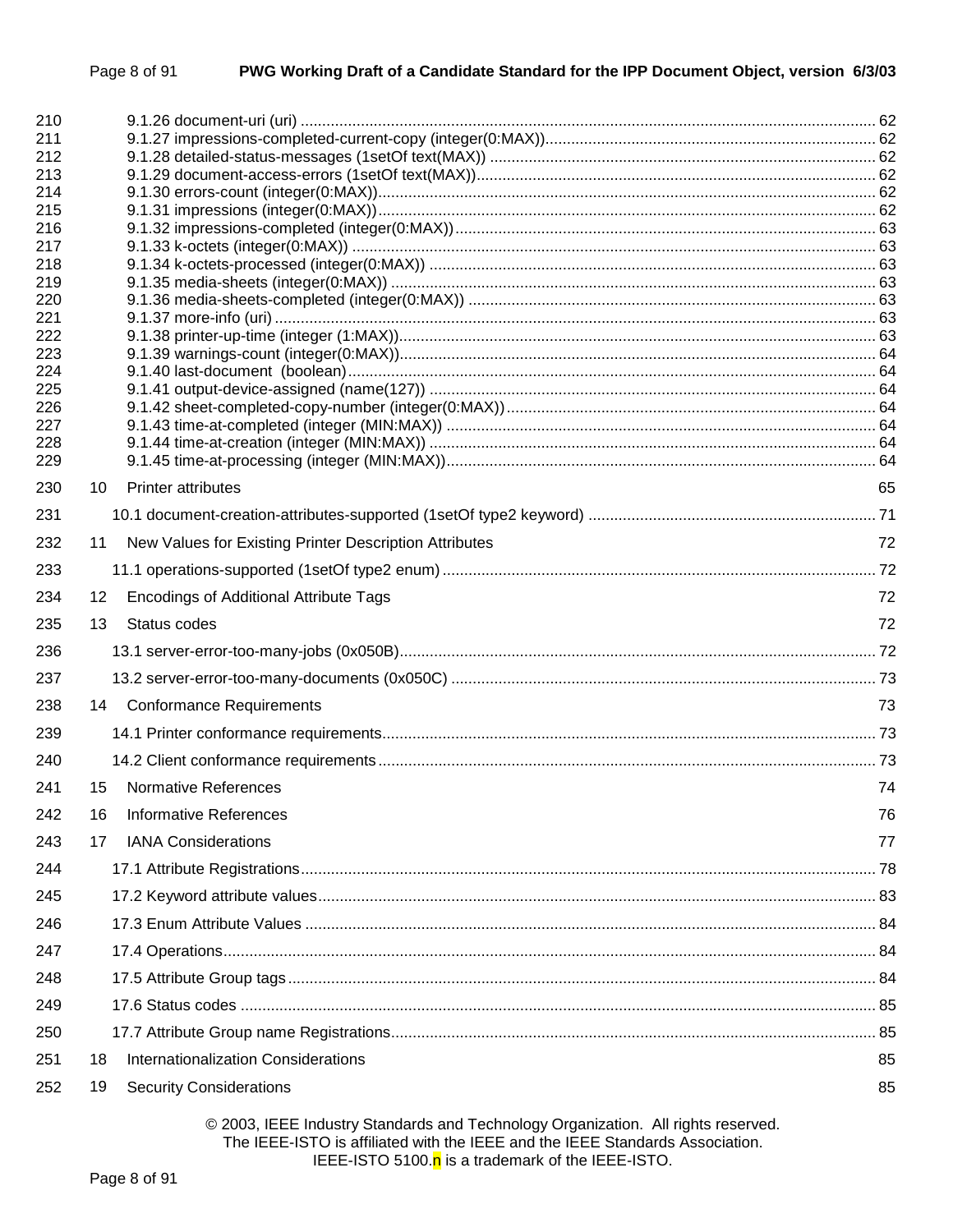210 9.1.26 document-uri (uri) ....................................................................................................................................... 62
211 9.1.27 impressions-completed-current-copy (integer(0:MAX))............................................................................. 62
212 9.1.28 detailed-status-messages (1setOf text(MAX)) .......................................................................................... 62
213 9.1.29 document-access-errors (1setOf text(MAX))............................................................................................. 62
214 9.1.30 errors-count (integer(0:MAX))................................................................................................................... 62
215 9.1.31 impressions (integer(0:MAX))................................................................................................................... 62
216 9.1.32 impressions-completed (integer(0:MAX)).................................................................................................. 63
217 9.1.33 k-octets (integer(0:MAX)) .......................................................................................................................... 63
218 9.1.34 k-octets-processed (integer(0:MAX)) ........................................................................................................ 63
219 9.1.35 media-sheets (integer(0:MAX)) ................................................................................................................. 63
220 9.1.36 media-sheets-completed (integer(0:MAX)) ............................................................................................... 63
221 9.1.37 more-info (uri) ............................................................................................................................................ 63
222 9.1.38 printer-up-time (integer (1:MAX)).............................................................................................................. 63
223 9.1.39 warnings-count (integer(0:MAX)).............................................................................................................. 64
224 9.1.40 last-document (boolean)........................................................................................................................... 64
225 9.1.41 output-device-assigned (name(127)) ........................................................................................................ 64
226 9.1.42 sheet-completed-copy-number (integer(0:MAX))...................................................................................... 64
227 9.1.43 time-at-completed (integer (MIN:MAX)) .................................................................................................... 64
228 9.1.44 time-at-creation (integer (MIN:MAX)) ........................................................................................................ 64
229 9.1.45 time-at-processing (integer (MIN:MAX))................................................................................................... 64

230 10 Printer attributes 65

231 10.1 document-creation-attributes-supported (1setOf type2 keyword) .................................................................. 71

232 11 New Values for Existing Printer Description Attributes 72

233 11.1 operations-supported (1setOf type2 enum) .................................................................................................... 72

234 12 Encodings of Additional Attribute Tags 72

235 13 Status codes 72

236 13.1 server-error-too-many-jobs (0x050B).............................................................................................................. 72

237 13.2 server-error-too-many-documents (0x050C) .................................................................................................. 73

238 14 Conformance Requirements 73

239 14.1 Printer conformance requirements.................................................................................................................. 73

240 14.2 Client conformance requirements................................................................................................................... 73

241 15 Normative References 74

242 16 Informative References 76

243 17 IANA Considerations 77

244 17.1 Attribute Registrations..................................................................................................................................... 78

245 17.2 Keyword attribute values................................................................................................................................. 83

246 17.3 Enum Attribute Values .................................................................................................................................... 84

247 17.4 Operations....................................................................................................................................................... 84

248 17.5 Attribute Group tags........................................................................................................................................ 84

249 17.6 Status codes ................................................................................................................................................... 85

250 17.7 Attribute Group name Registrations................................................................................................................ 85

251 18 Internationalization Considerations 85

252 19 Security Considerations 85

© 2003, IEEE Industry Standards and Technology Organization. All rights reserved.
The IEEE-ISTO is affiliated with the IEEE and the IEEE Standards Association.
IEEE-ISTO 5100.n is a trademark of the IEEE-ISTO.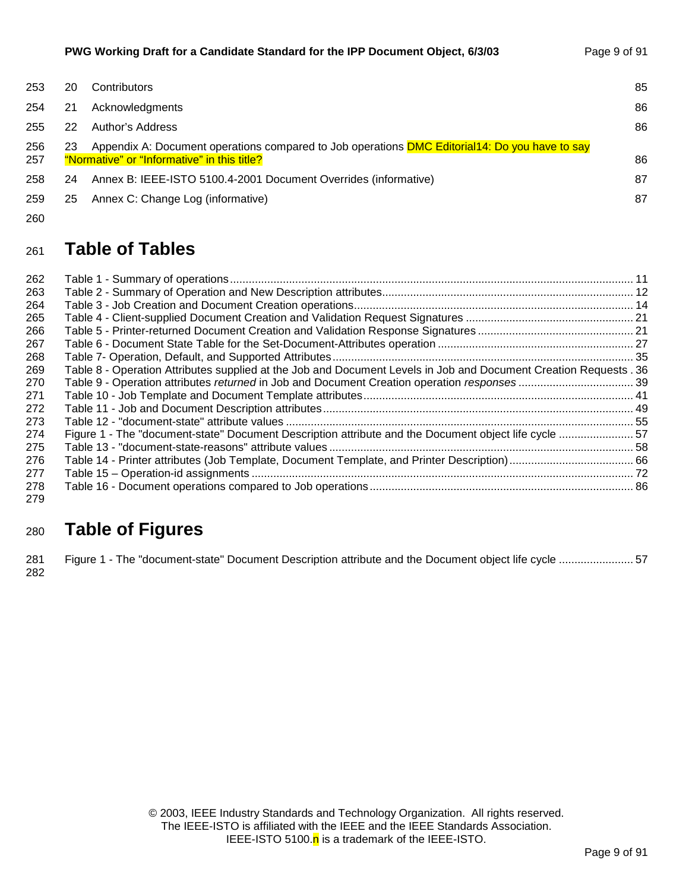20 Contributors 85

21 Acknowledgments 86

22 Author's Address 86

23 Appendix A: Document operations compared to Job operations DMC Editorial14: Do you have to say "Normative" or "Informative" in this title? 86

24 Annex B: IEEE-ISTO 5100.4-2001 Document Overrides (informative) 87

25 Annex C: Change Log (informative) 87

# Table of Tables

Table 1 - Summary of operations ... 11
Table 2 - Summary of Operation and New Description attributes ... 12
Table 3 - Job Creation and Document Creation operations ... 14
Table 4 - Client-supplied Document Creation and Validation Request Signatures ... 21
Table 5 - Printer-returned Document Creation and Validation Response Signatures ... 21
Table 6 - Document State Table for the Set-Document-Attributes operation ... 27
Table 7- Operation, Default, and Supported Attributes ... 35
Table 8 - Operation Attributes supplied at the Job and Document Levels in Job and Document Creation Requests . 36
Table 9 - Operation attributes *returned* in Job and Document Creation operation *responses* ... 39
Table 10 - Job Template and Document Template attributes ... 41
Table 11 - Job and Document Description attributes ... 49
Table 12 - "document-state" attribute values ... 55
Figure 1 - The "document-state" Document Description attribute and the Document object life cycle ... 57
Table 13 - "document-state-reasons" attribute values ... 58
Table 14 - Printer attributes (Job Template, Document Template, and Printer Description) ... 66
Table 15 – Operation-id assignments ... 72
Table 16 - Document operations compared to Job operations ... 86

# Table of Figures

Figure 1 - The "document-state" Document Description attribute and the Document object life cycle ... 57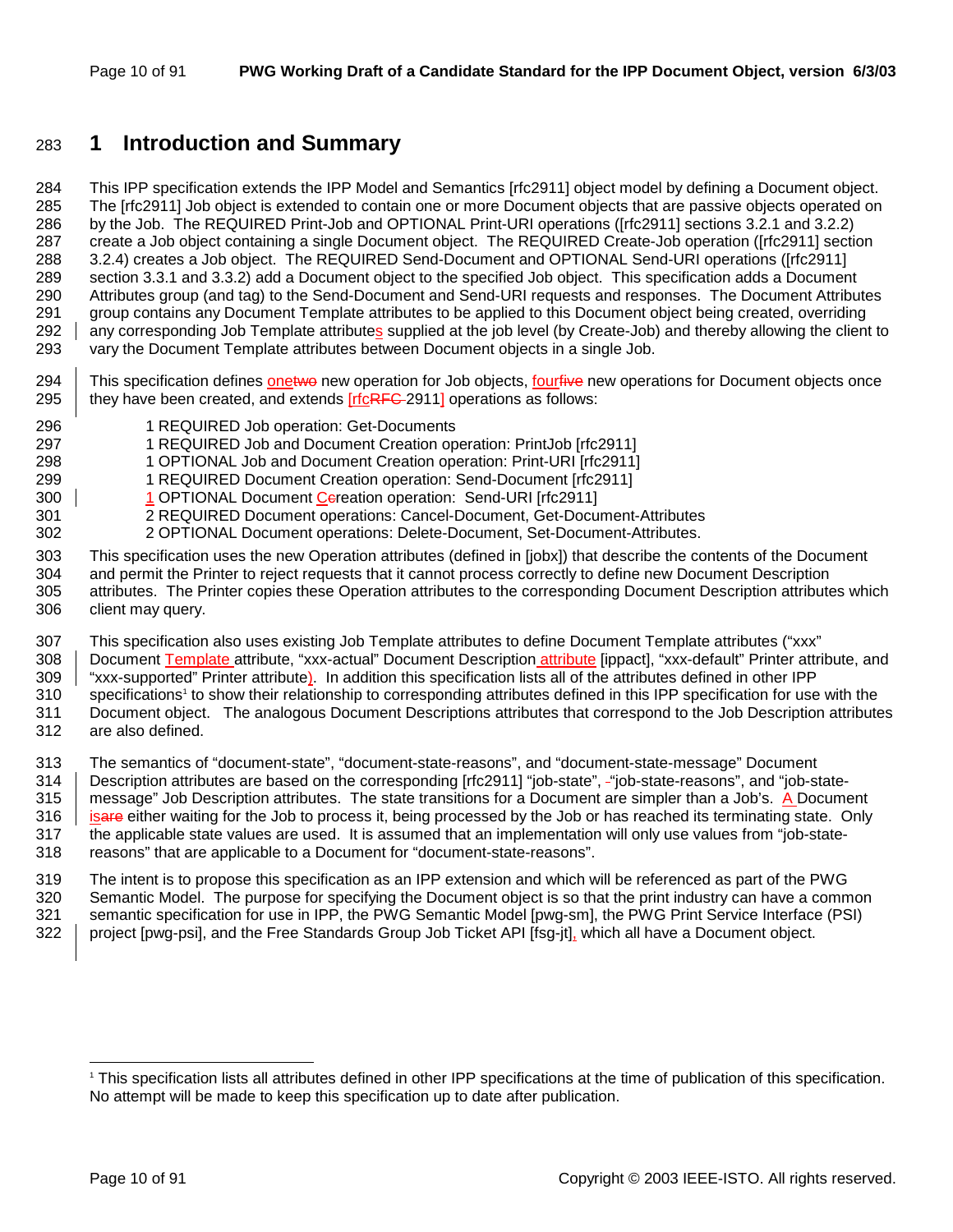# 1 Introduction and Summary

This IPP specification extends the IPP Model and Semantics [rfc2911] object model by defining a Document object. The [rfc2911] Job object is extended to contain one or more Document objects that are passive objects operated on by the Job. The REQUIRED Print-Job and OPTIONAL Print-URI operations ([rfc2911] sections 3.2.1 and 3.2.2) create a Job object containing a single Document object. The REQUIRED Create-Job operation ([rfc2911] section 3.2.4) creates a Job object. The REQUIRED Send-Document and OPTIONAL Send-URI operations ([rfc2911] section 3.3.1 and 3.3.2) add a Document object to the specified Job object. This specification adds a Document Attributes group (and tag) to the Send-Document and Send-URI requests and responses. The Document Attributes group contains any Document Template attributes to be applied to this Document object being created, overriding any corresponding Job Template attributes supplied at the job level (by Create-Job) and thereby allowing the client to vary the Document Template attributes between Document objects in a single Job.

This specification defines onetwo new operation for Job objects, fourfive new operations for Document objects once they have been created, and extends [rfcRFC 2911] operations as follows:

1 REQUIRED Job operation: Get-Documents
1 REQUIRED Job and Document Creation operation: PrintJob [rfc2911]
1 OPTIONAL Job and Document Creation operation: Print-URI [rfc2911]
1 REQUIRED Document Creation operation: Send-Document [rfc2911]
1 OPTIONAL Document Ccreation operation: Send-URI [rfc2911]
2 REQUIRED Document operations: Cancel-Document, Get-Document-Attributes
2 OPTIONAL Document operations: Delete-Document, Set-Document-Attributes.

This specification uses the new Operation attributes (defined in [jobx]) that describe the contents of the Document and permit the Printer to reject requests that it cannot process correctly to define new Document Description attributes. The Printer copies these Operation attributes to the corresponding Document Description attributes which client may query.

This specification also uses existing Job Template attributes to define Document Template attributes ("xxx" Document Template attribute, "xxx-actual" Document Description attribute [ippact], "xxx-default" Printer attribute, and "xxx-supported" Printer attribute). In addition this specification lists all of the attributes defined in other IPP specifications[1] to show their relationship to corresponding attributes defined in this IPP specification for use with the Document object. The analogous Document Descriptions attributes that correspond to the Job Description attributes are also defined.

The semantics of "document-state", "document-state-reasons", and "document-state-message" Document Description attributes are based on the corresponding [rfc2911] "job-state", -"job-state-reasons", and "job-state-message" Job Description attributes. The state transitions for a Document are simpler than a Job's. A Document isare either waiting for the Job to process it, being processed by the Job or has reached its terminating state. Only the applicable state values are used. It is assumed that an implementation will only use values from "job-state-reasons" that are applicable to a Document for "document-state-reasons".

The intent is to propose this specification as an IPP extension and which will be referenced as part of the PWG Semantic Model. The purpose for specifying the Document object is so that the print industry can have a common semantic specification for use in IPP, the PWG Semantic Model [pwg-sm], the PWG Print Service Interface (PSI) project [pwg-psi], and the Free Standards Group Job Ticket API [fsg-jt], which all have a Document object.

---

[1] This specification lists all attributes defined in other IPP specifications at the time of publication of this specification. No attempt will be made to keep this specification up to date after publication.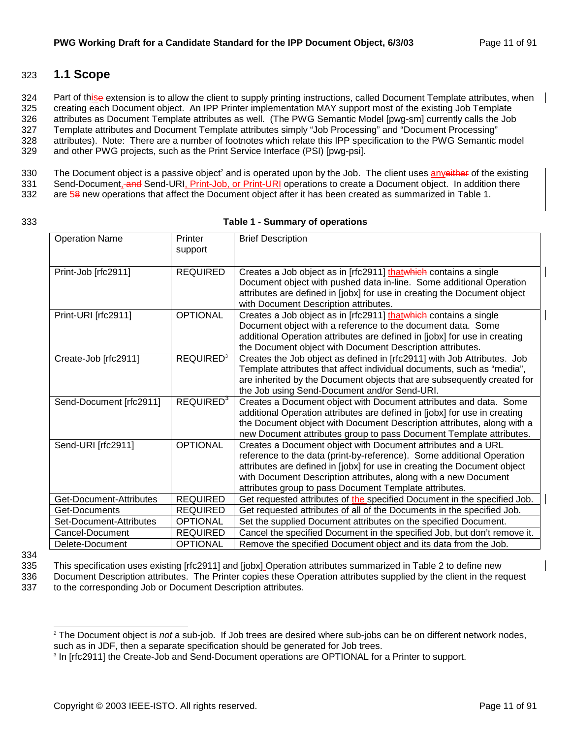## 1.1 Scope

Part of this~~e~~ extension is to allow the client to supply printing instructions, called Document Template attributes, when creating each Document object. An IPP Printer implementation MAY support most of the existing Job Template attributes as Document Template attributes as well. (The PWG Semantic Model [pwg-sm] currently calls the Job Template attributes and Document Template attributes simply "Job Processing" and "Document Processing" attributes). Note: There are a number of footnotes which relate this IPP specification to the PWG Semantic model and other PWG projects, such as the Print Service Interface (PSI) [pwg-psi].

The Document object is a passive object[2] and is operated upon by the Job. The client uses any~~either~~ of the existing Send-Document, ~~and~~ Send-URI, Print-Job, or Print-URI operations to create a Document object. In addition there are 5~~8~~ new operations that affect the Document object after it has been created as summarized in Table 1.

**Table 1 - Summary of operations**

| Operation Name | Printer support | Brief Description |
|---|---|---|
| Print-Job [rfc2911] | REQUIRED | Creates a Job object as in [rfc2911] that~~which~~ contains a single Document object with pushed data in-line. Some additional Operation attributes are defined in [jobx] for use in creating the Document object with Document Description attributes. |
| Print-URI [rfc2911] | OPTIONAL | Creates a Job object as in [rfc2911] that~~which~~ contains a single Document object with a reference to the document data. Some additional Operation attributes are defined in [jobx] for use in creating the Document object with Document Description attributes. |
| Create-Job [rfc2911] | REQUIRED[3] | Creates the Job object as defined in [rfc2911] with Job Attributes. Job Template attributes that affect individual documents, such as "media", are inherited by the Document objects that are subsequently created for the Job using Send-Document and/or Send-URI. |
| Send-Document [rfc2911] | REQUIRED[3] | Creates a Document object with Document attributes and data. Some additional Operation attributes are defined in [jobx] for use in creating the Document object with Document Description attributes, along with a new Document attributes group to pass Document Template attributes. |
| Send-URI [rfc2911] | OPTIONAL | Creates a Document object with Document attributes and a URL reference to the data (print-by-reference). Some additional Operation attributes are defined in [jobx] for use in creating the Document object with Document Description attributes, along with a new Document attributes group to pass Document Template attributes. |
| Get-Document-Attributes | REQUIRED | Get requested attributes of the specified Document in the specified Job. |
| Get-Documents | REQUIRED | Get requested attributes of all of the Documents in the specified Job. |
| Set-Document-Attributes | OPTIONAL | Set the supplied Document attributes on the specified Document. |
| Cancel-Document | REQUIRED | Cancel the specified Document in the specified Job, but don't remove it. |
| Delete-Document | OPTIONAL | Remove the specified Document object and its data from the Job. |

This specification uses existing [rfc2911] and [jobx] Operation attributes summarized in Table 2 to define new Document Description attributes. The Printer copies these Operation attributes supplied by the client in the request to the corresponding Job or Document Description attributes.

---

[2] The Document object is *not* a sub-job. If Job trees are desired where sub-jobs can be on different network nodes, such as in JDF, then a separate specification should be generated for Job trees.

[3] In [rfc2911] the Create-Job and Send-Document operations are OPTIONAL for a Printer to support.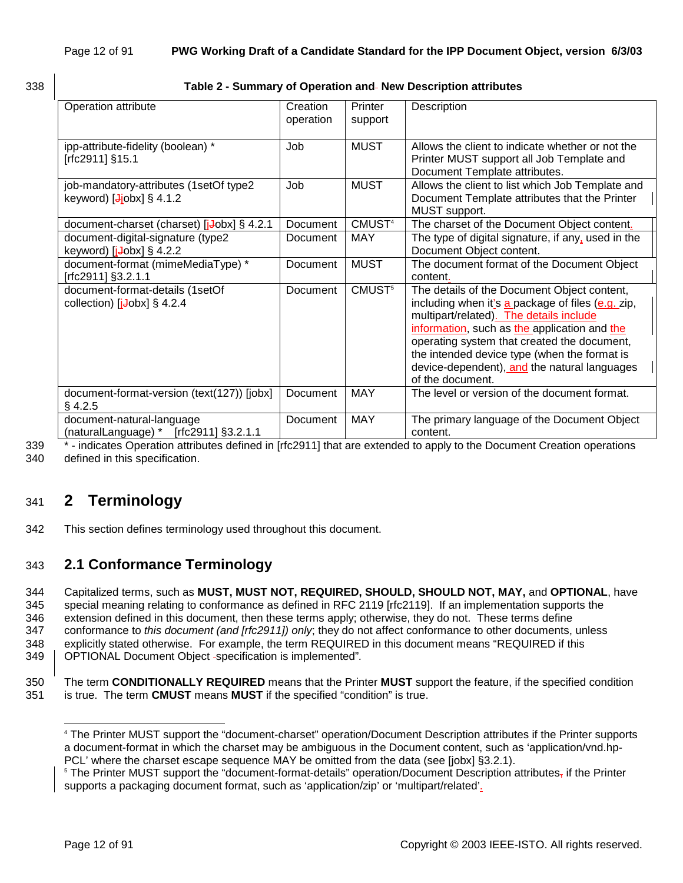**Table 2 - Summary of Operation and New Description attributes**

| Operation attribute | Creation operation | Printer support | Description |
|---|---|---|---|
| ipp-attribute-fidelity (boolean) * [rfc2911] §15.1 | Job | MUST | Allows the client to indicate whether or not the Printer MUST support all Job Template and Document Template attributes. |
| job-mandatory-attributes (1setOf type2 keyword) [jobx] § 4.1.2 | Job | MUST | Allows the client to list which Job Template and Document Template attributes that the Printer MUST support. |
| document-charset (charset) [jobx] § 4.2.1 | Document | CMUST[4] | The charset of the Document Object content. |
| document-digital-signature (type2 keyword) [jobx] § 4.2.2 | Document | MAY | The type of digital signature, if any, used in the Document Object content. |
| document-format (mimeMediaType) * [rfc2911] §3.2.1.1 | Document | MUST | The document format of the Document Object content. |
| document-format-details (1setOf collection) [jobx] § 4.2.4 | Document | CMUST[5] | The details of the Document Object content, including when it's a package of files (e.g. zip, multipart/related). The details include information, such as the application and the operating system that created the document, the intended device type (when the format is device-dependent), and the natural languages of the document. |
| document-format-version (text(127)) [jobx] § 4.2.5 | Document | MAY | The level or version of the document format. |
| document-natural-language (naturalLanguage) * [rfc2911] §3.2.1.1 | Document | MAY | The primary language of the Document Object content. |

* - indicates Operation attributes defined in [rfc2911] that are extended to apply to the Document Creation operations defined in this specification.

# 2 Terminology

This section defines terminology used throughout this document.

## 2.1 Conformance Terminology

Capitalized terms, such as **MUST, MUST NOT, REQUIRED, SHOULD, SHOULD NOT, MAY,** and **OPTIONAL**, have special meaning relating to conformance as defined in RFC 2119 [rfc2119]. If an implementation supports the extension defined in this document, then these terms apply; otherwise, they do not. These terms define conformance to *this document (and [rfc2911]) only*; they do not affect conformance to other documents, unless explicitly stated otherwise. For example, the term REQUIRED in this document means "REQUIRED if this OPTIONAL Document Object specification is implemented".

The term **CONDITIONALLY REQUIRED** means that the Printer **MUST** support the feature, if the specified condition is true. The term **CMUST** means **MUST** if the specified "condition" is true.

---

[4] The Printer MUST support the "document-charset" operation/Document Description attributes if the Printer supports a document-format in which the charset may be ambiguous in the Document content, such as 'application/vnd.hp-PCL' where the charset escape sequence MAY be omitted from the data (see [jobx] §3.2.1).

[5] The Printer MUST support the "document-format-details" operation/Document Description attributes if the Printer supports a packaging document format, such as 'application/zip' or 'multipart/related'.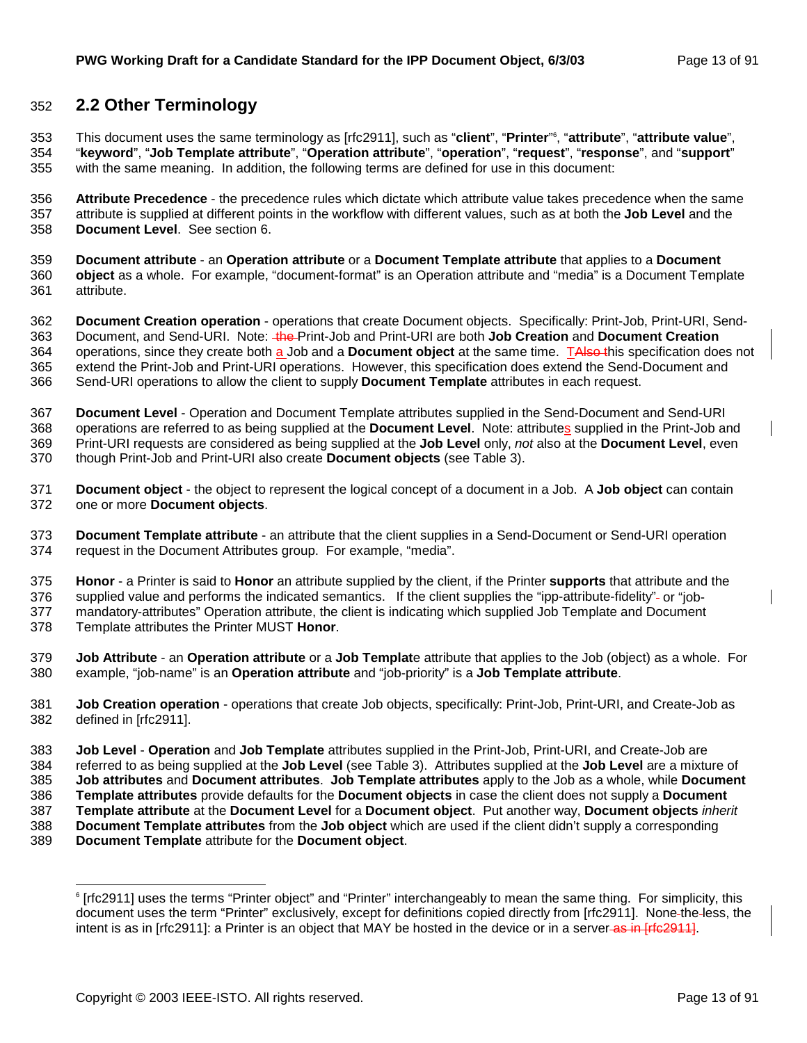## 2.2 Other Terminology

This document uses the same terminology as [rfc2911], such as "**client**", "**Printer**"[6], "**attribute**", "**attribute value**", "**keyword**", "**Job Template attribute**", "**Operation attribute**", "**operation**", "**request**", "**response**", and "**support**" with the same meaning. In addition, the following terms are defined for use in this document:

**Attribute Precedence** - the precedence rules which dictate which attribute value takes precedence when the same attribute is supplied at different points in the workflow with different values, such as at both the **Job Level** and the **Document Level**. See section 6.

**Document attribute** - an **Operation attribute** or a **Document Template attribute** that applies to a **Document object** as a whole. For example, "document-format" is an Operation attribute and "media" is a Document Template attribute.

**Document Creation operation** - operations that create Document objects. Specifically: Print-Job, Print-URI, Send-Document, and Send-URI. Note: ~~the~~ Print-Job and Print-URI are both **Job Creation** and **Document Creation** operations, since they create both a Job and a **Document object** at the same time. T~~Also t~~his specification does not extend the Print-Job and Print-URI operations. However, this specification does extend the Send-Document and Send-URI operations to allow the client to supply **Document Template** attributes in each request.

**Document Level** - Operation and Document Template attributes supplied in the Send-Document and Send-URI operations are referred to as being supplied at the **Document Level**. Note: attributes supplied in the Print-Job and Print-URI requests are considered as being supplied at the **Job Level** only, *not* also at the **Document Level**, even though Print-Job and Print-URI also create **Document objects** (see Table 3).

**Document object** - the object to represent the logical concept of a document in a Job. A **Job object** can contain one or more **Document objects**.

**Document Template attribute** - an attribute that the client supplies in a Send-Document or Send-URI operation request in the Document Attributes group. For example, "media".

**Honor** - a Printer is said to **Honor** an attribute supplied by the client, if the Printer **supports** that attribute and the supplied value and performs the indicated semantics. If the client supplies the "ipp-attribute-fidelity"~~-~~ or "job-mandatory-attributes" Operation attribute, the client is indicating which supplied Job Template and Document Template attributes the Printer MUST **Honor**.

**Job Attribute** - an **Operation attribute** or a **Job Template** attribute that applies to the Job (object) as a whole. For example, "job-name" is an **Operation attribute** and "job-priority" is a **Job Template attribute**.

**Job Creation operation** - operations that create Job objects, specifically: Print-Job, Print-URI, and Create-Job as defined in [rfc2911].

**Job Level** - **Operation** and **Job Template** attributes supplied in the Print-Job, Print-URI, and Create-Job are referred to as being supplied at the **Job Level** (see Table 3). Attributes supplied at the **Job Level** are a mixture of **Job attributes** and **Document attributes**. **Job Template attributes** apply to the Job as a whole, while **Document Template attributes** provide defaults for the **Document objects** in case the client does not supply a **Document Template attribute** at the **Document Level** for a **Document object**. Put another way, **Document objects** *inherit* **Document Template attributes** from the **Job object** which are used if the client didn't supply a corresponding **Document Template** attribute for the **Document object**.

---

[6] [rfc2911] uses the terms "Printer object" and "Printer" interchangeably to mean the same thing. For simplicity, this document uses the term "Printer" exclusively, except for definitions copied directly from [rfc2911]. None~~-~~the~~-~~less, the intent is as in [rfc2911]: a Printer is an object that MAY be hosted in the device or in a server~~ as in [rfc2911]~~.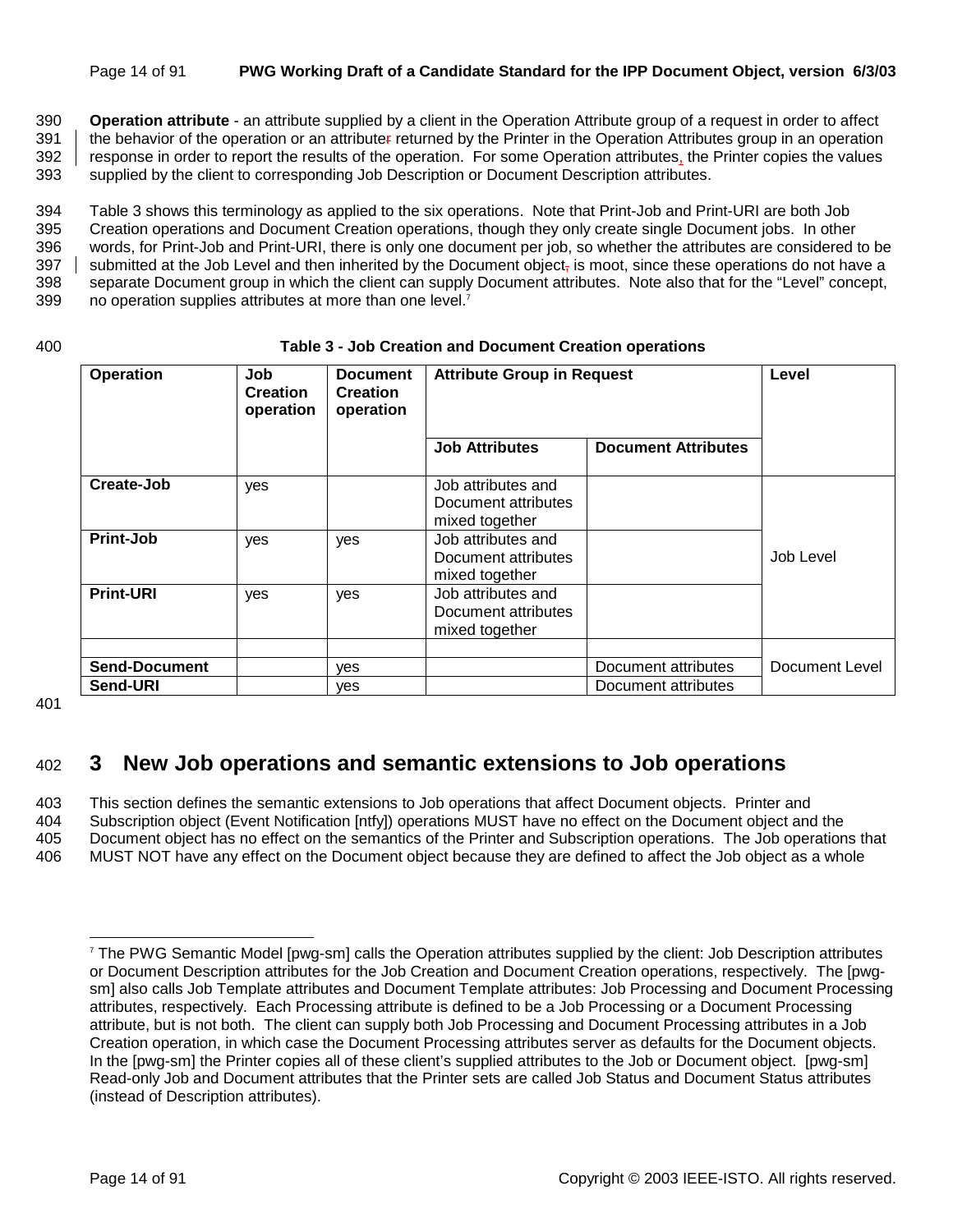**Operation attribute** - an attribute supplied by a client in the Operation Attribute group of a request in order to affect the behavior of the operation or an attribute returned by the Printer in the Operation Attributes group in an operation response in order to report the results of the operation. For some Operation attributes, the Printer copies the values supplied by the client to corresponding Job Description or Document Description attributes.

Table 3 shows this terminology as applied to the six operations. Note that Print-Job and Print-URI are both Job Creation operations and Document Creation operations, though they only create single Document jobs. In other words, for Print-Job and Print-URI, there is only one document per job, so whether the attributes are considered to be submitted at the Job Level and then inherited by the Document object is moot, since these operations do not have a separate Document group in which the client can supply Document attributes. Note also that for the "Level" concept, no operation supplies attributes at more than one level.[7]

**Table 3 - Job Creation and Document Creation operations**

| Operation | Job Creation operation | Document Creation operation | Attribute Group in Request | | Level |
|---|---|---|---|---|---|
| | | | Job Attributes | Document Attributes | |
| **Create-Job** | yes | | Job attributes and Document attributes mixed together | | Job Level |
| **Print-Job** | yes | yes | Job attributes and Document attributes mixed together | | Job Level |
| **Print-URI** | yes | yes | Job attributes and Document attributes mixed together | | Job Level |
| | | | | | |
| **Send-Document** | | yes | | Document attributes | Document Level |
| **Send-URI** | | yes | | Document attributes | Document Level |

# 3 New Job operations and semantic extensions to Job operations

This section defines the semantic extensions to Job operations that affect Document objects. Printer and Subscription object (Event Notification [ntfy]) operations MUST have no effect on the Document object and the Document object has no effect on the semantics of the Printer and Subscription operations. The Job operations that MUST NOT have any effect on the Document object because they are defined to affect the Job object as a whole

[7] The PWG Semantic Model [pwg-sm] calls the Operation attributes supplied by the client: Job Description attributes or Document Description attributes for the Job Creation and Document Creation operations, respectively. The [pwg-sm] also calls Job Template attributes and Document Template attributes: Job Processing and Document Processing attributes, respectively. Each Processing attribute is defined to be a Job Processing or a Document Processing attribute, but is not both. The client can supply both Job Processing and Document Processing attributes in a Job Creation operation, in which case the Document Processing attributes server as defaults for the Document objects. In the [pwg-sm] the Printer copies all of these client's supplied attributes to the Job or Document object. [pwg-sm] Read-only Job and Document attributes that the Printer sets are called Job Status and Document Status attributes (instead of Description attributes).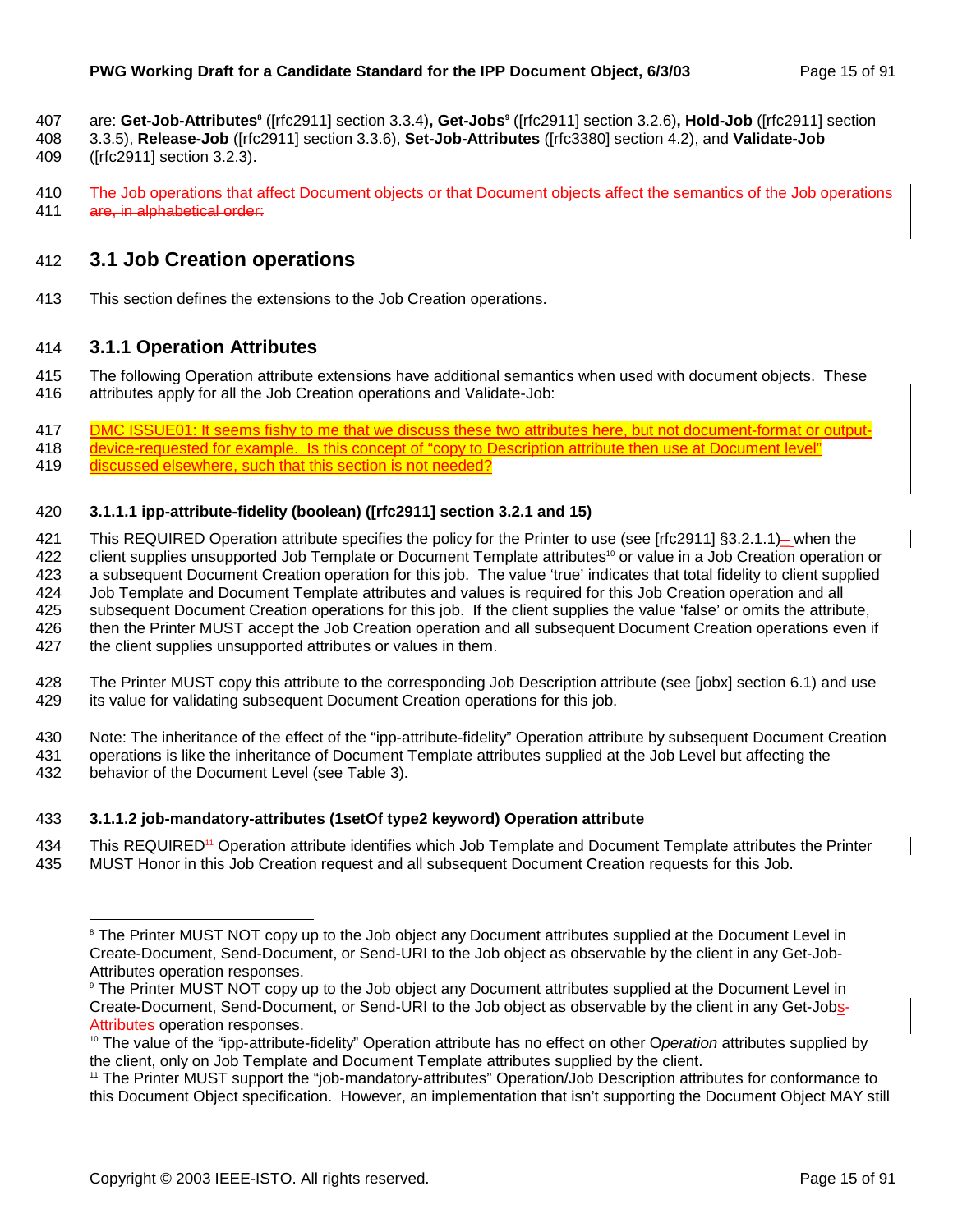are: **Get-Job-Attributes**[8] ([rfc2911] section 3.3.4)**, Get-Jobs**[9] ([rfc2911] section 3.2.6)**, Hold-Job** ([rfc2911] section 3.3.5), **Release-Job** ([rfc2911] section 3.3.6), **Set-Job-Attributes** ([rfc3380] section 4.2), and **Validate-Job** ([rfc2911] section 3.2.3).

~~The Job operations that affect Document objects or that Document objects affect the semantics of the Job operations are, in alphabetical order:~~

## 3.1 Job Creation operations

This section defines the extensions to the Job Creation operations.

### 3.1.1 Operation Attributes

The following Operation attribute extensions have additional semantics when used with document objects. These attributes apply for all the Job Creation operations and Validate-Job:

DMC ISSUE01: It seems fishy to me that we discuss these two attributes here, but not document-format or output-device-requested for example. Is this concept of "copy to Description attribute then use at Document level" discussed elsewhere, such that this section is not needed?

#### 3.1.1.1 ipp-attribute-fidelity (boolean) ([rfc2911] section 3.2.1 and 15)

This REQUIRED Operation attribute specifies the policy for the Printer to use (see [rfc2911] §3.2.1.1) – when the client supplies unsupported Job Template or Document Template attributes[10] or value in a Job Creation operation or a subsequent Document Creation operation for this job. The value 'true' indicates that total fidelity to client supplied Job Template and Document Template attributes and values is required for this Job Creation operation and all subsequent Document Creation operations for this job. If the client supplies the value 'false' or omits the attribute, then the Printer MUST accept the Job Creation operation and all subsequent Document Creation operations even if the client supplies unsupported attributes or values in them.

The Printer MUST copy this attribute to the corresponding Job Description attribute (see [jobx] section 6.1) and use its value for validating subsequent Document Creation operations for this job.

Note: The inheritance of the effect of the "ipp-attribute-fidelity" Operation attribute by subsequent Document Creation operations is like the inheritance of Document Template attributes supplied at the Job Level but affecting the behavior of the Document Level (see Table 3).

#### 3.1.1.2 job-mandatory-attributes (1setOf type2 keyword) Operation attribute

This REQUIRED[11] Operation attribute identifies which Job Template and Document Template attributes the Printer MUST Honor in this Job Creation request and all subsequent Document Creation requests for this Job.

---

[8] The Printer MUST NOT copy up to the Job object any Document attributes supplied at the Document Level in Create-Document, Send-Document, or Send-URI to the Job object as observable by the client in any Get-Job-Attributes operation responses.

[9] The Printer MUST NOT copy up to the Job object any Document attributes supplied at the Document Level in Create-Document, Send-Document, or Send-URI to the Job object as observable by the client in any Get-Jobs~~-Attributes~~ operation responses.

[10] The value of the "ipp-attribute-fidelity" Operation attribute has no effect on other O*peration* attributes supplied by the client, only on Job Template and Document Template attributes supplied by the client.

[11] The Printer MUST support the "job-mandatory-attributes" Operation/Job Description attributes for conformance to this Document Object specification. However, an implementation that isn't supporting the Document Object MAY still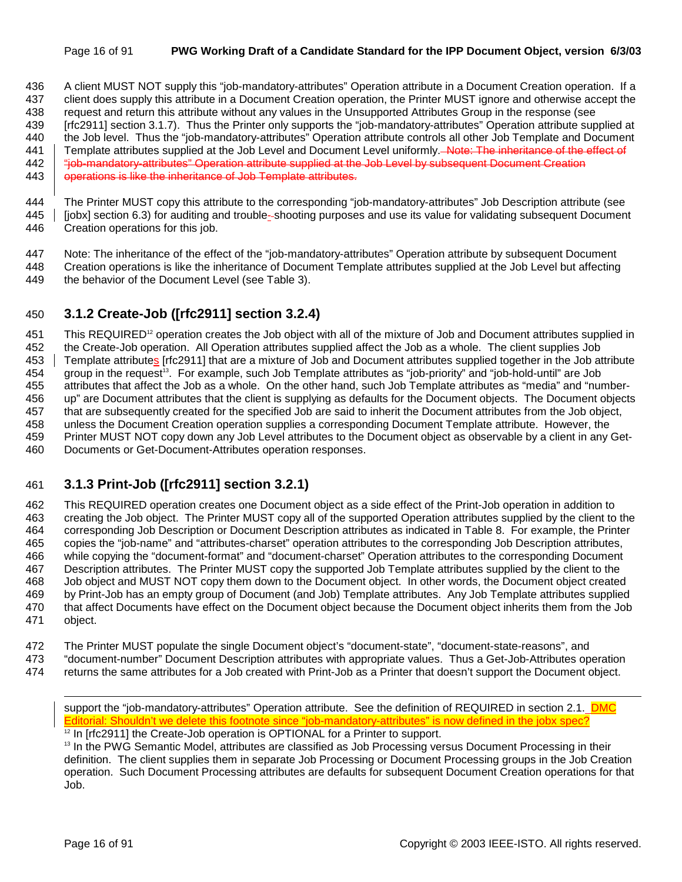A client MUST NOT supply this "job-mandatory-attributes" Operation attribute in a Document Creation operation. If a client does supply this attribute in a Document Creation operation, the Printer MUST ignore and otherwise accept the request and return this attribute without any values in the Unsupported Attributes Group in the response (see [rfc2911] section 3.1.7). Thus the Printer only supports the "job-mandatory-attributes" Operation attribute supplied at the Job level. Thus the "job-mandatory-attributes" Operation attribute controls all other Job Template and Document Template attributes supplied at the Job Level and Document Level uniformly. ~~Note: The inheritance of the effect of "job-mandatory-attributes" Operation attribute supplied at the Job Level by subsequent Document Creation operations is like the inheritance of Job Template attributes.~~

The Printer MUST copy this attribute to the corresponding "job-mandatory-attributes" Job Description attribute (see [jobx] section 6.3) for auditing and trouble-~~-~~shooting purposes and use its value for validating subsequent Document Creation operations for this job.

Note: The inheritance of the effect of the "job-mandatory-attributes" Operation attribute by subsequent Document Creation operations is like the inheritance of Document Template attributes supplied at the Job Level but affecting the behavior of the Document Level (see Table 3).

### 3.1.2 Create-Job ([rfc2911] section 3.2.4)

This REQUIRED[12] operation creates the Job object with all of the mixture of Job and Document attributes supplied in the Create-Job operation. All Operation attributes supplied affect the Job as a whole. The client supplies Job Template attributes [rfc2911] that are a mixture of Job and Document attributes supplied together in the Job attribute group in the request[13]. For example, such Job Template attributes as "job-priority" and "job-hold-until" are Job attributes that affect the Job as a whole. On the other hand, such Job Template attributes as "media" and "number-up" are Document attributes that the client is supplying as defaults for the Document objects. The Document objects that are subsequently created for the specified Job are said to inherit the Document attributes from the Job object, unless the Document Creation operation supplies a corresponding Document Template attribute. However, the Printer MUST NOT copy down any Job Level attributes to the Document object as observable by a client in any Get-Documents or Get-Document-Attributes operation responses.

### 3.1.3 Print-Job ([rfc2911] section 3.2.1)

This REQUIRED operation creates one Document object as a side effect of the Print-Job operation in addition to creating the Job object. The Printer MUST copy all of the supported Operation attributes supplied by the client to the corresponding Job Description or Document Description attributes as indicated in Table 8. For example, the Printer copies the "job-name" and "attributes-charset" operation attributes to the corresponding Job Description attributes, while copying the "document-format" and "document-charset" Operation attributes to the corresponding Document Description attributes. The Printer MUST copy the supported Job Template attributes supplied by the client to the Job object and MUST NOT copy them down to the Document object. In other words, the Document object created by Print-Job has an empty group of Document (and Job) Template attributes. Any Job Template attributes supplied that affect Documents have effect on the Document object because the Document object inherits them from the Job object.

The Printer MUST populate the single Document object's "document-state", "document-state-reasons", and "document-number" Document Description attributes with appropriate values. Thus a Get-Job-Attributes operation returns the same attributes for a Job created with Print-Job as a Printer that doesn't support the Document object.

---

support the "job-mandatory-attributes" Operation attribute. See the definition of REQUIRED in section 2.1. DMC Editorial: Shouldn't we delete this footnote since "job-mandatory-attributes" is now defined in the jobx spec?

[12] In [rfc2911] the Create-Job operation is OPTIONAL for a Printer to support.

[13] In the PWG Semantic Model, attributes are classified as Job Processing versus Document Processing in their definition. The client supplies them in separate Job Processing or Document Processing groups in the Job Creation operation. Such Document Processing attributes are defaults for subsequent Document Creation operations for that Job.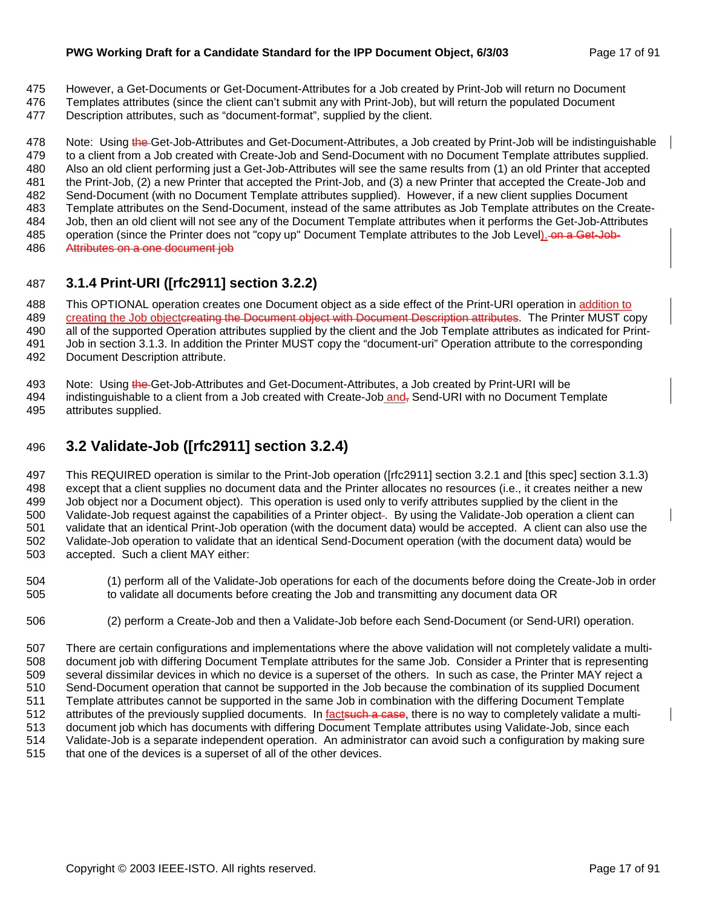However, a Get-Documents or Get-Document-Attributes for a Job created by Print-Job will return no Document Templates attributes (since the client can't submit any with Print-Job), but will return the populated Document Description attributes, such as "document-format", supplied by the client.

Note: Using ~~the~~ Get-Job-Attributes and Get-Document-Attributes, a Job created by Print-Job will be indistinguishable to a client from a Job created with Create-Job and Send-Document with no Document Template attributes supplied. Also an old client performing just a Get-Job-Attributes will see the same results from (1) an old Printer that accepted the Print-Job, (2) a new Printer that accepted the Print-Job, and (3) a new Printer that accepted the Create-Job and Send-Document (with no Document Template attributes supplied). However, if a new client supplies Document Template attributes on the Send-Document, instead of the same attributes as Job Template attributes on the Create-Job, then an old client will not see any of the Document Template attributes when it performs the Get-Job-Attributes operation (since the Printer does not "copy up" Document Template attributes to the Job Level). ~~on a Get-Job-Attributes on a one document job~~

## 3.1.4 Print-URI ([rfc2911] section 3.2.2)

This OPTIONAL operation creates one Document object as a side effect of the Print-URI operation in addition to creating the Job object~~creating the Document object with Document Description attributes~~. The Printer MUST copy all of the supported Operation attributes supplied by the client and the Job Template attributes as indicated for Print-Job in section 3.1.3. In addition the Printer MUST copy the "document-uri" Operation attribute to the corresponding Document Description attribute.

Note: Using ~~the~~ Get-Job-Attributes and Get-Document-Attributes, a Job created by Print-URI will be indistinguishable to a client from a Job created with Create-Job and~~,~~ Send-URI with no Document Template attributes supplied.

# 3.2 Validate-Job ([rfc2911] section 3.2.4)

This REQUIRED operation is similar to the Print-Job operation ([rfc2911] section 3.2.1 and [this spec] section 3.1.3) except that a client supplies no document data and the Printer allocates no resources (i.e., it creates neither a new Job object nor a Document object). This operation is used only to verify attributes supplied by the client in the Validate-Job request against the capabilities of a Printer object~~.~~. By using the Validate-Job operation a client can validate that an identical Print-Job operation (with the document data) would be accepted. A client can also use the Validate-Job operation to validate that an identical Send-Document operation (with the document data) would be accepted. Such a client MAY either:

(1) perform all of the Validate-Job operations for each of the documents before doing the Create-Job in order to validate all documents before creating the Job and transmitting any document data OR

(2) perform a Create-Job and then a Validate-Job before each Send-Document (or Send-URI) operation.

There are certain configurations and implementations where the above validation will not completely validate a multi-document job with differing Document Template attributes for the same Job. Consider a Printer that is representing several dissimilar devices in which no device is a superset of the others. In such as case, the Printer MAY reject a Send-Document operation that cannot be supported in the Job because the combination of its supplied Document Template attributes cannot be supported in the same Job in combination with the differing Document Template attributes of the previously supplied documents. In fact~~such a case~~, there is no way to completely validate a multi-document job which has documents with differing Document Template attributes using Validate-Job, since each Validate-Job is a separate independent operation. An administrator can avoid such a configuration by making sure that one of the devices is a superset of all of the other devices.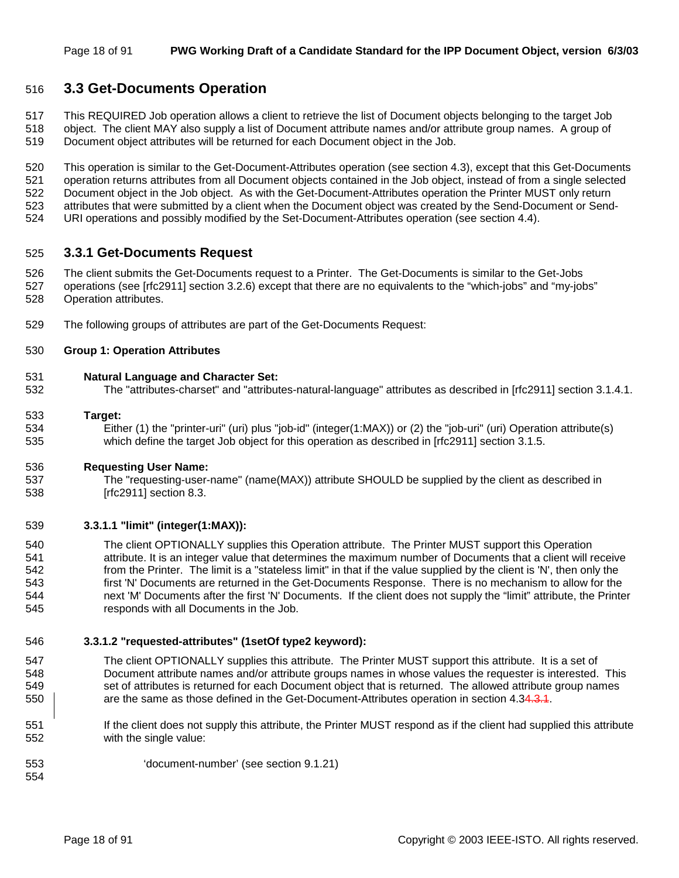## 3.3 Get-Documents Operation

This REQUIRED Job operation allows a client to retrieve the list of Document objects belonging to the target Job object. The client MAY also supply a list of Document attribute names and/or attribute group names. A group of Document object attributes will be returned for each Document object in the Job.

This operation is similar to the Get-Document-Attributes operation (see section 4.3), except that this Get-Documents operation returns attributes from all Document objects contained in the Job object, instead of from a single selected Document object in the Job object. As with the Get-Document-Attributes operation the Printer MUST only return attributes that were submitted by a client when the Document object was created by the Send-Document or Send-URI operations and possibly modified by the Set-Document-Attributes operation (see section 4.4).

### 3.3.1 Get-Documents Request

The client submits the Get-Documents request to a Printer. The Get-Documents is similar to the Get-Jobs operations (see [rfc2911] section 3.2.6) except that there are no equivalents to the "which-jobs" and "my-jobs" Operation attributes.

The following groups of attributes are part of the Get-Documents Request:

**Group 1: Operation Attributes**

**Natural Language and Character Set:**
The "attributes-charset" and "attributes-natural-language" attributes as described in [rfc2911] section 3.1.4.1.

**Target:**
Either (1) the "printer-uri" (uri) plus "job-id" (integer(1:MAX)) or (2) the "job-uri" (uri) Operation attribute(s) which define the target Job object for this operation as described in [rfc2911] section 3.1.5.

**Requesting User Name:**
The "requesting-user-name" (name(MAX)) attribute SHOULD be supplied by the client as described in [rfc2911] section 8.3.

#### 3.3.1.1 "limit" (integer(1:MAX)):

The client OPTIONALLY supplies this Operation attribute. The Printer MUST support this Operation attribute. It is an integer value that determines the maximum number of Documents that a client will receive from the Printer. The limit is a "stateless limit" in that if the value supplied by the client is 'N', then only the first 'N' Documents are returned in the Get-Documents Response. There is no mechanism to allow for the next 'M' Documents after the first 'N' Documents. If the client does not supply the "limit" attribute, the Printer responds with all Documents in the Job.

#### 3.3.1.2 "requested-attributes" (1setOf type2 keyword):

The client OPTIONALLY supplies this attribute. The Printer MUST support this attribute. It is a set of Document attribute names and/or attribute groups names in whose values the requester is interested. This set of attributes is returned for each Document object that is returned. The allowed attribute group names are the same as those defined in the Get-Document-Attributes operation in section 4.3~~4.3.1~~.

If the client does not supply this attribute, the Printer MUST respond as if the client had supplied this attribute with the single value:

'document-number' (see section 9.1.21)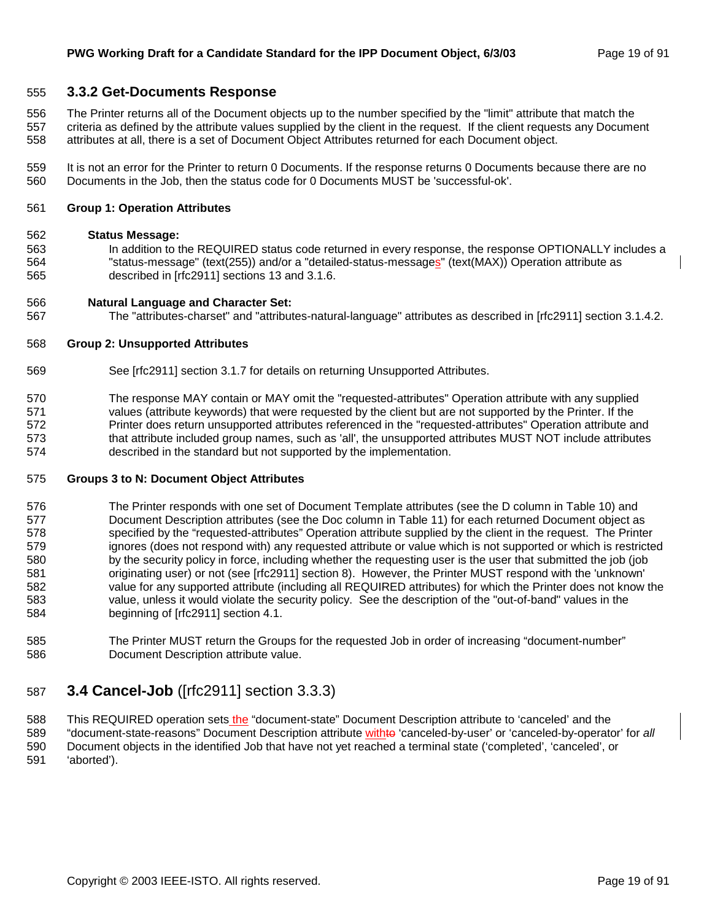### 3.3.2 Get-Documents Response

The Printer returns all of the Document objects up to the number specified by the "limit" attribute that match the criteria as defined by the attribute values supplied by the client in the request. If the client requests any Document attributes at all, there is a set of Document Object Attributes returned for each Document object.

It is not an error for the Printer to return 0 Documents. If the response returns 0 Documents because there are no Documents in the Job, then the status code for 0 Documents MUST be 'successful-ok'.

**Group 1: Operation Attributes**

**Status Message:**

In addition to the REQUIRED status code returned in every response, the response OPTIONALLY includes a "status-message" (text(255)) and/or a "detailed-status-messages" (text(MAX)) Operation attribute as described in [rfc2911] sections 13 and 3.1.6.

**Natural Language and Character Set:**

The "attributes-charset" and "attributes-natural-language" attributes as described in [rfc2911] section 3.1.4.2.

**Group 2: Unsupported Attributes**

See [rfc2911] section 3.1.7 for details on returning Unsupported Attributes.

The response MAY contain or MAY omit the "requested-attributes" Operation attribute with any supplied values (attribute keywords) that were requested by the client but are not supported by the Printer. If the Printer does return unsupported attributes referenced in the "requested-attributes" Operation attribute and that attribute included group names, such as 'all', the unsupported attributes MUST NOT include attributes described in the standard but not supported by the implementation.

**Groups 3 to N: Document Object Attributes**

The Printer responds with one set of Document Template attributes (see the D column in Table 10) and Document Description attributes (see the Doc column in Table 11) for each returned Document object as specified by the "requested-attributes" Operation attribute supplied by the client in the request. The Printer ignores (does not respond with) any requested attribute or value which is not supported or which is restricted by the security policy in force, including whether the requesting user is the user that submitted the job (job originating user) or not (see [rfc2911] section 8). However, the Printer MUST respond with the 'unknown' value for any supported attribute (including all REQUIRED attributes) for which the Printer does not know the value, unless it would violate the security policy. See the description of the "out-of-band" values in the beginning of [rfc2911] section 4.1.

The Printer MUST return the Groups for the requested Job in order of increasing "document-number" Document Description attribute value.

## 3.4 Cancel-Job ([rfc2911] section 3.3.3)

This REQUIRED operation sets the "document-state" Document Description attribute to 'canceled' and the "document-state-reasons" Document Description attribute withto 'canceled-by-user' or 'canceled-by-operator' for *all* Document objects in the identified Job that have not yet reached a terminal state ('completed', 'canceled', or 'aborted').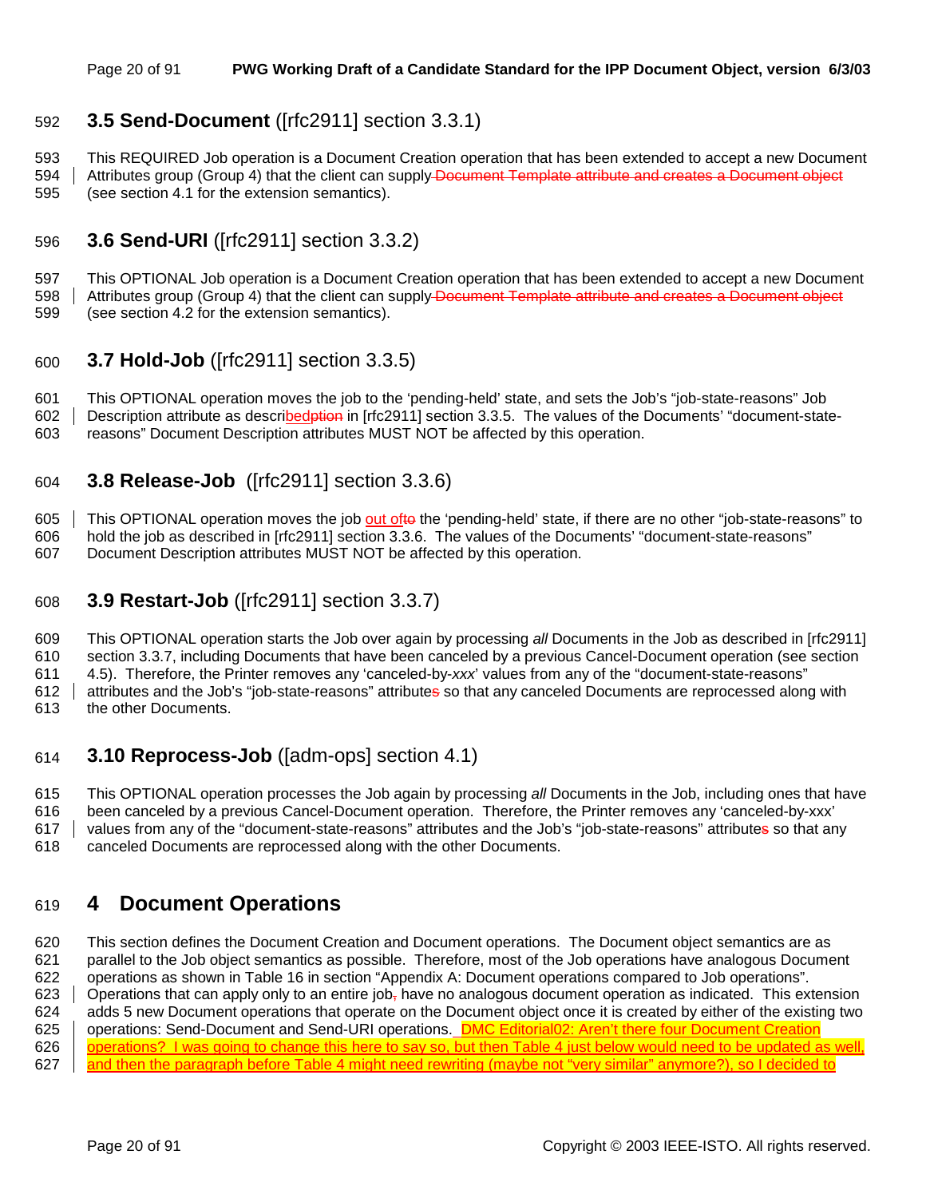## 3.5 Send-Document ([rfc2911] section 3.3.1)

This REQUIRED Job operation is a Document Creation operation that has been extended to accept a new Document Attributes group (Group 4) that the client can supply Document Template attribute and creates a Document object (see section 4.1 for the extension semantics).

## 3.6 Send-URI ([rfc2911] section 3.3.2)

This OPTIONAL Job operation is a Document Creation operation that has been extended to accept a new Document Attributes group (Group 4) that the client can supply Document Template attribute and creates a Document object (see section 4.2 for the extension semantics).

## 3.7 Hold-Job ([rfc2911] section 3.3.5)

This OPTIONAL operation moves the job to the 'pending-held' state, and sets the Job's "job-state-reasons" Job Description attribute as describedption in [rfc2911] section 3.3.5. The values of the Documents' "document-state-reasons" Document Description attributes MUST NOT be affected by this operation.

## 3.8 Release-Job ([rfc2911] section 3.3.6)

This OPTIONAL operation moves the job out ofto the 'pending-held' state, if there are no other "job-state-reasons" to hold the job as described in [rfc2911] section 3.3.6. The values of the Documents' "document-state-reasons" Document Description attributes MUST NOT be affected by this operation.

## 3.9 Restart-Job ([rfc2911] section 3.3.7)

This OPTIONAL operation starts the Job over again by processing *all* Documents in the Job as described in [rfc2911] section 3.3.7, including Documents that have been canceled by a previous Cancel-Document operation (see section 4.5). Therefore, the Printer removes any 'canceled-by-*xxx*' values from any of the "document-state-reasons" attributes and the Job's "job-state-reasons" attributes so that any canceled Documents are reprocessed along with the other Documents.

## 3.10 Reprocess-Job ([adm-ops] section 4.1)

This OPTIONAL operation processes the Job again by processing *all* Documents in the Job, including ones that have been canceled by a previous Cancel-Document operation. Therefore, the Printer removes any 'canceled-by-xxx' values from any of the "document-state-reasons" attributes and the Job's "job-state-reasons" attributes so that any canceled Documents are reprocessed along with the other Documents.

# 4 Document Operations

This section defines the Document Creation and Document operations. The Document object semantics are as parallel to the Job object semantics as possible. Therefore, most of the Job operations have analogous Document operations as shown in Table 16 in section "Appendix A: Document operations compared to Job operations". Operations that can apply only to an entire job, have no analogous document operation as indicated. This extension adds 5 new Document operations that operate on the Document object once it is created by either of the existing two operations: Send-Document and Send-URI operations. DMC Editorial02: Aren't there four Document Creation operations? I was going to change this here to say so, but then Table 4 just below would need to be updated as well, and then the paragraph before Table 4 might need rewriting (maybe not "very similar" anymore?), so I decided to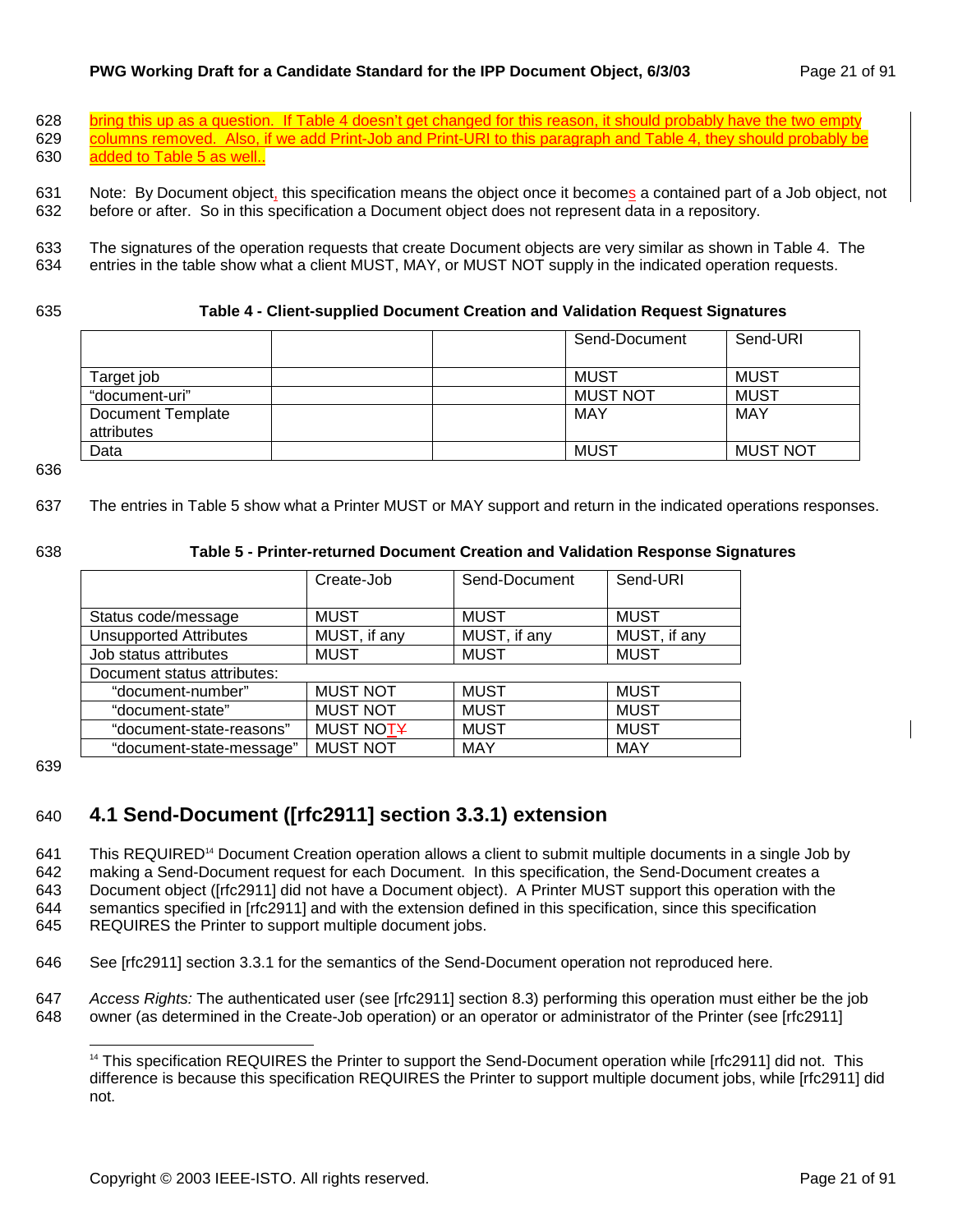bring this up as a question. If Table 4 doesn't get changed for this reason, it should probably have the two empty columns removed. Also, if we add Print-Job and Print-URI to this paragraph and Table 4, they should probably be added to Table 5 as well..

Note: By Document object, this specification means the object once it becomes a contained part of a Job object, not before or after. So in this specification a Document object does not represent data in a repository.

The signatures of the operation requests that create Document objects are very similar as shown in Table 4. The entries in the table show what a client MUST, MAY, or MUST NOT supply in the indicated operation requests.

**Table 4 - Client-supplied Document Creation and Validation Request Signatures**

| | | | Send-Document | Send-URI |
|---|---|---|---|---|
| Target job | | | MUST | MUST |
| "document-uri" | | | MUST NOT | MUST |
| Document Template attributes | | | MAY | MAY |
| Data | | | MUST | MUST NOT |

The entries in Table 5 show what a Printer MUST or MAY support and return in the indicated operations responses.

**Table 5 - Printer-returned Document Creation and Validation Response Signatures**

| | Create-Job | Send-Document | Send-URI |
|---|---|---|---|
| Status code/message | MUST | MUST | MUST |
| Unsupported Attributes | MUST, if any | MUST, if any | MUST, if any |
| Job status attributes | MUST | MUST | MUST |
| Document status attributes: | | | |
| "document-number" | MUST NOT | MUST | MUST |
| "document-state" | MUST NOT | MUST | MUST |
| "document-state-reasons" | MUST NOT | MUST | MUST |
| "document-state-message" | MUST NOT | MAY | MAY |

## 4.1 Send-Document ([rfc2911] section 3.3.1) extension

This REQUIRED[14] Document Creation operation allows a client to submit multiple documents in a single Job by making a Send-Document request for each Document. In this specification, the Send-Document creates a Document object ([rfc2911] did not have a Document object). A Printer MUST support this operation with the semantics specified in [rfc2911] and with the extension defined in this specification, since this specification REQUIRES the Printer to support multiple document jobs.

See [rfc2911] section 3.3.1 for the semantics of the Send-Document operation not reproduced here.

*Access Rights:* The authenticated user (see [rfc2911] section 8.3) performing this operation must either be the job owner (as determined in the Create-Job operation) or an operator or administrator of the Printer (see [rfc2911]

[14] This specification REQUIRES the Printer to support the Send-Document operation while [rfc2911] did not. This difference is because this specification REQUIRES the Printer to support multiple document jobs, while [rfc2911] did not.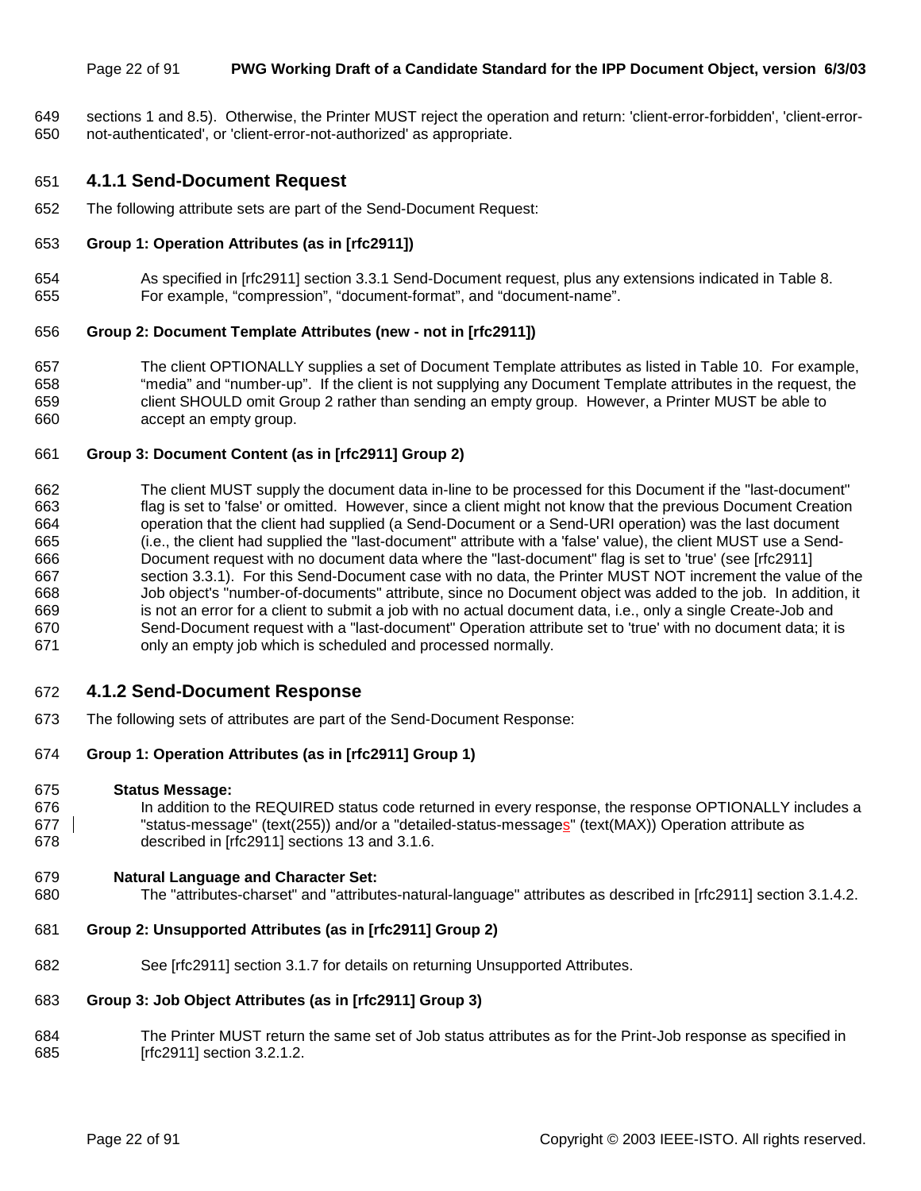sections 1 and 8.5). Otherwise, the Printer MUST reject the operation and return: 'client-error-forbidden', 'client-error-not-authenticated', or 'client-error-not-authorized' as appropriate.

### 4.1.1 Send-Document Request

The following attribute sets are part of the Send-Document Request:

**Group 1: Operation Attributes (as in [rfc2911])**

As specified in [rfc2911] section 3.3.1 Send-Document request, plus any extensions indicated in Table 8. For example, "compression", "document-format", and "document-name".

**Group 2: Document Template Attributes (new - not in [rfc2911])**

The client OPTIONALLY supplies a set of Document Template attributes as listed in Table 10. For example, "media" and "number-up". If the client is not supplying any Document Template attributes in the request, the client SHOULD omit Group 2 rather than sending an empty group. However, a Printer MUST be able to accept an empty group.

**Group 3: Document Content (as in [rfc2911] Group 2)**

The client MUST supply the document data in-line to be processed for this Document if the "last-document" flag is set to 'false' or omitted. However, since a client might not know that the previous Document Creation operation that the client had supplied (a Send-Document or a Send-URI operation) was the last document (i.e., the client had supplied the "last-document" attribute with a 'false' value), the client MUST use a Send-Document request with no document data where the "last-document" flag is set to 'true' (see [rfc2911] section 3.3.1). For this Send-Document case with no data, the Printer MUST NOT increment the value of the Job object's "number-of-documents" attribute, since no Document object was added to the job. In addition, it is not an error for a client to submit a job with no actual document data, i.e., only a single Create-Job and Send-Document request with a "last-document" Operation attribute set to 'true' with no document data; it is only an empty job which is scheduled and processed normally.

### 4.1.2 Send-Document Response

The following sets of attributes are part of the Send-Document Response:

**Group 1: Operation Attributes (as in [rfc2911] Group 1)**

**Status Message:**
In addition to the REQUIRED status code returned in every response, the response OPTIONALLY includes a "status-message" (text(255)) and/or a "detailed-status-messages" (text(MAX)) Operation attribute as described in [rfc2911] sections 13 and 3.1.6.

**Natural Language and Character Set:**
The "attributes-charset" and "attributes-natural-language" attributes as described in [rfc2911] section 3.1.4.2.

**Group 2: Unsupported Attributes (as in [rfc2911] Group 2)**

See [rfc2911] section 3.1.7 for details on returning Unsupported Attributes.

**Group 3: Job Object Attributes (as in [rfc2911] Group 3)**

The Printer MUST return the same set of Job status attributes as for the Print-Job response as specified in [rfc2911] section 3.2.1.2.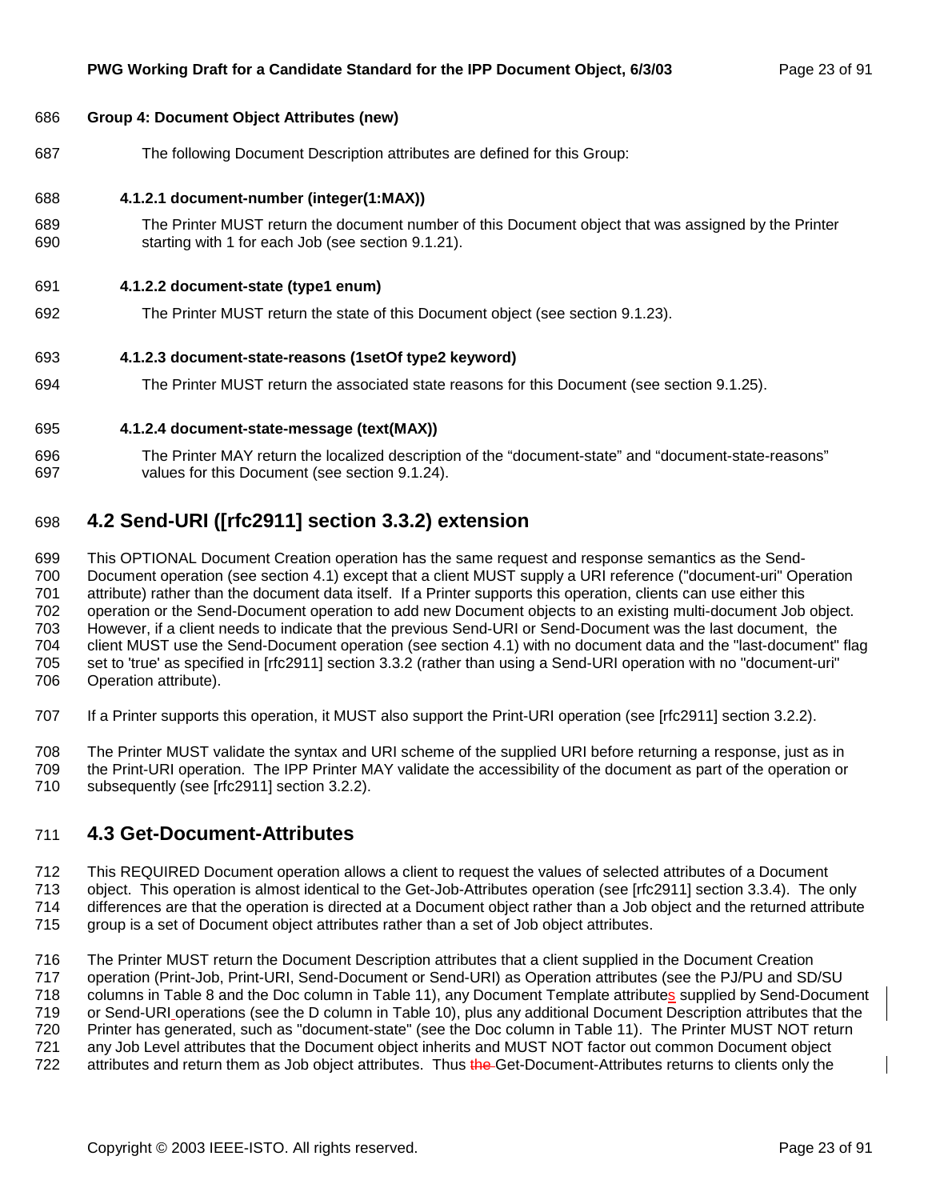**Group 4: Document Object Attributes (new)**

The following Document Description attributes are defined for this Group:

#### 4.1.2.1 document-number (integer(1:MAX))

The Printer MUST return the document number of this Document object that was assigned by the Printer starting with 1 for each Job (see section 9.1.21).

#### 4.1.2.2 document-state (type1 enum)

The Printer MUST return the state of this Document object (see section 9.1.23).

#### 4.1.2.3 document-state-reasons (1setOf type2 keyword)

The Printer MUST return the associated state reasons for this Document (see section 9.1.25).

#### 4.1.2.4 document-state-message (text(MAX))

The Printer MAY return the localized description of the "document-state" and "document-state-reasons" values for this Document (see section 9.1.24).

## 4.2 Send-URI ([rfc2911] section 3.3.2) extension

This OPTIONAL Document Creation operation has the same request and response semantics as the Send-Document operation (see section 4.1) except that a client MUST supply a URI reference ("document-uri" Operation attribute) rather than the document data itself. If a Printer supports this operation, clients can use either this operation or the Send-Document operation to add new Document objects to an existing multi-document Job object. However, if a client needs to indicate that the previous Send-URI or Send-Document was the last document, the client MUST use the Send-Document operation (see section 4.1) with no document data and the "last-document" flag set to 'true' as specified in [rfc2911] section 3.3.2 (rather than using a Send-URI operation with no "document-uri" Operation attribute).

If a Printer supports this operation, it MUST also support the Print-URI operation (see [rfc2911] section 3.2.2).

The Printer MUST validate the syntax and URI scheme of the supplied URI before returning a response, just as in the Print-URI operation. The IPP Printer MAY validate the accessibility of the document as part of the operation or subsequently (see [rfc2911] section 3.2.2).

## 4.3 Get-Document-Attributes

This REQUIRED Document operation allows a client to request the values of selected attributes of a Document object. This operation is almost identical to the Get-Job-Attributes operation (see [rfc2911] section 3.3.4). The only differences are that the operation is directed at a Document object rather than a Job object and the returned attribute group is a set of Document object attributes rather than a set of Job object attributes.

The Printer MUST return the Document Description attributes that a client supplied in the Document Creation operation (Print-Job, Print-URI, Send-Document or Send-URI) as Operation attributes (see the PJ/PU and SD/SU columns in Table 8 and the Doc column in Table 11), any Document Template attributes supplied by Send-Document or Send-URI operations (see the D column in Table 10), plus any additional Document Description attributes that the Printer has generated, such as "document-state" (see the Doc column in Table 11). The Printer MUST NOT return any Job Level attributes that the Document object inherits and MUST NOT factor out common Document object attributes and return them as Job object attributes. Thus ~~the~~ Get-Document-Attributes returns to clients only the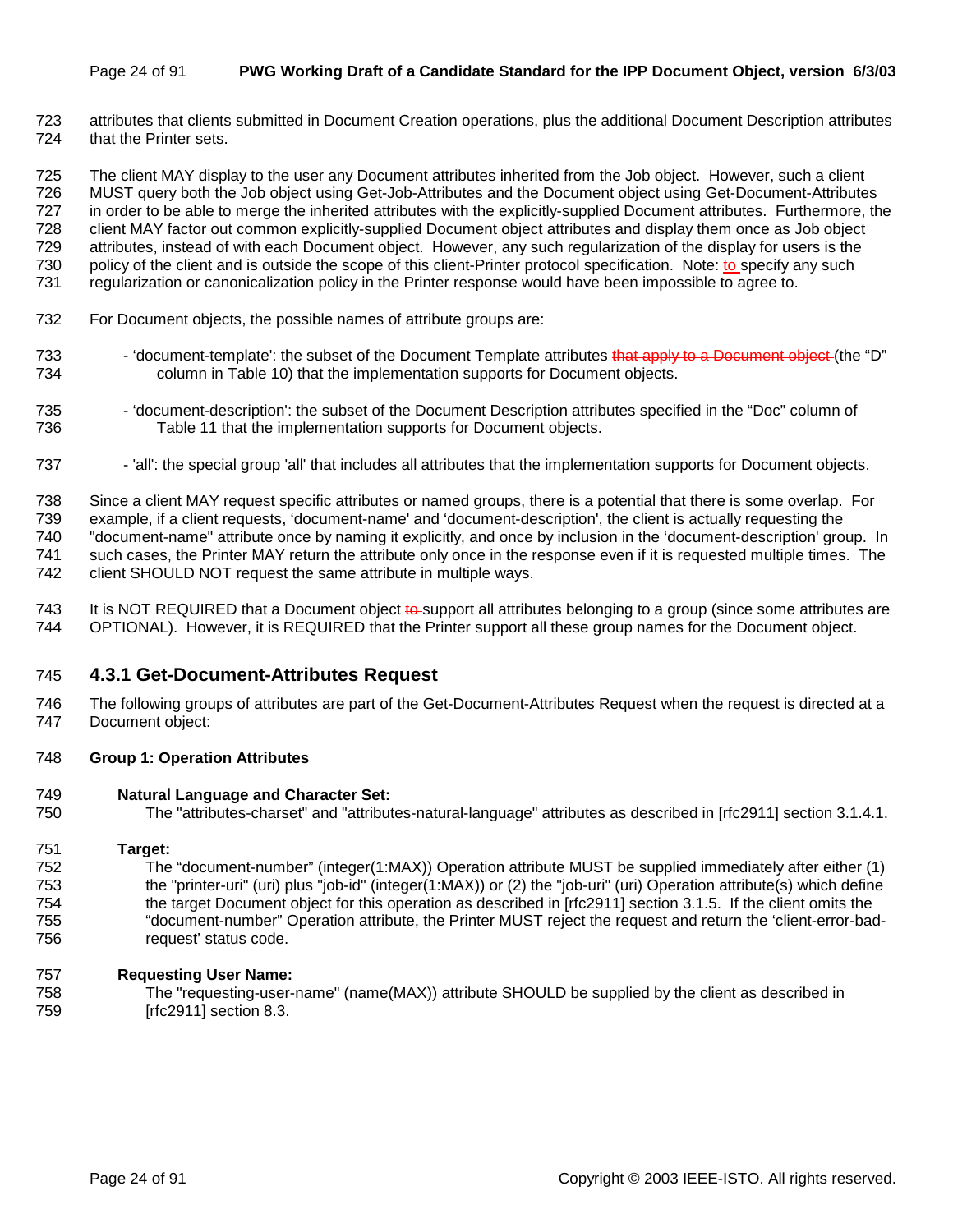attributes that clients submitted in Document Creation operations, plus the additional Document Description attributes that the Printer sets.

The client MAY display to the user any Document attributes inherited from the Job object. However, such a client MUST query both the Job object using Get-Job-Attributes and the Document object using Get-Document-Attributes in order to be able to merge the inherited attributes with the explicitly-supplied Document attributes. Furthermore, the client MAY factor out common explicitly-supplied Document object attributes and display them once as Job object attributes, instead of with each Document object. However, any such regularization of the display for users is the policy of the client and is outside the scope of this client-Printer protocol specification. Note: to specify any such regularization or canonicalization policy in the Printer response would have been impossible to agree to.

For Document objects, the possible names of attribute groups are:

- 'document-template': the subset of the Document Template attributes ~~that apply to a Document object~~ (the "D" column in Table 10) that the implementation supports for Document objects.
- 'document-description': the subset of the Document Description attributes specified in the "Doc" column of Table 11 that the implementation supports for Document objects.
- 'all': the special group 'all' that includes all attributes that the implementation supports for Document objects.

Since a client MAY request specific attributes or named groups, there is a potential that there is some overlap. For example, if a client requests, 'document-name' and 'document-description', the client is actually requesting the "document-name" attribute once by naming it explicitly, and once by inclusion in the 'document-description' group. In such cases, the Printer MAY return the attribute only once in the response even if it is requested multiple times. The client SHOULD NOT request the same attribute in multiple ways.

It is NOT REQUIRED that a Document object ~~to~~ support all attributes belonging to a group (since some attributes are OPTIONAL). However, it is REQUIRED that the Printer support all these group names for the Document object.

### 4.3.1 Get-Document-Attributes Request

The following groups of attributes are part of the Get-Document-Attributes Request when the request is directed at a Document object:

**Group 1: Operation Attributes**

**Natural Language and Character Set:**
The "attributes-charset" and "attributes-natural-language" attributes as described in [rfc2911] section 3.1.4.1.

**Target:**
The "document-number" (integer(1:MAX)) Operation attribute MUST be supplied immediately after either (1) the "printer-uri" (uri) plus "job-id" (integer(1:MAX)) or (2) the "job-uri" (uri) Operation attribute(s) which define the target Document object for this operation as described in [rfc2911] section 3.1.5. If the client omits the "document-number" Operation attribute, the Printer MUST reject the request and return the 'client-error-bad-request' status code.

**Requesting User Name:**
The "requesting-user-name" (name(MAX)) attribute SHOULD be supplied by the client as described in [rfc2911] section 8.3.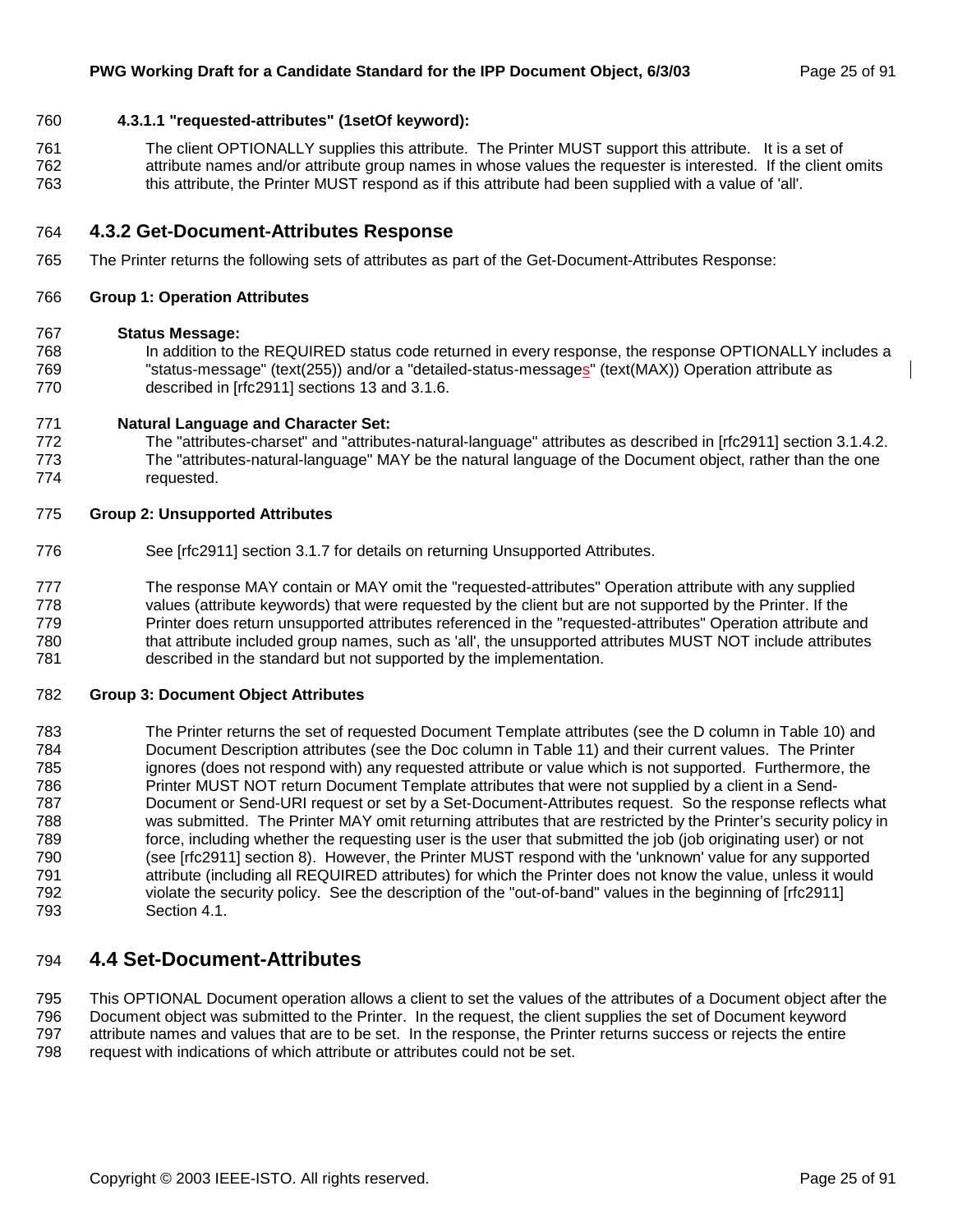#### 4.3.1.1 "requested-attributes" (1setOf keyword):

The client OPTIONALLY supplies this attribute. The Printer MUST support this attribute. It is a set of attribute names and/or attribute group names in whose values the requester is interested. If the client omits this attribute, the Printer MUST respond as if this attribute had been supplied with a value of 'all'.

### 4.3.2 Get-Document-Attributes Response

The Printer returns the following sets of attributes as part of the Get-Document-Attributes Response:

**Group 1: Operation Attributes**

**Status Message:**
In addition to the REQUIRED status code returned in every response, the response OPTIONALLY includes a "status-message" (text(255)) and/or a "detailed-status-messages" (text(MAX)) Operation attribute as described in [rfc2911] sections 13 and 3.1.6.

**Natural Language and Character Set:**
The "attributes-charset" and "attributes-natural-language" attributes as described in [rfc2911] section 3.1.4.2. The "attributes-natural-language" MAY be the natural language of the Document object, rather than the one requested.

**Group 2: Unsupported Attributes**

See [rfc2911] section 3.1.7 for details on returning Unsupported Attributes.

The response MAY contain or MAY omit the "requested-attributes" Operation attribute with any supplied values (attribute keywords) that were requested by the client but are not supported by the Printer. If the Printer does return unsupported attributes referenced in the "requested-attributes" Operation attribute and that attribute included group names, such as 'all', the unsupported attributes MUST NOT include attributes described in the standard but not supported by the implementation.

**Group 3: Document Object Attributes**

The Printer returns the set of requested Document Template attributes (see the D column in Table 10) and Document Description attributes (see the Doc column in Table 11) and their current values. The Printer ignores (does not respond with) any requested attribute or value which is not supported. Furthermore, the Printer MUST NOT return Document Template attributes that were not supplied by a client in a Send-Document or Send-URI request or set by a Set-Document-Attributes request. So the response reflects what was submitted. The Printer MAY omit returning attributes that are restricted by the Printer's security policy in force, including whether the requesting user is the user that submitted the job (job originating user) or not (see [rfc2911] section 8). However, the Printer MUST respond with the 'unknown' value for any supported attribute (including all REQUIRED attributes) for which the Printer does not know the value, unless it would violate the security policy. See the description of the "out-of-band" values in the beginning of [rfc2911] Section 4.1.

## 4.4 Set-Document-Attributes

This OPTIONAL Document operation allows a client to set the values of the attributes of a Document object after the Document object was submitted to the Printer. In the request, the client supplies the set of Document keyword attribute names and values that are to be set. In the response, the Printer returns success or rejects the entire request with indications of which attribute or attributes could not be set.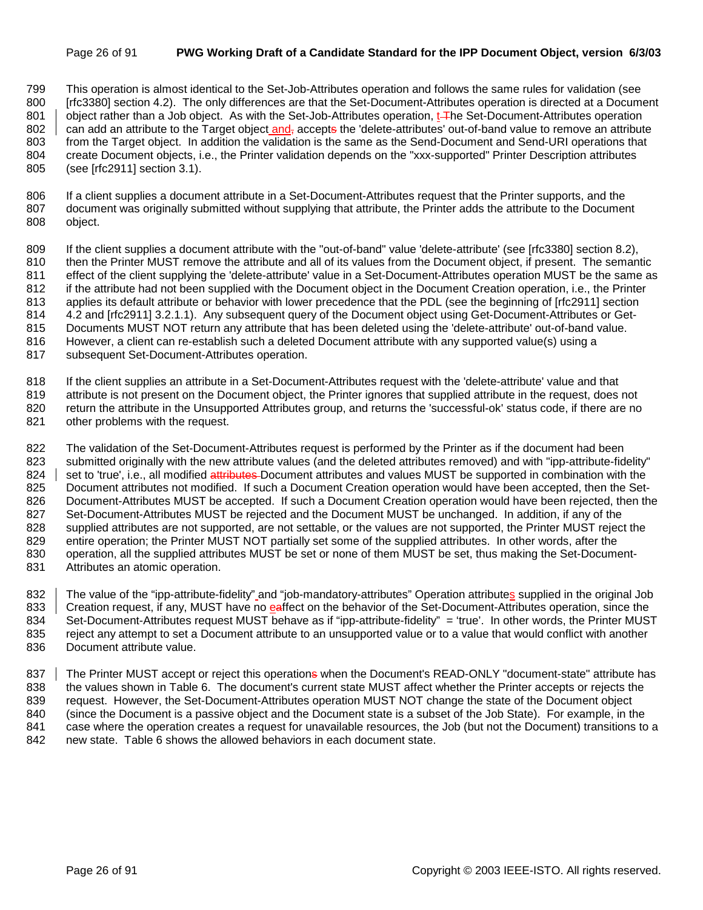This operation is almost identical to the Set-Job-Attributes operation and follows the same rules for validation (see [rfc3380] section 4.2). The only differences are that the Set-Document-Attributes operation is directed at a Document object rather than a Job object. As with the Set-Job-Attributes operation, the Set-Document-Attributes operation can add an attribute to the Target object and accepts the 'delete-attributes' out-of-band value to remove an attribute from the Target object. In addition the validation is the same as the Send-Document and Send-URI operations that create Document objects, i.e., the Printer validation depends on the "xxx-supported" Printer Description attributes (see [rfc2911] section 3.1).

If a client supplies a document attribute in a Set-Document-Attributes request that the Printer supports, and the document was originally submitted without supplying that attribute, the Printer adds the attribute to the Document object.

If the client supplies a document attribute with the "out-of-band" value 'delete-attribute' (see [rfc3380] section 8.2), then the Printer MUST remove the attribute and all of its values from the Document object, if present. The semantic effect of the client supplying the 'delete-attribute' value in a Set-Document-Attributes operation MUST be the same as if the attribute had not been supplied with the Document object in the Document Creation operation, i.e., the Printer applies its default attribute or behavior with lower precedence that the PDL (see the beginning of [rfc2911] section 4.2 and [rfc2911] 3.2.1.1). Any subsequent query of the Document object using Get-Document-Attributes or Get-Documents MUST NOT return any attribute that has been deleted using the 'delete-attribute' out-of-band value. However, a client can re-establish such a deleted Document attribute with any supported value(s) using a subsequent Set-Document-Attributes operation.

If the client supplies an attribute in a Set-Document-Attributes request with the 'delete-attribute' value and that attribute is not present on the Document object, the Printer ignores that supplied attribute in the request, does not return the attribute in the Unsupported Attributes group, and returns the 'successful-ok' status code, if there are no other problems with the request.

The validation of the Set-Document-Attributes request is performed by the Printer as if the document had been submitted originally with the new attribute values (and the deleted attributes removed) and with "ipp-attribute-fidelity" set to 'true', i.e., all modified Document attributes and values MUST be supported in combination with the Document attributes not modified. If such a Document Creation operation would have been accepted, then the Set-Document-Attributes MUST be accepted. If such a Document Creation operation would have been rejected, then the Set-Document-Attributes MUST be rejected and the Document MUST be unchanged. In addition, if any of the supplied attributes are not supported, are not settable, or the values are not supported, the Printer MUST reject the entire operation; the Printer MUST NOT partially set some of the supplied attributes. In other words, after the operation, all the supplied attributes MUST be set or none of them MUST be set, thus making the Set-Document-Attributes an atomic operation.

The value of the "ipp-attribute-fidelity" and "job-mandatory-attributes" Operation attributes supplied in the original Job Creation request, if any, MUST have no effect on the behavior of the Set-Document-Attributes operation, since the Set-Document-Attributes request MUST behave as if "ipp-attribute-fidelity" = 'true'. In other words, the Printer MUST reject any attempt to set a Document attribute to an unsupported value or to a value that would conflict with another Document attribute value.

The Printer MUST accept or reject this operation when the Document's READ-ONLY "document-state" attribute has the values shown in Table 6. The document's current state MUST affect whether the Printer accepts or rejects the request. However, the Set-Document-Attributes operation MUST NOT change the state of the Document object (since the Document is a passive object and the Document state is a subset of the Job State). For example, in the case where the operation creates a request for unavailable resources, the Job (but not the Document) transitions to a new state. Table 6 shows the allowed behaviors in each document state.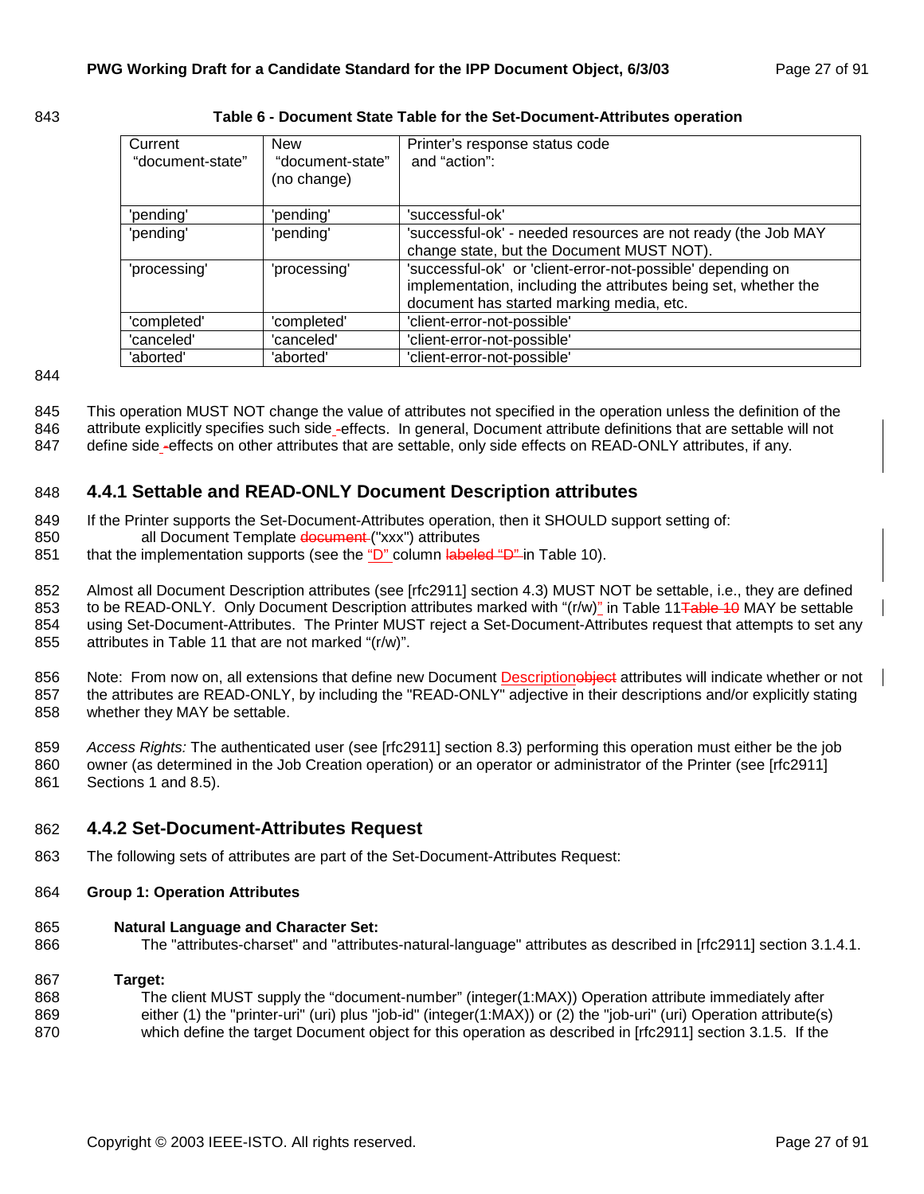**Table 6 - Document State Table for the Set-Document-Attributes operation**

| Current "document-state" | New "document-state" (no change) | Printer's response status code and "action": |
|---|---|---|
| 'pending' | 'pending' | 'successful-ok' |
| 'pending' | 'pending' | 'successful-ok' - needed resources are not ready (the Job MAY change state, but the Document MUST NOT). |
| 'processing' | 'processing' | 'successful-ok' or 'client-error-not-possible' depending on implementation, including the attributes being set, whether the document has started marking media, etc. |
| 'completed' | 'completed' | 'client-error-not-possible' |
| 'canceled' | 'canceled' | 'client-error-not-possible' |
| 'aborted' | 'aborted' | 'client-error-not-possible' |

This operation MUST NOT change the value of attributes not specified in the operation unless the definition of the attribute explicitly specifies such side -effects. In general, Document attribute definitions that are settable will not define side -effects on other attributes that are settable, only side effects on READ-ONLY attributes, if any.

## 4.4.1 Settable and READ-ONLY Document Description attributes

If the Printer supports the Set-Document-Attributes operation, then it SHOULD support setting of:

all Document Template document ("xxx") attributes

that the implementation supports (see the "D" column labeled "D" in Table 10).

Almost all Document Description attributes (see [rfc2911] section 4.3) MUST NOT be settable, i.e., they are defined to be READ-ONLY. Only Document Description attributes marked with "(r/w)" in Table 11Table 10 MAY be settable using Set-Document-Attributes. The Printer MUST reject a Set-Document-Attributes request that attempts to set any attributes in Table 11 that are not marked "(r/w)".

Note: From now on, all extensions that define new Document Descriptionobject attributes will indicate whether or not the attributes are READ-ONLY, by including the "READ-ONLY" adjective in their descriptions and/or explicitly stating whether they MAY be settable.

*Access Rights:* The authenticated user (see [rfc2911] section 8.3) performing this operation must either be the job owner (as determined in the Job Creation operation) or an operator or administrator of the Printer (see [rfc2911] Sections 1 and 8.5).

## 4.4.2 Set-Document-Attributes Request

The following sets of attributes are part of the Set-Document-Attributes Request:

**Group 1: Operation Attributes**

**Natural Language and Character Set:**

The "attributes-charset" and "attributes-natural-language" attributes as described in [rfc2911] section 3.1.4.1.

**Target:**

The client MUST supply the "document-number" (integer(1:MAX)) Operation attribute immediately after either (1) the "printer-uri" (uri) plus "job-id" (integer(1:MAX)) or (2) the "job-uri" (uri) Operation attribute(s) which define the target Document object for this operation as described in [rfc2911] section 3.1.5. If the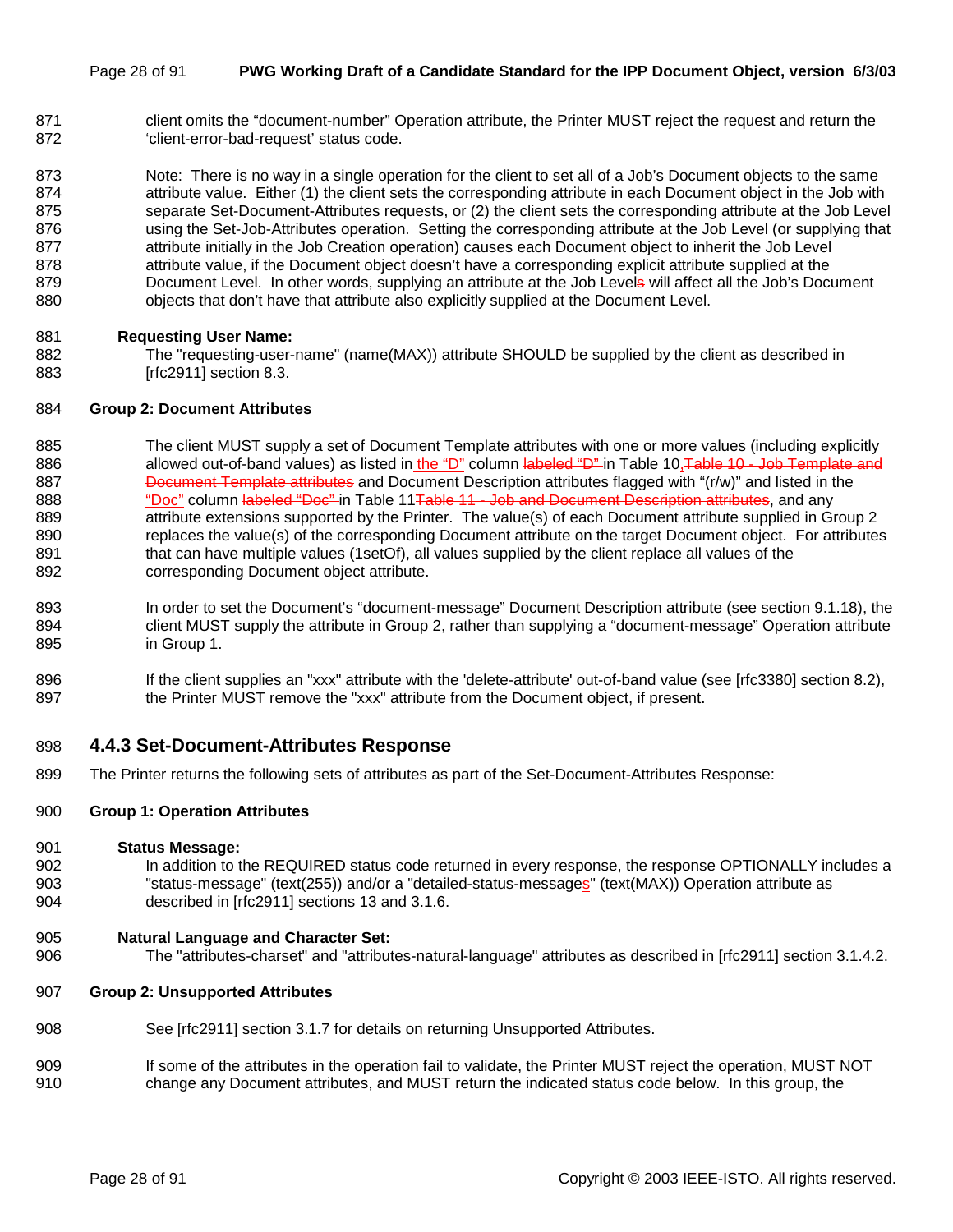client omits the “document-number” Operation attribute, the Printer MUST reject the request and return the ‘client-error-bad-request’ status code.

Note: There is no way in a single operation for the client to set all of a Job’s Document objects to the same attribute value. Either (1) the client sets the corresponding attribute in each Document object in the Job with separate Set-Document-Attributes requests, or (2) the client sets the corresponding attribute at the Job Level using the Set-Job-Attributes operation. Setting the corresponding attribute at the Job Level (or supplying that attribute initially in the Job Creation operation) causes each Document object to inherit the Job Level attribute value, if the Document object doesn’t have a corresponding explicit attribute supplied at the Document Level. In other words, supplying an attribute at the Job Level will affect all the Job’s Document objects that don’t have that attribute also explicitly supplied at the Document Level.

**Requesting User Name:**

The "requesting-user-name" (name(MAX)) attribute SHOULD be supplied by the client as described in [rfc2911] section 8.3.

**Group 2: Document Attributes**

The client MUST supply a set of Document Template attributes with one or more values (including explicitly allowed out-of-band values) as listed in the “D” column in Table 10, and Document Description attributes flagged with “(r/w)” and listed in the “Doc” column in Table 11, and any attribute extensions supported by the Printer. The value(s) of each Document attribute supplied in Group 2 replaces the value(s) of the corresponding Document attribute on the target Document object. For attributes that can have multiple values (1setOf), all values supplied by the client replace all values of the corresponding Document object attribute.

In order to set the Document’s “document-message” Document Description attribute (see section 9.1.18), the client MUST supply the attribute in Group 2, rather than supplying a “document-message” Operation attribute in Group 1.

If the client supplies an "xxx" attribute with the 'delete-attribute' out-of-band value (see [rfc3380] section 8.2), the Printer MUST remove the "xxx" attribute from the Document object, if present.

### 4.4.3 Set-Document-Attributes Response

The Printer returns the following sets of attributes as part of the Set-Document-Attributes Response:

**Group 1: Operation Attributes**

**Status Message:**

In addition to the REQUIRED status code returned in every response, the response OPTIONALLY includes a "status-message" (text(255)) and/or a "detailed-status-messages" (text(MAX)) Operation attribute as described in [rfc2911] sections 13 and 3.1.6.

**Natural Language and Character Set:**

The "attributes-charset" and "attributes-natural-language" attributes as described in [rfc2911] section 3.1.4.2.

**Group 2: Unsupported Attributes**

See [rfc2911] section 3.1.7 for details on returning Unsupported Attributes.

If some of the attributes in the operation fail to validate, the Printer MUST reject the operation, MUST NOT change any Document attributes, and MUST return the indicated status code below. In this group, the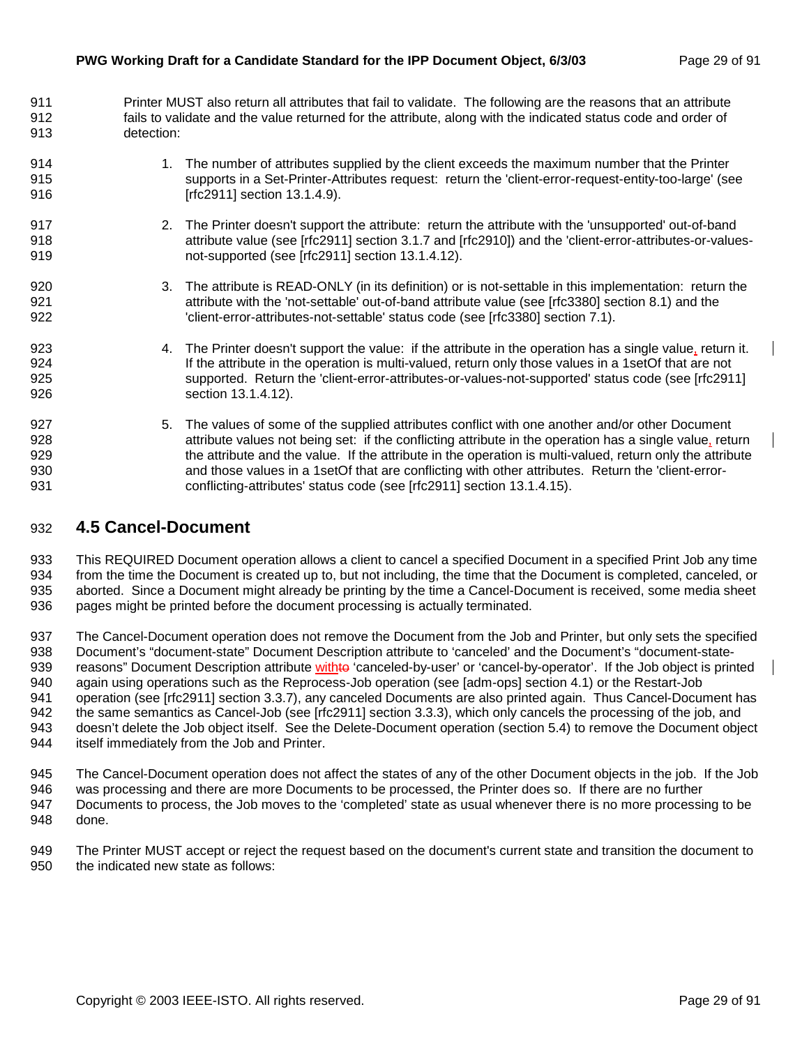Printer MUST also return all attributes that fail to validate. The following are the reasons that an attribute fails to validate and the value returned for the attribute, along with the indicated status code and order of detection:

1. The number of attributes supplied by the client exceeds the maximum number that the Printer supports in a Set-Printer-Attributes request: return the 'client-error-request-entity-too-large' (see [rfc2911] section 13.1.4.9).

2. The Printer doesn't support the attribute: return the attribute with the 'unsupported' out-of-band attribute value (see [rfc2911] section 3.1.7 and [rfc2910]) and the 'client-error-attributes-or-values-not-supported' (see [rfc2911] section 13.1.4.12).

3. The attribute is READ-ONLY (in its definition) or is not-settable in this implementation: return the attribute with the 'not-settable' out-of-band attribute value (see [rfc3380] section 8.1) and the 'client-error-attributes-not-settable' status code (see [rfc3380] section 7.1).

4. The Printer doesn't support the value: if the attribute in the operation has a single value, return it. If the attribute in the operation is multi-valued, return only those values in a 1setOf that are not supported. Return the 'client-error-attributes-or-values-not-supported' status code (see [rfc2911] section 13.1.4.12).

5. The values of some of the supplied attributes conflict with one another and/or other Document attribute values not being set: if the conflicting attribute in the operation has a single value, return the attribute and the value. If the attribute in the operation is multi-valued, return only the attribute and those values in a 1setOf that are conflicting with other attributes. Return the 'client-error-conflicting-attributes' status code (see [rfc2911] section 13.1.4.15).

## 4.5 Cancel-Document

This REQUIRED Document operation allows a client to cancel a specified Document in a specified Print Job any time from the time the Document is created up to, but not including, the time that the Document is completed, canceled, or aborted. Since a Document might already be printing by the time a Cancel-Document is received, some media sheet pages might be printed before the document processing is actually terminated.

The Cancel-Document operation does not remove the Document from the Job and Printer, but only sets the specified Document's "document-state" Document Description attribute to 'canceled' and the Document's "document-state-reasons" Document Description attribute withto 'canceled-by-user' or 'cancel-by-operator'. If the Job object is printed again using operations such as the Reprocess-Job operation (see [adm-ops] section 4.1) or the Restart-Job operation (see [rfc2911] section 3.3.7), any canceled Documents are also printed again. Thus Cancel-Document has the same semantics as Cancel-Job (see [rfc2911] section 3.3.3), which only cancels the processing of the job, and doesn't delete the Job object itself. See the Delete-Document operation (section 5.4) to remove the Document object itself immediately from the Job and Printer.

The Cancel-Document operation does not affect the states of any of the other Document objects in the job. If the Job was processing and there are more Documents to be processed, the Printer does so. If there are no further Documents to process, the Job moves to the 'completed' state as usual whenever there is no more processing to be done.

The Printer MUST accept or reject the request based on the document's current state and transition the document to the indicated new state as follows: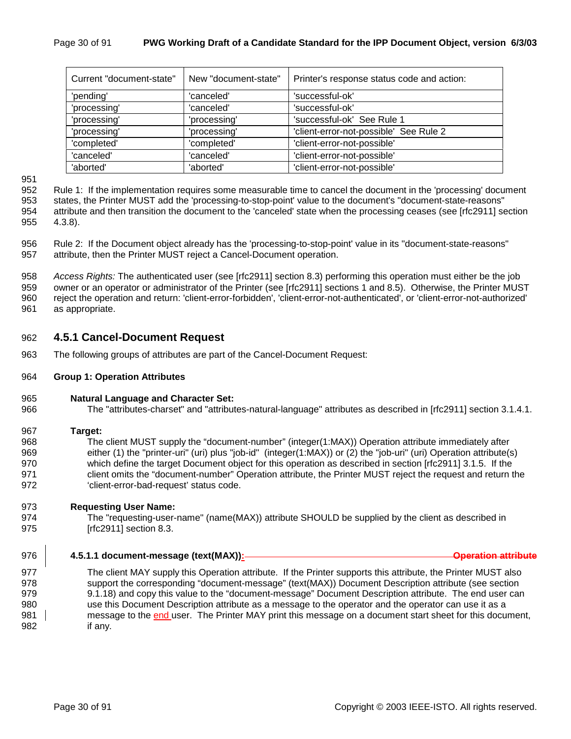| Current "document-state" | New "document-state" | Printer's response status code and action: |
|---|---|---|
| 'pending' | 'canceled' | 'successful-ok' |
| 'processing' | 'canceled' | 'successful-ok' |
| 'processing' | 'processing' | 'successful-ok' See Rule 1 |
| 'processing' | 'processing' | 'client-error-not-possible' See Rule 2 |
| 'completed' | 'completed' | 'client-error-not-possible' |
| 'canceled' | 'canceled' | 'client-error-not-possible' |
| 'aborted' | 'aborted' | 'client-error-not-possible' |

Rule 1: If the implementation requires some measurable time to cancel the document in the 'processing' document states, the Printer MUST add the 'processing-to-stop-point' value to the document's "document-state-reasons" attribute and then transition the document to the 'canceled' state when the processing ceases (see [rfc2911] section 4.3.8).

Rule 2: If the Document object already has the 'processing-to-stop-point' value in its "document-state-reasons" attribute, then the Printer MUST reject a Cancel-Document operation.

*Access Rights:* The authenticated user (see [rfc2911] section 8.3) performing this operation must either be the job owner or an operator or administrator of the Printer (see [rfc2911] sections 1 and 8.5). Otherwise, the Printer MUST reject the operation and return: 'client-error-forbidden', 'client-error-not-authenticated', or 'client-error-not-authorized' as appropriate.

## 4.5.1 Cancel-Document Request

The following groups of attributes are part of the Cancel-Document Request:

**Group 1: Operation Attributes**

**Natural Language and Character Set:**

The "attributes-charset" and "attributes-natural-language" attributes as described in [rfc2911] section 3.1.4.1.

**Target:**

The client MUST supply the “document-number” (integer(1:MAX)) Operation attribute immediately after either (1) the "printer-uri" (uri) plus "job-id" (integer(1:MAX)) or (2) the "job-uri" (uri) Operation attribute(s) which define the target Document object for this operation as described in section [rfc2911] 3.1.5. If the client omits the “document-number” Operation attribute, the Printer MUST reject the request and return the ‘client-error-bad-request’ status code.

**Requesting User Name:**

The "requesting-user-name" (name(MAX)) attribute SHOULD be supplied by the client as described in [rfc2911] section 8.3.

**4.5.1.1 document-message (text(MAX)):** ~~**Operation attribute**~~

The client MAY supply this Operation attribute. If the Printer supports this attribute, the Printer MUST also support the corresponding “document-message” (text(MAX)) Document Description attribute (see section 9.1.18) and copy this value to the “document-message” Document Description attribute. The end user can use this Document Description attribute as a message to the operator and the operator can use it as a message to the end user. The Printer MAY print this message on a document start sheet for this document, if any.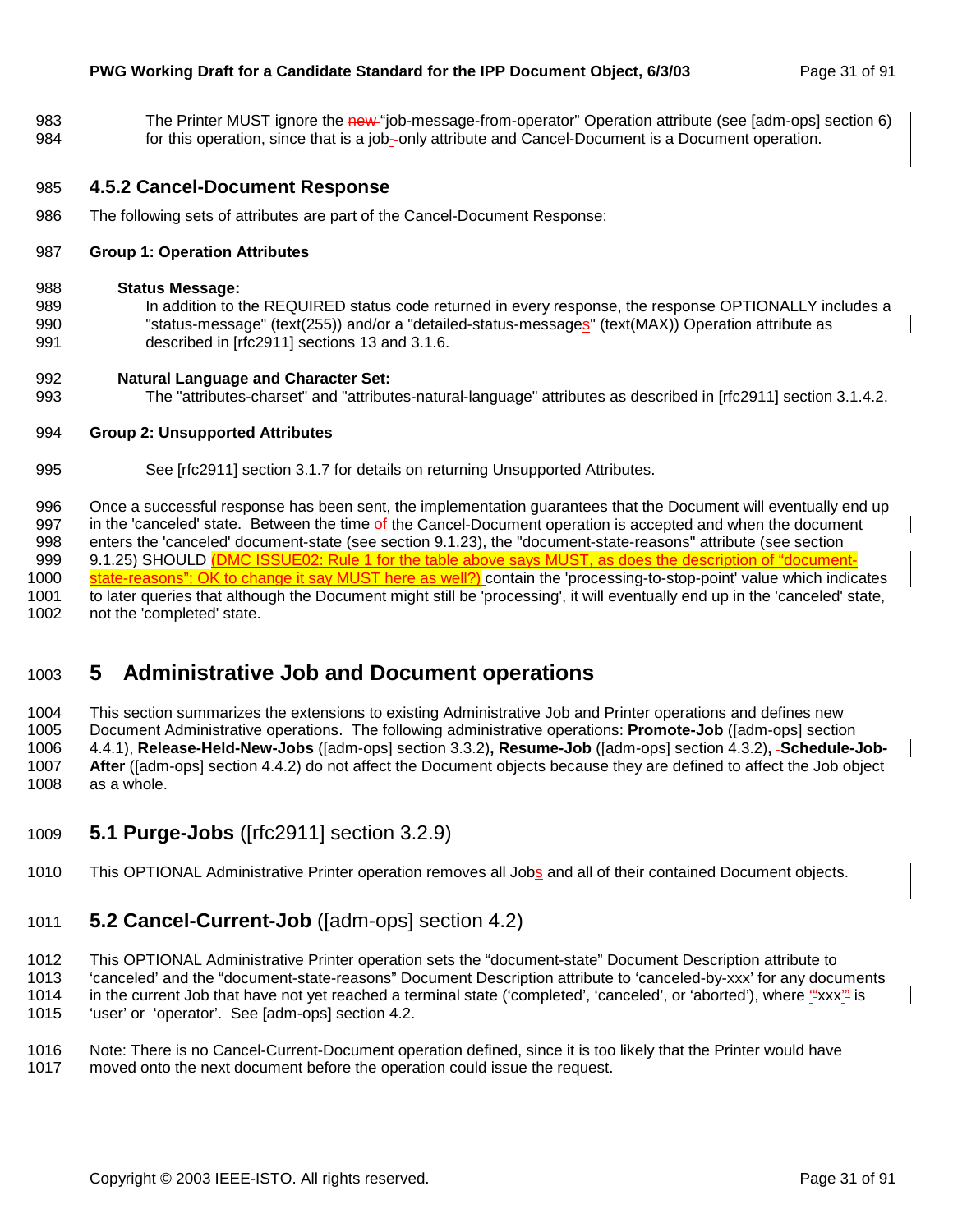The Printer MUST ignore the new "job-message-from-operator" Operation attribute (see [adm-ops] section 6) for this operation, since that is a job-only attribute and Cancel-Document is a Document operation.

### 4.5.2 Cancel-Document Response

The following sets of attributes are part of the Cancel-Document Response:

**Group 1: Operation Attributes**

**Status Message:**

In addition to the REQUIRED status code returned in every response, the response OPTIONALLY includes a "status-message" (text(255)) and/or a "detailed-status-messages" (text(MAX)) Operation attribute as described in [rfc2911] sections 13 and 3.1.6.

**Natural Language and Character Set:**

The "attributes-charset" and "attributes-natural-language" attributes as described in [rfc2911] section 3.1.4.2.

**Group 2: Unsupported Attributes**

See [rfc2911] section 3.1.7 for details on returning Unsupported Attributes.

Once a successful response has been sent, the implementation guarantees that the Document will eventually end up in the 'canceled' state. Between the time of the Cancel-Document operation is accepted and when the document enters the 'canceled' document-state (see section 9.1.23), the "document-state-reasons" attribute (see section 9.1.25) SHOULD (DMC ISSUE02: Rule 1 for the table above says MUST, as does the description of "document-state-reasons"; OK to change it say MUST here as well?) contain the 'processing-to-stop-point' value which indicates to later queries that although the Document might still be 'processing', it will eventually end up in the 'canceled' state, not the 'completed' state.

# 5 Administrative Job and Document operations

This section summarizes the extensions to existing Administrative Job and Printer operations and defines new Document Administrative operations. The following administrative operations: **Promote-Job** ([adm-ops] section 4.4.1), **Release-Held-New-Jobs** ([adm-ops] section 3.3.2)**, Resume-Job** ([adm-ops] section 4.3.2)**, Schedule-Job-After** ([adm-ops] section 4.4.2) do not affect the Document objects because they are defined to affect the Job object as a whole.

## 5.1 Purge-Jobs ([rfc2911] section 3.2.9)

This OPTIONAL Administrative Printer operation removes all Jobs and all of their contained Document objects.

## 5.2 Cancel-Current-Job ([adm-ops] section 4.2)

This OPTIONAL Administrative Printer operation sets the "document-state" Document Description attribute to 'canceled' and the "document-state-reasons" Document Description attribute to 'canceled-by-xxx' for any documents in the current Job that have not yet reached a terminal state ('completed', 'canceled', or 'aborted'), where 'xxx' is 'user' or 'operator'. See [adm-ops] section 4.2.

Note: There is no Cancel-Current-Document operation defined, since it is too likely that the Printer would have moved onto the next document before the operation could issue the request.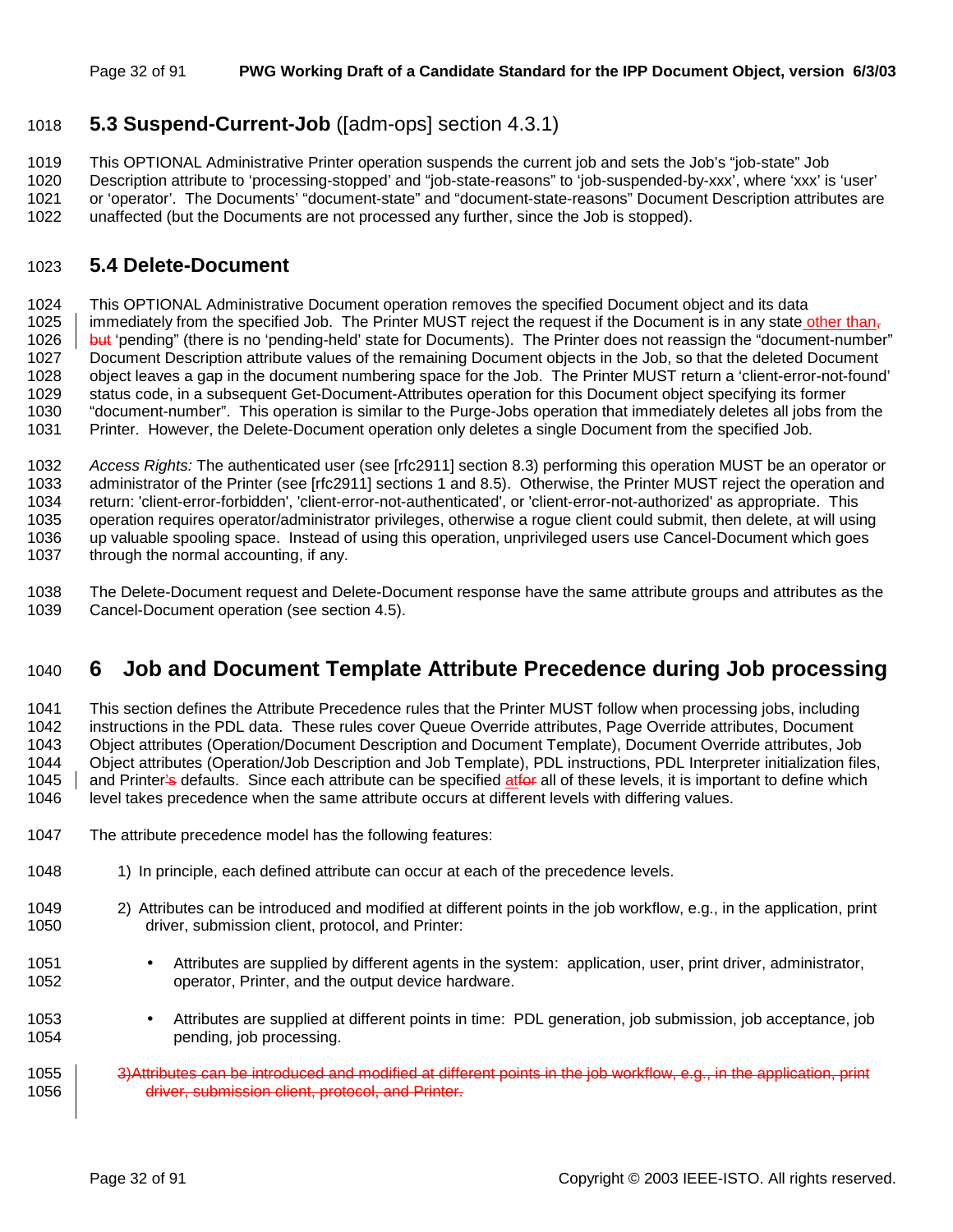## 5.3 Suspend-Current-Job ([adm-ops] section 4.3.1)

This OPTIONAL Administrative Printer operation suspends the current job and sets the Job's "job-state" Job Description attribute to 'processing-stopped' and "job-state-reasons" to 'job-suspended-by-xxx', where 'xxx' is 'user' or 'operator'. The Documents' "document-state" and "document-state-reasons" Document Description attributes are unaffected (but the Documents are not processed any further, since the Job is stopped).

## 5.4 Delete-Document

This OPTIONAL Administrative Document operation removes the specified Document object and its data immediately from the specified Job. The Printer MUST reject the request if the Document is in any state other than, ~~but~~ 'pending" (there is no 'pending-held' state for Documents). The Printer does not reassign the "document-number" Document Description attribute values of the remaining Document objects in the Job, so that the deleted Document object leaves a gap in the document numbering space for the Job. The Printer MUST return a 'client-error-not-found' status code, in a subsequent Get-Document-Attributes operation for this Document object specifying its former "document-number". This operation is similar to the Purge-Jobs operation that immediately deletes all jobs from the Printer. However, the Delete-Document operation only deletes a single Document from the specified Job.

*Access Rights:* The authenticated user (see [rfc2911] section 8.3) performing this operation MUST be an operator or administrator of the Printer (see [rfc2911] sections 1 and 8.5). Otherwise, the Printer MUST reject the operation and return: 'client-error-forbidden', 'client-error-not-authenticated', or 'client-error-not-authorized' as appropriate. This operation requires operator/administrator privileges, otherwise a rogue client could submit, then delete, at will using up valuable spooling space. Instead of using this operation, unprivileged users use Cancel-Document which goes through the normal accounting, if any.

The Delete-Document request and Delete-Document response have the same attribute groups and attributes as the Cancel-Document operation (see section 4.5).

# 6 Job and Document Template Attribute Precedence during Job processing

This section defines the Attribute Precedence rules that the Printer MUST follow when processing jobs, including instructions in the PDL data. These rules cover Queue Override attributes, Page Override attributes, Document Object attributes (Operation/Document Description and Document Template), Document Override attributes, Job Object attributes (Operation/Job Description and Job Template), PDL instructions, PDL Interpreter initialization files, and Printer~~'s~~ defaults. Since each attribute can be specified at~~for~~ all of these levels, it is important to define which level takes precedence when the same attribute occurs at different levels with differing values.

The attribute precedence model has the following features:

1) In principle, each defined attribute can occur at each of the precedence levels.

2) Attributes can be introduced and modified at different points in the job workflow, e.g., in the application, print driver, submission client, protocol, and Printer:

- Attributes are supplied by different agents in the system: application, user, print driver, administrator, operator, Printer, and the output device hardware.
- Attributes are supplied at different points in time: PDL generation, job submission, job acceptance, job pending, job processing.

~~3)Attributes can be introduced and modified at different points in the job workflow, e.g., in the application, print driver, submission client, protocol, and Printer.~~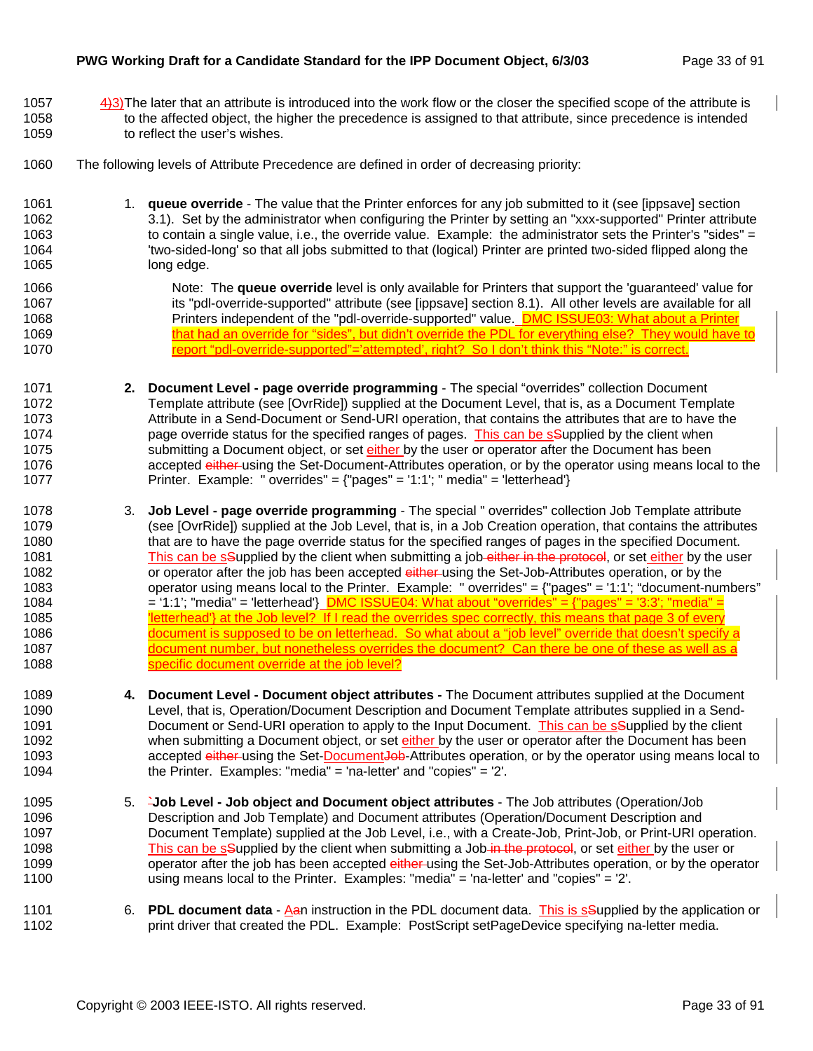4)3)The later that an attribute is introduced into the work flow or the closer the specified scope of the attribute is to the affected object, the higher the precedence is assigned to that attribute, since precedence is intended to reflect the user's wishes.

The following levels of Attribute Precedence are defined in order of decreasing priority:

1. **queue override** - The value that the Printer enforces for any job submitted to it (see [ippsave] section 3.1). Set by the administrator when configuring the Printer by setting an "xxx-supported" Printer attribute to contain a single value, i.e., the override value. Example: the administrator sets the Printer's "sides" = 'two-sided-long' so that all jobs submitted to that (logical) Printer are printed two-sided flipped along the long edge.

   Note: The **queue override** level is only available for Printers that support the 'guaranteed' value for its "pdl-override-supported" attribute (see [ippsave] section 8.1). All other levels are available for all Printers independent of the "pdl-override-supported" value. DMC ISSUE03: What about a Printer that had an override for "sides", but didn't override the PDL for everything else? They would have to report "pdl-override-supported"='attempted', right? So I don't think this "Note:" is correct.

2. **Document Level - page override programming** - The special "overrides" collection Document Template attribute (see [OvrRide]) supplied at the Document Level, that is, as a Document Template Attribute in a Send-Document or Send-URI operation, that contains the attributes that are to have the page override status for the specified ranges of pages. This can be sSupplied by the client when submitting a Document object, or set either by the user or operator after the Document has been accepted either using the Set-Document-Attributes operation, or by the operator using means local to the Printer. Example: " overrides" = {"pages" = '1:1'; " media" = 'letterhead'}

3. **Job Level - page override programming** - The special " overrides" collection Job Template attribute (see [OvrRide]) supplied at the Job Level, that is, in a Job Creation operation, that contains the attributes that are to have the page override status for the specified ranges of pages in the specified Document. This can be sSupplied by the client when submitting a job either in the protocol, or set either by the user or operator after the job has been accepted either using the Set-Job-Attributes operation, or by the operator using means local to the Printer. Example: " overrides" = {"pages" = '1:1'; "document-numbers" = '1:1'; "media" = 'letterhead'} DMC ISSUE04: What about "overrides" = {"pages" = '3:3'; "media" = 'letterhead'} at the Job level? If I read the overrides spec correctly, this means that page 3 of every document is supposed to be on letterhead. So what about a "job level" override that doesn't specify a document number, but nonetheless overrides the document? Can there be one of these as well as a specific document override at the job level?

4. **Document Level - Document object attributes -** The Document attributes supplied at the Document Level, that is, Operation/Document Description and Document Template attributes supplied in a Send-Document or Send-URI operation to apply to the Input Document. This can be sSupplied by the client when submitting a Document object, or set either by the user or operator after the Document has been accepted either using the Set-DocumentJob-Attributes operation, or by the operator using means local to the Printer. Examples: "media" = 'na-letter' and "copies" = '2'.

5. `**Job Level - Job object and Document object attributes** - The Job attributes (Operation/Job Description and Job Template) and Document attributes (Operation/Document Description and Document Template) supplied at the Job Level, i.e., with a Create-Job, Print-Job, or Print-URI operation. This can be sSupplied by the client when submitting a Job in the protocol, or set either by the user or operator after the job has been accepted either using the Set-Job-Attributes operation, or by the operator using means local to the Printer. Examples: "media" = 'na-letter' and "copies" = '2'.

6. **PDL document data** - Aan instruction in the PDL document data. This is sSupplied by the application or print driver that created the PDL. Example: PostScript setPageDevice specifying na-letter media.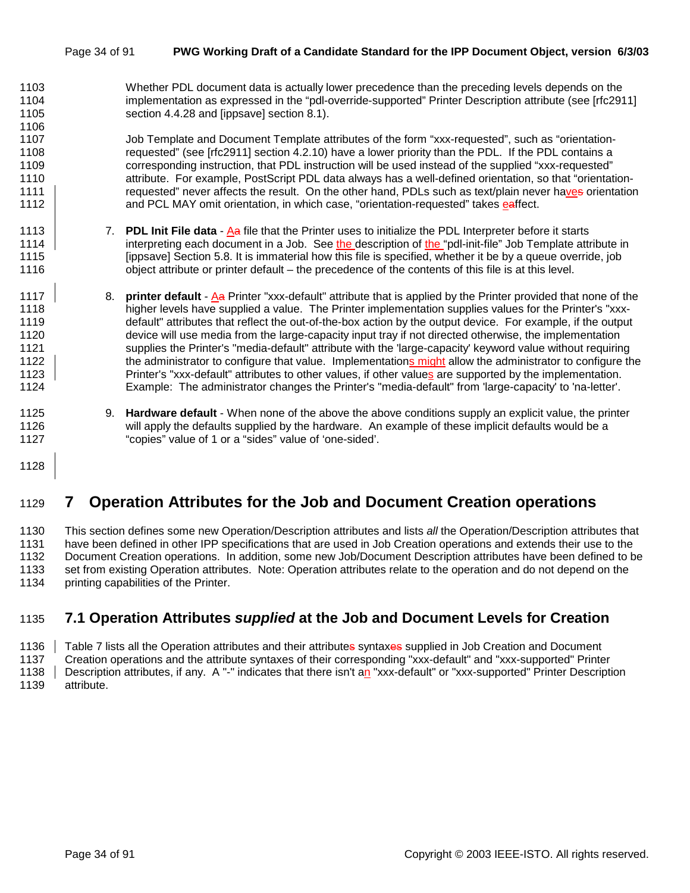Whether PDL document data is actually lower precedence than the preceding levels depends on the implementation as expressed in the "pdl-override-supported" Printer Description attribute (see [rfc2911] section 4.4.28 and [ippsave] section 8.1).

Job Template and Document Template attributes of the form "xxx-requested", such as "orientation-requested" (see [rfc2911] section 4.2.10) have a lower priority than the PDL. If the PDL contains a corresponding instruction, that PDL instruction will be used instead of the supplied "xxx-requested" attribute. For example, PostScript PDL data always has a well-defined orientation, so that "orientation-requested" never affects the result. On the other hand, PDLs such as text/plain never haves orientation and PCL MAY omit orientation, in which case, "orientation-requested" takes eaffect.

7. **PDL Init File data** - Aa file that the Printer uses to initialize the PDL Interpreter before it starts interpreting each document in a Job. See the description of the "pdl-init-file" Job Template attribute in [ippsave] Section 5.8. It is immaterial how this file is specified, whether it be by a queue override, job object attribute or printer default – the precedence of the contents of this file is at this level.

8. **printer default** - Aa Printer "xxx-default" attribute that is applied by the Printer provided that none of the higher levels have supplied a value. The Printer implementation supplies values for the Printer's "xxx-default" attributes that reflect the out-of-the-box action by the output device. For example, if the output device will use media from the large-capacity input tray if not directed otherwise, the implementation supplies the Printer's "media-default" attribute with the 'large-capacity' keyword value without requiring the administrator to configure that value. Implementations might allow the administrator to configure the Printer's "xxx-default" attributes to other values, if other values are supported by the implementation. Example: The administrator changes the Printer's "media-default" from 'large-capacity' to 'na-letter'.

9. **Hardware default** - When none of the above the above conditions supply an explicit value, the printer will apply the defaults supplied by the hardware. An example of these implicit defaults would be a "copies" value of 1 or a "sides" value of 'one-sided'.

# 7 Operation Attributes for the Job and Document Creation operations

This section defines some new Operation/Description attributes and lists *all* the Operation/Description attributes that have been defined in other IPP specifications that are used in Job Creation operations and extends their use to the Document Creation operations. In addition, some new Job/Document Description attributes have been defined to be set from existing Operation attributes. Note: Operation attributes relate to the operation and do not depend on the printing capabilities of the Printer.

## 7.1 Operation Attributes *supplied* at the Job and Document Levels for Creation

Table 7 lists all the Operation attributes and their attributes syntaxes supplied in Job Creation and Document Creation operations and the attribute syntaxes of their corresponding "xxx-default" and "xxx-supported" Printer Description attributes, if any. A "-" indicates that there isn't an "xxx-default" or "xxx-supported" Printer Description attribute.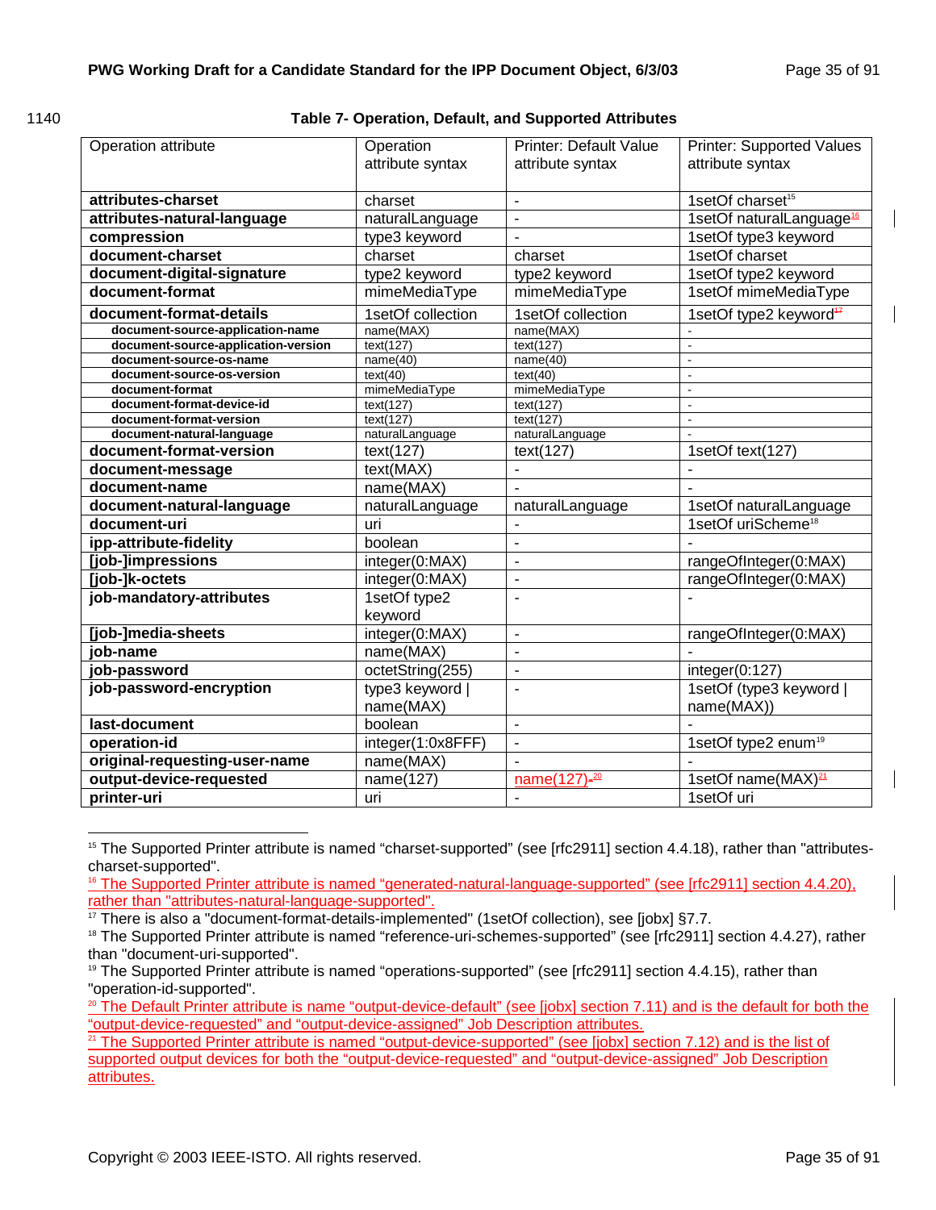1140

**Table 7- Operation, Default, and Supported Attributes**

| Operation attribute | Operation attribute syntax | Printer: Default Value attribute syntax | Printer: Supported Values attribute syntax |
|---|---|---|---|
| **attributes-charset** | charset | - | 1setOf charset[15] |
| **attributes-natural-language** | naturalLanguage | - | 1setOf naturalLanguage[16] |
| **compression** | type3 keyword | - | 1setOf type3 keyword |
| **document-charset** | charset | charset | 1setOf charset |
| **document-digital-signature** | type2 keyword | type2 keyword | 1setOf type2 keyword |
| **document-format** | mimeMediaType | mimeMediaType | 1setOf mimeMediaType |
| **document-format-details** | 1setOf collection | 1setOf collection | 1setOf type2 keyword[17] |
| **document-source-application-name** | name(MAX) | name(MAX) | - |
| **document-source-application-version** | text(127) | text(127) | - |
| **document-source-os-name** | name(40) | name(40) | - |
| **document-source-os-version** | text(40) | text(40) | - |
| **document-format** | mimeMediaType | mimeMediaType | - |
| **document-format-device-id** | text(127) | text(127) | - |
| **document-format-version** | text(127) | text(127) | - |
| **document-natural-language** | naturalLanguage | naturalLanguage | - |
| **document-format-version** | text(127) | text(127) | 1setOf text(127) |
| **document-message** | text(MAX) | - | - |
| **document-name** | name(MAX) | - | - |
| **document-natural-language** | naturalLanguage | naturalLanguage | 1setOf naturalLanguage |
| **document-uri** | uri | - | 1setOf uriScheme[18] |
| **ipp-attribute-fidelity** | boolean | - | - |
| **[job-]impressions** | integer(0:MAX) | - | rangeOfInteger(0:MAX) |
| **[job-]k-octets** | integer(0:MAX) | - | rangeOfInteger(0:MAX) |
| **job-mandatory-attributes** | 1setOf type2 keyword | - | - |
| **[job-]media-sheets** | integer(0:MAX) | - | rangeOfInteger(0:MAX) |
| **job-name** | name(MAX) | - | - |
| **job-password** | octetString(255) | - | integer(0:127) |
| **job-password-encryption** | type3 keyword \| name(MAX) | - | 1setOf (type3 keyword \| name(MAX)) |
| **last-document** | boolean | - | - |
| **operation-id** | integer(1:0x8FFF) | - | 1setOf type2 enum[19] |
| **original-requesting-user-name** | name(MAX) | - | - |
| **output-device-requested** | name(127) | name(127)[20] | 1setOf name(MAX)[21] |
| **printer-uri** | uri | - | 1setOf uri |

[15] The Supported Printer attribute is named “charset-supported” (see [rfc2911] section 4.4.18), rather than "attributes-charset-supported".

[16] The Supported Printer attribute is named “generated-natural-language-supported” (see [rfc2911] section 4.4.20), rather than "attributes-natural-language-supported".

[17] There is also a "document-format-details-implemented" (1setOf collection), see [jobx] §7.7.

[18] The Supported Printer attribute is named “reference-uri-schemes-supported” (see [rfc2911] section 4.4.27), rather than "document-uri-supported".

[19] The Supported Printer attribute is named “operations-supported” (see [rfc2911] section 4.4.15), rather than "operation-id-supported".

[20] The Default Printer attribute is name “output-device-default” (see [jobx] section 7.11) and is the default for both the “output-device-requested” and “output-device-assigned” Job Description attributes.

[21] The Supported Printer attribute is named “output-device-supported” (see [jobx] section 7.12) and is the list of supported output devices for both the “output-device-requested” and “output-device-assigned” Job Description attributes.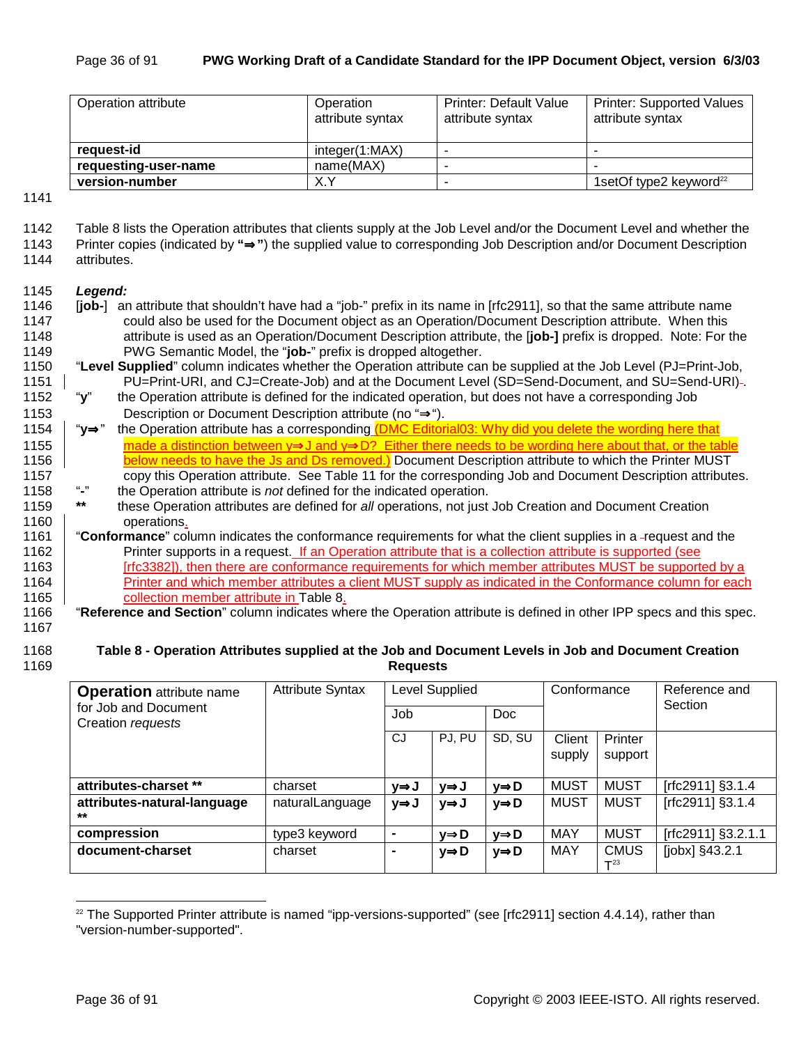| Operation attribute | Operation attribute syntax | Printer: Default Value attribute syntax | Printer: Supported Values attribute syntax |
|---|---|---|---|
| **request-id** | integer(1:MAX) | - | - |
| **requesting-user-name** | name(MAX) | - | - |
| **version-number** | X.Y | - | 1setOf type2 keyword[22] |

1141

1142 Table 8 lists the Operation attributes that clients supply at the Job Level and/or the Document Level and whether the
1143 Printer copies (indicated by **"⇒"**) the supplied value to corresponding Job Description and/or Document Description
1144 attributes.

1145 ***Legend:***

1146 [**job-**] an attribute that shouldn't have had a "job-" prefix in its name in [rfc2911], so that the same attribute name
1147 could also be used for the Document object as an Operation/Document Description attribute. When this
1148 attribute is used as an Operation/Document Description attribute, the [**job-]** prefix is dropped. Note: For the
1149 PWG Semantic Model, the "**job-**" prefix is dropped altogether.

1150 "**Level Supplied**" column indicates whether the Operation attribute can be supplied at the Job Level (PJ=Print-Job,
1151 PU=Print-URI, and CJ=Create-Job) and at the Document Level (SD=Send-Document, and SU=Send-URI).

1152 "**y**" the Operation attribute is defined for the indicated operation, but does not have a corresponding Job
1153 Description or Document Description attribute (no "⇒").

1154 "**y⇒**" the Operation attribute has a corresponding (DMC Editorial03: Why did you delete the wording here that
1155 made a distinction between y⇒J and y⇒D? Either there needs to be wording here about that, or the table
1156 below needs to have the Js and Ds removed.) Document Description attribute to which the Printer MUST
1157 copy this Operation attribute. See Table 11 for the corresponding Job and Document Description attributes.

1158 "**-**" the Operation attribute is *not* defined for the indicated operation.

1159 ****** these Operation attributes are defined for *all* operations, not just Job Creation and Document Creation
1160 operations.

1161 "**Conformance**" column indicates the conformance requirements for what the client supplies in a request and the
1162 Printer supports in a request. If an Operation attribute that is a collection attribute is supported (see
1163 [rfc3382]), then there are conformance requirements for which member attributes MUST be supported by a
1164 Printer and which member attributes a client MUST supply as indicated in the Conformance column for each
1165 collection member attribute in Table 8.

1166 "**Reference and Section**" column indicates where the Operation attribute is defined in other IPP specs and this spec.

1167

1168 **Table 8 - Operation Attributes supplied at the Job and Document Levels in Job and Document Creation**
1169 **Requests**

| **Operation** attribute name for Job and Document Creation *requests* | Attribute Syntax | Level Supplied | | | Conformance | | Reference and Section |
|---|---|---|---|---|---|---|---|
| | | Job | | Doc | | | |
| | | CJ | PJ, PU | SD, SU | Client supply | Printer support | |
| **attributes-charset \*\*** | charset | **y⇒J** | **y⇒J** | **y⇒D** | MUST | MUST | [rfc2911] §3.1.4 |
| **attributes-natural-language \*\*** | naturalLanguage | **y⇒J** | **y⇒J** | **y⇒D** | MUST | MUST | [rfc2911] §3.1.4 |
| **compression** | type3 keyword | **-** | **y⇒D** | **y⇒D** | MAY | MUST | [rfc2911] §3.2.1.1 |
| **document-charset** | charset | **-** | **y⇒D** | **y⇒D** | MAY | CMUST[23] | [jobx] §43.2.1 |

[22] The Supported Printer attribute is named "ipp-versions-supported" (see [rfc2911] section 4.4.14), rather than "version-number-supported".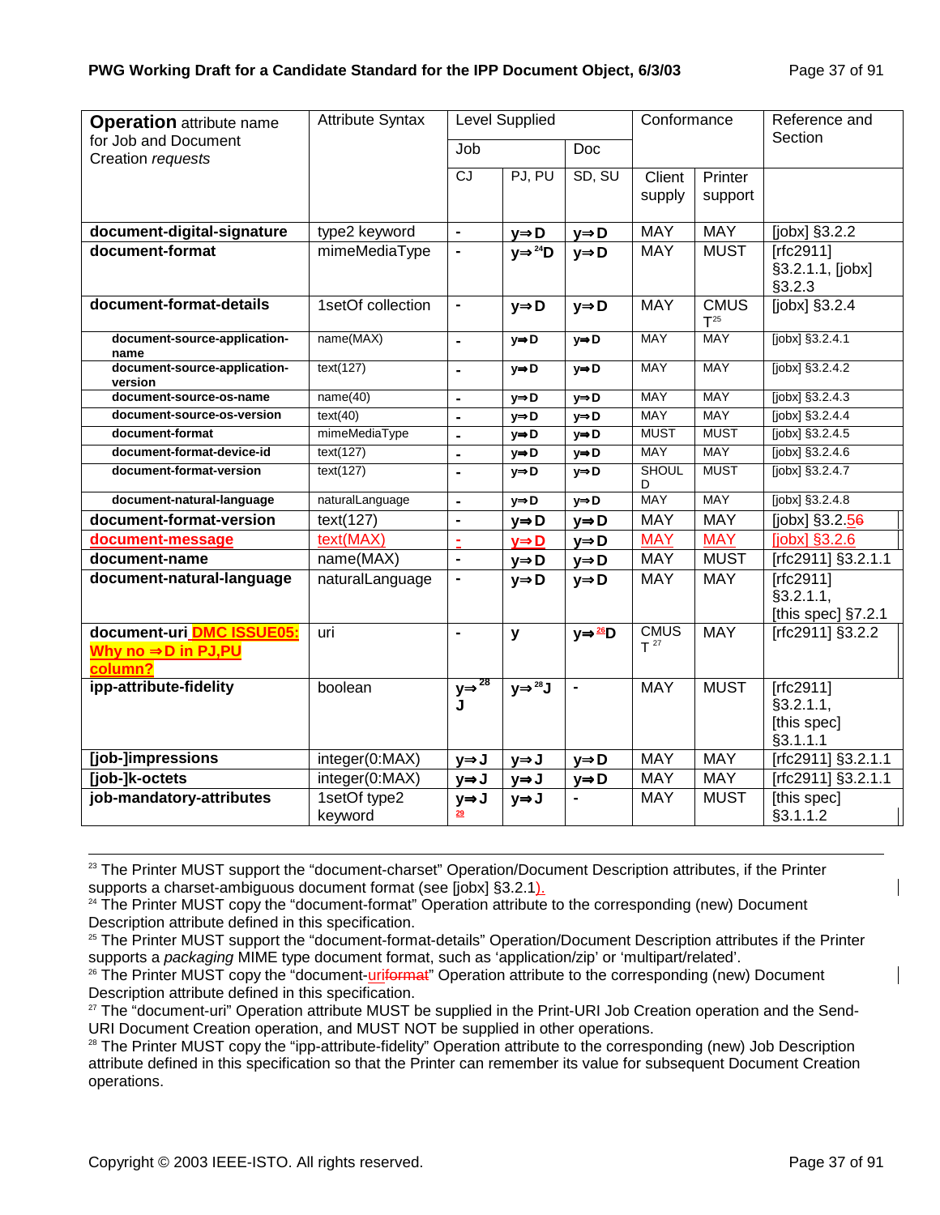| **Operation** attribute name for Job and Document Creation *requests* | Attribute Syntax | Level Supplied | | | Conformance | | Reference and Section |
|---|---|---|---|---|---|---|---|
| | | Job | | Doc | | | |
| | | CJ | PJ, PU | SD, SU | Client supply | Printer support | |
| **document-digital-signature** | type2 keyword | - | **y⇒D** | **y⇒D** | MAY | MAY | [jobx] §3.2.2 |
| **document-format** | mimeMediaType | - | **y⇒ [24] D** | **y⇒D** | MAY | MUST | [rfc2911] §3.2.1.1, [jobx] §3.2.3 |
| **document-format-details** | 1setOf collection | - | **y⇒D** | **y⇒D** | MAY | CMUST [25] | [jobx] §3.2.4 |
| **document-source-application-name** | name(MAX) | - | **y⇒D** | **y⇒D** | MAY | MAY | [jobx] §3.2.4.1 |
| **document-source-application-version** | text(127) | - | **y⇒D** | **y⇒D** | MAY | MAY | [jobx] §3.2.4.2 |
| **document-source-os-name** | name(40) | - | **y⇒D** | **y⇒D** | MAY | MAY | [jobx] §3.2.4.3 |
| **document-source-os-version** | text(40) | - | **y⇒D** | **y⇒D** | MAY | MAY | [jobx] §3.2.4.4 |
| **document-format** | mimeMediaType | - | **y⇒D** | **y⇒D** | MUST | MUST | [jobx] §3.2.4.5 |
| **document-format-device-id** | text(127) | - | **y⇒D** | **y⇒D** | MAY | MAY | [jobx] §3.2.4.6 |
| **document-format-version** | text(127) | - | **y⇒D** | **y⇒D** | SHOULD | MUST | [jobx] §3.2.4.7 |
| **document-natural-language** | naturalLanguage | - | **y⇒D** | **y⇒D** | MAY | MAY | [jobx] §3.2.4.8 |
| **document-format-version** | text(127) | - | **y⇒D** | **y⇒D** | MAY | MAY | [jobx] §3.2.5~~6~~ |
| **document-message** | text(MAX) | - | **y⇒D** | **y⇒D** | MAY | MAY | [jobx] §3.2.6 |
| **document-name** | name(MAX) | - | **y⇒D** | **y⇒D** | MAY | MUST | [rfc2911] §3.2.1.1 |
| **document-natural-language** | naturalLanguage | - | **y⇒D** | **y⇒D** | MAY | MAY | [rfc2911] §3.2.1.1, [this spec] §7.2.1 |
| **document-uri** **DMC ISSUE05: Why no ⇒D in PJ,PU column?** | uri | - | **y** | **y⇒ [26] D** | CMUST [27] | MAY | [rfc2911] §3.2.2 |
| **ipp-attribute-fidelity** | boolean | **y⇒ [28] J** | **y⇒ [28] J** | - | MAY | MUST | [rfc2911] §3.2.1.1, [this spec] §3.1.1.1 |
| **[job-]impressions** | integer(0:MAX) | **y⇒J** | **y⇒J** | **y⇒D** | MAY | MAY | [rfc2911] §3.2.1.1 |
| **[job-]k-octets** | integer(0:MAX) | **y⇒J** | **y⇒J** | **y⇒D** | MAY | MAY | [rfc2911] §3.2.1.1 |
| **job-mandatory-attributes** | 1setOf type2 keyword | **y⇒J** [29] | **y⇒J** | - | MAY | MUST | [this spec] §3.1.1.2 |

---

[23] The Printer MUST support the "document-charset" Operation/Document Description attributes, if the Printer supports a charset-ambiguous document format (see [jobx] §3.2.1).

[24] The Printer MUST copy the "document-format" Operation attribute to the corresponding (new) Document Description attribute defined in this specification.

[25] The Printer MUST support the "document-format-details" Operation/Document Description attributes if the Printer supports a *packaging* MIME type document format, such as 'application/zip' or 'multipart/related'.

[26] The Printer MUST copy the "document-uri~~format~~" Operation attribute to the corresponding (new) Document Description attribute defined in this specification.

[27] The "document-uri" Operation attribute MUST be supplied in the Print-URI Job Creation operation and the Send-URI Document Creation operation, and MUST NOT be supplied in other operations.

[28] The Printer MUST copy the "ipp-attribute-fidelity" Operation attribute to the corresponding (new) Job Description attribute defined in this specification so that the Printer can remember its value for subsequent Document Creation operations.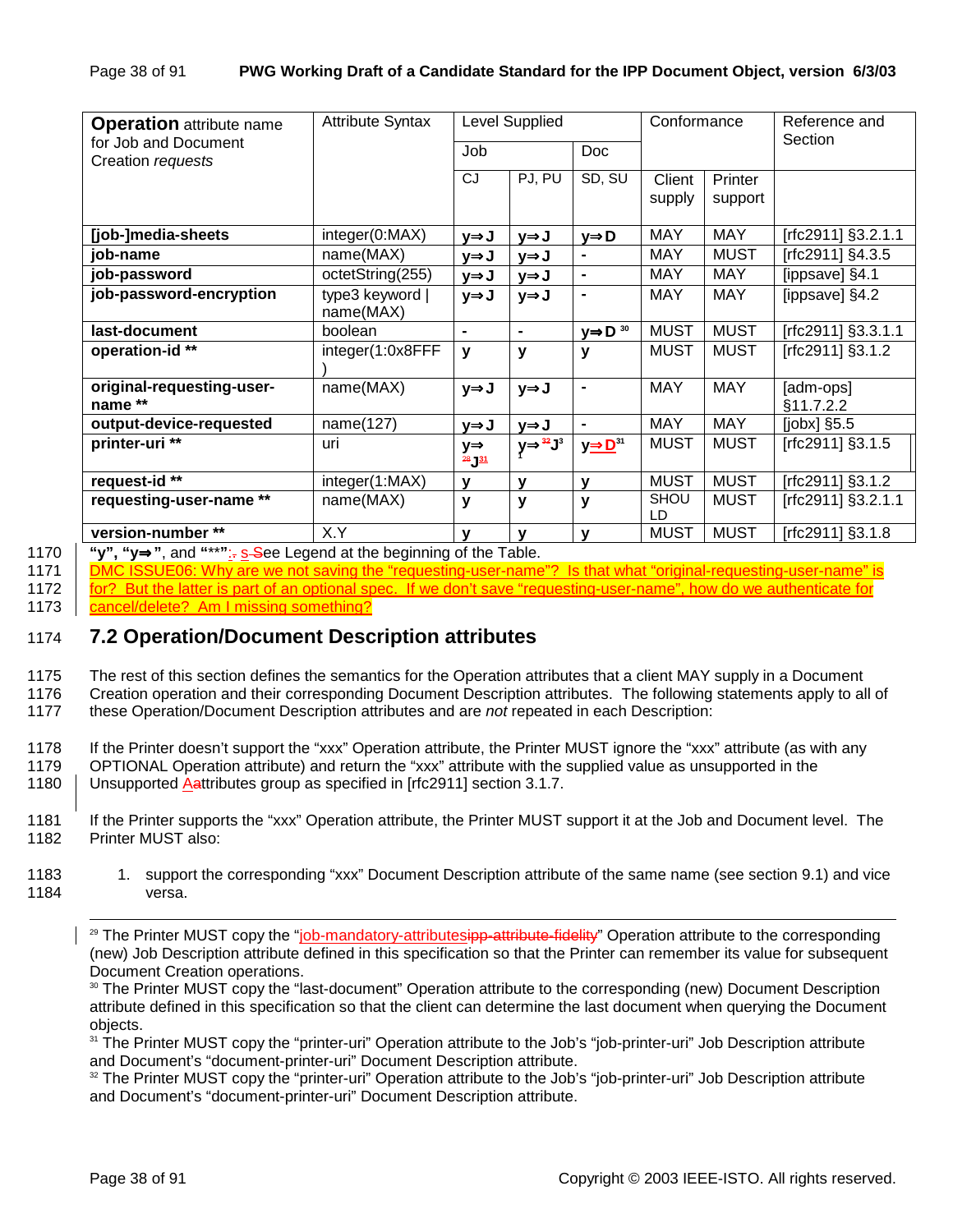| **Operation** attribute name for Job and Document Creation *requests* | Attribute Syntax | Level Supplied | | | Conformance | | Reference and Section |
|---|---|---|---|---|---|---|---|
| | | Job | | Doc | | | |
| | | CJ | PJ, PU | SD, SU | Client supply | Printer support | |
| **[job-]media-sheets** | integer(0:MAX) | **y⇒J** | **y⇒J** | **y⇒D** | MAY | MAY | [rfc2911] §3.2.1.1 |
| **job-name** | name(MAX) | **y⇒J** | **y⇒J** | **-** | MAY | MUST | [rfc2911] §4.3.5 |
| **job-password** | octetString(255) | **y⇒J** | **y⇒J** | **-** | MAY | MAY | [ippsave] §4.1 |
| **job-password-encryption** | type3 keyword \| name(MAX) | **y⇒J** | **y⇒J** | **-** | MAY | MAY | [ippsave] §4.2 |
| **last-document** | boolean | **-** | **-** | **y⇒D** [30] | MUST | MUST | [rfc2911] §3.3.1.1 |
| **operation-id \*\*** | integer(1:0x8FFF) | **y** | **y** | **y** | MUST | MUST | [rfc2911] §3.1.2 |
| **original-requesting-user-name \*\*** | name(MAX) | **y⇒J** | **y⇒J** | **-** | MAY | MAY | [adm-ops] §11.7.2.2 |
| **output-device-requested** | name(127) | **y⇒J** | **y⇒J** | **-** | MAY | MAY | [jobx] §5.5 |
| **printer-uri \*\*** | uri | **y⇒** [28] **J** [31] | **y⇒** [32] **J** [31] | **y⇒D** [31] | MUST | MUST | [rfc2911] §3.1.5 |
| **request-id \*\*** | integer(1:MAX) | **y** | **y** | **y** | MUST | MUST | [rfc2911] §3.1.2 |
| **requesting-user-name \*\*** | name(MAX) | **y** | **y** | **y** | SHOULD | MUST | [rfc2911] §3.2.1.1 |
| **version-number \*\*** | X.Y | **y** | **y** | **y** | MUST | MUST | [rfc2911] §3.1.8 |

**"y", "y⇒"**, and **"\*\*"**: see Legend at the beginning of the Table.

DMC ISSUE06: Why are we not saving the "requesting-user-name"? Is that what "original-requesting-user-name" is for? But the latter is part of an optional spec. If we don't save "requesting-user-name", how do we authenticate for cancel/delete? Am I missing something?

## 7.2 Operation/Document Description attributes

The rest of this section defines the semantics for the Operation attributes that a client MAY supply in a Document Creation operation and their corresponding Document Description attributes. The following statements apply to all of these Operation/Document Description attributes and are *not* repeated in each Description:

If the Printer doesn't support the "xxx" Operation attribute, the Printer MUST ignore the "xxx" attribute (as with any OPTIONAL Operation attribute) and return the "xxx" attribute with the supplied value as unsupported in the Unsupported Attributes group as specified in [rfc2911] section 3.1.7.

If the Printer supports the "xxx" Operation attribute, the Printer MUST support it at the Job and Document level. The Printer MUST also:

1. support the corresponding "xxx" Document Description attribute of the same name (see section 9.1) and vice versa.

---

[29] The Printer MUST copy the "job-mandatory-attributes" Operation attribute to the corresponding (new) Job Description attribute defined in this specification so that the Printer can remember its value for subsequent Document Creation operations.

[30] The Printer MUST copy the "last-document" Operation attribute to the corresponding (new) Document Description attribute defined in this specification so that the client can determine the last document when querying the Document objects.

[31] The Printer MUST copy the "printer-uri" Operation attribute to the Job's "job-printer-uri" Job Description attribute and Document's "document-printer-uri" Document Description attribute.

[32] The Printer MUST copy the "printer-uri" Operation attribute to the Job's "job-printer-uri" Job Description attribute and Document's "document-printer-uri" Document Description attribute.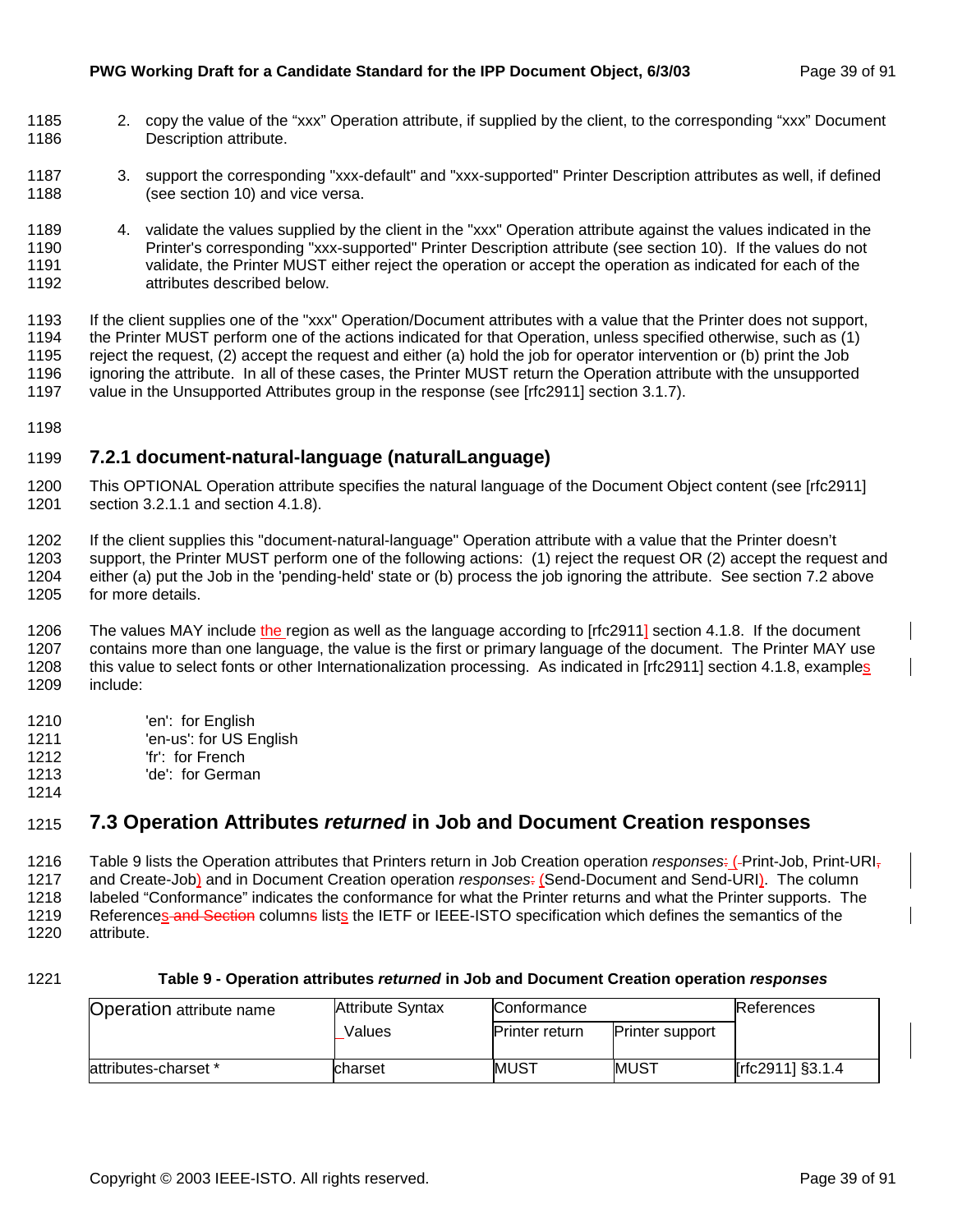2. copy the value of the "xxx" Operation attribute, if supplied by the client, to the corresponding "xxx" Document Description attribute.

3. support the corresponding "xxx-default" and "xxx-supported" Printer Description attributes as well, if defined (see section 10) and vice versa.

4. validate the values supplied by the client in the "xxx" Operation attribute against the values indicated in the Printer's corresponding "xxx-supported" Printer Description attribute (see section 10). If the values do not validate, the Printer MUST either reject the operation or accept the operation as indicated for each of the attributes described below.

If the client supplies one of the "xxx" Operation/Document attributes with a value that the Printer does not support, the Printer MUST perform one of the actions indicated for that Operation, unless specified otherwise, such as (1) reject the request, (2) accept the request and either (a) hold the job for operator intervention or (b) print the Job ignoring the attribute. In all of these cases, the Printer MUST return the Operation attribute with the unsupported value in the Unsupported Attributes group in the response (see [rfc2911] section 3.1.7).

### 7.2.1 document-natural-language (naturalLanguage)

This OPTIONAL Operation attribute specifies the natural language of the Document Object content (see [rfc2911] section 3.2.1.1 and section 4.1.8).

If the client supplies this "document-natural-language" Operation attribute with a value that the Printer doesn't support, the Printer MUST perform one of the following actions: (1) reject the request OR (2) accept the request and either (a) put the Job in the 'pending-held' state or (b) process the job ignoring the attribute. See section 7.2 above for more details.

The values MAY include the region as well as the language according to [rfc2911] section 4.1.8. If the document contains more than one language, the value is the first or primary language of the document. The Printer MAY use this value to select fonts or other Internationalization processing. As indicated in [rfc2911] section 4.1.8, examples include:

'en': for English
'en-us': for US English
'fr': for French
'de': for German

## 7.3 Operation Attributes *returned* in Job and Document Creation responses

Table 9 lists the Operation attributes that Printers return in Job Creation operation *responses* (Print-Job, Print-URI and Create-Job) and in Document Creation operation *responses* (Send-Document and Send-URI). The column labeled "Conformance" indicates the conformance for what the Printer returns and what the Printer supports. The References column lists the IETF or IEEE-ISTO specification which defines the semantics of the attribute.

**Table 9 - Operation attributes *returned* in Job and Document Creation operation *responses***

| Operation attribute name | Attribute Syntax Values | Conformance | | References |
|---|---|---|---|---|
| | | Printer return | Printer support | |
| attributes-charset * | charset | MUST | MUST | [rfc2911] §3.1.4 |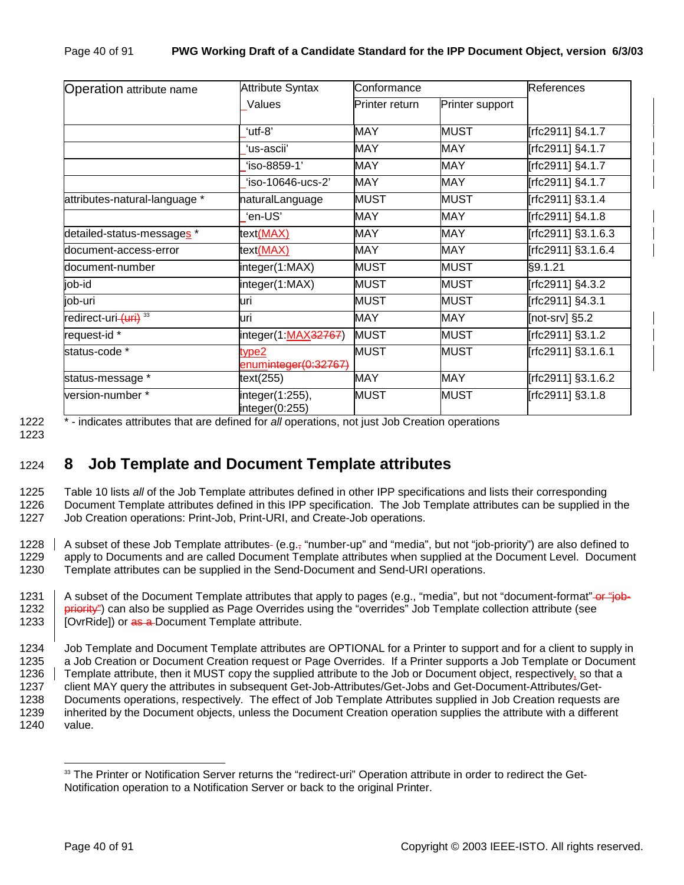| Operation attribute name | Attribute Syntax Values | Conformance | | References |
|---|---|---|---|---|
| | | Printer return | Printer support | |
| | 'utf-8' | MAY | MUST | [rfc2911] §4.1.7 |
| | 'us-ascii' | MAY | MAY | [rfc2911] §4.1.7 |
| | 'iso-8859-1' | MAY | MAY | [rfc2911] §4.1.7 |
| | 'iso-10646-ucs-2' | MAY | MAY | [rfc2911] §4.1.7 |
| attributes-natural-language * | naturalLanguage | MUST | MUST | [rfc2911] §3.1.4 |
| | 'en-US' | MAY | MAY | [rfc2911] §4.1.8 |
| detailed-status-messages * | text(MAX) | MAY | MAY | [rfc2911] §3.1.6.3 |
| document-access-error | text(MAX) | MAY | MAY | [rfc2911] §3.1.6.4 |
| document-number | integer(1:MAX) | MUST | MUST | §9.1.21 |
| job-id | integer(1:MAX) | MUST | MUST | [rfc2911] §4.3.2 |
| job-uri | uri | MUST | MUST | [rfc2911] §4.3.1 |
| redirect-uri (uri) [33] | uri | MAY | MAY | [not-srv] §5.2 |
| request-id * | integer(1:MAX32767) | MUST | MUST | [rfc2911] §3.1.2 |
| status-code * | type2 enuminteger(0:32767) | MUST | MUST | [rfc2911] §3.1.6.1 |
| status-message * | text(255) | MAY | MAY | [rfc2911] §3.1.6.2 |
| version-number * | integer(1:255), integer(0:255) | MUST | MUST | [rfc2911] §3.1.8 |

1222 * - indicates attributes that are defined for *all* operations, not just Job Creation operations

1223

# 1224 8 Job Template and Document Template attributes

1225 Table 10 lists *all* of the Job Template attributes defined in other IPP specifications and lists their corresponding
1226 Document Template attributes defined in this IPP specification. The Job Template attributes can be supplied in the
1227 Job Creation operations: Print-Job, Print-URI, and Create-Job operations.

1228 A subset of these Job Template attributes- (e.g.,, "number-up" and "media", but not "job-priority") are also defined to
1229 apply to Documents and are called Document Template attributes when supplied at the Document Level. Document
1230 Template attributes can be supplied in the Send-Document and Send-URI operations.

1231 A subset of the Document Template attributes that apply to pages (e.g., "media", but not "document-format" or "job-
1232 priority") can also be supplied as Page Overrides using the "overrides" Job Template collection attribute (see
1233 [OvrRide]) or as a Document Template attribute.

1234 Job Template and Document Template attributes are OPTIONAL for a Printer to support and for a client to supply in
1235 a Job Creation or Document Creation request or Page Overrides. If a Printer supports a Job Template or Document
1236 Template attribute, then it MUST copy the supplied attribute to the Job or Document object, respectively, so that a
1237 client MAY query the attributes in subsequent Get-Job-Attributes/Get-Jobs and Get-Document-Attributes/Get-
1238 Documents operations, respectively. The effect of Job Template Attributes supplied in Job Creation requests are
1239 inherited by the Document objects, unless the Document Creation operation supplies the attribute with a different
1240 value.

[33] The Printer or Notification Server returns the "redirect-uri" Operation attribute in order to redirect the Get-Notification operation to a Notification Server or back to the original Printer.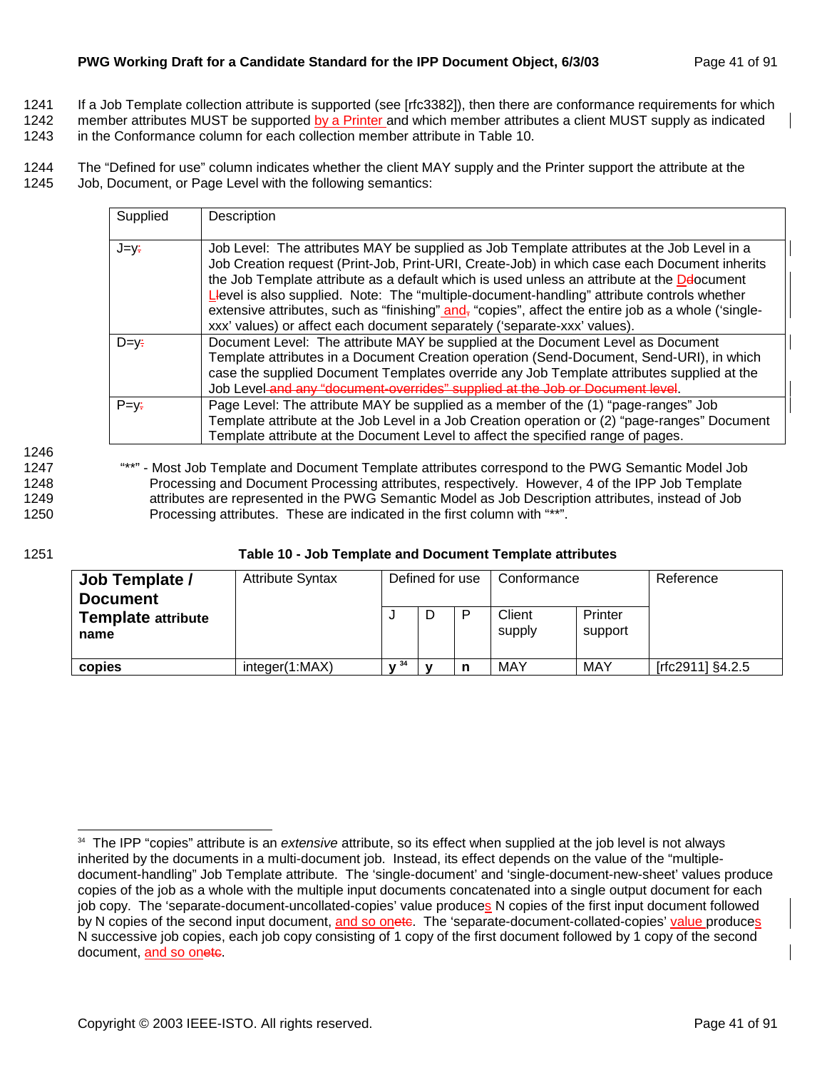If a Job Template collection attribute is supported (see [rfc3382]), then there are conformance requirements for which member attributes MUST be supported by a Printer and which member attributes a client MUST supply as indicated in the Conformance column for each collection member attribute in Table 10.

The "Defined for use" column indicates whether the client MAY supply and the Printer support the attribute at the Job, Document, or Page Level with the following semantics:

| Supplied | Description |
|---|---|
| J=y | Job Level: The attributes MAY be supplied as Job Template attributes at the Job Level in a Job Creation request (Print-Job, Print-URI, Create-Job) in which case each Document inherits the Job Template attribute as a default which is used unless an attribute at the Document Level is also supplied. Note: The "multiple-document-handling" attribute controls whether extensive attributes, such as "finishing" and "copies", affect the entire job as a whole ('single-xxx' values) or affect each document separately ('separate-xxx' values). |
| D=y | Document Level: The attribute MAY be supplied at the Document Level as Document Template attributes in a Document Creation operation (Send-Document, Send-URI), in which case the supplied Document Templates override any Job Template attributes supplied at the Job Level. |
| P=y | Page Level: The attribute MAY be supplied as a member of the (1) "page-ranges" Job Template attribute at the Job Level in a Job Creation operation or (2) "page-ranges" Document Template attribute at the Document Level to affect the specified range of pages. |

"**" - Most Job Template and Document Template attributes correspond to the PWG Semantic Model Job Processing and Document Processing attributes, respectively. However, 4 of the IPP Job Template attributes are represented in the PWG Semantic Model as Job Description attributes, instead of Job Processing attributes. These are indicated in the first column with "**".

**Table 10 - Job Template and Document Template attributes**

| **Job Template / Document Template attribute name** | Attribute Syntax | Defined for use | | | Conformance | | Reference |
|---|---|---|---|---|---|---|---|
| | | J | D | P | Client supply | Printer support | |
| **copies** | integer(1:MAX) | **y** [34] | **y** | **n** | MAY | MAY | [rfc2911] §4.2.5 |

[34] The IPP "copies" attribute is an *extensive* attribute, so its effect when supplied at the job level is not always inherited by the documents in a multi-document job. Instead, its effect depends on the value of the "multiple-document-handling" Job Template attribute. The 'single-document' and 'single-document-new-sheet' values produce copies of the job as a whole with the multiple input documents concatenated into a single output document for each job copy. The 'separate-document-uncollated-copies' value produces N copies of the first input document followed by N copies of the second input document, and so on. The 'separate-document-collated-copies' value produces N successive job copies, each job copy consisting of 1 copy of the first document followed by 1 copy of the second document, and so on.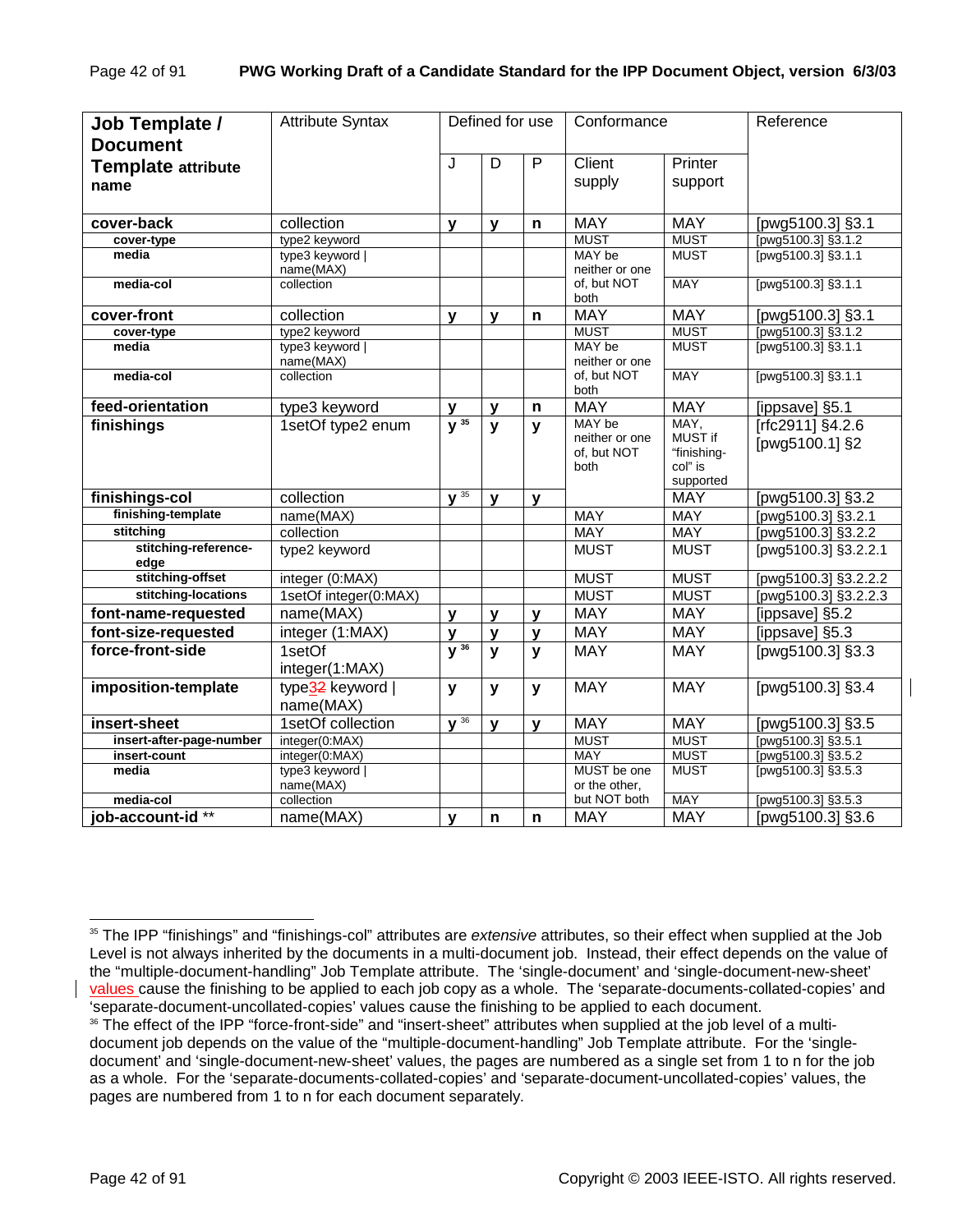| Job Template / Document Template attribute name | Attribute Syntax | Defined for use | | | Conformance | | Reference |
|---|---|---|---|---|---|---|---|
| | | J | D | P | Client supply | Printer support | |
| **cover-back** | collection | **y** | **y** | **n** | MAY | MAY | [pwg5100.3] §3.1 |
| **cover-type** | type2 keyword | | | | MUST | MUST | [pwg5100.3] §3.1.2 |
| **media** | type3 keyword \| name(MAX) | | | | MAY be neither or one of, but NOT both | MUST | [pwg5100.3] §3.1.1 |
| **media-col** | collection | | | | | MAY | [pwg5100.3] §3.1.1 |
| **cover-front** | collection | **y** | **y** | **n** | MAY | MAY | [pwg5100.3] §3.1 |
| **cover-type** | type2 keyword | | | | MUST | MUST | [pwg5100.3] §3.1.2 |
| **media** | type3 keyword \| name(MAX) | | | | MAY be neither or one of, but NOT both | MUST | [pwg5100.3] §3.1.1 |
| **media-col** | collection | | | | | MAY | [pwg5100.3] §3.1.1 |
| **feed-orientation** | type3 keyword | **y** | **y** | **n** | MAY | MAY | [ippsave] §5.1 |
| **finishings** | 1setOf type2 enum | **y** [35] | **y** | **y** | MAY be neither or one of, but NOT both | MAY, MUST if "finishing-col" is supported | [rfc2911] §4.2.6 [pwg5100.1] §2 |
| **finishings-col** | collection | **y** [35] | **y** | **y** | | MAY | [pwg5100.3] §3.2 |
| **finishing-template** | name(MAX) | | | | MAY | MAY | [pwg5100.3] §3.2.1 |
| **stitching** | collection | | | | MAY | MAY | [pwg5100.3] §3.2.2 |
| **stitching-reference-edge** | type2 keyword | | | | MUST | MUST | [pwg5100.3] §3.2.2.1 |
| **stitching-offset** | integer (0:MAX) | | | | MUST | MUST | [pwg5100.3] §3.2.2.2 |
| **stitching-locations** | 1setOf integer(0:MAX) | | | | MUST | MUST | [pwg5100.3] §3.2.2.3 |
| **font-name-requested** | name(MAX) | **y** | **y** | **y** | MAY | MAY | [ippsave] §5.2 |
| **font-size-requested** | integer (1:MAX) | **y** | **y** | **y** | MAY | MAY | [ippsave] §5.3 |
| **force-front-side** | 1setOf integer(1:MAX) | **y** [36] | **y** | **y** | MAY | MAY | [pwg5100.3] §3.3 |
| **imposition-template** | type3 ~~2~~ keyword \| name(MAX) | **y** | **y** | **y** | MAY | MAY | [pwg5100.3] §3.4 |
| **insert-sheet** | 1setOf collection | **y** [36] | **y** | **y** | MAY | MAY | [pwg5100.3] §3.5 |
| **insert-after-page-number** | integer(0:MAX) | | | | MUST | MUST | [pwg5100.3] §3.5.1 |
| **insert-count** | integer(0:MAX) | | | | MAY | MUST | [pwg5100.3] §3.5.2 |
| **media** | type3 keyword \| name(MAX) | | | | MUST be one or the other, but NOT both | MUST | [pwg5100.3] §3.5.3 |
| **media-col** | collection | | | | | MAY | [pwg5100.3] §3.5.3 |
| **job-account-id** ** | name(MAX) | **y** | **n** | **n** | MAY | MAY | [pwg5100.3] §3.6 |

[35] The IPP "finishings" and "finishings-col" attributes are *extensive* attributes, so their effect when supplied at the Job Level is not always inherited by the documents in a multi-document job. Instead, their effect depends on the value of the "multiple-document-handling" Job Template attribute. The 'single-document' and 'single-document-new-sheet' values cause the finishing to be applied to each job copy as a whole. The 'separate-documents-collated-copies' and 'separate-document-uncollated-copies' values cause the finishing to be applied to each document.

[36] The effect of the IPP "force-front-side" and "insert-sheet" attributes when supplied at the job level of a multi-document job depends on the value of the "multiple-document-handling" Job Template attribute. For the 'single-document' and 'single-document-new-sheet' values, the pages are numbered as a single set from 1 to n for the job as a whole. For the 'separate-documents-collated-copies' and 'separate-document-uncollated-copies' values, the pages are numbered from 1 to n for each document separately.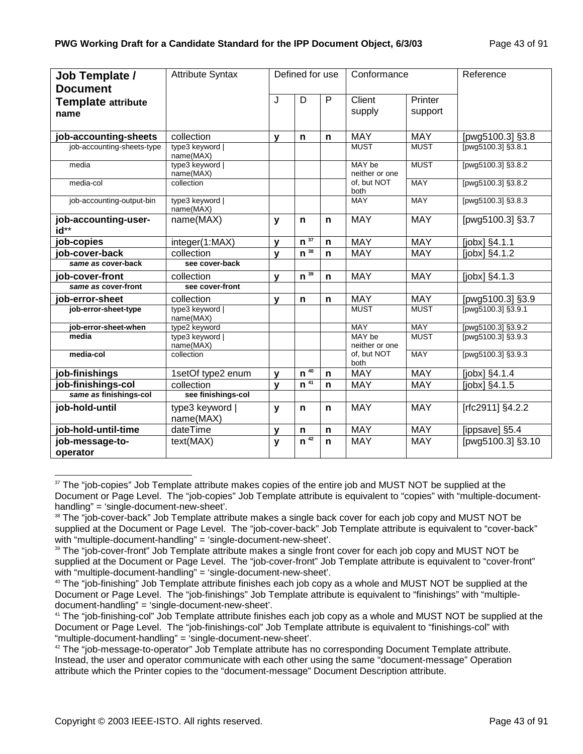| Job Template / Document Template attribute name | Attribute Syntax | Defined for use | | | Conformance | | Reference |
|---|---|---|---|---|---|---|---|
| | | J | D | P | Client supply | Printer support | |
| **job-accounting-sheets** | collection | **y** | **n** | **n** | MAY | MAY | [pwg5100.3] §3.8 |
| job-accounting-sheets-type | type3 keyword \| name(MAX) | | | | MUST | MUST | [pwg5100.3] §3.8.1 |
| media | type3 keyword \| name(MAX) | | | | MAY be neither or one | MUST | [pwg5100.3] §3.8.2 |
| media-col | collection | | | | of, but NOT both | MAY | [pwg5100.3] §3.8.2 |
| job-accounting-output-bin | type3 keyword \| name(MAX) | | | | MAY | MAY | [pwg5100.3] §3.8.3 |
| **job-accounting-user-id**** | name(MAX) | **y** | **n** | **n** | MAY | MAY | [pwg5100.3] §3.7 |
| **job-copies** | integer(1:MAX) | **y** | **n** [37] | **n** | MAY | MAY | [jobx] §4.1.1 |
| **job-cover-back** | collection | **y** | **n** [38] | **n** | MAY | MAY | [jobx] §4.1.2 |
| ***same as* cover-back** | **see cover-back** | | | | | | |
| **job-cover-front** | collection | **y** | **n** [39] | **n** | MAY | MAY | [jobx] §4.1.3 |
| ***same as* cover-front** | **see cover-front** | | | | | | |
| **job-error-sheet** | collection | **y** | **n** | **n** | MAY | MAY | [pwg5100.3] §3.9 |
| **job-error-sheet-type** | type3 keyword \| name(MAX) | | | | MUST | MUST | [pwg5100.3] §3.9.1 |
| **job-error-sheet-when** | type2 keyword | | | | MAY | MAY | [pwg5100.3] §3.9.2 |
| **media** | type3 keyword \| name(MAX) | | | | MAY be neither or one | MUST | [pwg5100.3] §3.9.3 |
| **media-col** | collection | | | | of, but NOT both | MAY | [pwg5100.3] §3.9.3 |
| **job-finishings** | 1setOf type2 enum | **y** | **n** [40] | **n** | MAY | MAY | [jobx] §4.1.4 |
| **job-finishings-col** | collection | **y** | **n** [41] | **n** | MAY | MAY | [jobx] §4.1.5 |
| ***same as* finishings-col** | **see finishings-col** | | | | | | |
| **job-hold-until** | type3 keyword \| name(MAX) | **y** | **n** | **n** | MAY | MAY | [rfc2911] §4.2.2 |
| **job-hold-until-time** | dateTime | **y** | **n** | **n** | MAY | MAY | [ippsave] §5.4 |
| **job-message-to-operator** | text(MAX) | **y** | **n** [42] | **n** | MAY | MAY | [pwg5100.3] §3.10 |

[37] The "job-copies" Job Template attribute makes copies of the entire job and MUST NOT be supplied at the Document or Page Level. The "job-copies" Job Template attribute is equivalent to "copies" with "multiple-document-handling" = 'single-document-new-sheet'.

[38] The "job-cover-back" Job Template attribute makes a single back cover for each job copy and MUST NOT be supplied at the Document or Page Level. The "job-cover-back" Job Template attribute is equivalent to "cover-back" with "multiple-document-handling" = 'single-document-new-sheet'.

[39] The "job-cover-front" Job Template attribute makes a single front cover for each job copy and MUST NOT be supplied at the Document or Page Level. The "job-cover-front" Job Template attribute is equivalent to "cover-front" with "multiple-document-handling" = 'single-document-new-sheet'.

[40] The "job-finishing" Job Template attribute finishes each job copy as a whole and MUST NOT be supplied at the Document or Page Level. The "job-finishings" Job Template attribute is equivalent to "finishings" with "multiple-document-handling" = 'single-document-new-sheet'.

[41] The "job-finishing-col" Job Template attribute finishes each job copy as a whole and MUST NOT be supplied at the Document or Page Level. The "job-finishings-col" Job Template attribute is equivalent to "finishings-col" with "multiple-document-handling" = 'single-document-new-sheet'.

[42] The "job-message-to-operator" Job Template attribute has no corresponding Document Template attribute. Instead, the user and operator communicate with each other using the same "document-message" Operation attribute which the Printer copies to the "document-message" Document Description attribute.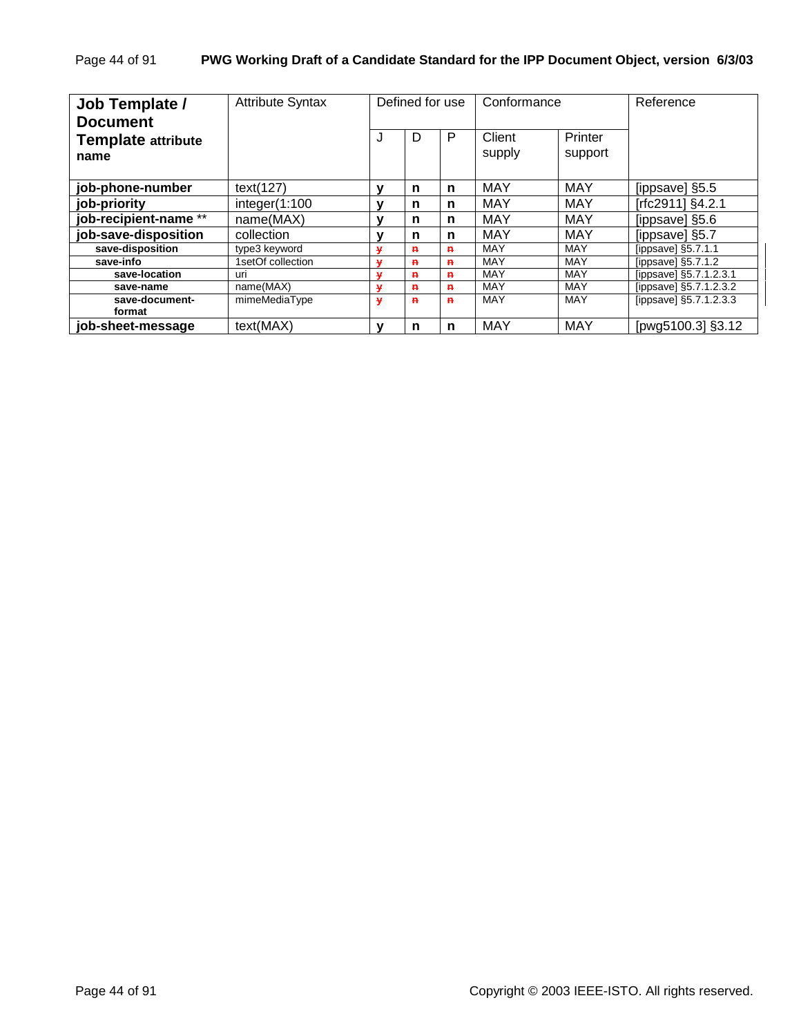| **Job Template / Document Template attribute name** | Attribute Syntax | Defined for use | | | Conformance | | Reference |
|---|---|---|---|---|---|---|---|
| | | J | D | P | Client supply | Printer support | |
| **job-phone-number** | text(127) | **y** | **n** | **n** | MAY | MAY | [ippsave] §5.5 |
| **job-priority** | integer(1:100 | **y** | **n** | **n** | MAY | MAY | [rfc2911] §4.2.1 |
| **job-recipient-name** ** | name(MAX) | **y** | **n** | **n** | MAY | MAY | [ippsave] §5.6 |
| **job-save-disposition** | collection | **y** | **n** | **n** | MAY | MAY | [ippsave] §5.7 |
| **save-disposition** | type3 keyword | ~~y~~ | ~~n~~ | ~~n~~ | MAY | MAY | [ippsave] §5.7.1.1 |
| **save-info** | 1setOf collection | ~~y~~ | ~~n~~ | ~~n~~ | MAY | MAY | [ippsave] §5.7.1.2 |
| **save-location** | uri | ~~y~~ | ~~n~~ | ~~n~~ | MAY | MAY | [ippsave] §5.7.1.2.3.1 |
| **save-name** | name(MAX) | ~~y~~ | ~~n~~ | ~~n~~ | MAY | MAY | [ippsave] §5.7.1.2.3.2 |
| **save-document-format** | mimeMediaType | ~~y~~ | ~~n~~ | ~~n~~ | MAY | MAY | [ippsave] §5.7.1.2.3.3 |
| **job-sheet-message** | text(MAX) | **y** | **n** | **n** | MAY | MAY | [pwg5100.3] §3.12 |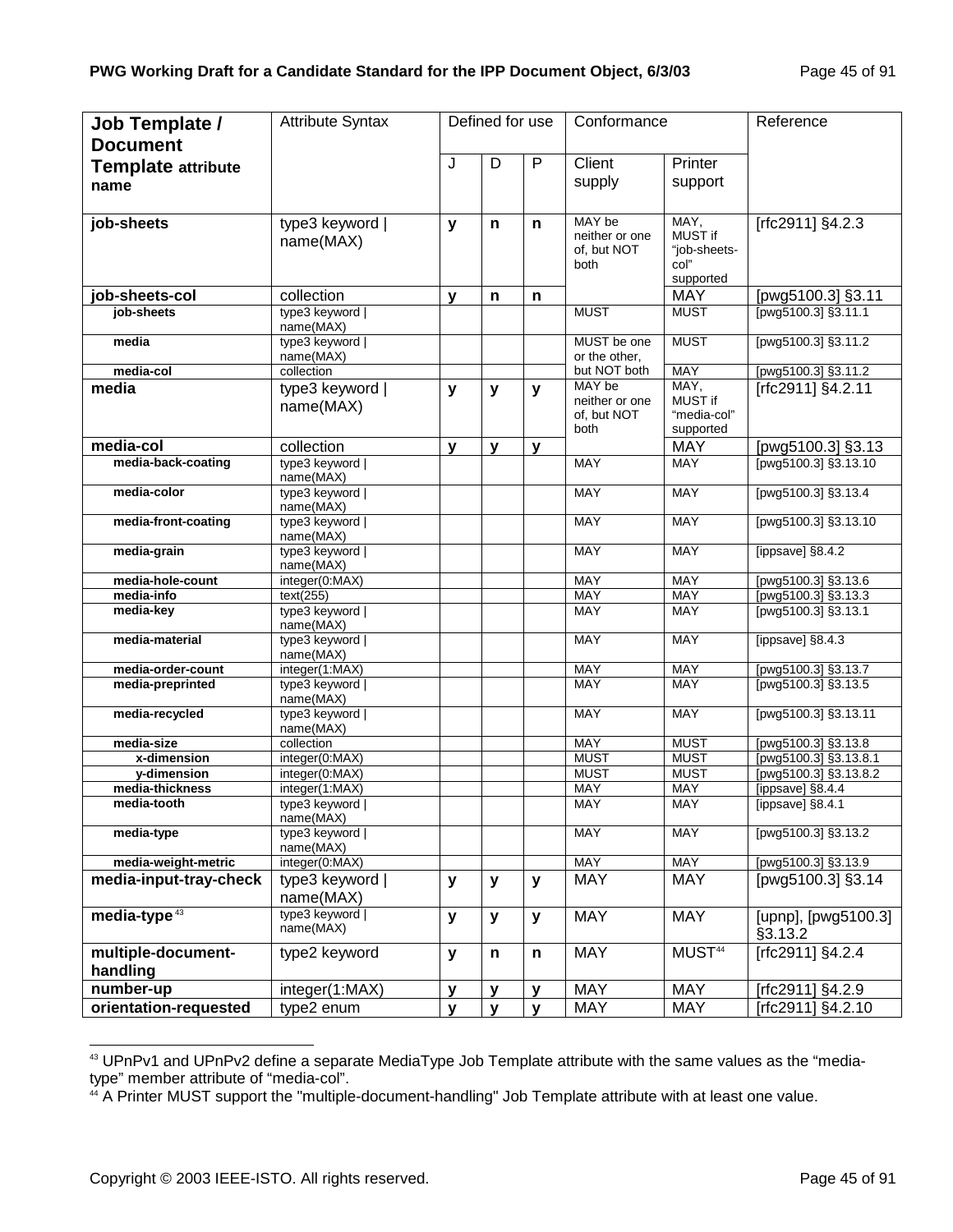| Job Template / Document Template attribute name | Attribute Syntax | Defined for use | | | Conformance | | Reference |
|---|---|---|---|---|---|---|---|
| | | J | D | P | Client supply | Printer support | |
| **job-sheets** | type3 keyword \| name(MAX) | **y** | **n** | **n** | MAY be neither or one of, but NOT both | MAY, MUST if "job-sheets-col" supported | [rfc2911] §4.2.3 |
| **job-sheets-col** | collection | **y** | **n** | **n** | | MAY | [pwg5100.3] §3.11 |
| **job-sheets** | type3 keyword \| name(MAX) | | | | MUST | MUST | [pwg5100.3] §3.11.1 |
| **media** | type3 keyword \| name(MAX) | | | | MUST be one or the other, but NOT both | MUST | [pwg5100.3] §3.11.2 |
| **media-col** | collection | | | | | MAY | [pwg5100.3] §3.11.2 |
| **media** | type3 keyword \| name(MAX) | **y** | **y** | **y** | MAY be neither or one of, but NOT both | MAY, MUST if "media-col" supported | [rfc2911] §4.2.11 |
| **media-col** | collection | **y** | **y** | **y** | | MAY | [pwg5100.3] §3.13 |
| **media-back-coating** | type3 keyword \| name(MAX) | | | | MAY | MAY | [pwg5100.3] §3.13.10 |
| **media-color** | type3 keyword \| name(MAX) | | | | MAY | MAY | [pwg5100.3] §3.13.4 |
| **media-front-coating** | type3 keyword \| name(MAX) | | | | MAY | MAY | [pwg5100.3] §3.13.10 |
| **media-grain** | type3 keyword \| name(MAX) | | | | MAY | MAY | [ippsave] §8.4.2 |
| **media-hole-count** | integer(0:MAX) | | | | MAY | MAY | [pwg5100.3] §3.13.6 |
| **media-info** | text(255) | | | | MAY | MAY | [pwg5100.3] §3.13.3 |
| **media-key** | type3 keyword \| name(MAX) | | | | MAY | MAY | [pwg5100.3] §3.13.1 |
| **media-material** | type3 keyword \| name(MAX) | | | | MAY | MAY | [ippsave] §8.4.3 |
| **media-order-count** | integer(1:MAX) | | | | MAY | MAY | [pwg5100.3] §3.13.7 |
| **media-preprinted** | type3 keyword \| name(MAX) | | | | MAY | MAY | [pwg5100.3] §3.13.5 |
| **media-recycled** | type3 keyword \| name(MAX) | | | | MAY | MAY | [pwg5100.3] §3.13.11 |
| **media-size** | collection | | | | MAY | MUST | [pwg5100.3] §3.13.8 |
| **x-dimension** | integer(0:MAX) | | | | MUST | MUST | [pwg5100.3] §3.13.8.1 |
| **y-dimension** | integer(0:MAX) | | | | MUST | MUST | [pwg5100.3] §3.13.8.2 |
| **media-thickness** | integer(1:MAX) | | | | MAY | MAY | [ippsave] §8.4.4 |
| **media-tooth** | type3 keyword \| name(MAX) | | | | MAY | MAY | [ippsave] §8.4.1 |
| **media-type** | type3 keyword \| name(MAX) | | | | MAY | MAY | [pwg5100.3] §3.13.2 |
| **media-weight-metric** | integer(0:MAX) | | | | MAY | MAY | [pwg5100.3] §3.13.9 |
| **media-input-tray-check** | type3 keyword \| name(MAX) | **y** | **y** | **y** | MAY | MAY | [pwg5100.3] §3.14 |
| **media-type** [43] | type3 keyword \| name(MAX) | **y** | **y** | **y** | MAY | MAY | [upnp], [pwg5100.3] §3.13.2 |
| **multiple-document-handling** | type2 keyword | **y** | **n** | **n** | MAY | MUST [44] | [rfc2911] §4.2.4 |
| **number-up** | integer(1:MAX) | **y** | **y** | **y** | MAY | MAY | [rfc2911] §4.2.9 |
| **orientation-requested** | type2 enum | **y** | **y** | **y** | MAY | MAY | [rfc2911] §4.2.10 |

[43] UPnPv1 and UPnPv2 define a separate MediaType Job Template attribute with the same values as the "media-type" member attribute of "media-col".

[44] A Printer MUST support the "multiple-document-handling" Job Template attribute with at least one value.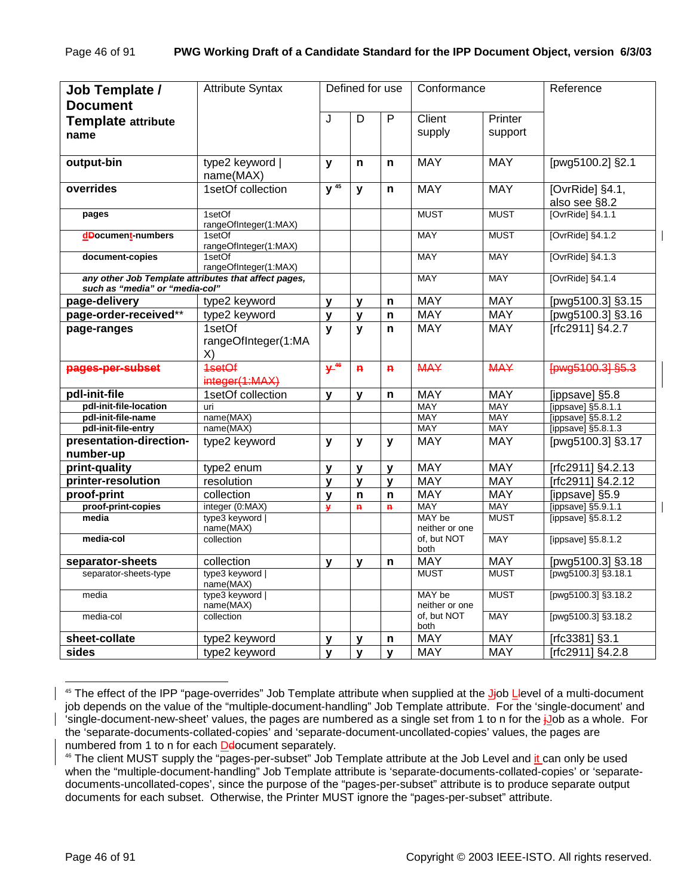| Job Template / Document Template attribute name | Attribute Syntax | Defined for use | | | Conformance | | Reference |
|---|---|---|---|---|---|---|---|
| | | J | D | P | Client supply | Printer support | |
| **output-bin** | type2 keyword \| name(MAX) | **y** | **n** | **n** | MAY | MAY | [pwg5100.2] §2.1 |
| **overrides** | 1setOf collection | **y** [45] | **y** | **n** | MAY | MAY | [OvrRide] §4.1, also see §8.2 |
| **pages** | 1setOf rangeOfInteger(1:MAX) | | | | MUST | MUST | [OvrRide] §4.1.1 |
| **document-numbers** | 1setOf rangeOfInteger(1:MAX) | | | | MAY | MUST | [OvrRide] §4.1.2 |
| **document-copies** | 1setOf rangeOfInteger(1:MAX) | | | | MAY | MAY | [OvrRide] §4.1.3 |
| ***any other Job Template attributes that affect pages, such as "media" or "media-col"*** | | | | | MAY | MAY | [OvrRide] §4.1.4 |
| **page-delivery** | type2 keyword | **y** | **y** | **n** | MAY | MAY | [pwg5100.3] §3.15 |
| **page-order-received**** | type2 keyword | **y** | **y** | **n** | MAY | MAY | [pwg5100.3] §3.16 |
| **page-ranges** | 1setOf rangeOfInteger(1:MAX) | **y** | **y** | **n** | MAY | MAY | [rfc2911] §4.2.7 |
| ~~**pages-per-subset**~~ | ~~1setOf integer(1:MAX)~~ | ~~**y**~~ [46] | ~~**n**~~ | ~~**n**~~ | ~~MAY~~ | ~~MAY~~ | ~~[pwg5100.3] §5.3~~ |
| **pdl-init-file** | 1setOf collection | **y** | **y** | **n** | MAY | MAY | [ippsave] §5.8 |
| **pdl-init-file-location** | uri | | | | MAY | MAY | [ippsave] §5.8.1.1 |
| **pdl-init-file-name** | name(MAX) | | | | MAY | MAY | [ippsave] §5.8.1.2 |
| **pdl-init-file-entry** | name(MAX) | | | | MAY | MAY | [ippsave] §5.8.1.3 |
| **presentation-direction-number-up** | type2 keyword | **y** | **y** | **y** | MAY | MAY | [pwg5100.3] §3.17 |
| **print-quality** | type2 enum | **y** | **y** | **y** | MAY | MAY | [rfc2911] §4.2.13 |
| **printer-resolution** | resolution | **y** | **y** | **y** | MAY | MAY | [rfc2911] §4.2.12 |
| **proof-print** | collection | **y** | **n** | **n** | MAY | MAY | [ippsave] §5.9 |
| **proof-print-copies** | integer (0:MAX) | ~~**y**~~ | ~~**n**~~ | ~~**n**~~ | MAY | MAY | [ippsave] §5.9.1.1 |
| **media** | type3 keyword \| name(MAX) | | | | MAY be neither or one of, but NOT both | MUST | [ippsave] §5.8.1.2 |
| **media-col** | collection | | | | | MAY | [ippsave] §5.8.1.2 |
| **separator-sheets** | collection | **y** | **y** | **n** | MAY | MAY | [pwg5100.3] §3.18 |
| separator-sheets-type | type3 keyword \| name(MAX) | | | | MUST | MUST | [pwg5100.3] §3.18.1 |
| media | type3 keyword \| name(MAX) | | | | MAY be neither or one of, but NOT both | MUST | [pwg5100.3] §3.18.2 |
| media-col | collection | | | | | MAY | [pwg5100.3] §3.18.2 |
| **sheet-collate** | type2 keyword | **y** | **y** | **n** | MAY | MAY | [rfc3381] §3.1 |
| **sides** | type2 keyword | **y** | **y** | **y** | MAY | MAY | [rfc2911] §4.2.8 |

---

[45] The effect of the IPP "page-overrides" Job Template attribute when supplied at the Job Level of a multi-document job depends on the value of the "multiple-document-handling" Job Template attribute. For the 'single-document' and 'single-document-new-sheet' values, the pages are numbered as a single set from 1 to n for the Job as a whole. For the 'separate-documents-collated-copies' and 'separate-document-uncollated-copies' values, the pages are numbered from 1 to n for each Document separately.

[46] The client MUST supply the "pages-per-subset" Job Template attribute at the Job Level and it can only be used when the "multiple-document-handling" Job Template attribute is 'separate-documents-collated-copies' or 'separate-documents-uncollated-copes', since the purpose of the "pages-per-subset" attribute is to produce separate output documents for each subset. Otherwise, the Printer MUST ignore the "pages-per-subset" attribute.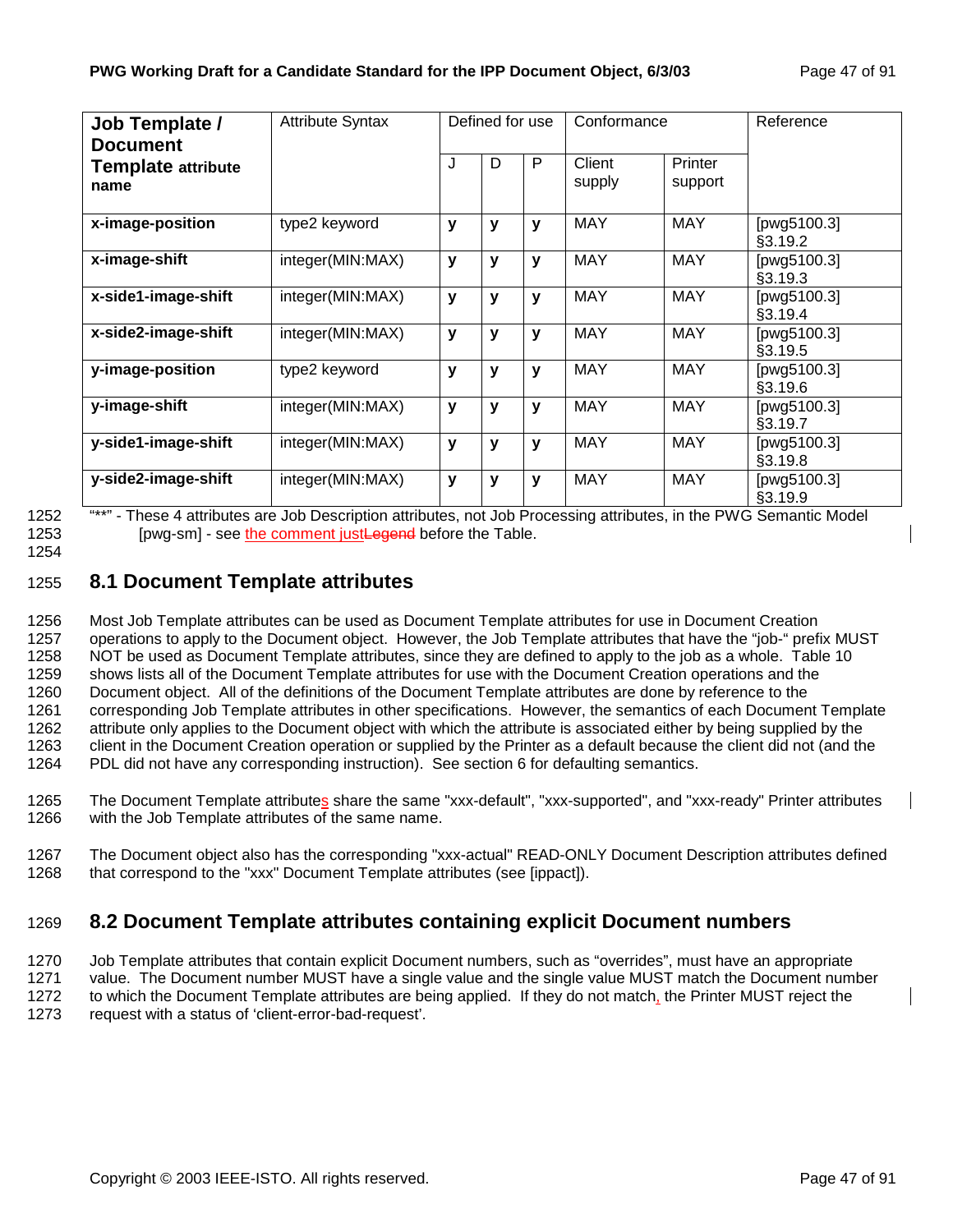| Job Template / Document Template attribute name | Attribute Syntax | Defined for use | | | Conformance | | Reference |
|---|---|---|---|---|---|---|---|
| | | J | D | P | Client supply | Printer support | |
| **x-image-position** | type2 keyword | **y** | **y** | **y** | MAY | MAY | [pwg5100.3] §3.19.2 |
| **x-image-shift** | integer(MIN:MAX) | **y** | **y** | **y** | MAY | MAY | [pwg5100.3] §3.19.3 |
| **x-side1-image-shift** | integer(MIN:MAX) | **y** | **y** | **y** | MAY | MAY | [pwg5100.3] §3.19.4 |
| **x-side2-image-shift** | integer(MIN:MAX) | **y** | **y** | **y** | MAY | MAY | [pwg5100.3] §3.19.5 |
| **y-image-position** | type2 keyword | **y** | **y** | **y** | MAY | MAY | [pwg5100.3] §3.19.6 |
| **y-image-shift** | integer(MIN:MAX) | **y** | **y** | **y** | MAY | MAY | [pwg5100.3] §3.19.7 |
| **y-side1-image-shift** | integer(MIN:MAX) | **y** | **y** | **y** | MAY | MAY | [pwg5100.3] §3.19.8 |
| **y-side2-image-shift** | integer(MIN:MAX) | **y** | **y** | **y** | MAY | MAY | [pwg5100.3] §3.19.9 |

1252 "**" - These 4 attributes are Job Description attributes, not Job Processing attributes, in the PWG Semantic Model
1253 [pwg-sm] - see the comment justLegend before the Table.
1254

## 8.1 Document Template attributes

1256 Most Job Template attributes can be used as Document Template attributes for use in Document Creation
1257 operations to apply to the Document object. However, the Job Template attributes that have the "job-" prefix MUST
1258 NOT be used as Document Template attributes, since they are defined to apply to the job as a whole. Table 10
1259 shows lists all of the Document Template attributes for use with the Document Creation operations and the
1260 Document object. All of the definitions of the Document Template attributes are done by reference to the
1261 corresponding Job Template attributes in other specifications. However, the semantics of each Document Template
1262 attribute only applies to the Document object with which the attribute is associated either by being supplied by the
1263 client in the Document Creation operation or supplied by the Printer as a default because the client did not (and the
1264 PDL did not have any corresponding instruction). See section 6 for defaulting semantics.

1265 The Document Template attributes share the same "xxx-default", "xxx-supported", and "xxx-ready" Printer attributes
1266 with the Job Template attributes of the same name.

1267 The Document object also has the corresponding "xxx-actual" READ-ONLY Document Description attributes defined
1268 that correspond to the "xxx" Document Template attributes (see [ippact]).

## 8.2 Document Template attributes containing explicit Document numbers

1270 Job Template attributes that contain explicit Document numbers, such as "overrides", must have an appropriate
1271 value. The Document number MUST have a single value and the single value MUST match the Document number
1272 to which the Document Template attributes are being applied. If they do not match, the Printer MUST reject the
1273 request with a status of 'client-error-bad-request'.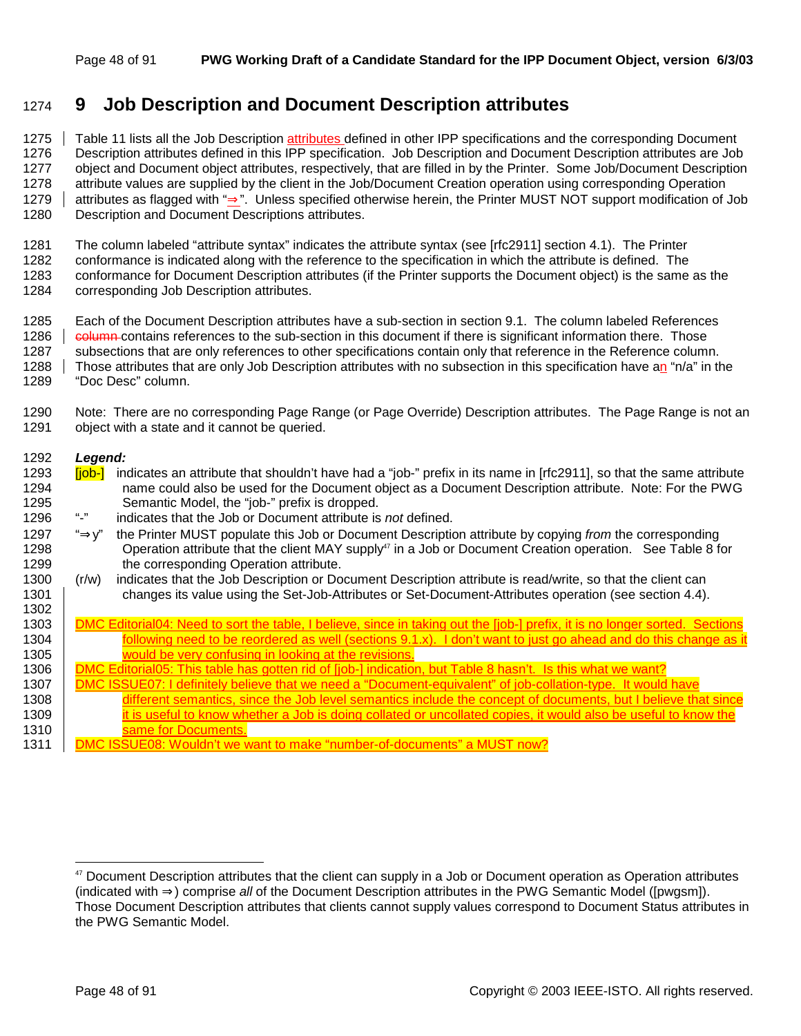# 9 Job Description and Document Description attributes

Table 11 lists all the Job Description attributes defined in other IPP specifications and the corresponding Document Description attributes defined in this IPP specification. Job Description and Document Description attributes are Job object and Document object attributes, respectively, that are filled in by the Printer. Some Job/Document Description attribute values are supplied by the client in the Job/Document Creation operation using corresponding Operation attributes as flagged with "⇒". Unless specified otherwise herein, the Printer MUST NOT support modification of Job Description and Document Descriptions attributes.

The column labeled "attribute syntax" indicates the attribute syntax (see [rfc2911] section 4.1). The Printer conformance is indicated along with the reference to the specification in which the attribute is defined. The conformance for Document Description attributes (if the Printer supports the Document object) is the same as the corresponding Job Description attributes.

Each of the Document Description attributes have a sub-section in section 9.1. The column labeled References ~~column~~ contains references to the sub-section in this document if there is significant information there. Those subsections that are only references to other specifications contain only that reference in the Reference column. Those attributes that are only Job Description attributes with no subsection in this specification have an "n/a" in the "Doc Desc" column.

Note: There are no corresponding Page Range (or Page Override) Description attributes. The Page Range is not an object with a state and it cannot be queried.

***Legend:***

[job-] indicates an attribute that shouldn't have had a "job-" prefix in its name in [rfc2911], so that the same attribute name could also be used for the Document object as a Document Description attribute. Note: For the PWG Semantic Model, the "job-" prefix is dropped.

"-" indicates that the Job or Document attribute is *not* defined.

"⇒ y" the Printer MUST populate this Job or Document Description attribute by copying *from* the corresponding Operation attribute that the client MAY supply[47] in a Job or Document Creation operation. See Table 8 for the corresponding Operation attribute.

(r/w) indicates that the Job Description or Document Description attribute is read/write, so that the client can changes its value using the Set-Job-Attributes or Set-Document-Attributes operation (see section 4.4).

DMC Editorial04: Need to sort the table, I believe, since in taking out the [job-] prefix, it is no longer sorted. Sections following need to be reordered as well (sections 9.1.x). I don't want to just go ahead and do this change as it would be very confusing in looking at the revisions.

DMC Editorial05: This table has gotten rid of [job-] indication, but Table 8 hasn't. Is this what we want?

DMC ISSUE07: I definitely believe that we need a "Document-equivalent" of job-collation-type. It would have different semantics, since the Job level semantics include the concept of documents, but I believe that since it is useful to know whether a Job is doing collated or uncollated copies, it would also be useful to know the same for Documents.

DMC ISSUE08: Wouldn't we want to make "number-of-documents" a MUST now?

---

[47] Document Description attributes that the client can supply in a Job or Document operation as Operation attributes (indicated with ⇒) comprise *all* of the Document Description attributes in the PWG Semantic Model ([pwgsm]). Those Document Description attributes that clients cannot supply values correspond to Document Status attributes in the PWG Semantic Model.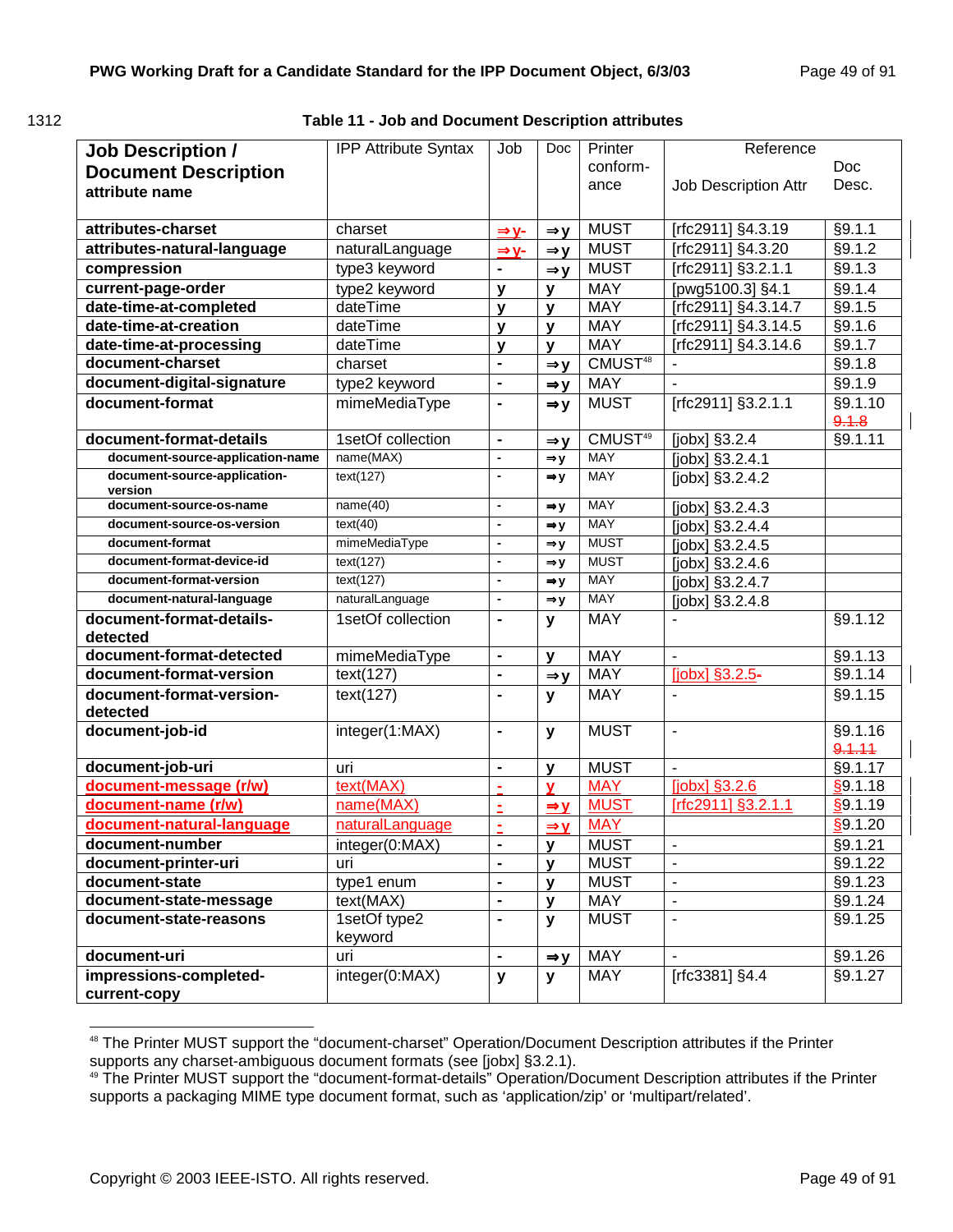1312

**Table 11 - Job and Document Description attributes**

| **Job Description / Document Description** attribute name | IPP Attribute Syntax | Job | Doc | Printer conform-ance | Reference Job Description Attr | Doc Desc. |
|---|---|---|---|---|---|---|
| **attributes-charset** | charset | ⇒y- | ⇒y | MUST | [rfc2911] §4.3.19 | §9.1.1 |
| **attributes-natural-language** | naturalLanguage | ⇒y- | ⇒y | MUST | [rfc2911] §4.3.20 | §9.1.2 |
| **compression** | type3 keyword | - | ⇒y | MUST | [rfc2911] §3.2.1.1 | §9.1.3 |
| **current-page-order** | type2 keyword | y | y | MAY | [pwg5100.3] §4.1 | §9.1.4 |
| **date-time-at-completed** | dateTime | y | y | MAY | [rfc2911] §4.3.14.7 | §9.1.5 |
| **date-time-at-creation** | dateTime | y | y | MAY | [rfc2911] §4.3.14.5 | §9.1.6 |
| **date-time-at-processing** | dateTime | y | y | MAY | [rfc2911] §4.3.14.6 | §9.1.7 |
| **document-charset** | charset | - | ⇒y | CMUST[48] | - | §9.1.8 |
| **document-digital-signature** | type2 keyword | - | ⇒y | MAY | - | §9.1.9 |
| **document-format** | mimeMediaType | - | ⇒y | MUST | [rfc2911] §3.2.1.1 | §9.1.10 ~~9.1.8~~ |
| **document-format-details** | 1setOf collection | - | ⇒y | CMUST[49] | [jobx] §3.2.4 | §9.1.11 |
| document-source-application-name | name(MAX) | - | ⇒y | MAY | [jobx] §3.2.4.1 | |
| document-source-application-version | text(127) | - | ⇒y | MAY | [jobx] §3.2.4.2 | |
| document-source-os-name | name(40) | - | ⇒y | MAY | [jobx] §3.2.4.3 | |
| document-source-os-version | text(40) | - | ⇒y | MAY | [jobx] §3.2.4.4 | |
| document-format | mimeMediaType | - | ⇒y | MUST | [jobx] §3.2.4.5 | |
| document-format-device-id | text(127) | - | ⇒y | MUST | [jobx] §3.2.4.6 | |
| document-format-version | text(127) | - | ⇒y | MAY | [jobx] §3.2.4.7 | |
| document-natural-language | naturalLanguage | - | ⇒y | MAY | [jobx] §3.2.4.8 | |
| **document-format-details-detected** | 1setOf collection | - | y | MAY | - | §9.1.12 |
| **document-format-detected** | mimeMediaType | - | y | MAY | - | §9.1.13 |
| **document-format-version** | text(127) | - | ⇒y | MAY | [jobx] §3.2.5- | §9.1.14 |
| **document-format-version-detected** | text(127) | - | y | MAY | - | §9.1.15 |
| **document-job-id** | integer(1:MAX) | - | y | MUST | - | §9.1.16 ~~9.1.11~~ |
| **document-job-uri** | uri | - | y | MUST | - | §9.1.17 |
| **document-message (r/w)** | text(MAX) | - | y | MAY | [jobx] §3.2.6 | §9.1.18 |
| **document-name (r/w)** | name(MAX) | - | ⇒y | MUST | [rfc2911] §3.2.1.1 | §9.1.19 |
| **document-natural-language** | naturalLanguage | - | ⇒y | MAY | | §9.1.20 |
| **document-number** | integer(0:MAX) | - | y | MUST | - | §9.1.21 |
| **document-printer-uri** | uri | - | y | MUST | - | §9.1.22 |
| **document-state** | type1 enum | - | y | MUST | - | §9.1.23 |
| **document-state-message** | text(MAX) | - | y | MAY | - | §9.1.24 |
| **document-state-reasons** | 1setOf type2 keyword | - | y | MUST | - | §9.1.25 |
| **document-uri** | uri | - | ⇒y | MAY | - | §9.1.26 |
| **impressions-completed-current-copy** | integer(0:MAX) | y | y | MAY | [rfc3381] §4.4 | §9.1.27 |

[48] The Printer MUST support the "document-charset" Operation/Document Description attributes if the Printer supports any charset-ambiguous document formats (see [jobx] §3.2.1).

[49] The Printer MUST support the "document-format-details" Operation/Document Description attributes if the Printer supports a packaging MIME type document format, such as 'application/zip' or 'multipart/related'.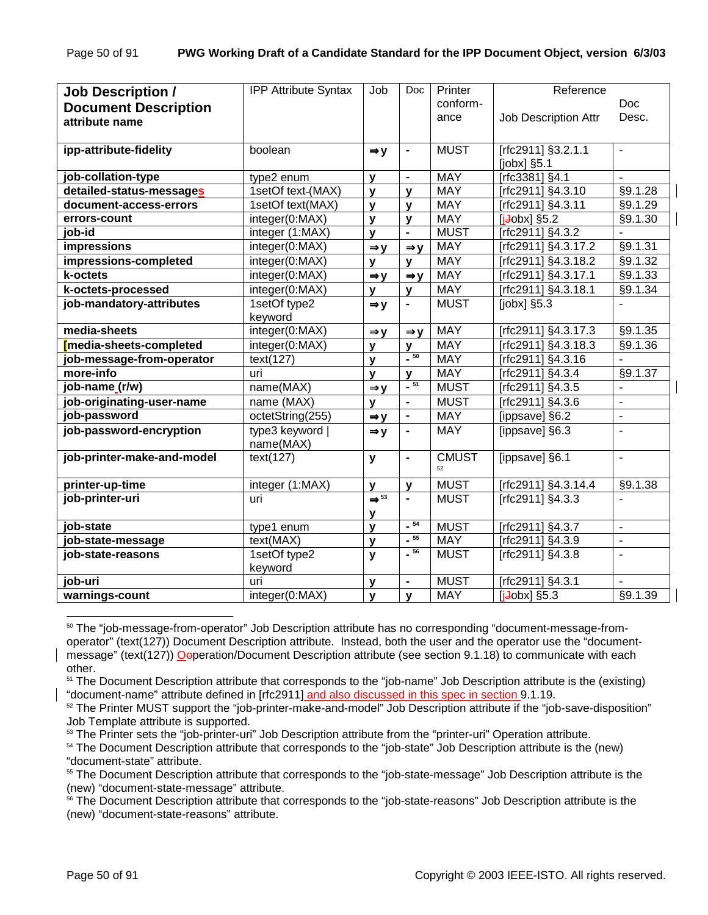| Job Description / Document Description attribute name | IPP Attribute Syntax | Job | Doc | Printer conform-ance | Reference Job Description Attr | Doc Desc. |
|---|---|---|---|---|---|---|
| **ipp-attribute-fidelity** | boolean | ⇒y | - | MUST | [rfc2911] §3.2.1.1 [jobx] §5.1 | - |
| **job-collation-type** | type2 enum | y | - | MAY | [rfc3381] §4.1 | - |
| **detailed-status-messages** | 1setOf text(MAX) | y | y | MAY | [rfc2911] §4.3.10 | §9.1.28 |
| **document-access-errors** | 1setOf text(MAX) | y | y | MAY | [rfc2911] §4.3.11 | §9.1.29 |
| **errors-count** | integer(0:MAX) | y | y | MAY | [jobx] §5.2 | §9.1.30 |
| **job-id** | integer (1:MAX) | y | - | MUST | [rfc2911] §4.3.2 | - |
| **impressions** | integer(0:MAX) | ⇒y | ⇒y | MAY | [rfc2911] §4.3.17.2 | §9.1.31 |
| **impressions-completed** | integer(0:MAX) | y | y | MAY | [rfc2911] §4.3.18.2 | §9.1.32 |
| **k-octets** | integer(0:MAX) | ⇒y | ⇒y | MAY | [rfc2911] §4.3.17.1 | §9.1.33 |
| **k-octets-processed** | integer(0:MAX) | y | y | MAY | [rfc2911] §4.3.18.1 | §9.1.34 |
| **job-mandatory-attributes** | 1setOf type2 keyword | ⇒y | - | MUST | [jobx] §5.3 | - |
| **media-sheets** | integer(0:MAX) | ⇒y | ⇒y | MAY | [rfc2911] §4.3.17.3 | §9.1.35 |
| **media-sheets-completed** | integer(0:MAX) | y | y | MAY | [rfc2911] §4.3.18.3 | §9.1.36 |
| **job-message-from-operator** | text(127) | y | - [50] | MAY | [rfc2911] §4.3.16 | - |
| **more-info** | uri | y | y | MAY | [rfc2911] §4.3.4 | §9.1.37 |
| **job-name (r/w)** | name(MAX) | ⇒y | - [51] | MUST | [rfc2911] §4.3.5 | - |
| **job-originating-user-name** | name (MAX) | y | - | MUST | [rfc2911] §4.3.6 | - |
| **job-password** | octetString(255) | ⇒y | - | MAY | [ippsave] §6.2 | - |
| **job-password-encryption** | type3 keyword \| name(MAX) | ⇒y | - | MAY | [ippsave] §6.3 | - |
| **job-printer-make-and-model** | text(127) | y | - | CMUST [52] | [ippsave] §6.1 | - |
| **printer-up-time** | integer (1:MAX) | y | y | MUST | [rfc2911] §4.3.14.4 | §9.1.38 |
| **job-printer-uri** | uri | ⇒ [53] y | - | MUST | [rfc2911] §4.3.3 | - |
| **job-state** | type1 enum | y | - [54] | MUST | [rfc2911] §4.3.7 | - |
| **job-state-message** | text(MAX) | y | - [55] | MAY | [rfc2911] §4.3.9 | - |
| **job-state-reasons** | 1setOf type2 keyword | y | - [56] | MUST | [rfc2911] §4.3.8 | - |
| **job-uri** | uri | y | - | MUST | [rfc2911] §4.3.1 | - |
| **warnings-count** | integer(0:MAX) | y | y | MAY | [jobx] §5.3 | §9.1.39 |

[50] The "job-message-from-operator" Job Description attribute has no corresponding "document-message-from-operator" (text(127)) Document Description attribute. Instead, both the user and the operator use the "document-message" (text(127)) Operation/Document Description attribute (see section 9.1.18) to communicate with each other.

[51] The Document Description attribute that corresponds to the "job-name" Job Description attribute is the (existing) "document-name" attribute defined in [rfc2911] and also discussed in this spec in section 9.1.19.

[52] The Printer MUST support the "job-printer-make-and-model" Job Description attribute if the "job-save-disposition" Job Template attribute is supported.

[53] The Printer sets the "job-printer-uri" Job Description attribute from the "printer-uri" Operation attribute.

[54] The Document Description attribute that corresponds to the "job-state" Job Description attribute is the (new) "document-state" attribute.

[55] The Document Description attribute that corresponds to the "job-state-message" Job Description attribute is the (new) "document-state-message" attribute.

[56] The Document Description attribute that corresponds to the "job-state-reasons" Job Description attribute is the (new) "document-state-reasons" attribute.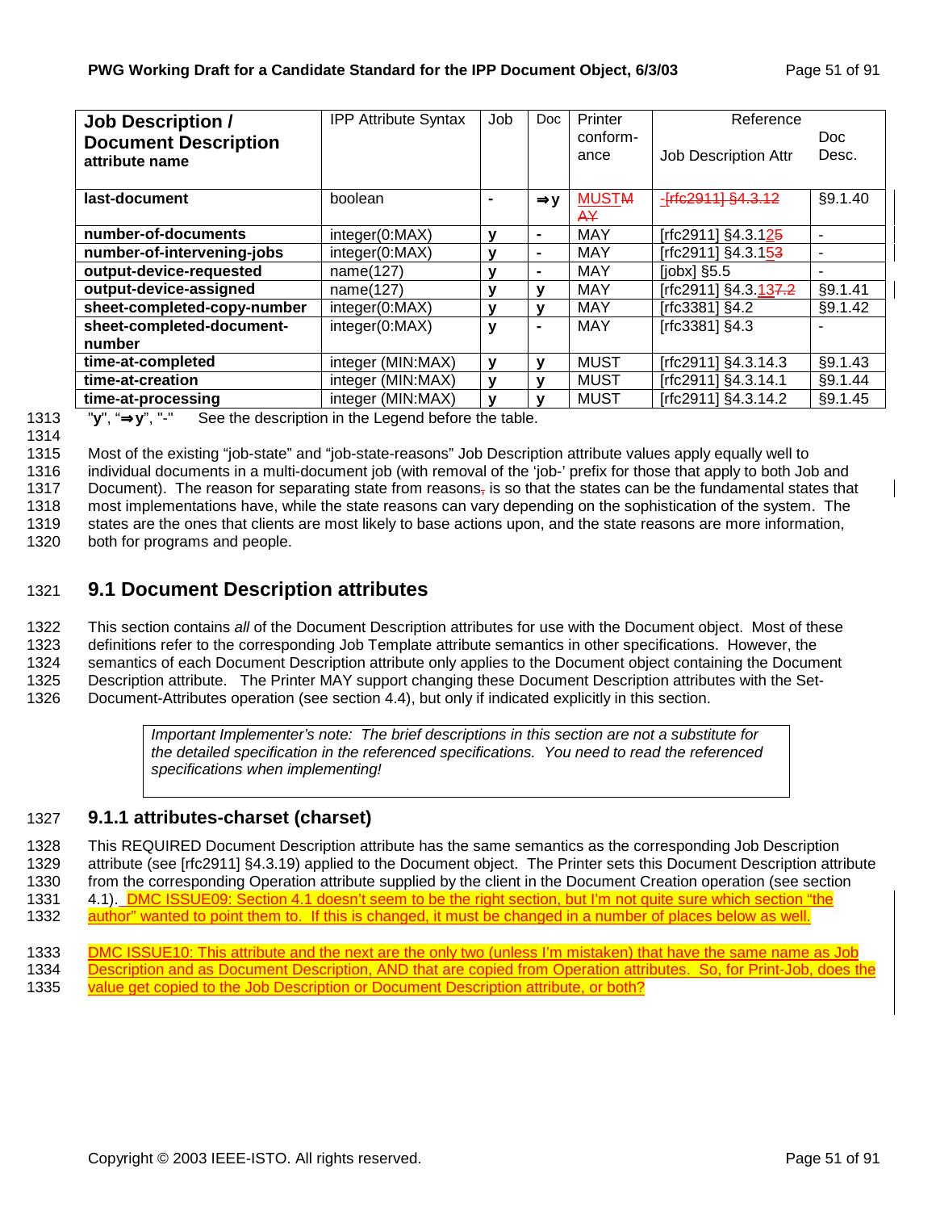| Job Description / Document Description attribute name | IPP Attribute Syntax | Job | Doc | Printer conform-ance | Reference Job Description Attr | Doc Desc. |
|---|---|---|---|---|---|---|
| **last-document** | boolean | - | ⇒y | MUSTM AY | -[rfc2911] §4.3.12 | §9.1.40 |
| **number-of-documents** | integer(0:MAX) | **y** | - | MAY | [rfc2911] §4.3.125 | - |
| **number-of-intervening-jobs** | integer(0:MAX) | **y** | - | MAY | [rfc2911] §4.3.153 | - |
| **output-device-requested** | name(127) | **y** | - | MAY | [jobx] §5.5 | - |
| **output-device-assigned** | name(127) | **y** | **y** | MAY | [rfc2911] §4.3.137.2 | §9.1.41 |
| **sheet-completed-copy-number** | integer(0:MAX) | **y** | **y** | MAY | [rfc3381] §4.2 | §9.1.42 |
| **sheet-completed-document-number** | integer(0:MAX) | **y** | - | MAY | [rfc3381] §4.3 | - |
| **time-at-completed** | integer (MIN:MAX) | **y** | **y** | MUST | [rfc2911] §4.3.14.3 | §9.1.43 |
| **time-at-creation** | integer (MIN:MAX) | **y** | **y** | MUST | [rfc2911] §4.3.14.1 | §9.1.44 |
| **time-at-processing** | integer (MIN:MAX) | **y** | **y** | MUST | [rfc2911] §4.3.14.2 | §9.1.45 |

"**y**", "**⇒y**", "-" See the description in the Legend before the table.

Most of the existing "job-state" and "job-state-reasons" Job Description attribute values apply equally well to individual documents in a multi-document job (with removal of the 'job-' prefix for those that apply to both Job and Document). The reason for separating state from reasons, is so that the states can be the fundamental states that most implementations have, while the state reasons can vary depending on the sophistication of the system. The states are the ones that clients are most likely to base actions upon, and the state reasons are more information, both for programs and people.

## 9.1 Document Description attributes

This section contains *all* of the Document Description attributes for use with the Document object. Most of these definitions refer to the corresponding Job Template attribute semantics in other specifications. However, the semantics of each Document Description attribute only applies to the Document object containing the Document Description attribute. The Printer MAY support changing these Document Description attributes with the Set-Document-Attributes operation (see section 4.4), but only if indicated explicitly in this section.

> *Important Implementer's note: The brief descriptions in this section are not a substitute for the detailed specification in the referenced specifications. You need to read the referenced specifications when implementing!*

### 9.1.1 attributes-charset (charset)

This REQUIRED Document Description attribute has the same semantics as the corresponding Job Description attribute (see [rfc2911] §4.3.19) applied to the Document object. The Printer sets this Document Description attribute from the corresponding Operation attribute supplied by the client in the Document Creation operation (see section 4.1). DMC ISSUE09: Section 4.1 doesn't seem to be the right section, but I'm not quite sure which section "the author" wanted to point them to. If this is changed, it must be changed in a number of places below as well.

DMC ISSUE10: This attribute and the next are the only two (unless I'm mistaken) that have the same name as Job Description and as Document Description, AND that are copied from Operation attributes. So, for Print-Job, does the value get copied to the Job Description or Document Description attribute, or both?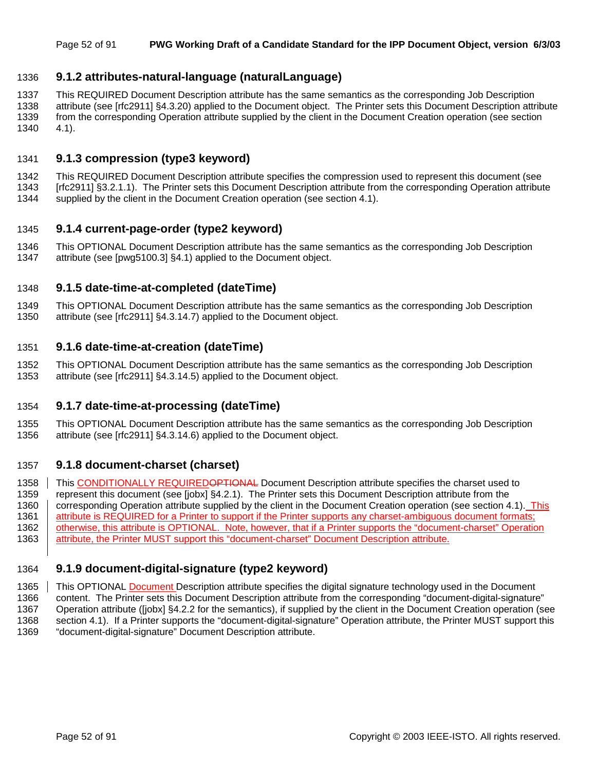### 9.1.2 attributes-natural-language (naturalLanguage)

This REQUIRED Document Description attribute has the same semantics as the corresponding Job Description attribute (see [rfc2911] §4.3.20) applied to the Document object. The Printer sets this Document Description attribute from the corresponding Operation attribute supplied by the client in the Document Creation operation (see section 4.1).

### 9.1.3 compression (type3 keyword)

This REQUIRED Document Description attribute specifies the compression used to represent this document (see [rfc2911] §3.2.1.1). The Printer sets this Document Description attribute from the corresponding Operation attribute supplied by the client in the Document Creation operation (see section 4.1).

### 9.1.4 current-page-order (type2 keyword)

This OPTIONAL Document Description attribute has the same semantics as the corresponding Job Description attribute (see [pwg5100.3] §4.1) applied to the Document object.

### 9.1.5 date-time-at-completed (dateTime)

This OPTIONAL Document Description attribute has the same semantics as the corresponding Job Description attribute (see [rfc2911] §4.3.14.7) applied to the Document object.

### 9.1.6 date-time-at-creation (dateTime)

This OPTIONAL Document Description attribute has the same semantics as the corresponding Job Description attribute (see [rfc2911] §4.3.14.5) applied to the Document object.

### 9.1.7 date-time-at-processing (dateTime)

This OPTIONAL Document Description attribute has the same semantics as the corresponding Job Description attribute (see [rfc2911] §4.3.14.6) applied to the Document object.

### 9.1.8 document-charset (charset)

This CONDITIONALLY REQUIRED~~OPTIONAL~~ Document Description attribute specifies the charset used to represent this document (see [jobx] §4.2.1). The Printer sets this Document Description attribute from the corresponding Operation attribute supplied by the client in the Document Creation operation (see section 4.1). This attribute is REQUIRED for a Printer to support if the Printer supports any charset-ambiguous document formats; otherwise, this attribute is OPTIONAL. Note, however, that if a Printer supports the “document-charset” Operation attribute, the Printer MUST support this “document-charset” Document Description attribute.

### 9.1.9 document-digital-signature (type2 keyword)

This OPTIONAL Document Description attribute specifies the digital signature technology used in the Document content. The Printer sets this Document Description attribute from the corresponding “document-digital-signature” Operation attribute ([jobx] §4.2.2 for the semantics), if supplied by the client in the Document Creation operation (see section 4.1). If a Printer supports the “document-digital-signature” Operation attribute, the Printer MUST support this “document-digital-signature” Document Description attribute.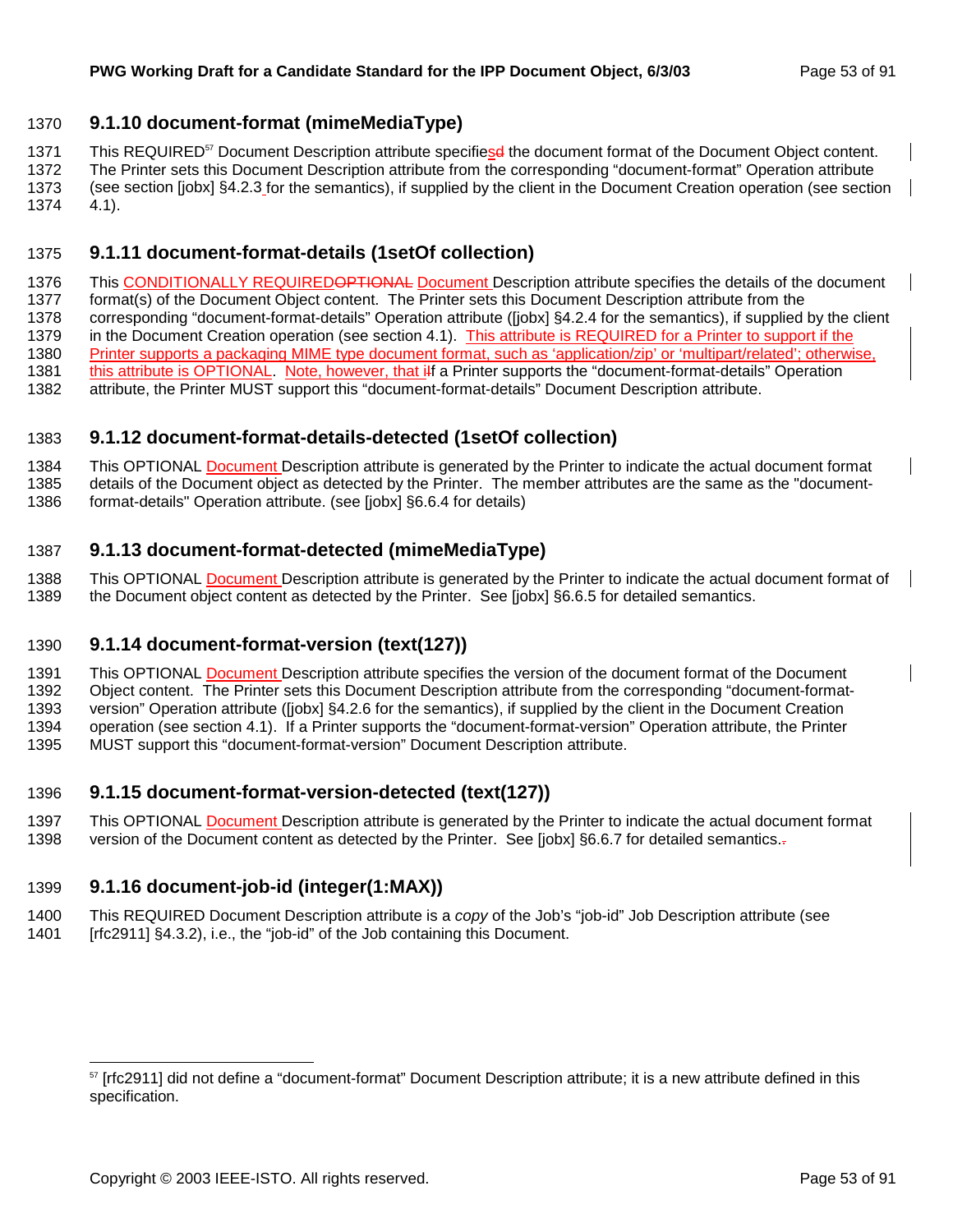### 9.1.10 document-format (mimeMediaType)

This REQUIRED[57] Document Description attribute specifiessd the document format of the Document Object content. The Printer sets this Document Description attribute from the corresponding "document-format" Operation attribute (see section [jobx] §4.2.3 for the semantics), if supplied by the client in the Document Creation operation (see section 4.1).

### 9.1.11 document-format-details (1setOf collection)

This CONDITIONALLY REQUIREDOPTIONAL Document Description attribute specifies the details of the document format(s) of the Document Object content. The Printer sets this Document Description attribute from the corresponding "document-format-details" Operation attribute ([jobx] §4.2.4 for the semantics), if supplied by the client in the Document Creation operation (see section 4.1). This attribute is REQUIRED for a Printer to support if the Printer supports a packaging MIME type document format, such as 'application/zip' or 'multipart/related'; otherwise, this attribute is OPTIONAL. Note, however, that iIf a Printer supports the "document-format-details" Operation attribute, the Printer MUST support this "document-format-details" Document Description attribute.

### 9.1.12 document-format-details-detected (1setOf collection)

This OPTIONAL Document Description attribute is generated by the Printer to indicate the actual document format details of the Document object as detected by the Printer. The member attributes are the same as the "document-format-details" Operation attribute. (see [jobx] §6.6.4 for details)

### 9.1.13 document-format-detected (mimeMediaType)

This OPTIONAL Document Description attribute is generated by the Printer to indicate the actual document format of the Document object content as detected by the Printer. See [jobx] §6.6.5 for detailed semantics.

### 9.1.14 document-format-version (text(127))

This OPTIONAL Document Description attribute specifies the version of the document format of the Document Object content. The Printer sets this Document Description attribute from the corresponding "document-format-version" Operation attribute ([jobx] §4.2.6 for the semantics), if supplied by the client in the Document Creation operation (see section 4.1). If a Printer supports the "document-format-version" Operation attribute, the Printer MUST support this "document-format-version" Document Description attribute.

### 9.1.15 document-format-version-detected (text(127))

This OPTIONAL Document Description attribute is generated by the Printer to indicate the actual document format version of the Document content as detected by the Printer. See [jobx] §6.6.7 for detailed semantics..

### 9.1.16 document-job-id (integer(1:MAX))

This REQUIRED Document Description attribute is a *copy* of the Job's "job-id" Job Description attribute (see [rfc2911] §4.3.2), i.e., the "job-id" of the Job containing this Document.

---

[57] [rfc2911] did not define a "document-format" Document Description attribute; it is a new attribute defined in this specification.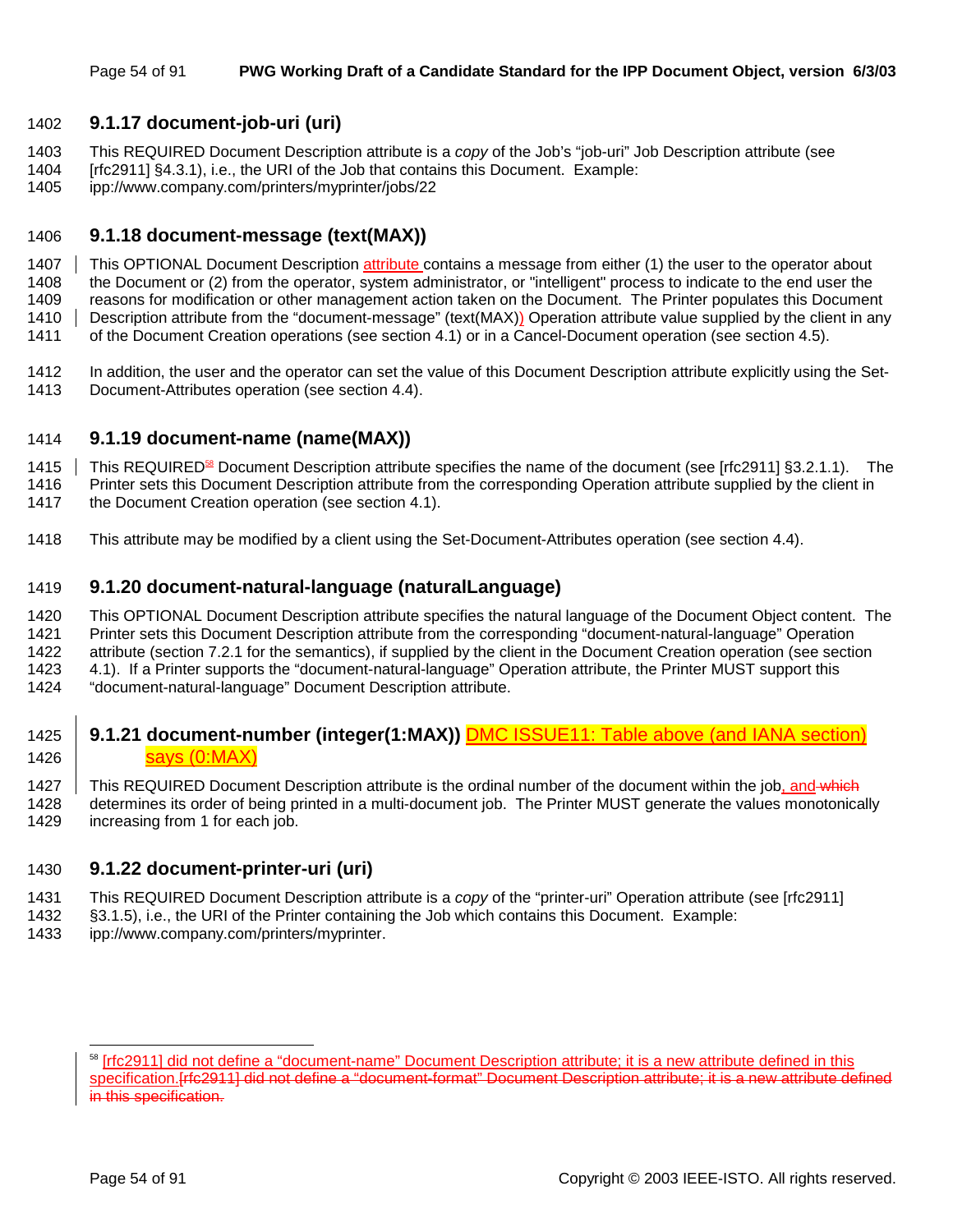### 9.1.17 document-job-uri (uri)

This REQUIRED Document Description attribute is a *copy* of the Job's "job-uri" Job Description attribute (see [rfc2911] §4.3.1), i.e., the URI of the Job that contains this Document. Example: ipp://www.company.com/printers/myprinter/jobs/22

### 9.1.18 document-message (text(MAX))

This OPTIONAL Document Description attribute contains a message from either (1) the user to the operator about the Document or (2) from the operator, system administrator, or "intelligent" process to indicate to the end user the reasons for modification or other management action taken on the Document. The Printer populates this Document Description attribute from the "document-message" (text(MAX)) Operation attribute value supplied by the client in any of the Document Creation operations (see section 4.1) or in a Cancel-Document operation (see section 4.5).

In addition, the user and the operator can set the value of this Document Description attribute explicitly using the Set-Document-Attributes operation (see section 4.4).

### 9.1.19 document-name (name(MAX))

This REQUIRED[58] Document Description attribute specifies the name of the document (see [rfc2911] §3.2.1.1). The Printer sets this Document Description attribute from the corresponding Operation attribute supplied by the client in the Document Creation operation (see section 4.1).

This attribute may be modified by a client using the Set-Document-Attributes operation (see section 4.4).

### 9.1.20 document-natural-language (naturalLanguage)

This OPTIONAL Document Description attribute specifies the natural language of the Document Object content. The Printer sets this Document Description attribute from the corresponding "document-natural-language" Operation attribute (section 7.2.1 for the semantics), if supplied by the client in the Document Creation operation (see section 4.1). If a Printer supports the "document-natural-language" Operation attribute, the Printer MUST support this "document-natural-language" Document Description attribute.

### 9.1.21 document-number (integer(1:MAX)) DMC ISSUE11: Table above (and IANA section) says (0:MAX)

This REQUIRED Document Description attribute is the ordinal number of the document within the job, and ~~which~~ determines its order of being printed in a multi-document job. The Printer MUST generate the values monotonically increasing from 1 for each job.

### 9.1.22 document-printer-uri (uri)

This REQUIRED Document Description attribute is a *copy* of the "printer-uri" Operation attribute (see [rfc2911] §3.1.5), i.e., the URI of the Printer containing the Job which contains this Document. Example: ipp://www.company.com/printers/myprinter.

---

[58] [rfc2911] did not define a "document-name" Document Description attribute; it is a new attribute defined in this specification.~~[rfc2911] did not define a "document-format" Document Description attribute; it is a new attribute defined in this specification.~~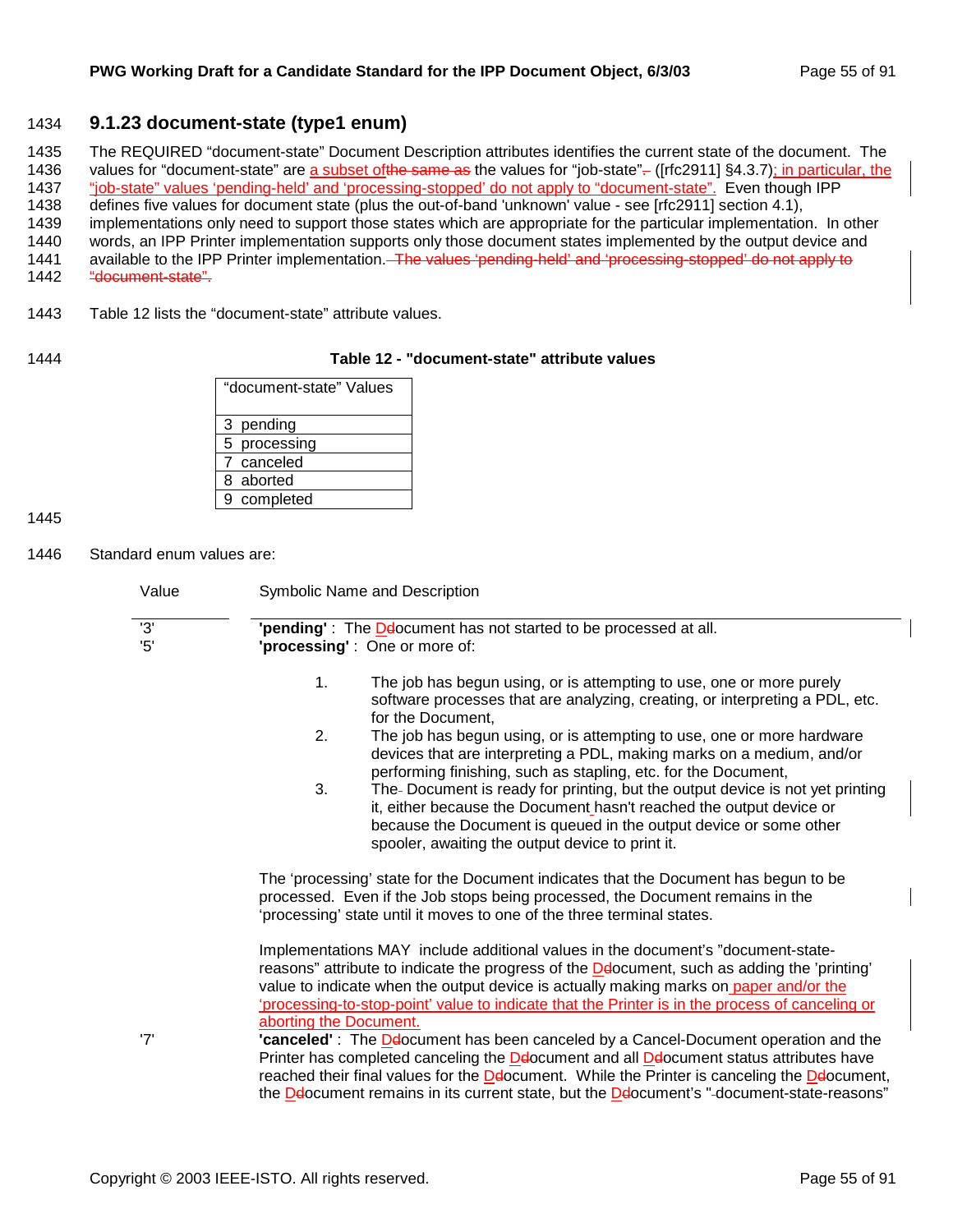### 9.1.23 document-state (type1 enum)

The REQUIRED "document-state" Document Description attributes identifies the current state of the document. The values for "document-state" are a subset of the values for "job-state" ([rfc2911] §4.3.7); in particular, the "job-state" values 'pending-held' and 'processing-stopped' do not apply to "document-state". Even though IPP defines five values for document state (plus the out-of-band 'unknown' value - see [rfc2911] section 4.1), implementations only need to support those states which are appropriate for the particular implementation. In other words, an IPP Printer implementation supports only those document states implemented by the output device and available to the IPP Printer implementation.

Table 12 lists the "document-state" attribute values.

**Table 12 - "document-state" attribute values**

| "document-state" Values |
|---|
| 3 pending |
| 5 processing |
| 7 canceled |
| 8 aborted |
| 9 completed |

Standard enum values are:

| Value | Symbolic Name and Description |
|---|---|
| '3' | **'pending'** : The Document has not started to be processed at all. |
| '5' | **'processing'** : One or more of: |

1. The job has begun using, or is attempting to use, one or more purely software processes that are analyzing, creating, or interpreting a PDL, etc. for the Document,
2. The job has begun using, or is attempting to use, one or more hardware devices that are interpreting a PDL, making marks on a medium, and/or performing finishing, such as stapling, etc. for the Document,
3. The Document is ready for printing, but the output device is not yet printing it, either because the Document hasn't reached the output device or because the Document is queued in the output device or some other spooler, awaiting the output device to print it.

The 'processing' state for the Document indicates that the Document has begun to be processed. Even if the Job stops being processed, the Document remains in the 'processing' state until it moves to one of the three terminal states.

Implementations MAY include additional values in the document's "document-state-reasons" attribute to indicate the progress of the Document, such as adding the 'printing' value to indicate when the output device is actually making marks on paper and/or the 'processing-to-stop-point' value to indicate that the Printer is in the process of canceling or aborting the Document.

'7' **'canceled'** : The Document has been canceled by a Cancel-Document operation and the Printer has completed canceling the Document and all Document status attributes have reached their final values for the Document. While the Printer is canceling the Document, the Document remains in its current state, but the Document's "document-state-reasons"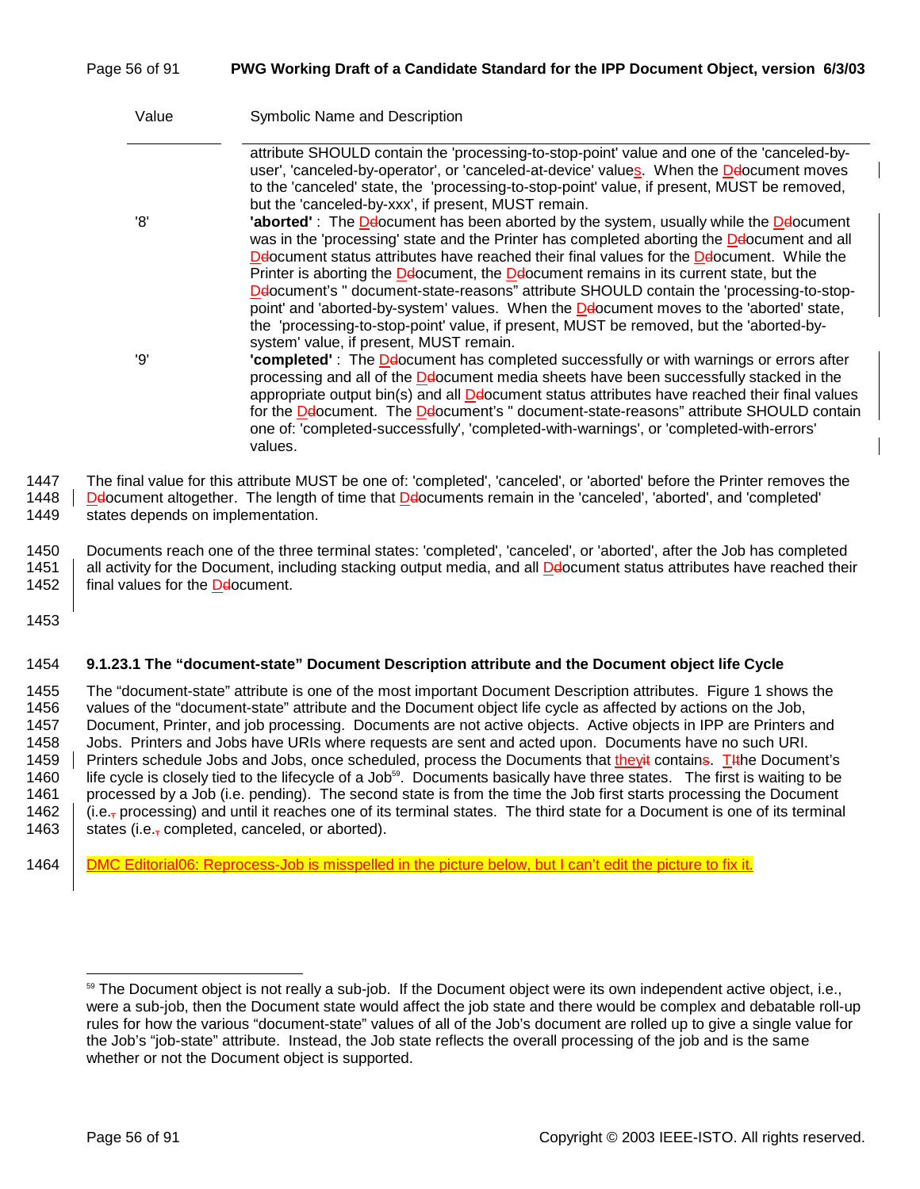| Value | Symbolic Name and Description |
|---|---|
| | attribute SHOULD contain the 'processing-to-stop-point' value and one of the 'canceled-by-user', 'canceled-by-operator', or 'canceled-at-device' values. When the Ddocument moves to the 'canceled' state, the 'processing-to-stop-point' value, if present, MUST be removed, but the 'canceled-by-xxx', if present, MUST remain. |
| '8' | **'aborted'** : The Ddocument has been aborted by the system, usually while the Ddocument was in the 'processing' state and the Printer has completed aborting the Ddocument and all Ddocument status attributes have reached their final values for the Ddocument. While the Printer is aborting the Ddocument, the Ddocument remains in its current state, but the Ddocument's " document-state-reasons" attribute SHOULD contain the 'processing-to-stop-point' and 'aborted-by-system' values. When the Ddocument moves to the 'aborted' state, the 'processing-to-stop-point' value, if present, MUST be removed, but the 'aborted-by-system' value, if present, MUST remain. |
| '9' | **'completed'** : The Ddocument has completed successfully or with warnings or errors after processing and all of the Ddocument media sheets have been successfully stacked in the appropriate output bin(s) and all Ddocument status attributes have reached their final values for the Ddocument. The Ddocument's " document-state-reasons" attribute SHOULD contain one of: 'completed-successfully', 'completed-with-warnings', or 'completed-with-errors' values. |

1447 The final value for this attribute MUST be one of: 'completed', 'canceled', or 'aborted' before the Printer removes the
1448 Ddocument altogether. The length of time that Ddocuments remain in the 'canceled', 'aborted', and 'completed'
1449 states depends on implementation.

1450 Documents reach one of the three terminal states: 'completed', 'canceled', or 'aborted', after the Job has completed
1451 all activity for the Document, including stacking output media, and all Ddocument status attributes have reached their
1452 final values for the Ddocument.

1453

### 1454 9.1.23.1 The "document-state" Document Description attribute and the Document object life Cycle

1455 The "document-state" attribute is one of the most important Document Description attributes. Figure 1 shows the
1456 values of the "document-state" attribute and the Document object life cycle as affected by actions on the Job,
1457 Document, Printer, and job processing. Documents are not active objects. Active objects in IPP are Printers and
1458 Jobs. Printers and Jobs have URIs where requests are sent and acted upon. Documents have no such URI.
1459 Printers schedule Jobs and Jobs, once scheduled, process the Documents that theyit contains. TIthe Document's
1460 life cycle is closely tied to the lifecycle of a Job[59]. Documents basically have three states. The first is waiting to be
1461 processed by a Job (i.e. pending). The second state is from the time the Job first starts processing the Document
1462 (i.e., processing) and until it reaches one of its terminal states. The third state for a Document is one of its terminal
1463 states (i.e., completed, canceled, or aborted).

1464 DMC Editorial06: Reprocess-Job is misspelled in the picture below, but I can't edit the picture to fix it.

[59] The Document object is not really a sub-job. If the Document object were its own independent active object, i.e., were a sub-job, then the Document state would affect the job state and there would be complex and debatable roll-up rules for how the various "document-state" values of all of the Job's document are rolled up to give a single value for the Job's "job-state" attribute. Instead, the Job state reflects the overall processing of the job and is the same whether or not the Document object is supported.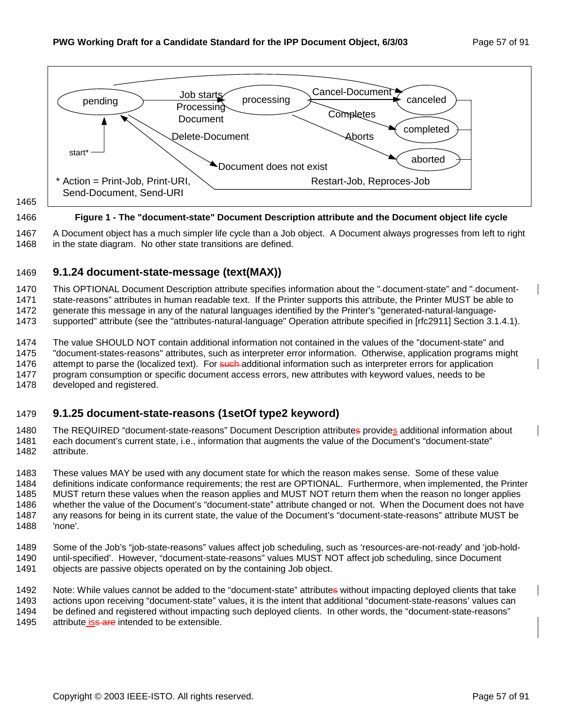pending → (Job starts Processing Document) → processing
processing → (Cancel-Document) → canceled
processing → (Completes) → completed
processing → (Aborts) → aborted
pending → canceled
pending → (Delete-Document) → Document does not exist
canceled, completed, aborted → (Restart-Job, Reproces-Job) → pending
start* → pending

\* Action = Print-Job, Print-URI, Send-Document, Send-URI

**Figure 1 - The "document-state" Document Description attribute and the Document object life cycle**

A Document object has a much simpler life cycle than a Job object. A Document always progresses from left to right in the state diagram. No other state transitions are defined.

### 9.1.24 document-state-message (text(MAX))

This OPTIONAL Document Description attribute specifies information about the "document-state" and "document-state-reasons" attributes in human readable text. If the Printer supports this attribute, the Printer MUST be able to generate this message in any of the natural languages identified by the Printer's "generated-natural-language-supported" attribute (see the "attributes-natural-language" Operation attribute specified in [rfc2911] Section 3.1.4.1).

The value SHOULD NOT contain additional information not contained in the values of the "document-state" and "document-states-reasons" attributes, such as interpreter error information. Otherwise, application programs might attempt to parse the (localized text). For additional information such as interpreter errors for application program consumption or specific document access errors, new attributes with keyword values, needs to be developed and registered.

### 9.1.25 document-state-reasons (1setOf type2 keyword)

The REQUIRED "document-state-reasons" Document Description attribute provides additional information about each document's current state, i.e., information that augments the value of the Document's "document-state" attribute.

These values MAY be used with any document state for which the reason makes sense. Some of these value definitions indicate conformance requirements; the rest are OPTIONAL. Furthermore, when implemented, the Printer MUST return these values when the reason applies and MUST NOT return them when the reason no longer applies whether the value of the Document's "document-state" attribute changed or not. When the Document does not have any reasons for being in its current state, the value of the Document's "document-state-reasons" attribute MUST be 'none'.

Some of the Job's "job-state-reasons" values affect job scheduling, such as 'resources-are-not-ready' and 'job-hold-until-specified'. However, "document-state-reasons" values MUST NOT affect job scheduling, since Document objects are passive objects operated on by the containing Job object.

Note: While values cannot be added to the "document-state" attribute without impacting deployed clients that take actions upon receiving "document-state" values, it is the intent that additional "document-state-reasons' values can be defined and registered without impacting such deployed clients. In other words, the "document-state-reasons" attribute iss intended to be extensible.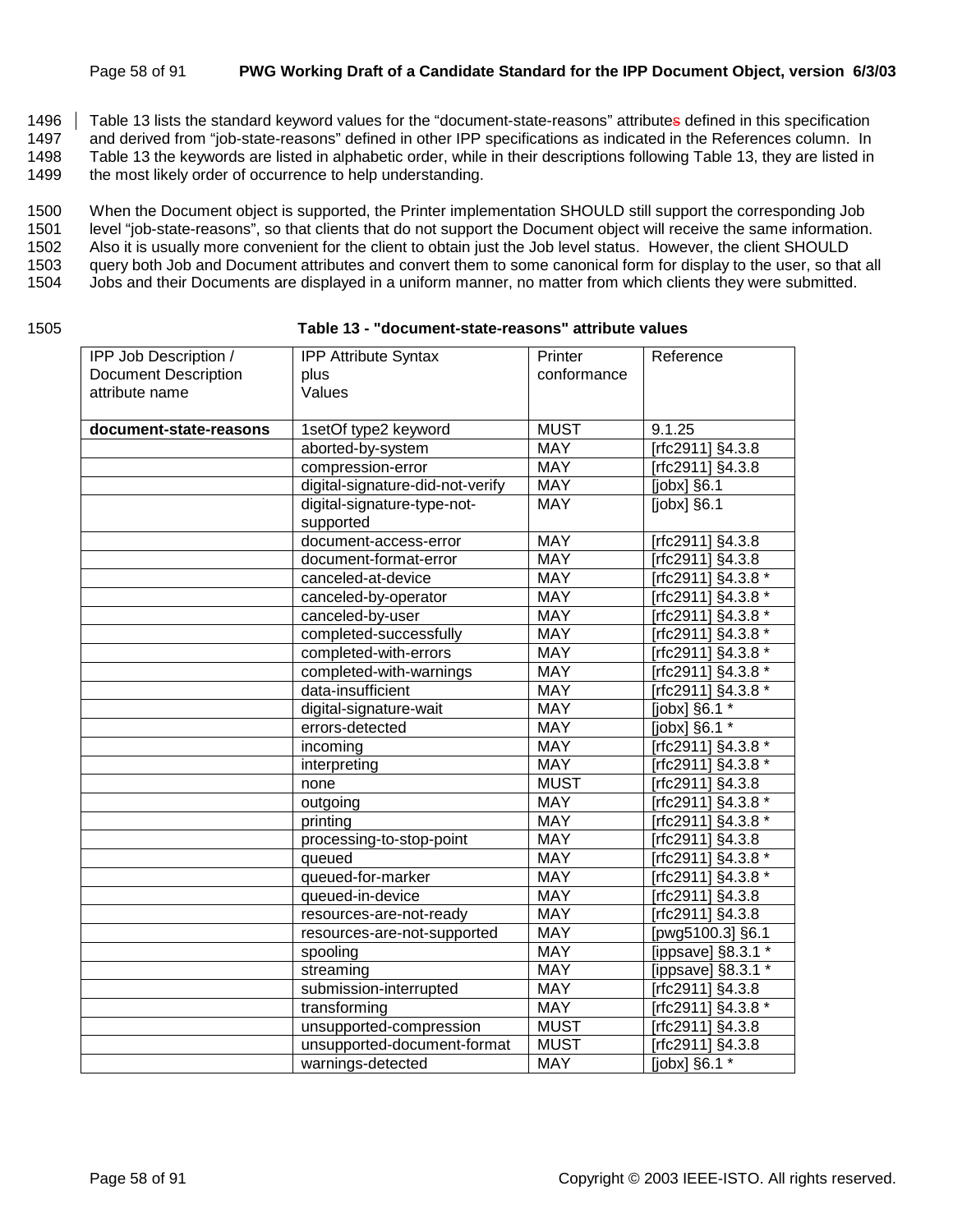Table 13 lists the standard keyword values for the "document-state-reasons" attributes defined in this specification and derived from "job-state-reasons" defined in other IPP specifications as indicated in the References column. In Table 13 the keywords are listed in alphabetic order, while in their descriptions following Table 13, they are listed in the most likely order of occurrence to help understanding.

When the Document object is supported, the Printer implementation SHOULD still support the corresponding Job level "job-state-reasons", so that clients that do not support the Document object will receive the same information. Also it is usually more convenient for the client to obtain just the Job level status. However, the client SHOULD query both Job and Document attributes and convert them to some canonical form for display to the user, so that all Jobs and their Documents are displayed in a uniform manner, no matter from which clients they were submitted.

**Table 13 - "document-state-reasons" attribute values**

| IPP Job Description / Document Description attribute name | IPP Attribute Syntax plus Values | Printer conformance | Reference |
|---|---|---|---|
| **document-state-reasons** | 1setOf type2 keyword | MUST | 9.1.25 |
| | aborted-by-system | MAY | [rfc2911] §4.3.8 |
| | compression-error | MAY | [rfc2911] §4.3.8 |
| | digital-signature-did-not-verify | MAY | [jobx] §6.1 |
| | digital-signature-type-not-supported | MAY | [jobx] §6.1 |
| | document-access-error | MAY | [rfc2911] §4.3.8 |
| | document-format-error | MAY | [rfc2911] §4.3.8 |
| | canceled-at-device | MAY | [rfc2911] §4.3.8 * |
| | canceled-by-operator | MAY | [rfc2911] §4.3.8 * |
| | canceled-by-user | MAY | [rfc2911] §4.3.8 * |
| | completed-successfully | MAY | [rfc2911] §4.3.8 * |
| | completed-with-errors | MAY | [rfc2911] §4.3.8 * |
| | completed-with-warnings | MAY | [rfc2911] §4.3.8 * |
| | data-insufficient | MAY | [rfc2911] §4.3.8 * |
| | digital-signature-wait | MAY | [jobx] §6.1 * |
| | errors-detected | MAY | [jobx] §6.1 * |
| | incoming | MAY | [rfc2911] §4.3.8 * |
| | interpreting | MAY | [rfc2911] §4.3.8 * |
| | none | MUST | [rfc2911] §4.3.8 |
| | outgoing | MAY | [rfc2911] §4.3.8 * |
| | printing | MAY | [rfc2911] §4.3.8 * |
| | processing-to-stop-point | MAY | [rfc2911] §4.3.8 |
| | queued | MAY | [rfc2911] §4.3.8 * |
| | queued-for-marker | MAY | [rfc2911] §4.3.8 * |
| | queued-in-device | MAY | [rfc2911] §4.3.8 |
| | resources-are-not-ready | MAY | [rfc2911] §4.3.8 |
| | resources-are-not-supported | MAY | [pwg5100.3] §6.1 |
| | spooling | MAY | [ippsave] §8.3.1 * |
| | streaming | MAY | [ippsave] §8.3.1 * |
| | submission-interrupted | MAY | [rfc2911] §4.3.8 |
| | transforming | MAY | [rfc2911] §4.3.8 * |
| | unsupported-compression | MUST | [rfc2911] §4.3.8 |
| | unsupported-document-format | MUST | [rfc2911] §4.3.8 |
| | warnings-detected | MAY | [jobx] §6.1 * |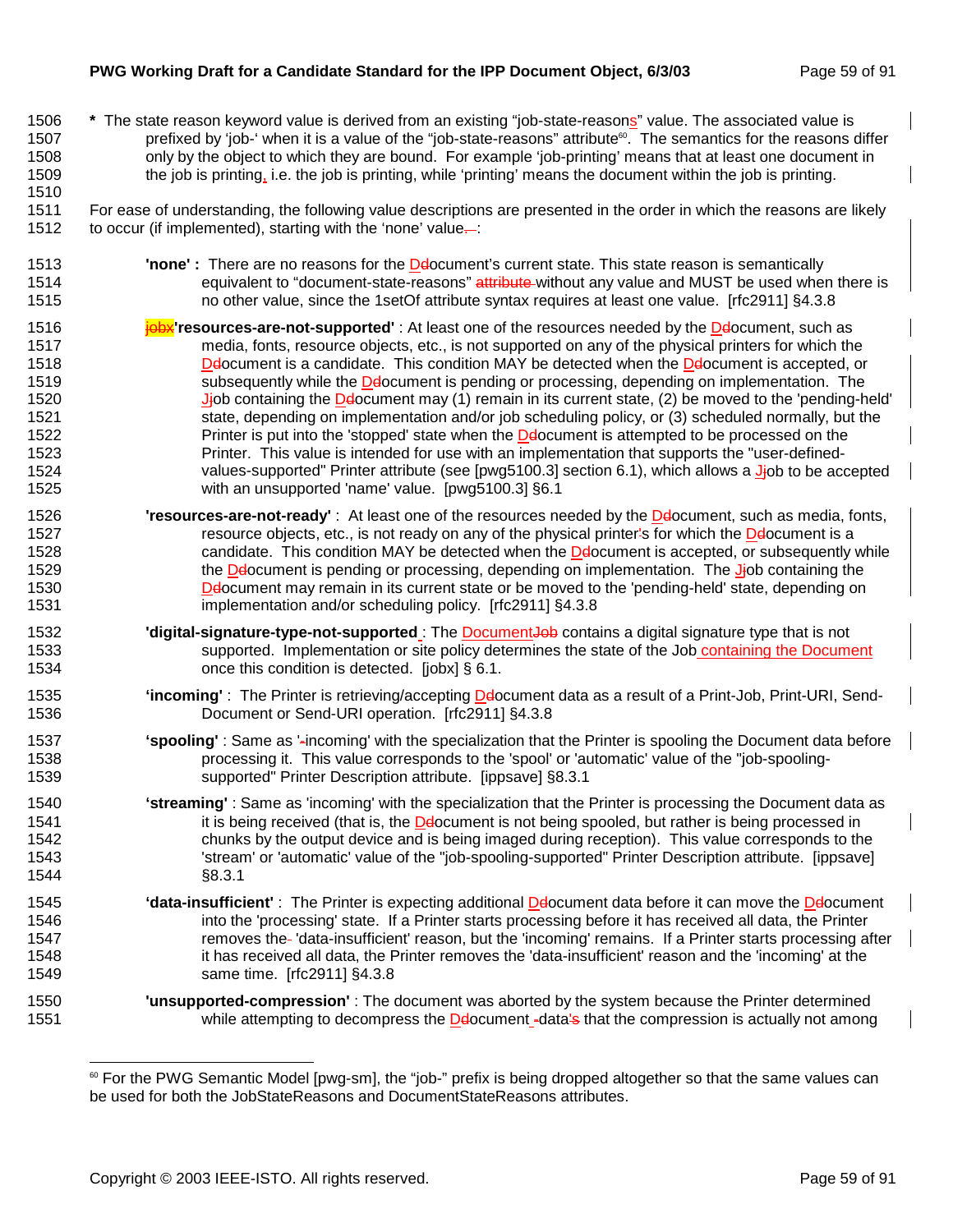**\*** The state reason keyword value is derived from an existing "job-state-reasons" value. The associated value is prefixed by 'job-' when it is a value of the "job-state-reasons" attribute[60]. The semantics for the reasons differ only by the object to which they are bound. For example 'job-printing' means that at least one document in the job is printing, i.e. the job is printing, while 'printing' means the document within the job is printing.

For ease of understanding, the following value descriptions are presented in the order in which the reasons are likely to occur (if implemented), starting with the 'none' value:

**'none' :** There are no reasons for the Document's current state. This state reason is semantically equivalent to "document-state-reasons" without any value and MUST be used when there is no other value, since the 1setOf attribute syntax requires at least one value. [rfc2911] §4.3.8

**'resources-are-not-supported'** : At least one of the resources needed by the Document, such as media, fonts, resource objects, etc., is not supported on any of the physical printers for which the Document is a candidate. This condition MAY be detected when the Document is accepted, or subsequently while the Document is pending or processing, depending on implementation. The Job containing the Document may (1) remain in its current state, (2) be moved to the 'pending-held' state, depending on implementation and/or job scheduling policy, or (3) scheduled normally, but the Printer is put into the 'stopped' state when the Document is attempted to be processed on the Printer. This value is intended for use with an implementation that supports the "user-defined-values-supported" Printer attribute (see [pwg5100.3] section 6.1), which allows a Job to be accepted with an unsupported 'name' value. [pwg5100.3] §6.1

**'resources-are-not-ready'** : At least one of the resources needed by the Document, such as media, fonts, resource objects, etc., is not ready on any of the physical printers for which the Document is a candidate. This condition MAY be detected when the Document is accepted, or subsequently while the Document is pending or processing, depending on implementation. The Job containing the Document may remain in its current state or be moved to the 'pending-held' state, depending on implementation and/or scheduling policy. [rfc2911] §4.3.8

**'digital-signature-type-not-supported** : The Document contains a digital signature type that is not supported. Implementation or site policy determines the state of the Job containing the Document once this condition is detected. [jobx] § 6.1.

**'incoming'** : The Printer is retrieving/accepting Document data as a result of a Print-Job, Print-URI, Send-Document or Send-URI operation. [rfc2911] §4.3.8

**'spooling'** : Same as 'incoming' with the specialization that the Printer is spooling the Document data before processing it. This value corresponds to the 'spool' or 'automatic' value of the "job-spooling-supported" Printer Description attribute. [ippsave] §8.3.1

**'streaming'** : Same as 'incoming' with the specialization that the Printer is processing the Document data as it is being received (that is, the Document is not being spooled, but rather is being processed in chunks by the output device and is being imaged during reception). This value corresponds to the 'stream' or 'automatic' value of the "job-spooling-supported" Printer Description attribute. [ippsave] §8.3.1

**'data-insufficient'** : The Printer is expecting additional Document data before it can move the Document into the 'processing' state. If a Printer starts processing before it has received all data, the Printer removes the 'data-insufficient' reason, but the 'incoming' remains. If a Printer starts processing after it has received all data, the Printer removes the 'data-insufficient' reason and the 'incoming' at the same time. [rfc2911] §4.3.8

**'unsupported-compression'** : The document was aborted by the system because the Printer determined while attempting to decompress the Document data that the compression is actually not among

---

[60] For the PWG Semantic Model [pwg-sm], the "job-" prefix is being dropped altogether so that the same values can be used for both the JobStateReasons and DocumentStateReasons attributes.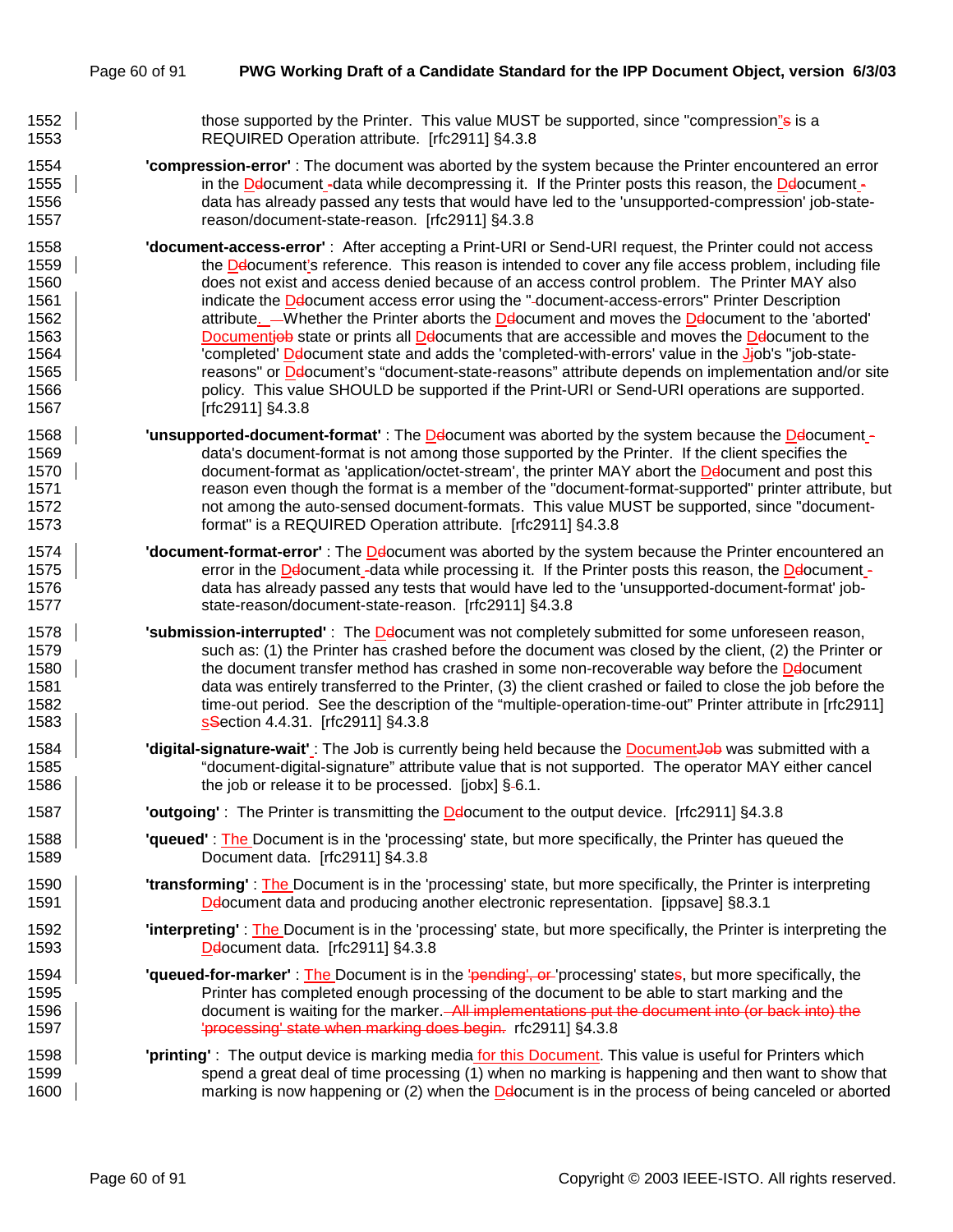those supported by the Printer. This value MUST be supported, since "compression"s is a REQUIRED Operation attribute. [rfc2911] §4.3.8

**'compression-error'** : The document was aborted by the system because the Printer encountered an error in the Document data while decompressing it. If the Printer posts this reason, the Document data has already passed any tests that would have led to the 'unsupported-compression' job-state-reason/document-state-reason. [rfc2911] §4.3.8

**'document-access-error'** : After accepting a Print-URI or Send-URI request, the Printer could not access the Document's reference. This reason is intended to cover any file access problem, including file does not exist and access denied because of an access control problem. The Printer MAY also indicate the Document access error using the "document-access-errors" Printer Description attribute. Whether the Printer aborts the Document and moves the Document to the 'aborted' Document state or prints all Documents that are accessible and moves the Document to the 'completed' Document state and adds the 'completed-with-errors' value in the Job's "job-state-reasons" or Document's "document-state-reasons" attribute depends on implementation and/or site policy. This value SHOULD be supported if the Print-URI or Send-URI operations are supported. [rfc2911] §4.3.8

**'unsupported-document-format'** : The Document was aborted by the system because the Document data's document-format is not among those supported by the Printer. If the client specifies the document-format as 'application/octet-stream', the printer MAY abort the Document and post this reason even though the format is a member of the "document-format-supported" printer attribute, but not among the auto-sensed document-formats. This value MUST be supported, since "document-format" is a REQUIRED Operation attribute. [rfc2911] §4.3.8

**'document-format-error'** : The Document was aborted by the system because the Printer encountered an error in the Document data while processing it. If the Printer posts this reason, the Document data has already passed any tests that would have led to the 'unsupported-document-format' job-state-reason/document-state-reason. [rfc2911] §4.3.8

**'submission-interrupted'** : The Document was not completely submitted for some unforeseen reason, such as: (1) the Printer has crashed before the document was closed by the client, (2) the Printer or the document transfer method has crashed in some non-recoverable way before the Document data was entirely transferred to the Printer, (3) the client crashed or failed to close the job before the time-out period. See the description of the "multiple-operation-time-out" Printer attribute in [rfc2911] section 4.4.31. [rfc2911] §4.3.8

**'digital-signature-wait'** : The Job is currently being held because the Document was submitted with a "document-digital-signature" attribute value that is not supported. The operator MAY either cancel the job or release it to be processed. [jobx] §6.1.

**'outgoing'** : The Printer is transmitting the Document to the output device. [rfc2911] §4.3.8

**'queued'** : The Document is in the 'processing' state, but more specifically, the Printer has queued the Document data. [rfc2911] §4.3.8

**'transforming'** : The Document is in the 'processing' state, but more specifically, the Printer is interpreting Document data and producing another electronic representation. [ippsave] §8.3.1

**'interpreting'** : The Document is in the 'processing' state, but more specifically, the Printer is interpreting the Document data. [rfc2911] §4.3.8

**'queued-for-marker'** : The Document is in the 'processing' state, but more specifically, the Printer has completed enough processing of the document to be able to start marking and the document is waiting for the marker. rfc2911] §4.3.8

**'printing'** : The output device is marking media for this Document. This value is useful for Printers which spend a great deal of time processing (1) when no marking is happening and then want to show that marking is now happening or (2) when the Document is in the process of being canceled or aborted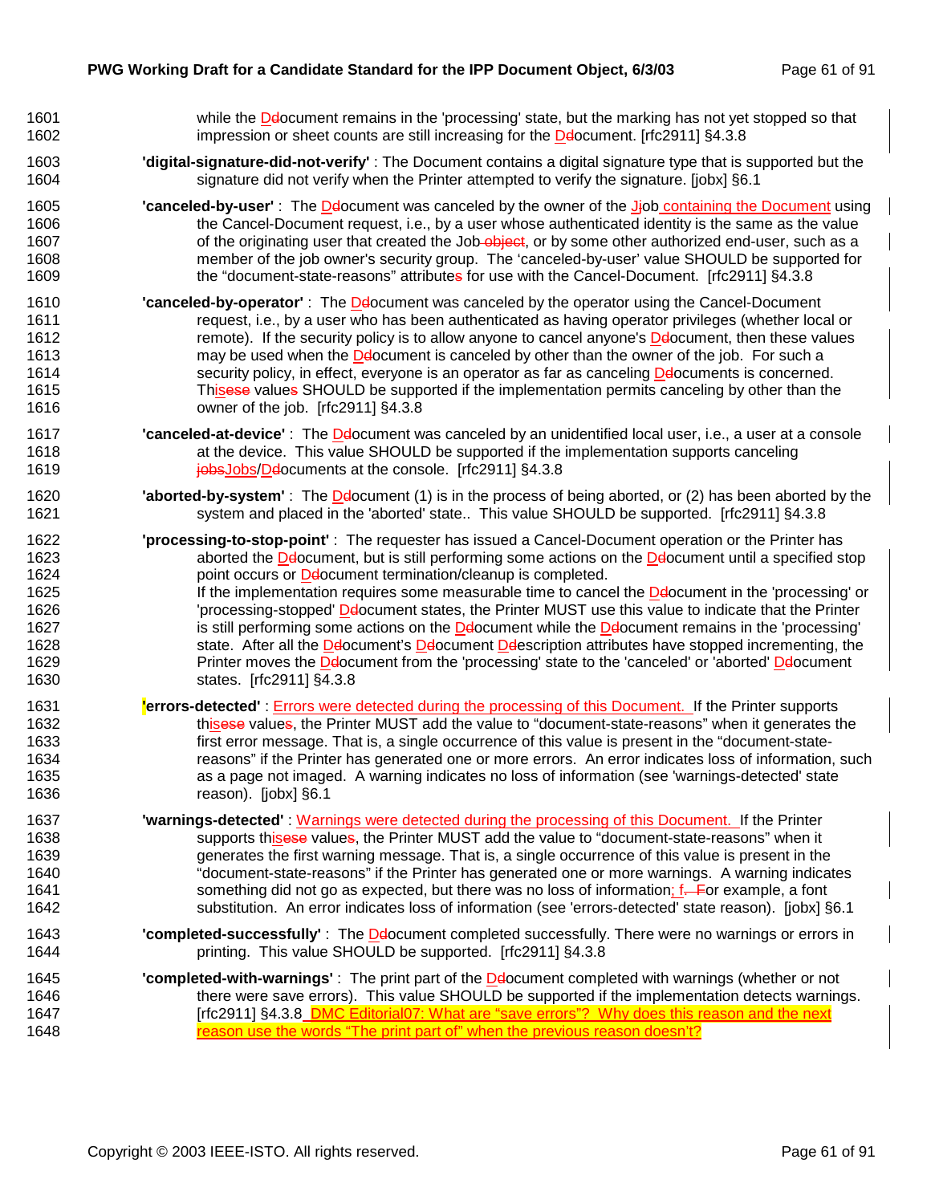while the Ddocument remains in the 'processing' state, but the marking has not yet stopped so that impression or sheet counts are still increasing for the Ddocument. [rfc2911] §4.3.8

**'digital-signature-did-not-verify'** : The Document contains a digital signature type that is supported but the signature did not verify when the Printer attempted to verify the signature. [jobx] §6.1

**'canceled-by-user'** : The Ddocument was canceled by the owner of the Jjob containing the Document using the Cancel-Document request, i.e., by a user whose authenticated identity is the same as the value of the originating user that created the Job object, or by some other authorized end-user, such as a member of the job owner's security group. The 'canceled-by-user' value SHOULD be supported for the "document-state-reasons" attributes for use with the Cancel-Document. [rfc2911] §4.3.8

**'canceled-by-operator'** : The Ddocument was canceled by the operator using the Cancel-Document request, i.e., by a user who has been authenticated as having operator privileges (whether local or remote). If the security policy is to allow anyone to cancel anyone's Ddocument, then these values may be used when the Ddocument is canceled by other than the owner of the job. For such a security policy, in effect, everyone is an operator as far as canceling Ddocuments is concerned. Thisese values SHOULD be supported if the implementation permits canceling by other than the owner of the job. [rfc2911] §4.3.8

**'canceled-at-device'** : The Ddocument was canceled by an unidentified local user, i.e., a user at a console at the device. This value SHOULD be supported if the implementation supports canceling jobsJobs/Ddocuments at the console. [rfc2911] §4.3.8

**'aborted-by-system'** : The Ddocument (1) is in the process of being aborted, or (2) has aborted by the system and placed in the 'aborted' state.. This value SHOULD be supported. [rfc2911] §4.3.8

**'processing-to-stop-point'** : The requester has issued a Cancel-Document operation or the Printer has aborted the Ddocument, but is still performing some actions on the Ddocument until a specified stop point occurs or Ddocument termination/cleanup is completed.
If the implementation requires some measurable time to cancel the Ddocument in the 'processing' or 'processing-stopped' Ddocument states, the Printer MUST use this value to indicate that the Printer is still performing some actions on the Ddocument while the Ddocument remains in the 'processing' state. After all the Ddocument's Ddocument Ddescription attributes have stopped incrementing, the Printer moves the Ddocument from the 'processing' state to the 'canceled' or 'aborted' Ddocument states. [rfc2911] §4.3.8

**'errors-detected'** : Errors were detected during the processing of this Document. If the Printer supports thisese values, the Printer MUST add the value to "document-state-reasons" when it generates the first error message. That is, a single occurrence of this value is present in the "document-state-reasons" if the Printer has generated one or more errors. An error indicates loss of information, such as a page not imaged. A warning indicates no loss of information (see 'warnings-detected' state reason). [jobx] §6.1

**'warnings-detected'** : Warnings were detected during the processing of this Document. If the Printer supports thisese values, the Printer MUST add the value to "document-state-reasons" when it generates the first warning message. That is, a single occurrence of this value is present in the "document-state-reasons" if the Printer has generated one or more warnings. A warning indicates something did not go as expected, but there was no loss of information; f. For example, a font substitution. An error indicates loss of information (see 'errors-detected' state reason). [jobx] §6.1

**'completed-successfully'** : The Ddocument completed successfully. There were no warnings or errors in printing. This value SHOULD be supported. [rfc2911] §4.3.8

**'completed-with-warnings'** : The print part of the Ddocument completed with warnings (whether or not there were save errors). This value SHOULD be supported if the implementation detects warnings. [rfc2911] §4.3.8 DMC Editorial07: What are "save errors"? Why does this reason and the next reason use the words "The print part of" when the previous reason doesn't?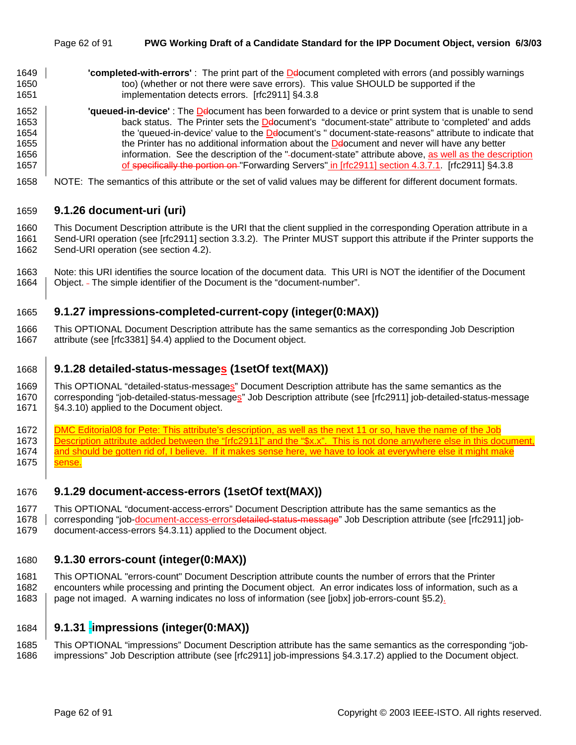**'completed-with-errors'** : The print part of the Document completed with errors (and possibly warnings too) (whether or not there were save errors). This value SHOULD be supported if the implementation detects errors. [rfc2911] §4.3.8

**'queued-in-device'** : The Document has been forwarded to a device or print system that is unable to send back status. The Printer sets the Document's "document-state" attribute to 'completed' and adds the 'queued-in-device' value to the Document's " document-state-reasons" attribute to indicate that the Printer has no additional information about the Document and never will have any better information. See the description of the "document-state" attribute above, as well as the description of "Forwarding Servers" in [rfc2911] section 4.3.7.1. [rfc2911] §4.3.8

NOTE: The semantics of this attribute or the set of valid values may be different for different document formats.

### 9.1.26 document-uri (uri)

This Document Description attribute is the URI that the client supplied in the corresponding Operation attribute in a Send-URI operation (see [rfc2911] section 3.3.2). The Printer MUST support this attribute if the Printer supports the Send-URI operation (see section 4.2).

Note: this URI identifies the source location of the document data. This URI is NOT the identifier of the Document Object. The simple identifier of the Document is the "document-number".

### 9.1.27 impressions-completed-current-copy (integer(0:MAX))

This OPTIONAL Document Description attribute has the same semantics as the corresponding Job Description attribute (see [rfc3381] §4.4) applied to the Document object.

### 9.1.28 detailed-status-messages (1setOf text(MAX))

This OPTIONAL "detailed-status-messages" Document Description attribute has the same semantics as the corresponding "job-detailed-status-messages" Job Description attribute (see [rfc2911] job-detailed-status-message §4.3.10) applied to the Document object.

DMC Editorial08 for Pete: This attribute's description, as well as the next 11 or so, have the name of the Job Description attribute added between the "[rfc2911]" and the "$x.x". This is not done anywhere else in this document, and should be gotten rid of, I believe. If it makes sense here, we have to look at everywhere else it might make sense.

### 9.1.29 document-access-errors (1setOf text(MAX))

This OPTIONAL "document-access-errors" Document Description attribute has the same semantics as the corresponding "job-document-access-errors" Job Description attribute (see [rfc2911] job-document-access-errors §4.3.11) applied to the Document object.

### 9.1.30 errors-count (integer(0:MAX))

This OPTIONAL "errors-count" Document Description attribute counts the number of errors that the Printer encounters while processing and printing the Document object. An error indicates loss of information, such as a page not imaged. A warning indicates no loss of information (see [jobx] job-errors-count §5.2).

### 9.1.31 impressions (integer(0:MAX))

This OPTIONAL "impressions" Document Description attribute has the same semantics as the corresponding "job-impressions" Job Description attribute (see [rfc2911] job-impressions §4.3.17.2) applied to the Document object.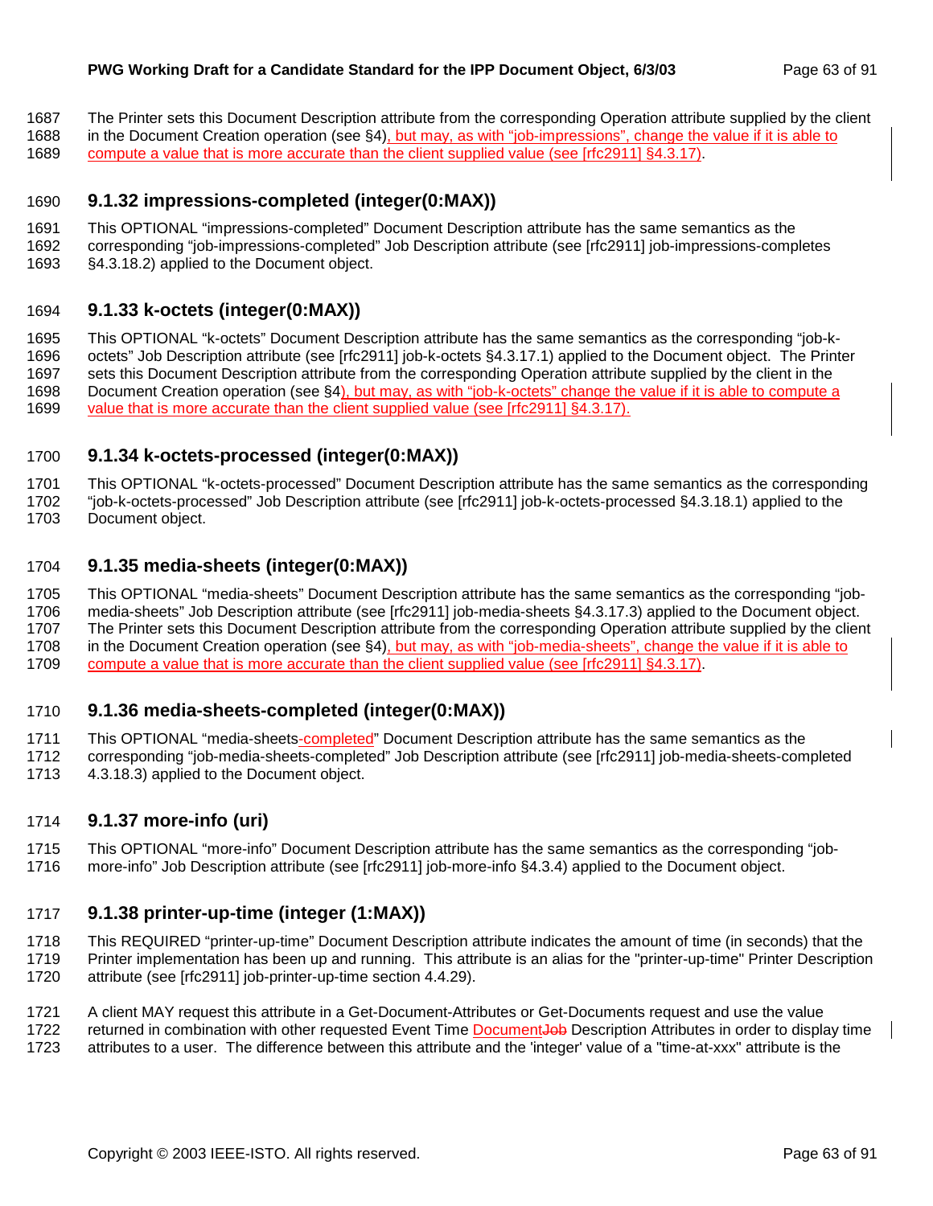The Printer sets this Document Description attribute from the corresponding Operation attribute supplied by the client in the Document Creation operation (see §4), but may, as with "job-impressions", change the value if it is able to compute a value that is more accurate than the client supplied value (see [rfc2911] §4.3.17).

### 9.1.32 impressions-completed (integer(0:MAX))

This OPTIONAL "impressions-completed" Document Description attribute has the same semantics as the corresponding "job-impressions-completed" Job Description attribute (see [rfc2911] job-impressions-completes §4.3.18.2) applied to the Document object.

### 9.1.33 k-octets (integer(0:MAX))

This OPTIONAL "k-octets" Document Description attribute has the same semantics as the corresponding "job-k-octets" Job Description attribute (see [rfc2911] job-k-octets §4.3.17.1) applied to the Document object. The Printer sets this Document Description attribute from the corresponding Operation attribute supplied by the client in the Document Creation operation (see §4), but may, as with "job-k-octets" change the value if it is able to compute a value that is more accurate than the client supplied value (see [rfc2911] §4.3.17).

### 9.1.34 k-octets-processed (integer(0:MAX))

This OPTIONAL "k-octets-processed" Document Description attribute has the same semantics as the corresponding "job-k-octets-processed" Job Description attribute (see [rfc2911] job-k-octets-processed §4.3.18.1) applied to the Document object.

### 9.1.35 media-sheets (integer(0:MAX))

This OPTIONAL "media-sheets" Document Description attribute has the same semantics as the corresponding "job-media-sheets" Job Description attribute (see [rfc2911] job-media-sheets §4.3.17.3) applied to the Document object. The Printer sets this Document Description attribute from the corresponding Operation attribute supplied by the client in the Document Creation operation (see §4), but may, as with "job-media-sheets", change the value if it is able to compute a value that is more accurate than the client supplied value (see [rfc2911] §4.3.17).

### 9.1.36 media-sheets-completed (integer(0:MAX))

This OPTIONAL "media-sheets-completed" Document Description attribute has the same semantics as the corresponding "job-media-sheets-completed" Job Description attribute (see [rfc2911] job-media-sheets-completed 4.3.18.3) applied to the Document object.

### 9.1.37 more-info (uri)

This OPTIONAL "more-info" Document Description attribute has the same semantics as the corresponding "job-more-info" Job Description attribute (see [rfc2911] job-more-info §4.3.4) applied to the Document object.

### 9.1.38 printer-up-time (integer (1:MAX))

This REQUIRED "printer-up-time" Document Description attribute indicates the amount of time (in seconds) that the Printer implementation has been up and running. This attribute is an alias for the "printer-up-time" Printer Description attribute (see [rfc2911] job-printer-up-time section 4.4.29).

A client MAY request this attribute in a Get-Document-Attributes or Get-Documents request and use the value returned in combination with other requested Event Time ~~Job~~ Document Description Attributes in order to display time attributes to a user. The difference between this attribute and the 'integer' value of a "time-at-xxx" attribute is the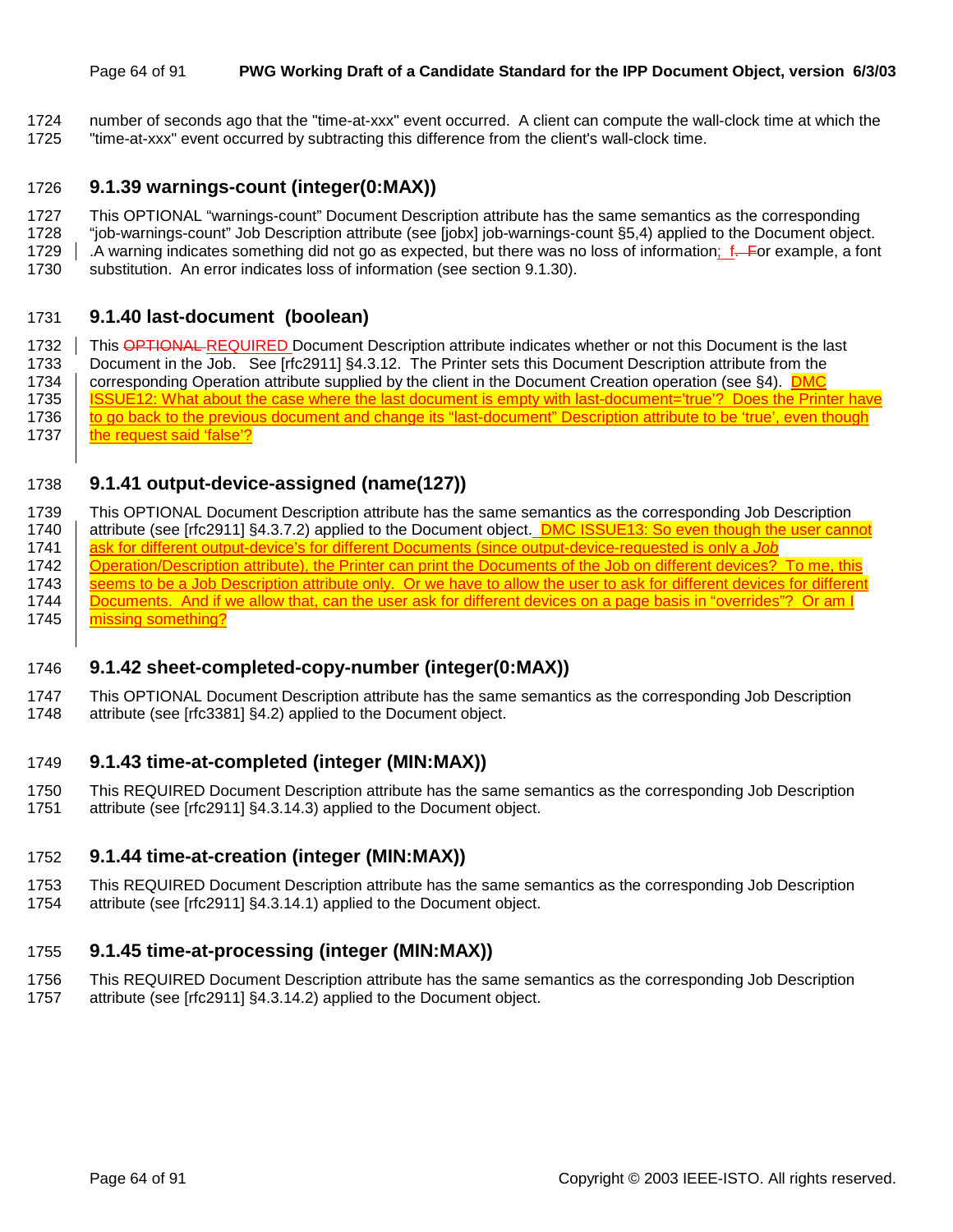number of seconds ago that the "time-at-xxx" event occurred. A client can compute the wall-clock time at which the "time-at-xxx" event occurred by subtracting this difference from the client's wall-clock time.

### 9.1.39 warnings-count (integer(0:MAX))

This OPTIONAL "warnings-count" Document Description attribute has the same semantics as the corresponding "job-warnings-count" Job Description attribute (see [jobx] job-warnings-count §5,4) applied to the Document object. .A warning indicates something did not go as expected, but there was no loss of information; f. For example, a font substitution. An error indicates loss of information (see section 9.1.30).

### 9.1.40 last-document (boolean)

This ~~OPTIONAL~~ REQUIRED Document Description attribute indicates whether or not this Document is the last Document in the Job. See [rfc2911] §4.3.12. The Printer sets this Document Description attribute from the corresponding Operation attribute supplied by the client in the Document Creation operation (see §4). DMC ISSUE12: What about the case where the last document is empty with last-document='true'? Does the Printer have to go back to the previous document and change its "last-document" Description attribute to be 'true', even though the request said 'false'?

### 9.1.41 output-device-assigned (name(127))

This OPTIONAL Document Description attribute has the same semantics as the corresponding Job Description attribute (see [rfc2911] §4.3.7.2) applied to the Document object. DMC ISSUE13: So even though the user cannot ask for different output-device's for different Documents (since output-device-requested is only a *Job* Operation/Description attribute), the Printer can print the Documents of the Job on different devices? To me, this seems to be a Job Description attribute only. Or we have to allow the user to ask for different devices for different Documents. And if we allow that, can the user ask for different devices on a page basis in "overrides"? Or am I missing something?

### 9.1.42 sheet-completed-copy-number (integer(0:MAX))

This OPTIONAL Document Description attribute has the same semantics as the corresponding Job Description attribute (see [rfc3381] §4.2) applied to the Document object.

### 9.1.43 time-at-completed (integer (MIN:MAX))

This REQUIRED Document Description attribute has the same semantics as the corresponding Job Description attribute (see [rfc2911] §4.3.14.3) applied to the Document object.

### 9.1.44 time-at-creation (integer (MIN:MAX))

This REQUIRED Document Description attribute has the same semantics as the corresponding Job Description attribute (see [rfc2911] §4.3.14.1) applied to the Document object.

### 9.1.45 time-at-processing (integer (MIN:MAX))

This REQUIRED Document Description attribute has the same semantics as the corresponding Job Description attribute (see [rfc2911] §4.3.14.2) applied to the Document object.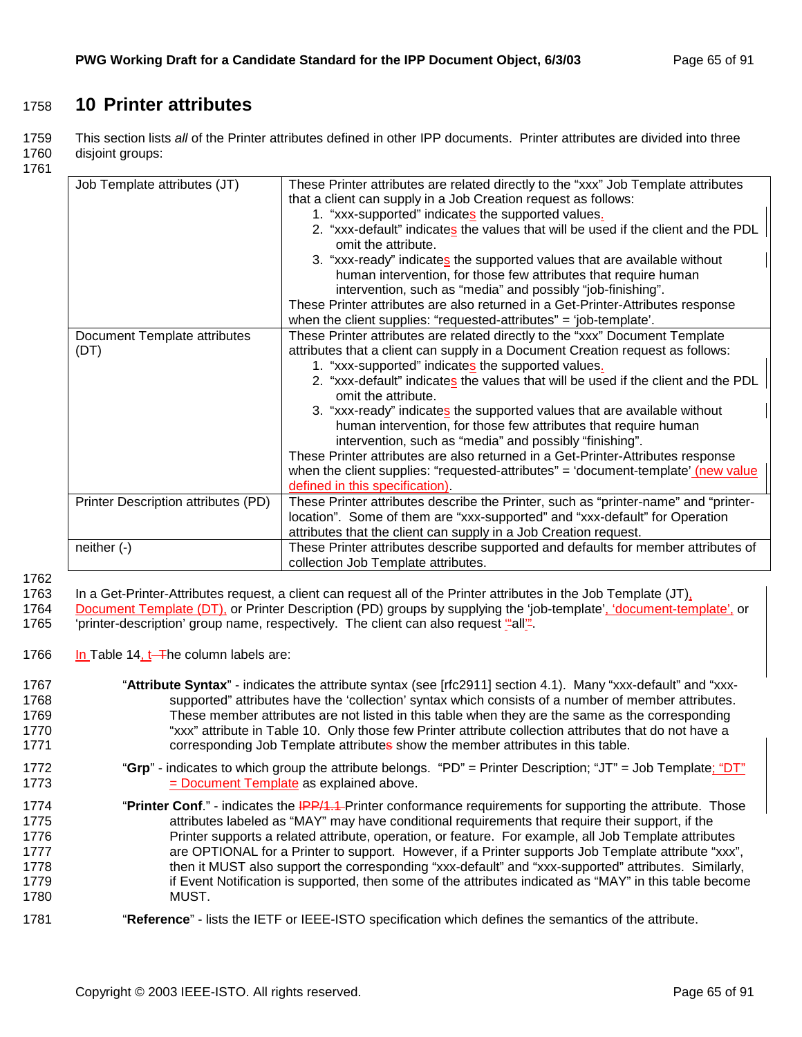# 10 Printer attributes

This section lists *all* of the Printer attributes defined in other IPP documents. Printer attributes are divided into three disjoint groups:

| Group | Description |
|---|---|
| Job Template attributes (JT) | These Printer attributes are related directly to the "xxx" Job Template attributes that a client can supply in a Job Creation request as follows:<br>1. "xxx-supported" indicates the supported values.<br>2. "xxx-default" indicates the values that will be used if the client and the PDL omit the attribute.<br>3. "xxx-ready" indicates the supported values that are available without human intervention, for those few attributes that require human intervention, such as "media" and possibly "job-finishing".<br>These Printer attributes are also returned in a Get-Printer-Attributes response when the client supplies: "requested-attributes" = 'job-template'. |
| Document Template attributes (DT) | These Printer attributes are related directly to the "xxx" Document Template attributes that a client can supply in a Document Creation request as follows:<br>1. "xxx-supported" indicates the supported values.<br>2. "xxx-default" indicates the values that will be used if the client and the PDL omit the attribute.<br>3. "xxx-ready" indicates the supported values that are available without human intervention, for those few attributes that require human intervention, such as "media" and possibly "finishing".<br>These Printer attributes are also returned in a Get-Printer-Attributes response when the client supplies: "requested-attributes" = 'document-template' (new value defined in this specification). |
| Printer Description attributes (PD) | These Printer attributes describe the Printer, such as "printer-name" and "printer-location". Some of them are "xxx-supported" and "xxx-default" for Operation attributes that the client can supply in a Job Creation request. |
| neither (-) | These Printer attributes describe supported and defaults for member attributes of collection Job Template attributes. |

In a Get-Printer-Attributes request, a client can request all of the Printer attributes in the Job Template (JT), Document Template (DT), or Printer Description (PD) groups by supplying the 'job-template', 'document-template', or 'printer-description' group name, respectively. The client can also request "all".

In Table 14, the column labels are:

"**Attribute Syntax**" - indicates the attribute syntax (see [rfc2911] section 4.1). Many "xxx-default" and "xxx-supported" attributes have the 'collection' syntax which consists of a number of member attributes. These member attributes are not listed in this table when they are the same as the corresponding "xxx" attribute in Table 10. Only those few Printer attribute collection attributes that do not have a corresponding Job Template attributes show the member attributes in this table.

"**Grp**" - indicates to which group the attribute belongs. "PD" = Printer Description; "JT" = Job Template; "DT" = Document Template as explained above.

"**Printer Conf**." - indicates the Printer conformance requirements for supporting the attribute. Those attributes labeled as "MAY" may have conditional requirements that require their support, if the Printer supports a related attribute, operation, or feature. For example, all Job Template attributes are OPTIONAL for a Printer to support. However, if a Printer supports Job Template attribute "xxx", then it MUST also support the corresponding "xxx-default" and "xxx-supported" attributes. Similarly, if Event Notification is supported, then some of the attributes indicated as "MAY" in this table become MUST.

"**Reference**" - lists the IETF or IEEE-ISTO specification which defines the semantics of the attribute.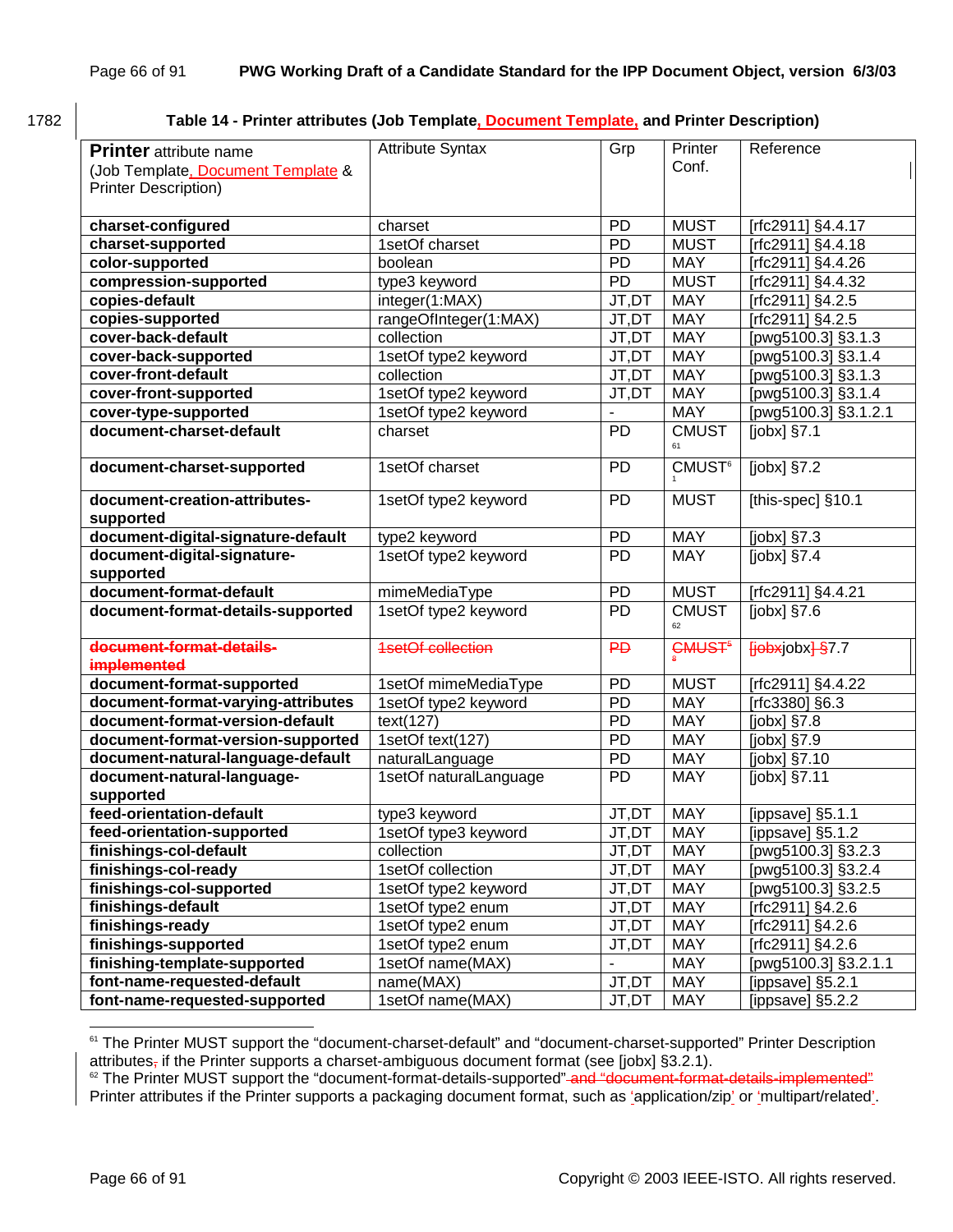**Table 14 - Printer attributes (Job Template, Document Template, and Printer Description)**

| **Printer** attribute name (Job Template, Document Template & Printer Description) | Attribute Syntax | Grp | Printer Conf. | Reference |
|---|---|---|---|---|
| **charset-configured** | charset | PD | MUST | [rfc2911] §4.4.17 |
| **charset-supported** | 1setOf charset | PD | MUST | [rfc2911] §4.4.18 |
| **color-supported** | boolean | PD | MAY | [rfc2911] §4.4.26 |
| **compression-supported** | type3 keyword | PD | MUST | [rfc2911] §4.4.32 |
| **copies-default** | integer(1:MAX) | JT,DT | MAY | [rfc2911] §4.2.5 |
| **copies-supported** | rangeOfInteger(1:MAX) | JT,DT | MAY | [rfc2911] §4.2.5 |
| **cover-back-default** | collection | JT,DT | MAY | [pwg5100.3] §3.1.3 |
| **cover-back-supported** | 1setOf type2 keyword | JT,DT | MAY | [pwg5100.3] §3.1.4 |
| **cover-front-default** | collection | JT,DT | MAY | [pwg5100.3] §3.1.3 |
| **cover-front-supported** | 1setOf type2 keyword | JT,DT | MAY | [pwg5100.3] §3.1.4 |
| **cover-type-supported** | 1setOf type2 keyword | - | MAY | [pwg5100.3] §3.1.2.1 |
| **document-charset-default** | charset | PD | CMUST [61] | [jobx] §7.1 |
| **document-charset-supported** | 1setOf charset | PD | CMUST [61] | [jobx] §7.2 |
| **document-creation-attributes-supported** | 1setOf type2 keyword | PD | MUST | [this-spec] §10.1 |
| **document-digital-signature-default** | type2 keyword | PD | MAY | [jobx] §7.3 |
| **document-digital-signature-supported** | 1setOf type2 keyword | PD | MAY | [jobx] §7.4 |
| **document-format-default** | mimeMediaType | PD | MUST | [rfc2911] §4.4.21 |
| **document-format-details-supported** | 1setOf type2 keyword | PD | CMUST [62] | [jobx] §7.6 |
| ~~**document-format-details-implemented**~~ | ~~1setOf collection~~ | ~~PD~~ | ~~CMUST~~ [5] | ~~[jobx~~jobx] §7.7 |
| **document-format-supported** | 1setOf mimeMediaType | PD | MUST | [rfc2911] §4.4.22 |
| **document-format-varying-attributes** | 1setOf type2 keyword | PD | MAY | [rfc3380] §6.3 |
| **document-format-version-default** | text(127) | PD | MAY | [jobx] §7.8 |
| **document-format-version-supported** | 1setOf text(127) | PD | MAY | [jobx] §7.9 |
| **document-natural-language-default** | naturalLanguage | PD | MAY | [jobx] §7.10 |
| **document-natural-language-supported** | 1setOf naturalLanguage | PD | MAY | [jobx] §7.11 |
| **feed-orientation-default** | type3 keyword | JT,DT | MAY | [ippsave] §5.1.1 |
| **feed-orientation-supported** | 1setOf type3 keyword | JT,DT | MAY | [ippsave] §5.1.2 |
| **finishings-col-default** | collection | JT,DT | MAY | [pwg5100.3] §3.2.3 |
| **finishings-col-ready** | 1setOf collection | JT,DT | MAY | [pwg5100.3] §3.2.4 |
| **finishings-col-supported** | 1setOf type2 keyword | JT,DT | MAY | [pwg5100.3] §3.2.5 |
| **finishings-default** | 1setOf type2 enum | JT,DT | MAY | [rfc2911] §4.2.6 |
| **finishings-ready** | 1setOf type2 enum | JT,DT | MAY | [rfc2911] §4.2.6 |
| **finishings-supported** | 1setOf type2 enum | JT,DT | MAY | [rfc2911] §4.2.6 |
| **finishing-template-supported** | 1setOf name(MAX) | - | MAY | [pwg5100.3] §3.2.1.1 |
| **font-name-requested-default** | name(MAX) | JT,DT | MAY | [ippsave] §5.2.1 |
| **font-name-requested-supported** | 1setOf name(MAX) | JT,DT | MAY | [ippsave] §5.2.2 |

[61] The Printer MUST support the "document-charset-default" and "document-charset-supported" Printer Description attributes~~,~~ if the Printer supports a charset-ambiguous document format (see [jobx] §3.2.1).

[62] The Printer MUST support the "document-format-details-supported" ~~and "document-format-details-implemented"~~ Printer attributes if the Printer supports a packaging document format, such as 'application/zip' or 'multipart/related'.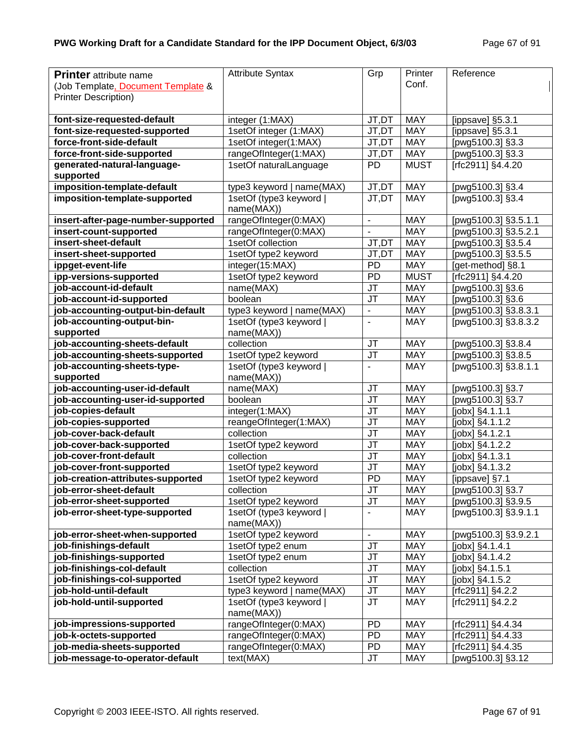| **Printer** attribute name (Job Template, Document Template & Printer Description) | Attribute Syntax | Grp | Printer Conf. | Reference |
|---|---|---|---|---|
| **font-size-requested-default** | integer (1:MAX) | JT,DT | MAY | [ippsave] §5.3.1 |
| **font-size-requested-supported** | 1setOf integer (1:MAX) | JT,DT | MAY | [ippsave] §5.3.1 |
| **force-front-side-default** | 1setOf integer(1:MAX) | JT,DT | MAY | [pwg5100.3] §3.3 |
| **force-front-side-supported** | rangeOfInteger(1:MAX) | JT,DT | MAY | [pwg5100.3] §3.3 |
| **generated-natural-language-supported** | 1setOf naturalLanguage | PD | MUST | [rfc2911] §4.4.20 |
| **imposition-template-default** | type3 keyword \| name(MAX) | JT,DT | MAY | [pwg5100.3] §3.4 |
| **imposition-template-supported** | 1setOf (type3 keyword \| name(MAX)) | JT,DT | MAY | [pwg5100.3] §3.4 |
| **insert-after-page-number-supported** | rangeOfInteger(0:MAX) | - | MAY | [pwg5100.3] §3.5.1.1 |
| **insert-count-supported** | rangeOfInteger(0:MAX) | - | MAY | [pwg5100.3] §3.5.2.1 |
| **insert-sheet-default** | 1setOf collection | JT,DT | MAY | [pwg5100.3] §3.5.4 |
| **insert-sheet-supported** | 1setOf type2 keyword | JT,DT | MAY | [pwg5100.3] §3.5.5 |
| **ippget-event-life** | integer(15:MAX) | PD | MAY | [get-method] §8.1 |
| **ipp-versions-supported** | 1setOf type2 keyword | PD | MUST | [rfc2911] §4.4.20 |
| **job-account-id-default** | name(MAX) | JT | MAY | [pwg5100.3] §3.6 |
| **job-account-id-supported** | boolean | JT | MAY | [pwg5100.3] §3.6 |
| **job-accounting-output-bin-default** | type3 keyword \| name(MAX) | - | MAY | [pwg5100.3] §3.8.3.1 |
| **job-accounting-output-bin-supported** | 1setOf (type3 keyword \| name(MAX)) | - | MAY | [pwg5100.3] §3.8.3.2 |
| **job-accounting-sheets-default** | collection | JT | MAY | [pwg5100.3] §3.8.4 |
| **job-accounting-sheets-supported** | 1setOf type2 keyword | JT | MAY | [pwg5100.3] §3.8.5 |
| **job-accounting-sheets-type-supported** | 1setOf (type3 keyword \| name(MAX)) | - | MAY | [pwg5100.3] §3.8.1.1 |
| **job-accounting-user-id-default** | name(MAX) | JT | MAY | [pwg5100.3] §3.7 |
| **job-accounting-user-id-supported** | boolean | JT | MAY | [pwg5100.3] §3.7 |
| **job-copies-default** | integer(1:MAX) | JT | MAY | [jobx] §4.1.1.1 |
| **job-copies-supported** | reangeOfInteger(1:MAX) | JT | MAY | [jobx] §4.1.1.2 |
| **job-cover-back-default** | collection | JT | MAY | [jobx] §4.1.2.1 |
| **job-cover-back-supported** | 1setOf type2 keyword | JT | MAY | [jobx] §4.1.2.2 |
| **job-cover-front-default** | collection | JT | MAY | [jobx] §4.1.3.1 |
| **job-cover-front-supported** | 1setOf type2 keyword | JT | MAY | [jobx] §4.1.3.2 |
| **job-creation-attributes-supported** | 1setOf type2 keyword | PD | MAY | [ippsave] §7.1 |
| **job-error-sheet-default** | collection | JT | MAY | [pwg5100.3] §3.7 |
| **job-error-sheet-supported** | 1setOf type2 keyword | JT | MAY | [pwg5100.3] §3.9.5 |
| **job-error-sheet-type-supported** | 1setOf (type3 keyword \| name(MAX)) | - | MAY | [pwg5100.3] §3.9.1.1 |
| **job-error-sheet-when-supported** | 1setOf type2 keyword | - | MAY | [pwg5100.3] §3.9.2.1 |
| **job-finishings-default** | 1setOf type2 enum | JT | MAY | [jobx] §4.1.4.1 |
| **job-finishings-supported** | 1setOf type2 enum | JT | MAY | [jobx] §4.1.4.2 |
| **job-finishings-col-default** | collection | JT | MAY | [jobx] §4.1.5.1 |
| **job-finishings-col-supported** | 1setOf type2 keyword | JT | MAY | [jobx] §4.1.5.2 |
| **job-hold-until-default** | type3 keyword \| name(MAX) | JT | MAY | [rfc2911] §4.2.2 |
| **job-hold-until-supported** | 1setOf (type3 keyword \| name(MAX)) | JT | MAY | [rfc2911] §4.2.2 |
| **job-impressions-supported** | rangeOfInteger(0:MAX) | PD | MAY | [rfc2911] §4.4.34 |
| **job-k-octets-supported** | rangeOfInteger(0:MAX) | PD | MAY | [rfc2911] §4.4.33 |
| **job-media-sheets-supported** | rangeOfInteger(0:MAX) | PD | MAY | [rfc2911] §4.4.35 |
| **job-message-to-operator-default** | text(MAX) | JT | MAY | [pwg5100.3] §3.12 |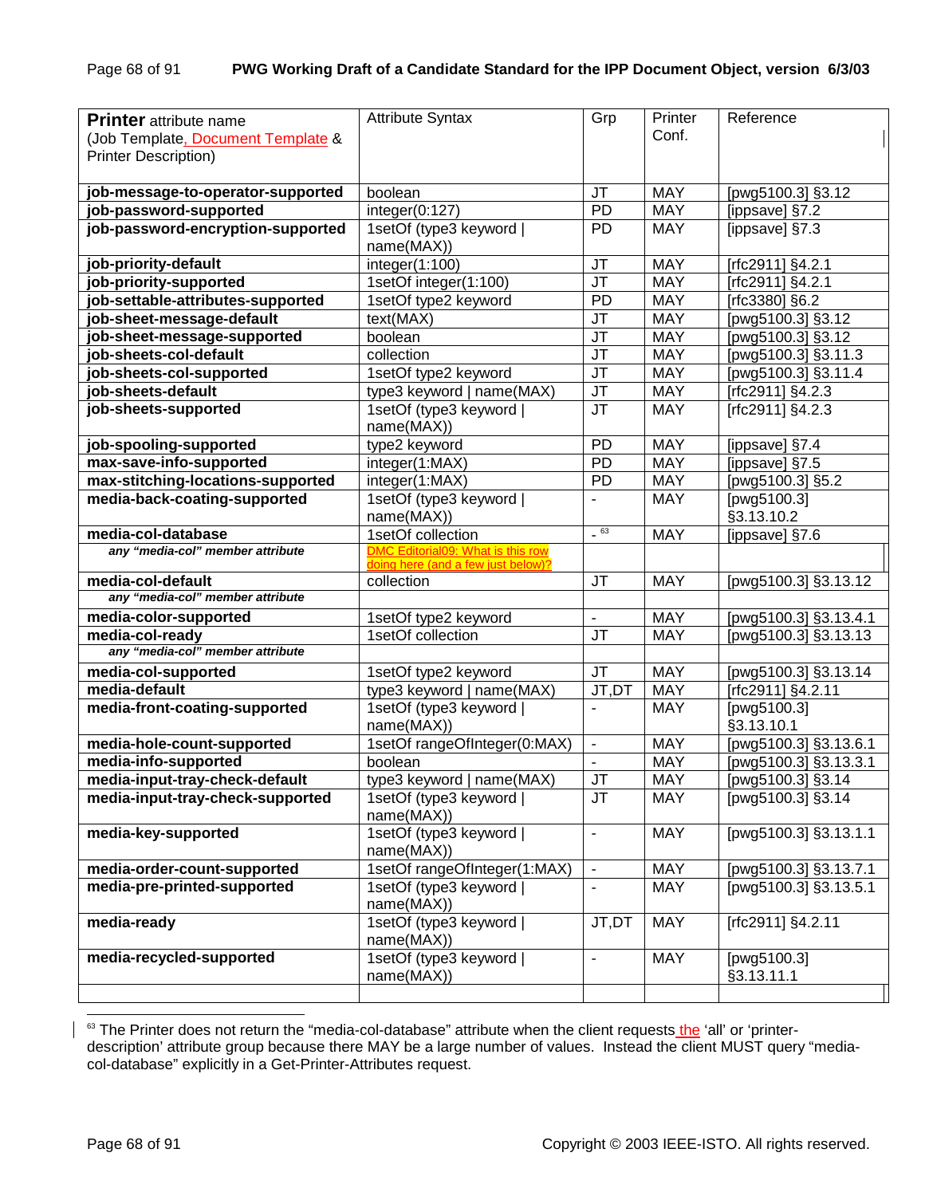| **Printer** attribute name (Job Template, Document Template & Printer Description) | Attribute Syntax | Grp | Printer Conf. | Reference |
|---|---|---|---|---|
| **job-message-to-operator-supported** | boolean | JT | MAY | [pwg5100.3] §3.12 |
| **job-password-supported** | integer(0:127) | PD | MAY | [ippsave] §7.2 |
| **job-password-encryption-supported** | 1setOf (type3 keyword \| name(MAX)) | PD | MAY | [ippsave] §7.3 |
| **job-priority-default** | integer(1:100) | JT | MAY | [rfc2911] §4.2.1 |
| **job-priority-supported** | 1setOf integer(1:100) | JT | MAY | [rfc2911] §4.2.1 |
| **job-settable-attributes-supported** | 1setOf type2 keyword | PD | MAY | [rfc3380] §6.2 |
| **job-sheet-message-default** | text(MAX) | JT | MAY | [pwg5100.3] §3.12 |
| **job-sheet-message-supported** | boolean | JT | MAY | [pwg5100.3] §3.12 |
| **job-sheets-col-default** | collection | JT | MAY | [pwg5100.3] §3.11.3 |
| **job-sheets-col-supported** | 1setOf type2 keyword | JT | MAY | [pwg5100.3] §3.11.4 |
| **job-sheets-default** | type3 keyword \| name(MAX) | JT | MAY | [rfc2911] §4.2.3 |
| **job-sheets-supported** | 1setOf (type3 keyword \| name(MAX)) | JT | MAY | [rfc2911] §4.2.3 |
| **job-spooling-supported** | type2 keyword | PD | MAY | [ippsave] §7.4 |
| **max-save-info-supported** | integer(1:MAX) | PD | MAY | [ippsave] §7.5 |
| **max-stitching-locations-supported** | integer(1:MAX) | PD | MAY | [pwg5100.3] §5.2 |
| **media-back-coating-supported** | 1setOf (type3 keyword \| name(MAX)) | - | MAY | [pwg5100.3] §3.13.10.2 |
| **media-col-database** | 1setOf collection | - [63] | MAY | [ippsave] §7.6 |
| *any "media-col" member attribute* | DMC Editorial09: What is this row doing here (and a few just below)? | | | |
| **media-col-default** | collection | JT | MAY | [pwg5100.3] §3.13.12 |
| *any "media-col" member attribute* | | | | |
| **media-color-supported** | 1setOf type2 keyword | - | MAY | [pwg5100.3] §3.13.4.1 |
| **media-col-ready** | 1setOf collection | JT | MAY | [pwg5100.3] §3.13.13 |
| *any "media-col" member attribute* | | | | |
| **media-col-supported** | 1setOf type2 keyword | JT | MAY | [pwg5100.3] §3.13.14 |
| **media-default** | type3 keyword \| name(MAX) | JT,DT | MAY | [rfc2911] §4.2.11 |
| **media-front-coating-supported** | 1setOf (type3 keyword \| name(MAX)) | - | MAY | [pwg5100.3] §3.13.10.1 |
| **media-hole-count-supported** | 1setOf rangeOfInteger(0:MAX) | - | MAY | [pwg5100.3] §3.13.6.1 |
| **media-info-supported** | boolean | - | MAY | [pwg5100.3] §3.13.3.1 |
| **media-input-tray-check-default** | type3 keyword \| name(MAX) | JT | MAY | [pwg5100.3] §3.14 |
| **media-input-tray-check-supported** | 1setOf (type3 keyword \| name(MAX)) | JT | MAY | [pwg5100.3] §3.14 |
| **media-key-supported** | 1setOf (type3 keyword \| name(MAX)) | - | MAY | [pwg5100.3] §3.13.1.1 |
| **media-order-count-supported** | 1setOf rangeOfInteger(1:MAX) | - | MAY | [pwg5100.3] §3.13.7.1 |
| **media-pre-printed-supported** | 1setOf (type3 keyword \| name(MAX)) | - | MAY | [pwg5100.3] §3.13.5.1 |
| **media-ready** | 1setOf (type3 keyword \| name(MAX)) | JT,DT | MAY | [rfc2911] §4.2.11 |
| **media-recycled-supported** | 1setOf (type3 keyword \| name(MAX)) | - | MAY | [pwg5100.3] §3.13.11.1 |
| | | | | |

[63] The Printer does not return the "media-col-database" attribute when the client requests the 'all' or 'printer-description' attribute group because there MAY be a large number of values. Instead the client MUST query "media-col-database" explicitly in a Get-Printer-Attributes request.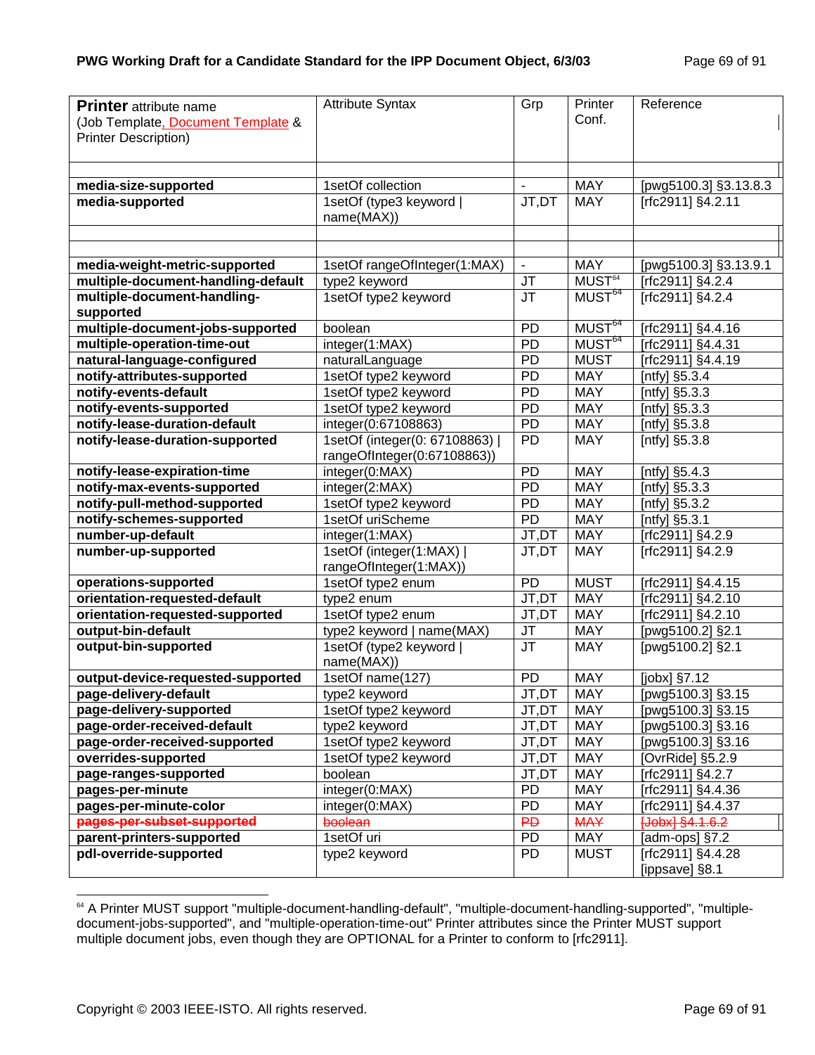| **Printer** attribute name (Job Template, Document Template & Printer Description) | Attribute Syntax | Grp | Printer Conf. | Reference |
|---|---|---|---|---|
| | | | | |
| **media-size-supported** | 1setOf collection | - | MAY | [pwg5100.3] §3.13.8.3 |
| **media-supported** | 1setOf (type3 keyword \| name(MAX)) | JT,DT | MAY | [rfc2911] §4.2.11 |
| | | | | |
| | | | | |
| **media-weight-metric-supported** | 1setOf rangeOfInteger(1:MAX) | - | MAY | [pwg5100.3] §3.13.9.1 |
| **multiple-document-handling-default** | type2 keyword | JT | MUST[64] | [rfc2911] §4.2.4 |
| **multiple-document-handling-supported** | 1setOf type2 keyword | JT | MUST[64] | [rfc2911] §4.2.4 |
| **multiple-document-jobs-supported** | boolean | PD | MUST[64] | [rfc2911] §4.4.16 |
| **multiple-operation-time-out** | integer(1:MAX) | PD | MUST[64] | [rfc2911] §4.4.31 |
| **natural-language-configured** | naturalLanguage | PD | MUST | [rfc2911] §4.4.19 |
| **notify-attributes-supported** | 1setOf type2 keyword | PD | MAY | [ntfy] §5.3.4 |
| **notify-events-default** | 1setOf type2 keyword | PD | MAY | [ntfy] §5.3.3 |
| **notify-events-supported** | 1setOf type2 keyword | PD | MAY | [ntfy] §5.3.3 |
| **notify-lease-duration-default** | integer(0:67108863) | PD | MAY | [ntfy] §5.3.8 |
| **notify-lease-duration-supported** | 1setOf (integer(0: 67108863) \| rangeOfInteger(0:67108863)) | PD | MAY | [ntfy] §5.3.8 |
| **notify-lease-expiration-time** | integer(0:MAX) | PD | MAY | [ntfy] §5.4.3 |
| **notify-max-events-supported** | integer(2:MAX) | PD | MAY | [ntfy] §5.3.3 |
| **notify-pull-method-supported** | 1setOf type2 keyword | PD | MAY | [ntfy] §5.3.2 |
| **notify-schemes-supported** | 1setOf uriScheme | PD | MAY | [ntfy] §5.3.1 |
| **number-up-default** | integer(1:MAX) | JT,DT | MAY | [rfc2911] §4.2.9 |
| **number-up-supported** | 1setOf (integer(1:MAX) \| rangeOfInteger(1:MAX)) | JT,DT | MAY | [rfc2911] §4.2.9 |
| **operations-supported** | 1setOf type2 enum | PD | MUST | [rfc2911] §4.4.15 |
| **orientation-requested-default** | type2 enum | JT,DT | MAY | [rfc2911] §4.2.10 |
| **orientation-requested-supported** | 1setOf type2 enum | JT,DT | MAY | [rfc2911] §4.2.10 |
| **output-bin-default** | type2 keyword \| name(MAX) | JT | MAY | [pwg5100.2] §2.1 |
| **output-bin-supported** | 1setOf (type2 keyword \| name(MAX)) | JT | MAY | [pwg5100.2] §2.1 |
| **output-device-requested-supported** | 1setOf name(127) | PD | MAY | [jobx] §7.12 |
| **page-delivery-default** | type2 keyword | JT,DT | MAY | [pwg5100.3] §3.15 |
| **page-delivery-supported** | 1setOf type2 keyword | JT,DT | MAY | [pwg5100.3] §3.15 |
| **page-order-received-default** | type2 keyword | JT,DT | MAY | [pwg5100.3] §3.16 |
| **page-order-received-supported** | 1setOf type2 keyword | JT,DT | MAY | [pwg5100.3] §3.16 |
| **overrides-supported** | 1setOf type2 keyword | JT,DT | MAY | [OvrRide] §5.2.9 |
| **page-ranges-supported** | boolean | JT,DT | MAY | [rfc2911] §4.2.7 |
| **pages-per-minute** | integer(0:MAX) | PD | MAY | [rfc2911] §4.4.36 |
| **pages-per-minute-color** | integer(0:MAX) | PD | MAY | [rfc2911] §4.4.37 |
| ~~**pages-per-subset-supported**~~ | ~~boolean~~ | ~~PD~~ | ~~MAY~~ | ~~[Jobx] §4.1.6.2~~ |
| **parent-printers-supported** | 1setOf uri | PD | MAY | [adm-ops] §7.2 |
| **pdl-override-supported** | type2 keyword | PD | MUST | [rfc2911] §4.4.28 [ippsave] §8.1 |

[64] A Printer MUST support "multiple-document-handling-default", "multiple-document-handling-supported", "multiple-document-jobs-supported", and "multiple-operation-time-out" Printer attributes since the Printer MUST support multiple document jobs, even though they are OPTIONAL for a Printer to conform to [rfc2911].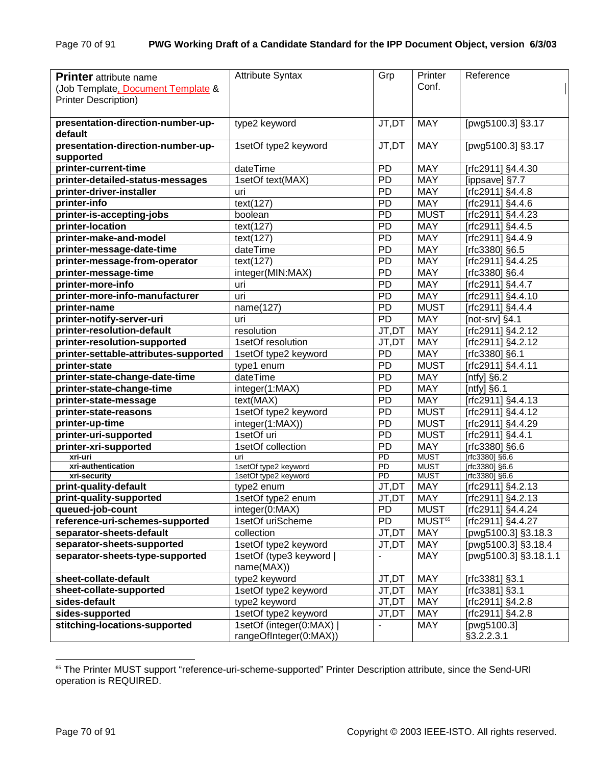| **Printer** attribute name (Job Template, Document Template & Printer Description) | Attribute Syntax | Grp | Printer Conf. | Reference |
|---|---|---|---|---|
| **presentation-direction-number-up-default** | type2 keyword | JT,DT | MAY | [pwg5100.3] §3.17 |
| **presentation-direction-number-up-supported** | 1setOf type2 keyword | JT,DT | MAY | [pwg5100.3] §3.17 |
| **printer-current-time** | dateTime | PD | MAY | [rfc2911] §4.4.30 |
| **printer-detailed-status-messages** | 1setOf text(MAX) | PD | MAY | [ippsave] §7.7 |
| **printer-driver-installer** | uri | PD | MAY | [rfc2911] §4.4.8 |
| **printer-info** | text(127) | PD | MAY | [rfc2911] §4.4.6 |
| **printer-is-accepting-jobs** | boolean | PD | MUST | [rfc2911] §4.4.23 |
| **printer-location** | text(127) | PD | MAY | [rfc2911] §4.4.5 |
| **printer-make-and-model** | text(127) | PD | MAY | [rfc2911] §4.4.9 |
| **printer-message-date-time** | dateTime | PD | MAY | [rfc3380] §6.5 |
| **printer-message-from-operator** | text(127) | PD | MAY | [rfc2911] §4.4.25 |
| **printer-message-time** | integer(MIN:MAX) | PD | MAY | [rfc3380] §6.4 |
| **printer-more-info** | uri | PD | MAY | [rfc2911] §4.4.7 |
| **printer-more-info-manufacturer** | uri | PD | MAY | [rfc2911] §4.4.10 |
| **printer-name** | name(127) | PD | MUST | [rfc2911] §4.4.4 |
| **printer-notify-server-uri** | uri | PD | MAY | [not-srv] §4.1 |
| **printer-resolution-default** | resolution | JT,DT | MAY | [rfc2911] §4.2.12 |
| **printer-resolution-supported** | 1setOf resolution | JT,DT | MAY | [rfc2911] §4.2.12 |
| **printer-settable-attributes-supported** | 1setOf type2 keyword | PD | MAY | [rfc3380] §6.1 |
| **printer-state** | type1 enum | PD | MUST | [rfc2911] §4.4.11 |
| **printer-state-change-date-time** | dateTime | PD | MAY | [ntfy] §6.2 |
| **printer-state-change-time** | integer(1:MAX) | PD | MAY | [ntfy] §6.1 |
| **printer-state-message** | text(MAX) | PD | MAY | [rfc2911] §4.4.13 |
| **printer-state-reasons** | 1setOf type2 keyword | PD | MUST | [rfc2911] §4.4.12 |
| **printer-up-time** | integer(1:MAX)) | PD | MUST | [rfc2911] §4.4.29 |
| **printer-uri-supported** | 1setOf uri | PD | MUST | [rfc2911] §4.4.1 |
| **printer-xri-supported** | 1setOf collection | PD | MAY | [rfc3380] §6.6 |
| **xri-uri** | uri | PD | MUST | [rfc3380] §6.6 |
| **xri-authentication** | 1setOf type2 keyword | PD | MUST | [rfc3380] §6.6 |
| **xri-security** | 1setOf type2 keyword | PD | MUST | [rfc3380] §6.6 |
| **print-quality-default** | type2 enum | JT,DT | MAY | [rfc2911] §4.2.13 |
| **print-quality-supported** | 1setOf type2 enum | JT,DT | MAY | [rfc2911] §4.2.13 |
| **queued-job-count** | integer(0:MAX) | PD | MUST | [rfc2911] §4.4.24 |
| **reference-uri-schemes-supported** | 1setOf uriScheme | PD | MUST[65] | [rfc2911] §4.4.27 |
| **separator-sheets-default** | collection | JT,DT | MAY | [pwg5100.3] §3.18.3 |
| **separator-sheets-supported** | 1setOf type2 keyword | JT,DT | MAY | [pwg5100.3] §3.18.4 |
| **separator-sheets-type-supported** | 1setOf (type3 keyword \| name(MAX)) | - | MAY | [pwg5100.3] §3.18.1.1 |
| **sheet-collate-default** | type2 keyword | JT,DT | MAY | [rfc3381] §3.1 |
| **sheet-collate-supported** | 1setOf type2 keyword | JT,DT | MAY | [rfc3381] §3.1 |
| **sides-default** | type2 keyword | JT,DT | MAY | [rfc2911] §4.2.8 |
| **sides-supported** | 1setOf type2 keyword | JT,DT | MAY | [rfc2911] §4.2.8 |
| **stitching-locations-supported** | 1setOf (integer(0:MAX) \| rangeOfInteger(0:MAX)) | - | MAY | [pwg5100.3] §3.2.2.3.1 |

[65] The Printer MUST support "reference-uri-scheme-supported" Printer Description attribute, since the Send-URI operation is REQUIRED.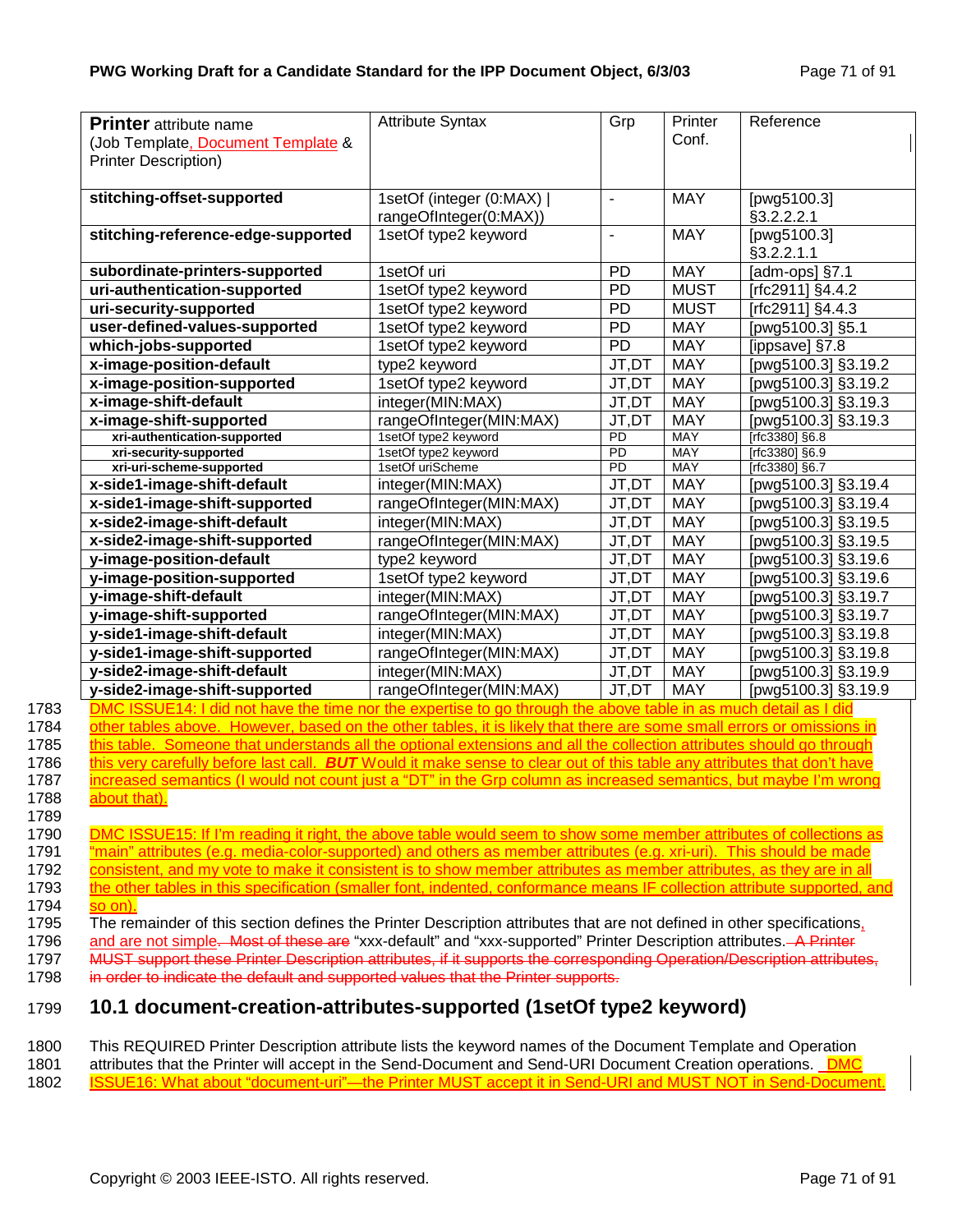| **Printer** attribute name (Job Template, Document Template & Printer Description) | Attribute Syntax | Grp | Printer Conf. | Reference |
|---|---|---|---|---|
| **stitching-offset-supported** | 1setOf (integer (0:MAX) \| rangeOfInteger(0:MAX)) | - | MAY | [pwg5100.3] §3.2.2.2.1 |
| **stitching-reference-edge-supported** | 1setOf type2 keyword | - | MAY | [pwg5100.3] §3.2.2.1.1 |
| **subordinate-printers-supported** | 1setOf uri | PD | MAY | [adm-ops] §7.1 |
| **uri-authentication-supported** | 1setOf type2 keyword | PD | MUST | [rfc2911] §4.4.2 |
| **uri-security-supported** | 1setOf type2 keyword | PD | MUST | [rfc2911] §4.4.3 |
| **user-defined-values-supported** | 1setOf type2 keyword | PD | MAY | [pwg5100.3] §5.1 |
| **which-jobs-supported** | 1setOf type2 keyword | PD | MAY | [ippsave] §7.8 |
| **x-image-position-default** | type2 keyword | JT,DT | MAY | [pwg5100.3] §3.19.2 |
| **x-image-position-supported** | 1setOf type2 keyword | JT,DT | MAY | [pwg5100.3] §3.19.2 |
| **x-image-shift-default** | integer(MIN:MAX) | JT,DT | MAY | [pwg5100.3] §3.19.3 |
| **x-image-shift-supported** | rangeOfInteger(MIN:MAX) | JT,DT | MAY | [pwg5100.3] §3.19.3 |
| **xri-authentication-supported** | 1setOf type2 keyword | PD | MAY | [rfc3380] §6.8 |
| **xri-security-supported** | 1setOf type2 keyword | PD | MAY | [rfc3380] §6.9 |
| **xri-uri-scheme-supported** | 1setOf uriScheme | PD | MAY | [rfc3380] §6.7 |
| **x-side1-image-shift-default** | integer(MIN:MAX) | JT,DT | MAY | [pwg5100.3] §3.19.4 |
| **x-side1-image-shift-supported** | rangeOfInteger(MIN:MAX) | JT,DT | MAY | [pwg5100.3] §3.19.4 |
| **x-side2-image-shift-default** | integer(MIN:MAX) | JT,DT | MAY | [pwg5100.3] §3.19.5 |
| **x-side2-image-shift-supported** | rangeOfInteger(MIN:MAX) | JT,DT | MAY | [pwg5100.3] §3.19.5 |
| **y-image-position-default** | type2 keyword | JT,DT | MAY | [pwg5100.3] §3.19.6 |
| **y-image-position-supported** | 1setOf type2 keyword | JT,DT | MAY | [pwg5100.3] §3.19.6 |
| **y-image-shift-default** | integer(MIN:MAX) | JT,DT | MAY | [pwg5100.3] §3.19.7 |
| **y-image-shift-supported** | rangeOfInteger(MIN:MAX) | JT,DT | MAY | [pwg5100.3] §3.19.7 |
| **y-side1-image-shift-default** | integer(MIN:MAX) | JT,DT | MAY | [pwg5100.3] §3.19.8 |
| **y-side1-image-shift-supported** | rangeOfInteger(MIN:MAX) | JT,DT | MAY | [pwg5100.3] §3.19.8 |
| **y-side2-image-shift-default** | integer(MIN:MAX) | JT,DT | MAY | [pwg5100.3] §3.19.9 |
| **y-side2-image-shift-supported** | rangeOfInteger(MIN:MAX) | JT,DT | MAY | [pwg5100.3] §3.19.9 |

1783 DMC ISSUE14: I did not have the time nor the expertise to go through the above table in as much detail as I did
1784 other tables above. However, based on the other tables, it is likely that there are some small errors or omissions in
1785 this table. Someone that understands all the optional extensions and all the collection attributes should go through
1786 this very carefully before last call. ***BUT*** Would it make sense to clear out of this table any attributes that don't have
1787 increased semantics (I would not count just a "DT" in the Grp column as increased semantics, but maybe I'm wrong
1788 about that).
1789
1790 DMC ISSUE15: If I'm reading it right, the above table would seem to show some member attributes of collections as
1791 "main" attributes (e.g. media-color-supported) and others as member attributes (e.g. xri-uri). This should be made
1792 consistent, and my vote to make it consistent is to show member attributes as member attributes, as they are in all
1793 the other tables in this specification (smaller font, indented, conformance means IF collection attribute supported, and
1794 so on).
1795 The remainder of this section defines the Printer Description attributes that are not defined in other specifications,
1796 and are not simple. Most of these are "xxx-default" and "xxx-supported" Printer Description attributes. ~~A Printer~~
1797 ~~MUST support these Printer Description attributes, if it supports the corresponding Operation/Description attributes,~~
1798 ~~in order to indicate the default and supported values that the Printer supports.~~

## 1799 10.1 document-creation-attributes-supported (1setOf type2 keyword)

1800 This REQUIRED Printer Description attribute lists the keyword names of the Document Template and Operation
1801 attributes that the Printer will accept in the Send-Document and Send-URI Document Creation operations. DMC
1802 ISSUE16: What about "document-uri"—the Printer MUST accept it in Send-URI and MUST NOT in Send-Document.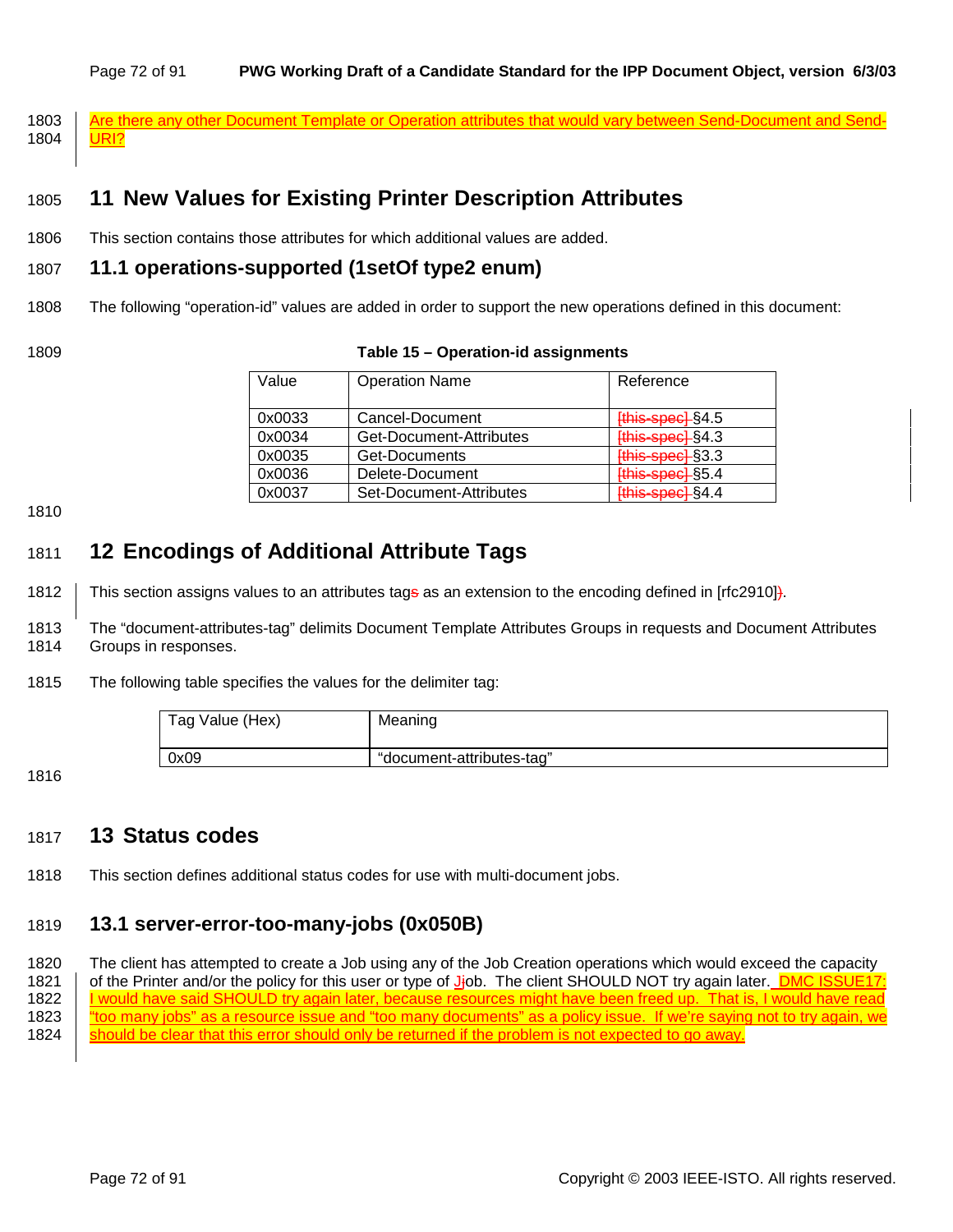Are there any other Document Template or Operation attributes that would vary between Send-Document and Send-URI?

# 11 New Values for Existing Printer Description Attributes

This section contains those attributes for which additional values are added.

## 11.1 operations-supported (1setOf type2 enum)

The following "operation-id" values are added in order to support the new operations defined in this document:

**Table 15 – Operation-id assignments**

| Value | Operation Name | Reference |
|---|---|---|
| 0x0033 | Cancel-Document | [this-spec] §4.5 |
| 0x0034 | Get-Document-Attributes | [this-spec] §4.3 |
| 0x0035 | Get-Documents | [this-spec] §3.3 |
| 0x0036 | Delete-Document | [this-spec] §5.4 |
| 0x0037 | Set-Document-Attributes | [this-spec] §4.4 |

# 12 Encodings of Additional Attribute Tags

This section assigns values to an attributes tags as an extension to the encoding defined in [rfc2910]).

The "document-attributes-tag" delimits Document Template Attributes Groups in requests and Document Attributes Groups in responses.

The following table specifies the values for the delimiter tag:

| Tag Value (Hex) | Meaning |
|---|---|
| 0x09 | "document-attributes-tag" |

# 13 Status codes

This section defines additional status codes for use with multi-document jobs.

## 13.1 server-error-too-many-jobs (0x050B)

The client has attempted to create a Job using any of the Job Creation operations which would exceed the capacity of the Printer and/or the policy for this user or type of Jjob. The client SHOULD NOT try again later. DMC ISSUE17: I would have said SHOULD try again later, because resources might have been freed up. That is, I would have read "too many jobs" as a resource issue and "too many documents" as a policy issue. If we're saying not to try again, we should be clear that this error should only be returned if the problem is not expected to go away.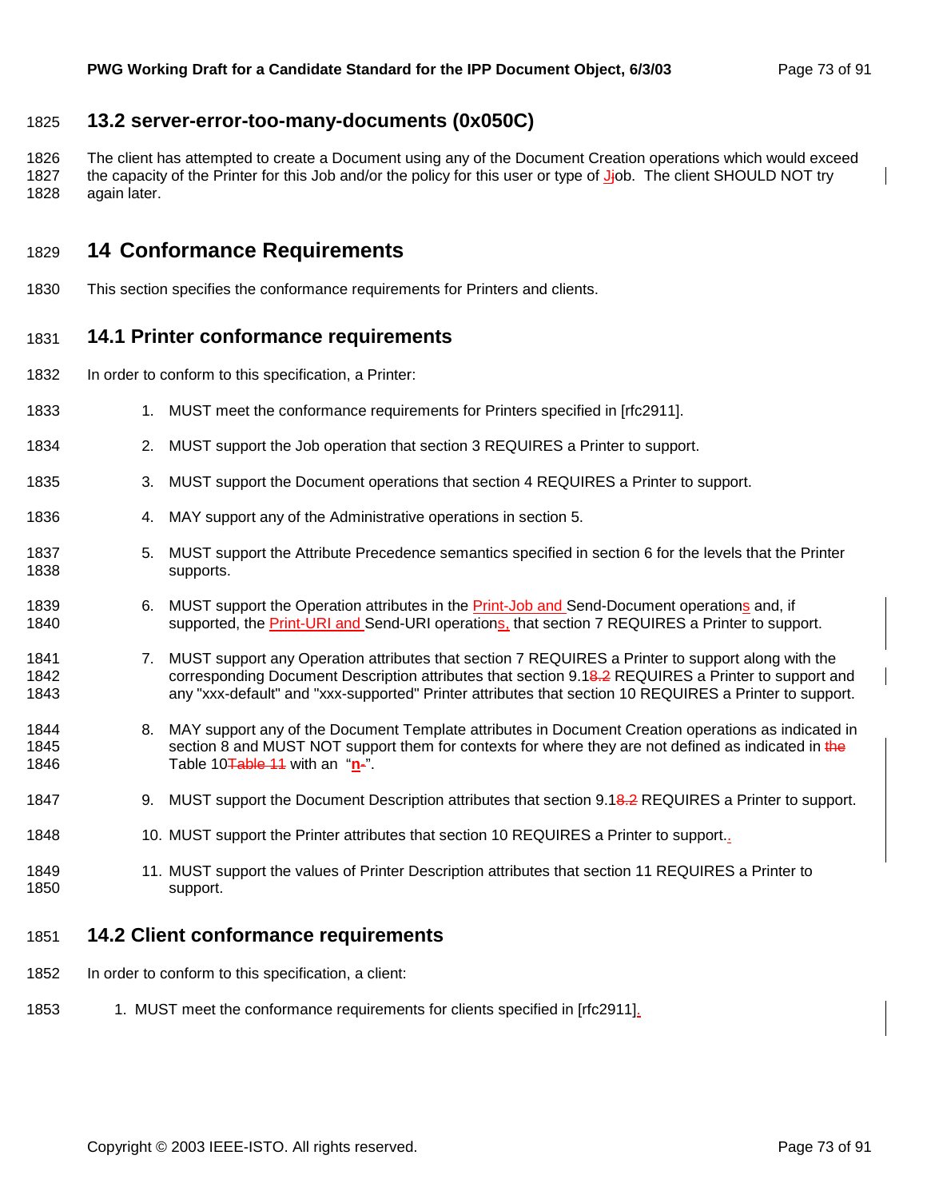## 13.2 server-error-too-many-documents (0x050C)

The client has attempted to create a Document using any of the Document Creation operations which would exceed the capacity of the Printer for this Job and/or the policy for this user or type of Job. The client SHOULD NOT try again later.

# 14 Conformance Requirements

This section specifies the conformance requirements for Printers and clients.

## 14.1 Printer conformance requirements

In order to conform to this specification, a Printer:

1. MUST meet the conformance requirements for Printers specified in [rfc2911].
2. MUST support the Job operation that section 3 REQUIRES a Printer to support.
3. MUST support the Document operations that section 4 REQUIRES a Printer to support.
4. MAY support any of the Administrative operations in section 5.
5. MUST support the Attribute Precedence semantics specified in section 6 for the levels that the Printer supports.
6. MUST support the Operation attributes in the Print-Job and Send-Document operations and, if supported, the Print-URI and Send-URI operations, that section 7 REQUIRES a Printer to support.
7. MUST support any Operation attributes that section 7 REQUIRES a Printer to support along with the corresponding Document Description attributes that section 9.1 REQUIRES a Printer to support and any "xxx-default" and "xxx-supported" Printer attributes that section 10 REQUIRES a Printer to support.
8. MAY support any of the Document Template attributes in Document Creation operations as indicated in section 8 and MUST NOT support them for contexts for where they are not defined as indicated in Table 10 with an "**n**".
9. MUST support the Document Description attributes that section 9.1 REQUIRES a Printer to support.
10. MUST support the Printer attributes that section 10 REQUIRES a Printer to support.
11. MUST support the values of Printer Description attributes that section 11 REQUIRES a Printer to support.

## 14.2 Client conformance requirements

In order to conform to this specification, a client:

1. MUST meet the conformance requirements for clients specified in [rfc2911].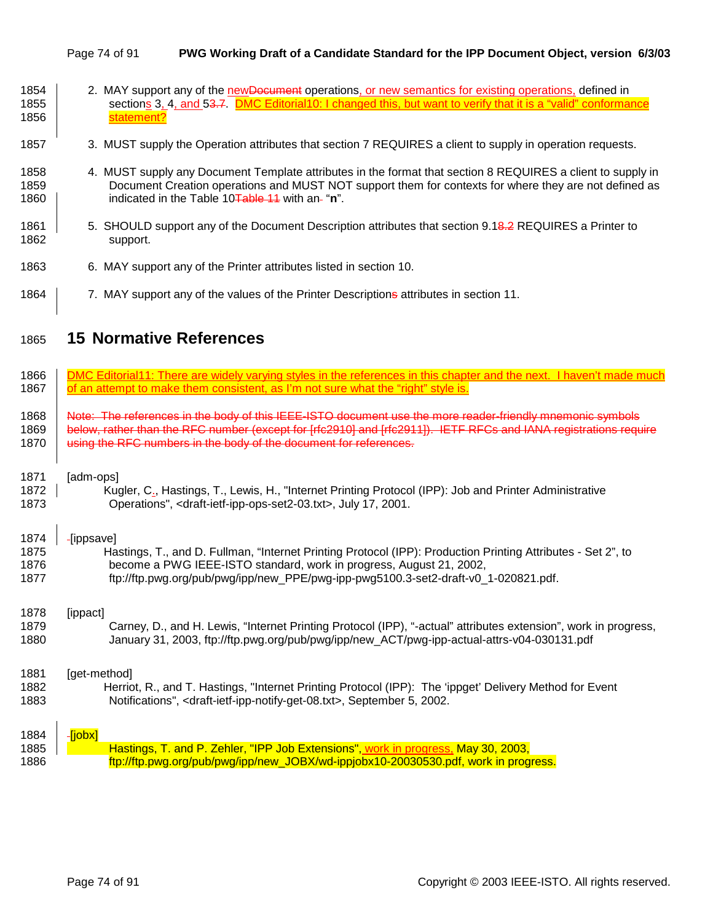2. MAY support any of the newDocument operations, or new semantics for existing operations, defined in sections 3, 4, and 53.7. DMC Editorial10: I changed this, but want to verify that it is a "valid" conformance statement?

3. MUST supply the Operation attributes that section 7 REQUIRES a client to supply in operation requests.

4. MUST supply any Document Template attributes in the format that section 8 REQUIRES a client to supply in Document Creation operations and MUST NOT support them for contexts for where they are not defined as indicated in the Table 10Table 11 with an "**n**".

5. SHOULD support any of the Document Description attributes that section 9.18.2 REQUIRES a Printer to support.

6. MAY support any of the Printer attributes listed in section 10.

7. MAY support any of the values of the Printer Descriptions attributes in section 11.

# 15 Normative References

DMC Editorial11: There are widely varying styles in the references in this chapter and the next. I haven't made much of an attempt to make them consistent, as I'm not sure what the "right" style is.

~~Note: The references in the body of this IEEE-ISTO document use the more reader-friendly mnemonic symbols below, rather than the RFC number (except for [rfc2910] and [rfc2911]). IETF RFCs and IANA registrations require using the RFC numbers in the body of the document for references.~~

[adm-ops]
Kugler, C., Hastings, T., Lewis, H., "Internet Printing Protocol (IPP): Job and Printer Administrative Operations", <draft-ietf-ipp-ops-set2-03.txt>, July 17, 2001.

[ippsave]
Hastings, T., and D. Fullman, "Internet Printing Protocol (IPP): Production Printing Attributes - Set 2", to become a PWG IEEE-ISTO standard, work in progress, August 21, 2002, ftp://ftp.pwg.org/pub/pwg/ipp/new_PPE/pwg-ipp-pwg5100.3-set2-draft-v0_1-020821.pdf.

[ippact]
Carney, D., and H. Lewis, "Internet Printing Protocol (IPP), "-actual" attributes extension", work in progress, January 31, 2003, ftp://ftp.pwg.org/pub/pwg/ipp/new_ACT/pwg-ipp-actual-attrs-v04-030131.pdf

[get-method]
Herriot, R., and T. Hastings, "Internet Printing Protocol (IPP): The 'ippget' Delivery Method for Event Notifications", <draft-ietf-ipp-notify-get-08.txt>, September 5, 2002.

[jobx]
Hastings, T. and P. Zehler, "IPP Job Extensions", work in progress, May 30, 2003, ftp://ftp.pwg.org/pub/pwg/ipp/new_JOBX/wd-ippjobx10-20030530.pdf, work in progress.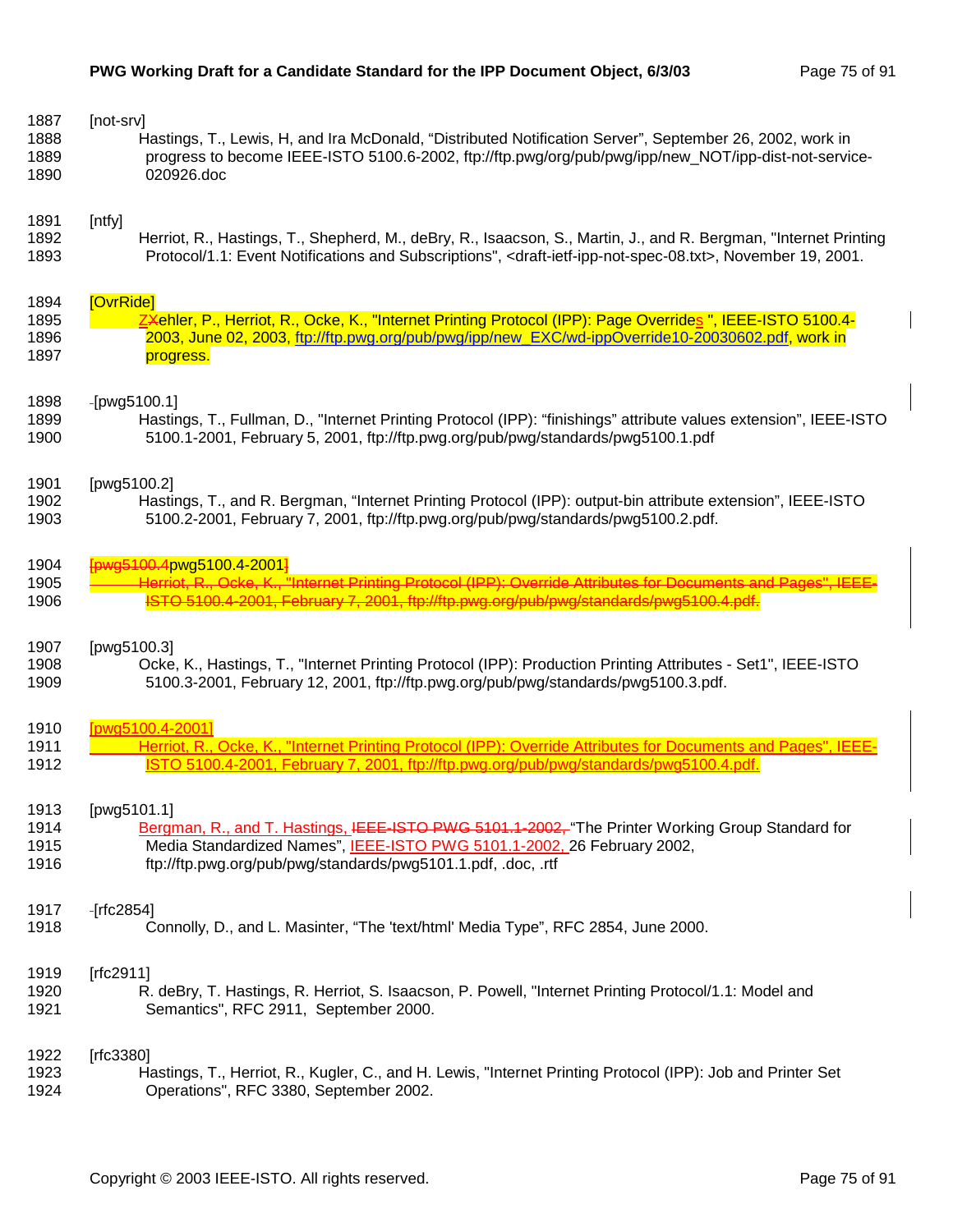[not-srv]

Hastings, T., Lewis, H, and Ira McDonald, "Distributed Notification Server", September 26, 2002, work in progress to become IEEE-ISTO 5100.6-2002, ftp://ftp.pwg/org/pub/pwg/ipp/new_NOT/ipp-dist-not-service-020926.doc

[ntfy]

Herriot, R., Hastings, T., Shepherd, M., deBry, R., Isaacson, S., Martin, J., and R. Bergman, "Internet Printing Protocol/1.1: Event Notifications and Subscriptions", <draft-ietf-ipp-not-spec-08.txt>, November 19, 2001.

[OvrRide]

ZXehler, P., Herriot, R., Ocke, K., "Internet Printing Protocol (IPP): Page Overrides ", IEEE-ISTO 5100.4-2003, June 02, 2003, ftp://ftp.pwg.org/pub/pwg/ipp/new_EXC/wd-ippOverride10-20030602.pdf, work in progress.

[pwg5100.1]

Hastings, T., Fullman, D., "Internet Printing Protocol (IPP): "finishings" attribute values extension", IEEE-ISTO 5100.1-2001, February 5, 2001, ftp://ftp.pwg.org/pub/pwg/standards/pwg5100.1.pdf

[pwg5100.2]

Hastings, T., and R. Bergman, "Internet Printing Protocol (IPP): output-bin attribute extension", IEEE-ISTO 5100.2-2001, February 7, 2001, ftp://ftp.pwg.org/pub/pwg/standards/pwg5100.2.pdf.

[pwg5100.4pwg5100.4-2001]

Herriot, R., Ocke, K., "Internet Printing Protocol (IPP): Override Attributes for Documents and Pages", IEEE-ISTO 5100.4-2001, February 7, 2001, ftp://ftp.pwg.org/pub/pwg/standards/pwg5100.4.pdf.

[pwg5100.3]

Ocke, K., Hastings, T., "Internet Printing Protocol (IPP): Production Printing Attributes - Set1", IEEE-ISTO 5100.3-2001, February 12, 2001, ftp://ftp.pwg.org/pub/pwg/standards/pwg5100.3.pdf.

[pwg5100.4-2001]

Herriot, R., Ocke, K., "Internet Printing Protocol (IPP): Override Attributes for Documents and Pages", IEEE-ISTO 5100.4-2001, February 7, 2001, ftp://ftp.pwg.org/pub/pwg/standards/pwg5100.4.pdf.

[pwg5101.1]

Bergman, R., and T. Hastings, IEEE-ISTO PWG 5101.1-2002, "The Printer Working Group Standard for Media Standardized Names", IEEE-ISTO PWG 5101.1-2002, 26 February 2002, ftp://ftp.pwg.org/pub/pwg/standards/pwg5101.1.pdf, .doc, .rtf

[rfc2854]

Connolly, D., and L. Masinter, "The 'text/html' Media Type", RFC 2854, June 2000.

[rfc2911]

R. deBry, T. Hastings, R. Herriot, S. Isaacson, P. Powell, "Internet Printing Protocol/1.1: Model and Semantics", RFC 2911, September 2000.

[rfc3380]

Hastings, T., Herriot, R., Kugler, C., and H. Lewis, "Internet Printing Protocol (IPP): Job and Printer Set Operations", RFC 3380, September 2002.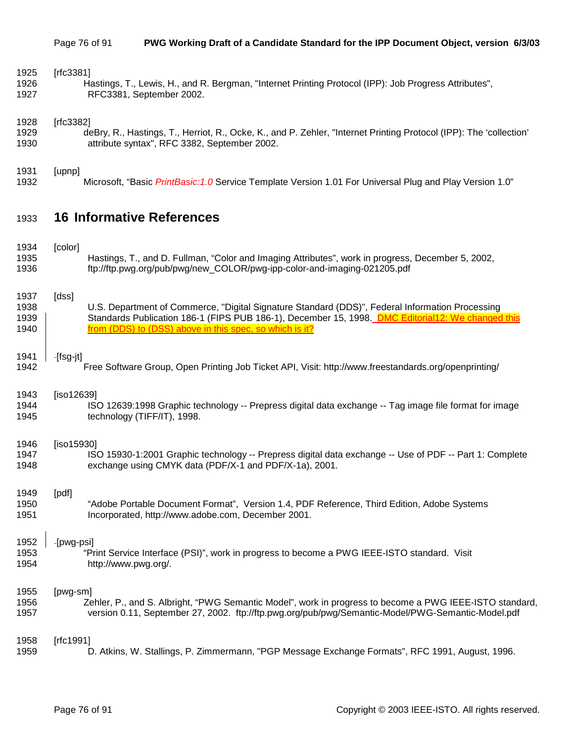[rfc3381]

Hastings, T., Lewis, H., and R. Bergman, "Internet Printing Protocol (IPP): Job Progress Attributes", RFC3381, September 2002.

[rfc3382]

deBry, R., Hastings, T., Herriot, R., Ocke, K., and P. Zehler, "Internet Printing Protocol (IPP): The 'collection' attribute syntax", RFC 3382, September 2002.

[upnp]

Microsoft, "Basic *PrintBasic:1.0* Service Template Version 1.01 For Universal Plug and Play Version 1.0"

# 16 Informative References

[color]

Hastings, T., and D. Fullman, "Color and Imaging Attributes", work in progress, December 5, 2002, ftp://ftp.pwg.org/pub/pwg/new_COLOR/pwg-ipp-color-and-imaging-021205.pdf

[dss]

U.S. Department of Commerce, "Digital Signature Standard (DDS)", Federal Information Processing Standards Publication 186-1 (FIPS PUB 186-1), December 15, 1998. DMC Editorial12: We changed this from (DDS) to (DSS) above in this spec, so which is it?

[fsg-jt]

Free Software Group, Open Printing Job Ticket API, Visit: http://www.freestandards.org/openprinting/

[iso12639]

ISO 12639:1998 Graphic technology -- Prepress digital data exchange -- Tag image file format for image technology (TIFF/IT), 1998.

[iso15930]

ISO 15930-1:2001 Graphic technology -- Prepress digital data exchange -- Use of PDF -- Part 1: Complete exchange using CMYK data (PDF/X-1 and PDF/X-1a), 2001.

[pdf]

"Adobe Portable Document Format", Version 1.4, PDF Reference, Third Edition, Adobe Systems Incorporated, http://www.adobe.com, December 2001.

[pwg-psi]

"Print Service Interface (PSI)", work in progress to become a PWG IEEE-ISTO standard. Visit http://www.pwg.org/.

[pwg-sm]

Zehler, P., and S. Albright, "PWG Semantic Model", work in progress to become a PWG IEEE-ISTO standard, version 0.11, September 27, 2002. ftp://ftp.pwg.org/pub/pwg/Semantic-Model/PWG-Semantic-Model.pdf

[rfc1991]

D. Atkins, W. Stallings, P. Zimmermann, "PGP Message Exchange Formats", RFC 1991, August, 1996.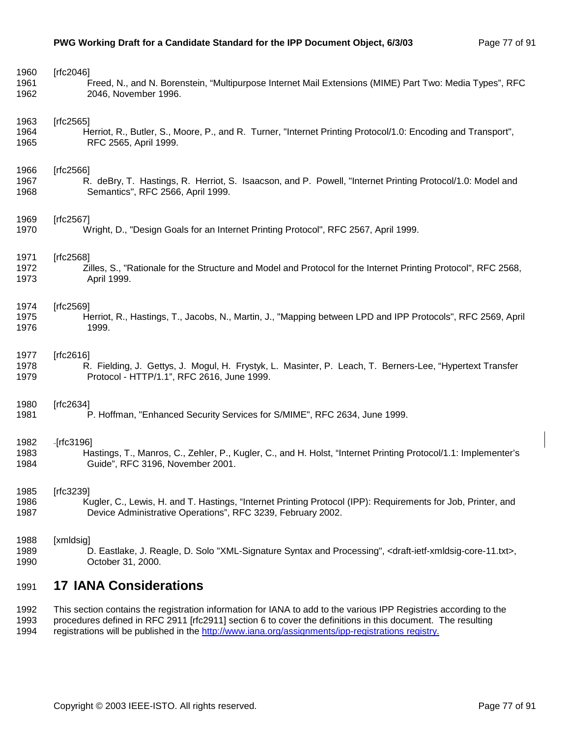[rfc2046]
Freed, N., and N. Borenstein, “Multipurpose Internet Mail Extensions (MIME) Part Two: Media Types”, RFC 2046, November 1996.

[rfc2565]
Herriot, R., Butler, S., Moore, P., and R. Turner, "Internet Printing Protocol/1.0: Encoding and Transport", RFC 2565, April 1999.

[rfc2566]
R. deBry, T. Hastings, R. Herriot, S. Isaacson, and P. Powell, "Internet Printing Protocol/1.0: Model and Semantics", RFC 2566, April 1999.

[rfc2567]
Wright, D., "Design Goals for an Internet Printing Protocol", RFC 2567, April 1999.

[rfc2568]
Zilles, S., "Rationale for the Structure and Model and Protocol for the Internet Printing Protocol", RFC 2568, April 1999.

[rfc2569]
Herriot, R., Hastings, T., Jacobs, N., Martin, J., "Mapping between LPD and IPP Protocols", RFC 2569, April 1999.

[rfc2616]
R. Fielding, J. Gettys, J. Mogul, H. Frystyk, L. Masinter, P. Leach, T. Berners-Lee, “Hypertext Transfer Protocol - HTTP/1.1”, RFC 2616, June 1999.

[rfc2634]
P. Hoffman, "Enhanced Security Services for S/MIME", RFC 2634, June 1999.

[rfc3196]
Hastings, T., Manros, C., Zehler, P., Kugler, C., and H. Holst, “Internet Printing Protocol/1.1: Implementer's Guide”, RFC 3196, November 2001.

[rfc3239]
Kugler, C., Lewis, H. and T. Hastings, “Internet Printing Protocol (IPP): Requirements for Job, Printer, and Device Administrative Operations”, RFC 3239, February 2002.

[xmldsig]
D. Eastlake, J. Reagle, D. Solo "XML-Signature Syntax and Processing", <draft-ietf-xmldsig-core-11.txt>, October 31, 2000.

# 17 IANA Considerations

This section contains the registration information for IANA to add to the various IPP Registries according to the procedures defined in RFC 2911 [rfc2911] section 6 to cover the definitions in this document. The resulting registrations will be published in the http://www.iana.org/assignments/ipp-registrations registry.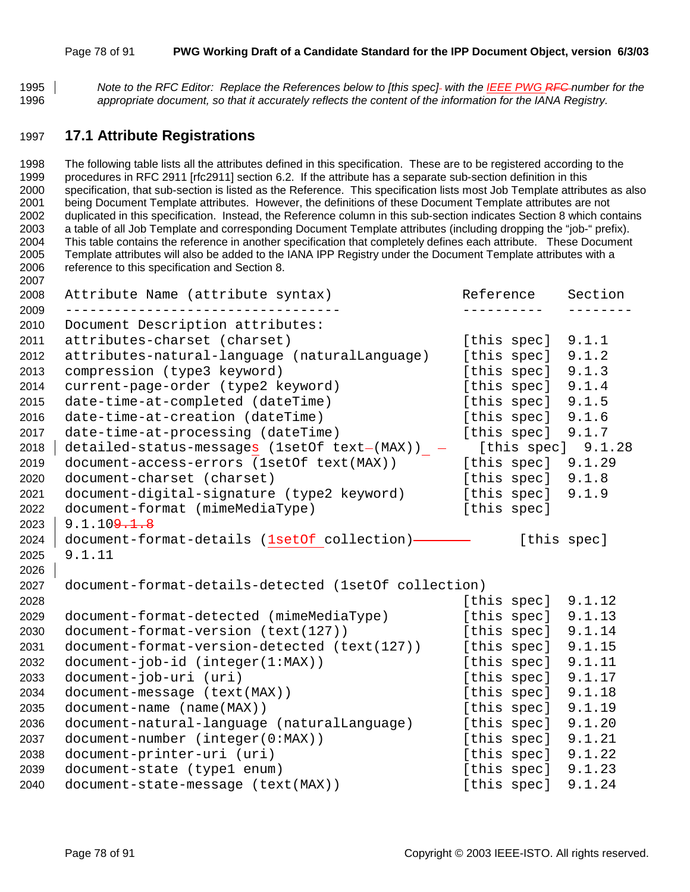*Note to the RFC Editor: Replace the References below to [this spec] with the IEEE PWG RFC number for the appropriate document, so that it accurately reflects the content of the information for the IANA Registry.*

## 17.1 Attribute Registrations

The following table lists all the attributes defined in this specification. These are to be registered according to the procedures in RFC 2911 [rfc2911] section 6.2. If the attribute has a separate sub-section definition in this specification, that sub-section is listed as the Reference. This specification lists most Job Template attributes as also being Document Template attributes. However, the definitions of these Document Template attributes are not duplicated in this specification. Instead, the Reference column in this sub-section indicates Section 8 which contains a table of all Job Template and corresponding Document Template attributes (including dropping the "job-" prefix). This table contains the reference in another specification that completely defines each attribute. These Document Template attributes will also be added to the IANA IPP Registry under the Document Template attributes with a reference to this specification and Section 8.

```
Attribute Name (attribute syntax)                   Reference    Section
---------------------------------                   ----------   --------
Document Description attributes:
attributes-charset (charset)                        [this spec]  9.1.1
attributes-natural-language (naturalLanguage)       [this spec]  9.1.2
compression (type3 keyword)                         [this spec]  9.1.3
current-page-order (type2 keyword)                  [this spec]  9.1.4
date-time-at-completed (dateTime)                   [this spec]  9.1.5
date-time-at-creation (dateTime)                    [this spec]  9.1.6
date-time-at-processing (dateTime)                  [this spec]  9.1.7
detailed-status-messages (1setOf text(MAX))         [this spec]  9.1.28
document-access-errors (1setOf text(MAX))           [this spec]  9.1.29
document-charset (charset)                          [this spec]  9.1.8
document-digital-signature (type2 keyword)          [this spec]  9.1.9
document-format (mimeMediaType)                     [this spec]
9.1.109.1.8
document-format-details (1setOf collection)                [this spec]
9.1.11

document-format-details-detected (1setOf collection)
                                                    [this spec]  9.1.12
document-format-detected (mimeMediaType)            [this spec]  9.1.13
document-format-version (text(127))                 [this spec]  9.1.14
document-format-version-detected (text(127))        [this spec]  9.1.15
document-job-id (integer(1:MAX))                    [this spec]  9.1.11
document-job-uri (uri)                              [this spec]  9.1.17
document-message (text(MAX))                        [this spec]  9.1.18
document-name (name(MAX))                           [this spec]  9.1.19
document-natural-language (naturalLanguage)         [this spec]  9.1.20
document-number (integer(0:MAX))                    [this spec]  9.1.21
document-printer-uri (uri)                          [this spec]  9.1.22
document-state (type1 enum)                         [this spec]  9.1.23
document-state-message (text(MAX))                  [this spec]  9.1.24
```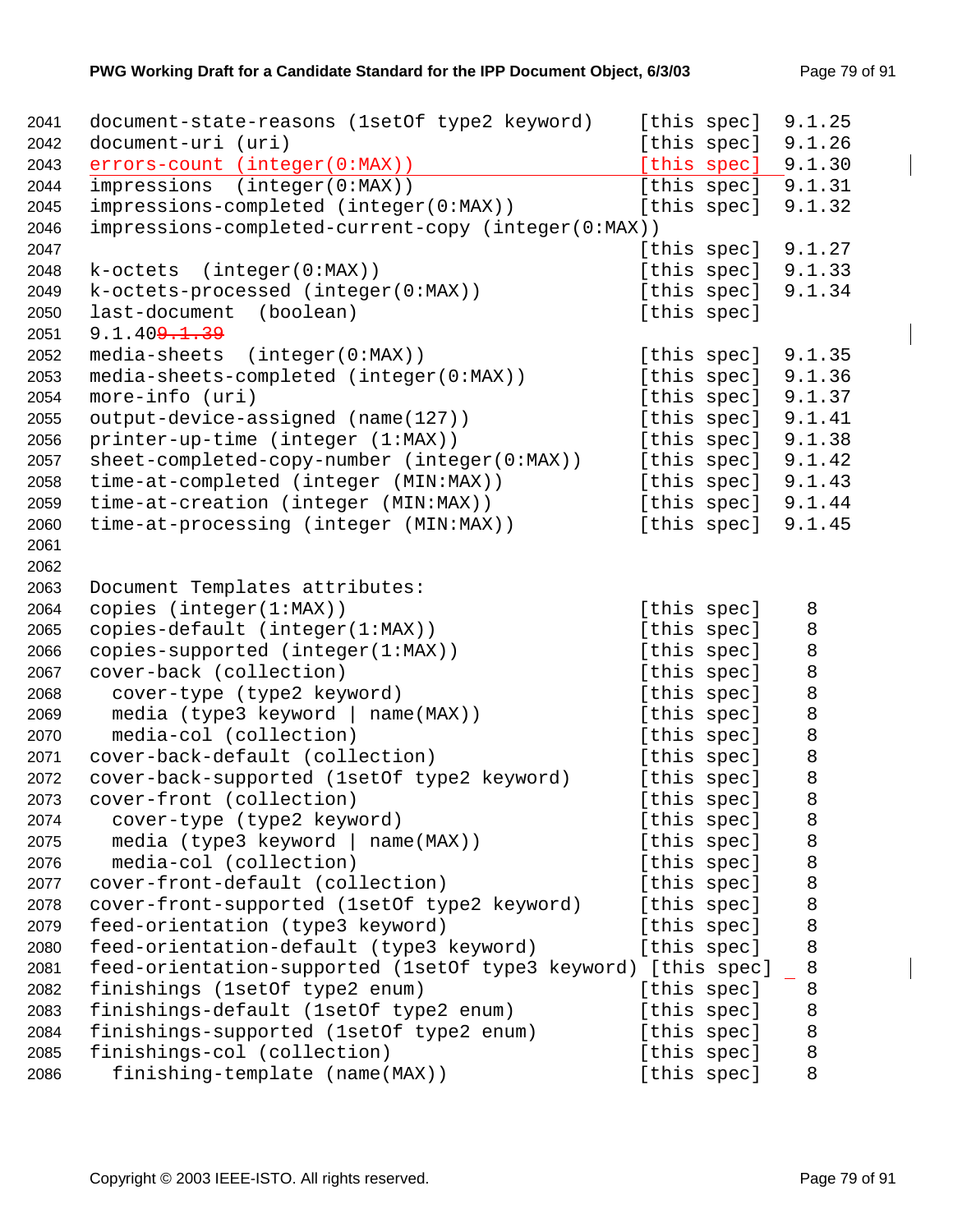```
2041  document-state-reasons (1setOf type2 keyword)    [this spec]  9.1.25
2042  document-uri (uri)                               [this spec]  9.1.26
2043  errors-count (integer(0:MAX))                    [this spec]  9.1.30
2044  impressions  (integer(0:MAX))                    [this spec]  9.1.31
2045  impressions-completed (integer(0:MAX))           [this spec]  9.1.32
2046  impressions-completed-current-copy (integer(0:MAX))
2047                                                   [this spec]  9.1.27
2048  k-octets  (integer(0:MAX))                       [this spec]  9.1.33
2049  k-octets-processed (integer(0:MAX))              [this spec]  9.1.34
2050  last-document  (boolean)                         [this spec]
2051  9.1.409.1.39
2052  media-sheets  (integer(0:MAX))                   [this spec]  9.1.35
2053  media-sheets-completed (integer(0:MAX))          [this spec]  9.1.36
2054  more-info (uri)                                  [this spec]  9.1.37
2055  output-device-assigned (name(127))               [this spec]  9.1.41
2056  printer-up-time (integer (1:MAX))                [this spec]  9.1.38
2057  sheet-completed-copy-number (integer(0:MAX))     [this spec]  9.1.42
2058  time-at-completed (integer (MIN:MAX))            [this spec]  9.1.43
2059  time-at-creation (integer (MIN:MAX))             [this spec]  9.1.44
2060  time-at-processing (integer (MIN:MAX))           [this spec]  9.1.45
2061
2062
2063  Document Templates attributes:
2064  copies (integer(1:MAX))                          [this spec]    8
2065  copies-default (integer(1:MAX))                  [this spec]    8
2066  copies-supported (integer(1:MAX))                [this spec]    8
2067  cover-back (collection)                          [this spec]    8
2068    cover-type (type2 keyword)                     [this spec]    8
2069    media (type3 keyword | name(MAX))              [this spec]    8
2070    media-col (collection)                         [this spec]    8
2071  cover-back-default (collection)                  [this spec]    8
2072  cover-back-supported (1setOf type2 keyword)      [this spec]    8
2073  cover-front (collection)                         [this spec]    8
2074    cover-type (type2 keyword)                     [this spec]    8
2075    media (type3 keyword | name(MAX))              [this spec]    8
2076    media-col (collection)                         [this spec]    8
2077  cover-front-default (collection)                 [this spec]    8
2078  cover-front-supported (1setOf type2 keyword)     [this spec]    8
2079  feed-orientation (type3 keyword)                 [this spec]    8
2080  feed-orientation-default (type3 keyword)         [this spec]    8
2081  feed-orientation-supported (1setOf type3 keyword) [this spec]   8
2082  finishings (1setOf type2 enum)                   [this spec]    8
2083  finishings-default (1setOf type2 enum)           [this spec]    8
2084  finishings-supported (1setOf type2 enum)         [this spec]    8
2085  finishings-col (collection)                      [this spec]    8
2086    finishing-template (name(MAX))                 [this spec]    8
```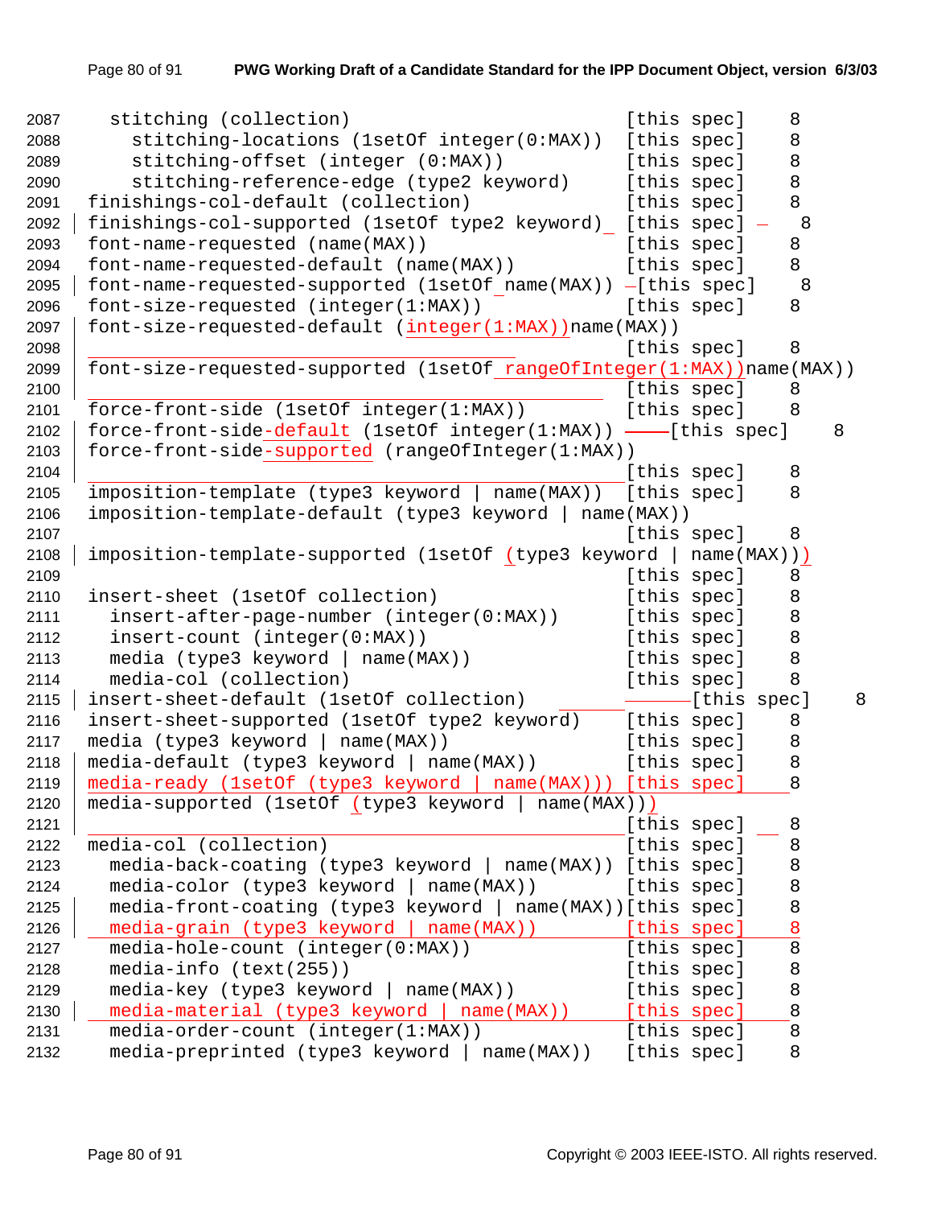```
2087    stitching (collection)                              [this spec]    8
2088      stitching-locations (1setOf integer(0:MAX))       [this spec]    8
2089      stitching-offset (integer (0:MAX))                [this spec]    8
2090      stitching-reference-edge (type2 keyword)          [this spec]    8
2091  finishings-col-default (collection)                   [this spec]    8
2092  finishings-col-supported (1setOf type2 keyword)       [this spec]    8
2093  font-name-requested (name(MAX))                       [this spec]    8
2094  font-name-requested-default (name(MAX))               [this spec]    8
2095  font-name-requested-supported (1setOf name(MAX))      [this spec]    8
2096  font-size-requested (integer(1:MAX))                  [this spec]    8
2097  font-size-requested-default (integer(1:MAX))name(MAX))
2098                                                        [this spec]    8
2099  font-size-requested-supported (1setOf rangeOfInteger(1:MAX))name(MAX))
2100                                                        [this spec]    8
2101  force-front-side (1setOf integer(1:MAX))              [this spec]    8
2102  force-front-side-default (1setOf integer(1:MAX))      [this spec]    8
2103  force-front-side-supported (rangeOfInteger(1:MAX))
2104                                                        [this spec]    8
2105  imposition-template (type3 keyword | name(MAX))       [this spec]    8
2106  imposition-template-default (type3 keyword | name(MAX))
2107                                                        [this spec]    8
2108  imposition-template-supported (1setOf (type3 keyword | name(MAX)))
2109                                                        [this spec]    8
2110  insert-sheet (1setOf collection)                      [this spec]    8
2111    insert-after-page-number (integer(0:MAX))           [this spec]    8
2112    insert-count (integer(0:MAX))                       [this spec]    8
2113    media (type3 keyword | name(MAX))                   [this spec]    8
2114    media-col (collection)                              [this spec]    8
2115  insert-sheet-default (1setOf collection)              [this spec]    8
2116  insert-sheet-supported (1setOf type2 keyword)         [this spec]    8
2117  media (type3 keyword | name(MAX))                     [this spec]    8
2118  media-default (type3 keyword | name(MAX))             [this spec]    8
2119  media-ready (1setOf (type3 keyword | name(MAX)))      [this spec]    8
2120  media-supported (1setOf (type3 keyword | name(MAX)))
2121                                                        [this spec]    8
2122  media-col (collection)                                [this spec]    8
2123    media-back-coating (type3 keyword | name(MAX))      [this spec]    8
2124    media-color (type3 keyword | name(MAX))             [this spec]    8
2125    media-front-coating (type3 keyword | name(MAX))     [this spec]    8
2126    media-grain (type3 keyword | name(MAX))             [this spec]    8
2127    media-hole-count (integer(0:MAX))                   [this spec]    8
2128    media-info (text(255))                              [this spec]    8
2129    media-key (type3 keyword | name(MAX))               [this spec]    8
2130    media-material (type3 keyword | name(MAX))          [this spec]    8
2131    media-order-count (integer(1:MAX))                  [this spec]    8
2132    media-preprinted (type3 keyword | name(MAX))        [this spec]    8
```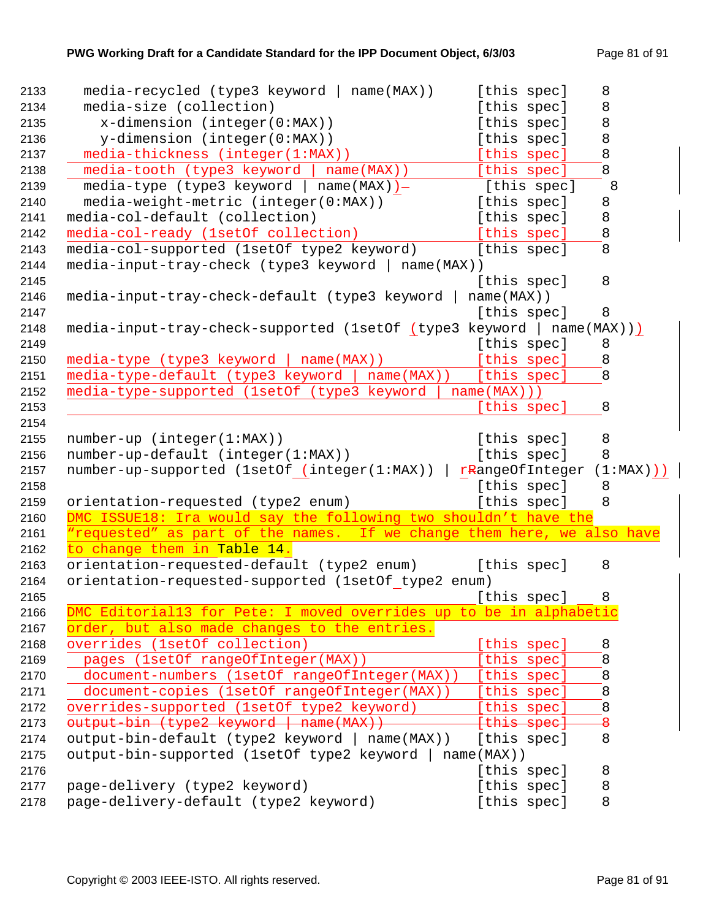```
2133    media-recycled (type3 keyword | name(MAX))      [this spec]    8
2134    media-size (collection)                         [this spec]    8
2135      x-dimension (integer(0:MAX))                  [this spec]    8
2136      y-dimension (integer(0:MAX))                  [this spec]    8
2137    media-thickness (integer(1:MAX))                [this spec]    8
2138    media-tooth (type3 keyword | name(MAX))         [this spec]    8
2139    media-type (type3 keyword | name(MAX))           [this spec]    8
2140    media-weight-metric (integer(0:MAX))            [this spec]    8
2141  media-col-default (collection)                    [this spec]    8
2142  media-col-ready (1setOf collection)               [this spec]    8
2143  media-col-supported (1setOf type2 keyword)        [this spec]    8
2144  media-input-tray-check (type3 keyword | name(MAX))
2145                                                    [this spec]    8
2146  media-input-tray-check-default (type3 keyword | name(MAX))
2147                                                    [this spec]    8
2148  media-input-tray-check-supported (1setOf (type3 keyword | name(MAX)))
2149                                                    [this spec]    8
2150  media-type (type3 keyword | name(MAX))            [this spec]    8
2151  media-type-default (type3 keyword | name(MAX))    [this spec]    8
2152  media-type-supported (1setOf (type3 keyword | name(MAX)))
2153                                                    [this spec]    8
2154
2155  number-up (integer(1:MAX))                        [this spec]    8
2156  number-up-default (integer(1:MAX))                [this spec]    8
2157  number-up-supported (1setOf (integer(1:MAX)) | rangeOfInteger (1:MAX)))
2158                                                    [this spec]    8
2159  orientation-requested (type2 enum)                [this spec]    8
2160  DMC ISSUE18: Ira would say the following two shouldn't have the
2161  "requested" as part of the names.  If we change them here, we also have
2162  to change them in Table 14.
2163  orientation-requested-default (type2 enum)        [this spec]    8
2164  orientation-requested-supported (1setOf type2 enum)
2165                                                    [this spec]    8
2166  DMC Editorial13 for Pete: I moved overrides up to be in alphabetic
2167  order, but also made changes to the entries.
2168  overrides (1setOf collection)                     [this spec]    8
2169    pages (1setOf rangeOfInteger(MAX))              [this spec]    8
2170    document-numbers (1setOf rangeOfInteger(MAX))   [this spec]    8
2171    document-copies (1setOf rangeOfInteger(MAX))    [this spec]    8
2172  overrides-supported (1setOf type2 keyword)        [this spec]    8
2173  output-bin (type2 keyword | name(MAX))            [this spec]    8
2174  output-bin-default (type2 keyword | name(MAX))    [this spec]    8
2175  output-bin-supported (1setOf type2 keyword | name(MAX))
2176                                                    [this spec]    8
2177  page-delivery (type2 keyword)                     [this spec]    8
2178  page-delivery-default (type2 keyword)             [this spec]    8
```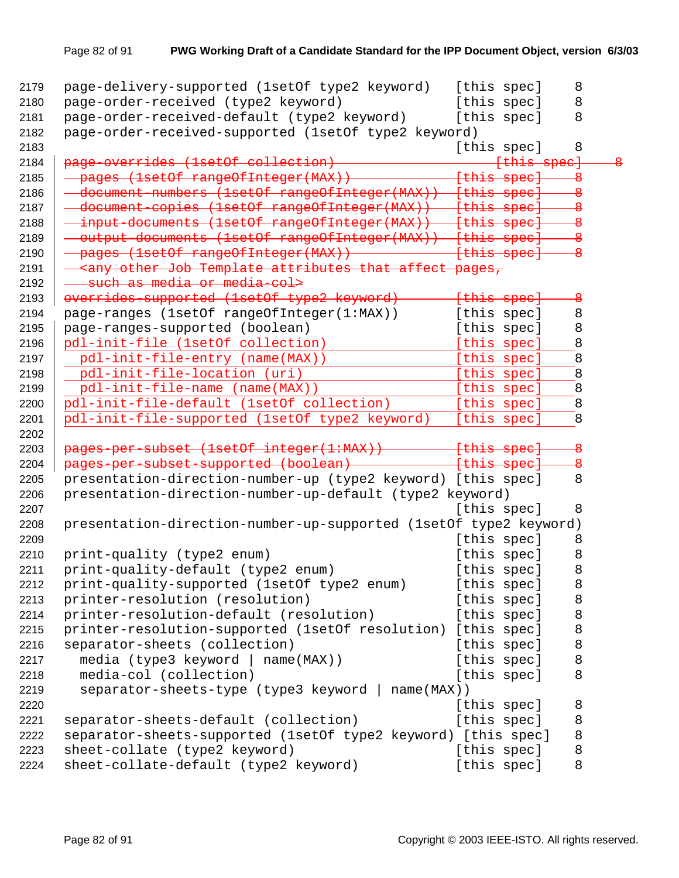```
page-delivery-supported (1setOf type2 keyword)    [this spec]    8
page-order-received (type2 keyword)               [this spec]    8
page-order-received-default (type2 keyword)       [this spec]    8
page-order-received-supported (1setOf type2 keyword)
                                                  [this spec]    8
page-overrides (1setOf collection)                     [this spec]    8
  pages (1setOf rangeOfInteger(MAX))              [this spec]    8
  document-numbers (1setOf rangeOfInteger(MAX))   [this spec]    8
  document-copies (1setOf rangeOfInteger(MAX))    [this spec]    8
  input-documents (1setOf rangeOfInteger(MAX))    [this spec]    8
  output-documents (1setOf rangeOfInteger(MAX))   [this spec]    8
  pages (1setOf rangeOfInteger(MAX))              [this spec]    8
  <any other Job Template attributes that affect pages,
   such as media or media-col>
overrides-supported (1setOf type2 keyword)        [this spec]    8
page-ranges (1setOf rangeOfInteger(1:MAX))        [this spec]    8
page-ranges-supported (boolean)                   [this spec]    8
pdl-init-file (1setOf collection)                 [this spec]    8
  pdl-init-file-entry (name(MAX))                 [this spec]    8
  pdl-init-file-location (uri)                    [this spec]    8
  pdl-init-file-name (name(MAX))                  [this spec]    8
pdl-init-file-default (1setOf collection)         [this spec]    8
pdl-init-file-supported (1setOf type2 keyword)    [this spec]    8

pages-per-subset (1setOf integer(1:MAX))          [this spec]    8
pages-per-subset-supported (boolean)              [this spec]    8
presentation-direction-number-up (type2 keyword) [this spec]    8
presentation-direction-number-up-default (type2 keyword)
                                                  [this spec]    8
presentation-direction-number-up-supported (1setOf type2 keyword)
                                                  [this spec]    8
print-quality (type2 enum)                        [this spec]    8
print-quality-default (type2 enum)                [this spec]    8
print-quality-supported (1setOf type2 enum)       [this spec]    8
printer-resolution (resolution)                   [this spec]    8
printer-resolution-default (resolution)           [this spec]    8
printer-resolution-supported (1setOf resolution) [this spec]    8
separator-sheets (collection)                     [this spec]    8
  media (type3 keyword | name(MAX))               [this spec]    8
  media-col (collection)                          [this spec]    8
  separator-sheets-type (type3 keyword | name(MAX))
                                                  [this spec]    8
separator-sheets-default (collection)             [this spec]    8
separator-sheets-supported (1setOf type2 keyword) [this spec]    8
sheet-collate (type2 keyword)                     [this spec]    8
sheet-collate-default (type2 keyword)             [this spec]    8
```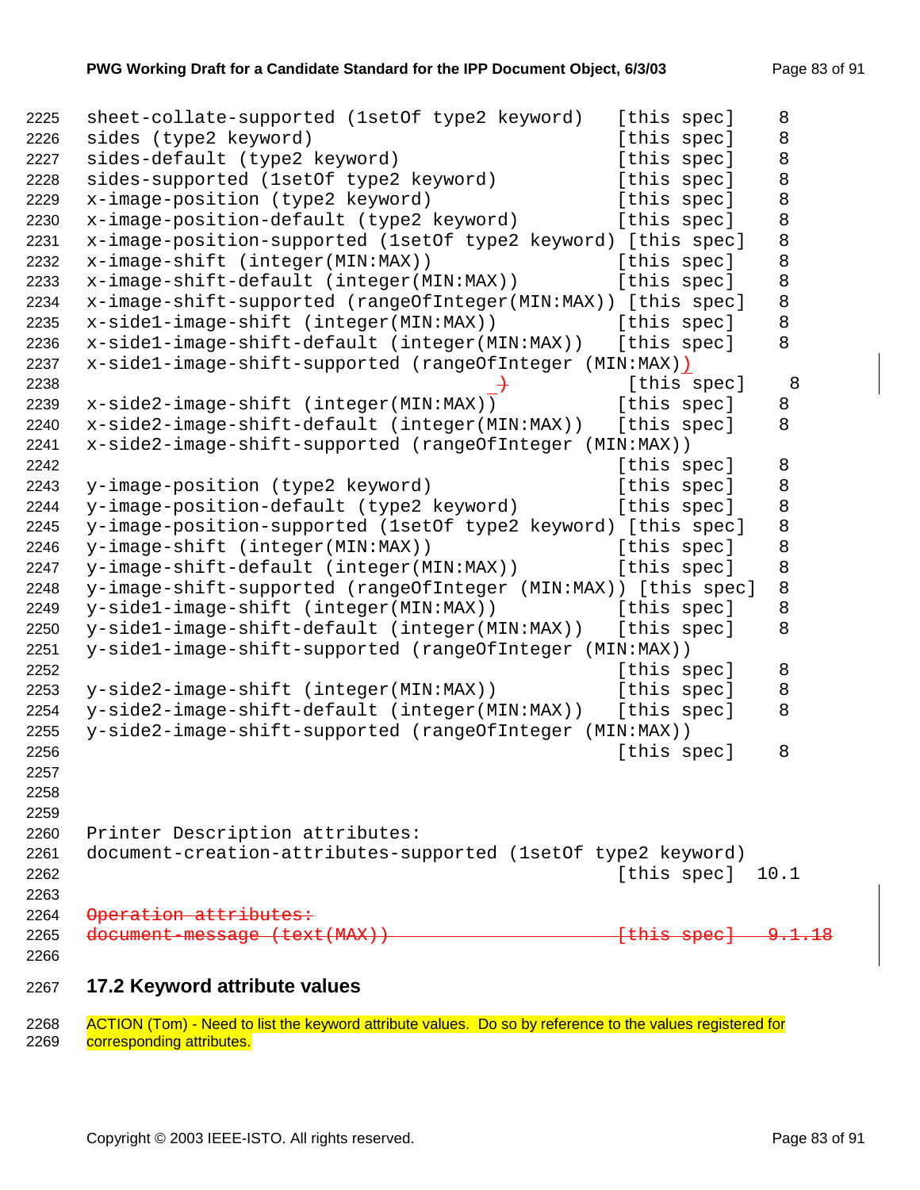```
sheet-collate-supported (1setOf type2 keyword)   [this spec]    8
sides (type2 keyword)                            [this spec]    8
sides-default (type2 keyword)                    [this spec]    8
sides-supported (1setOf type2 keyword)           [this spec]    8
x-image-position (type2 keyword)                 [this spec]    8
x-image-position-default (type2 keyword)         [this spec]    8
x-image-position-supported (1setOf type2 keyword) [this spec]   8
x-image-shift (integer(MIN:MAX))                 [this spec]    8
x-image-shift-default (integer(MIN:MAX))         [this spec]    8
x-image-shift-supported (rangeOfInteger(MIN:MAX)) [this spec]   8
x-side1-image-shift (integer(MIN:MAX))           [this spec]    8
x-side1-image-shift-default (integer(MIN:MAX))   [this spec]    8
x-side1-image-shift-supported (rangeOfInteger (MIN:MAX))
                                                  [this spec]    8
x-side2-image-shift (integer(MIN:MAX))           [this spec]    8
x-side2-image-shift-default (integer(MIN:MAX))   [this spec]    8
x-side2-image-shift-supported (rangeOfInteger (MIN:MAX))
                                                 [this spec]    8
y-image-position (type2 keyword)                 [this spec]    8
y-image-position-default (type2 keyword)         [this spec]    8
y-image-position-supported (1setOf type2 keyword) [this spec]   8
y-image-shift (integer(MIN:MAX))                 [this spec]    8
y-image-shift-default (integer(MIN:MAX))         [this spec]    8
y-image-shift-supported (rangeOfInteger (MIN:MAX)) [this spec]  8
y-side1-image-shift (integer(MIN:MAX))           [this spec]    8
y-side1-image-shift-default (integer(MIN:MAX))   [this spec]    8
y-side1-image-shift-supported (rangeOfInteger (MIN:MAX))
                                                 [this spec]    8
y-side2-image-shift (integer(MIN:MAX))           [this spec]    8
y-side2-image-shift-default (integer(MIN:MAX))   [this spec]    8
y-side2-image-shift-supported (rangeOfInteger (MIN:MAX))
                                                 [this spec]    8



Printer Description attributes:
document-creation-attributes-supported (1setOf type2 keyword)
                                                 [this spec]  10.1
```

~~Operation attributes:~~
~~document-message (text(MAX))   [this spec]   9.1.18~~

## 17.2 Keyword attribute values

ACTION (Tom) - Need to list the keyword attribute values. Do so by reference to the values registered for corresponding attributes.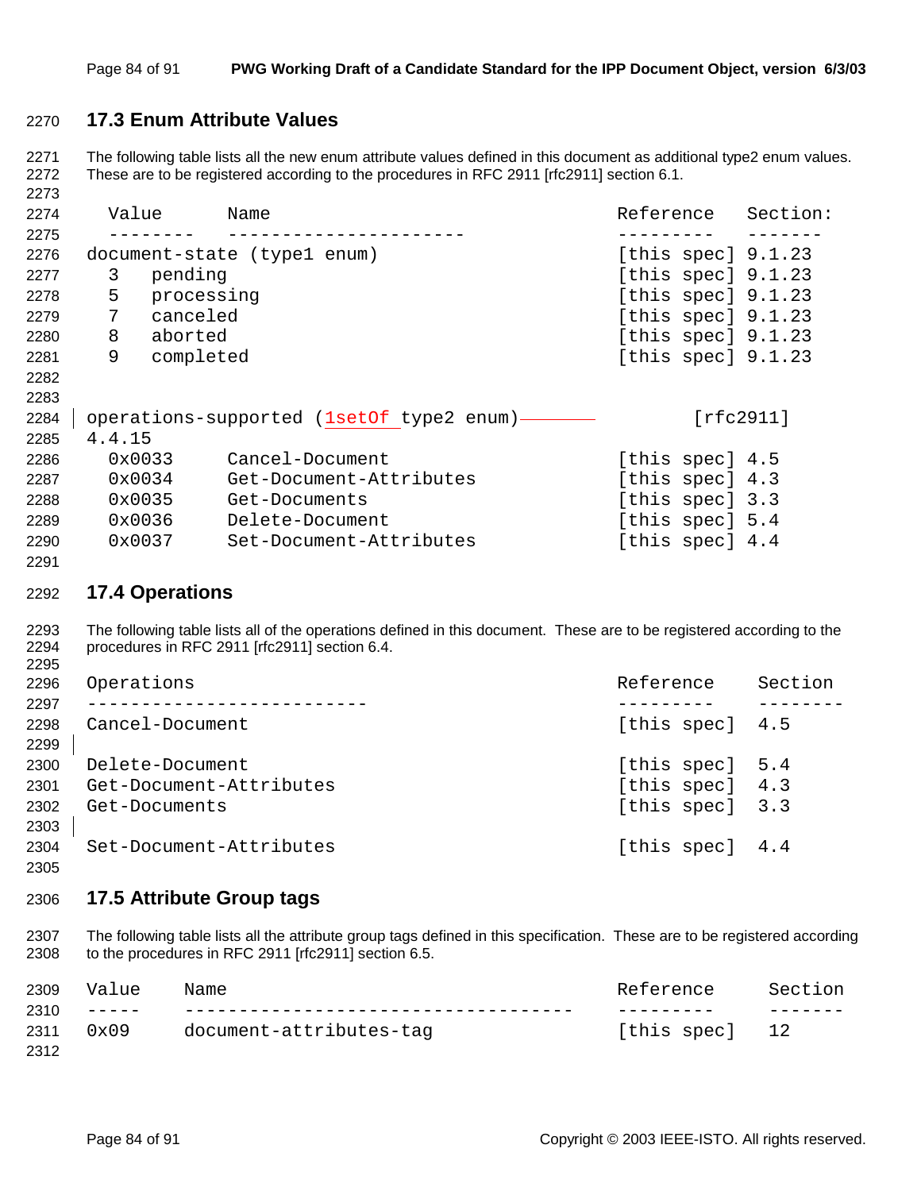## 17.3 Enum Attribute Values

The following table lists all the new enum attribute values defined in this document as additional type2 enum values. These are to be registered according to the procedures in RFC 2911 [rfc2911] section 6.1.

```
  Value      Name                             Reference  Section:
  --------   ----------------------           ---------  -------
document-state (type1 enum)                   [this spec] 9.1.23
  3   pending                                 [this spec] 9.1.23
  5   processing                              [this spec] 9.1.23
  7   canceled                                [this spec] 9.1.23
  8   aborted                                 [this spec] 9.1.23
  9   completed                               [this spec] 9.1.23

operations-supported (1setOf type2 enum)              [rfc2911]
4.4.15
  0x0033     Cancel-Document                  [this spec] 4.5
  0x0034     Get-Document-Attributes          [this spec] 4.3
  0x0035     Get-Documents                    [this spec] 3.3
  0x0036     Delete-Document                  [this spec] 5.4
  0x0037     Set-Document-Attributes          [this spec] 4.4
```

## 17.4 Operations

The following table lists all of the operations defined in this document. These are to be registered according to the procedures in RFC 2911 [rfc2911] section 6.4.

```
Operations                                    Reference   Section
--------------------------                    ---------   --------
Cancel-Document                               [this spec]  4.5

Delete-Document                               [this spec]  5.4
Get-Document-Attributes                       [this spec]  4.3
Get-Documents                                 [this spec]  3.3

Set-Document-Attributes                       [this spec]  4.4
```

## 17.5 Attribute Group tags

The following table lists all the attribute group tags defined in this specification. These are to be registered according to the procedures in RFC 2911 [rfc2911] section 6.5.

```
Value    Name                                 Reference    Section
-----    ------------------------------------ ---------    -------
0x09     document-attributes-tag              [this spec]   12
```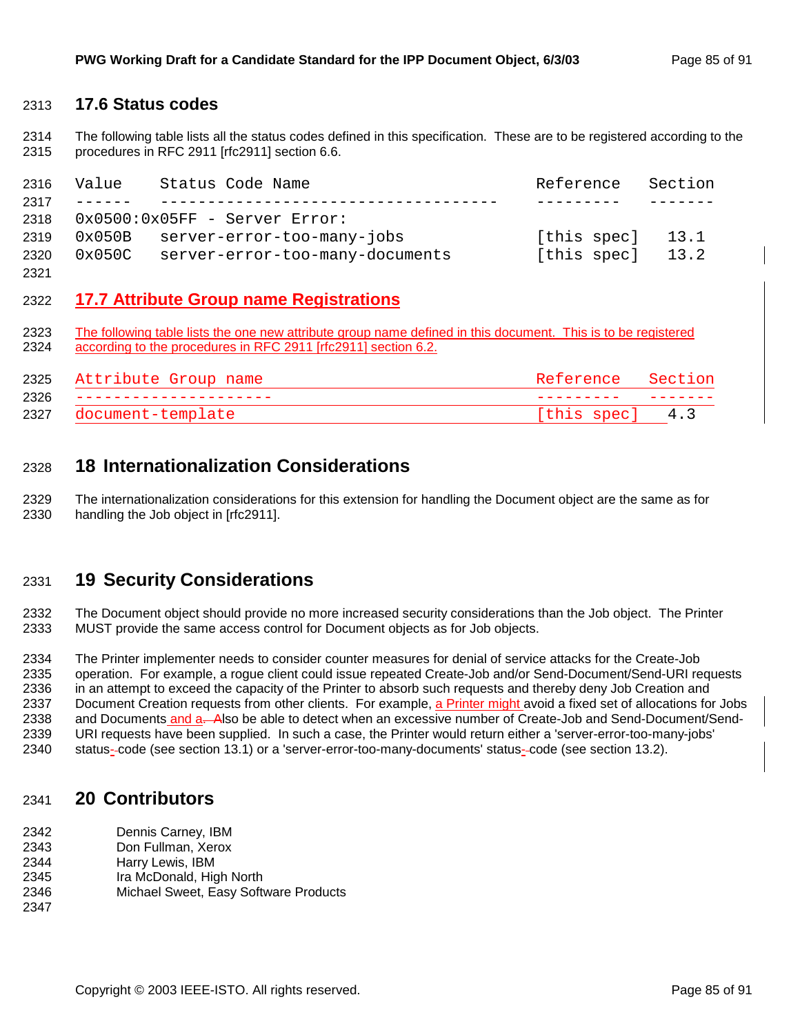## 17.6 Status codes

The following table lists all the status codes defined in this specification. These are to be registered according to the procedures in RFC 2911 [rfc2911] section 6.6.

```
Value     Status Code Name                        Reference    Section
------    ------------------------------------    ---------    -------
0x0500:0x05FF - Server Error:
0x050B    server-error-too-many-jobs              [this spec]    13.1
0x050C    server-error-too-many-documents         [this spec]    13.2
```

## 17.7 Attribute Group name Registrations

The following table lists the one new attribute group name defined in this document. This is to be registered according to the procedures in RFC 2911 [rfc2911] section 6.2.

```
Attribute Group name                              Reference    Section
---------------------                             ---------    -------
document-template                                 [this spec]    4.3
```

# 18 Internationalization Considerations

The internationalization considerations for this extension for handling the Document object are the same as for handling the Job object in [rfc2911].

# 19 Security Considerations

The Document object should provide no more increased security considerations than the Job object. The Printer MUST provide the same access control for Document objects as for Job objects.

The Printer implementer needs to consider counter measures for denial of service attacks for the Create-Job operation. For example, a rogue client could issue repeated Create-Job and/or Send-Document/Send-URI requests in an attempt to exceed the capacity of the Printer to absorb such requests and thereby deny Job Creation and Document Creation requests from other clients. For example, a Printer might avoid a fixed set of allocations for Jobs and Documents and a. Also be able to detect when an excessive number of Create-Job and Send-Document/Send-URI requests have been supplied. In such a case, the Printer would return either a 'server-error-too-many-jobs' status-code (see section 13.1) or a 'server-error-too-many-documents' status-code (see section 13.2).

# 20 Contributors

Dennis Carney, IBM
Don Fullman, Xerox
Harry Lewis, IBM
Ira McDonald, High North
Michael Sweet, Easy Software Products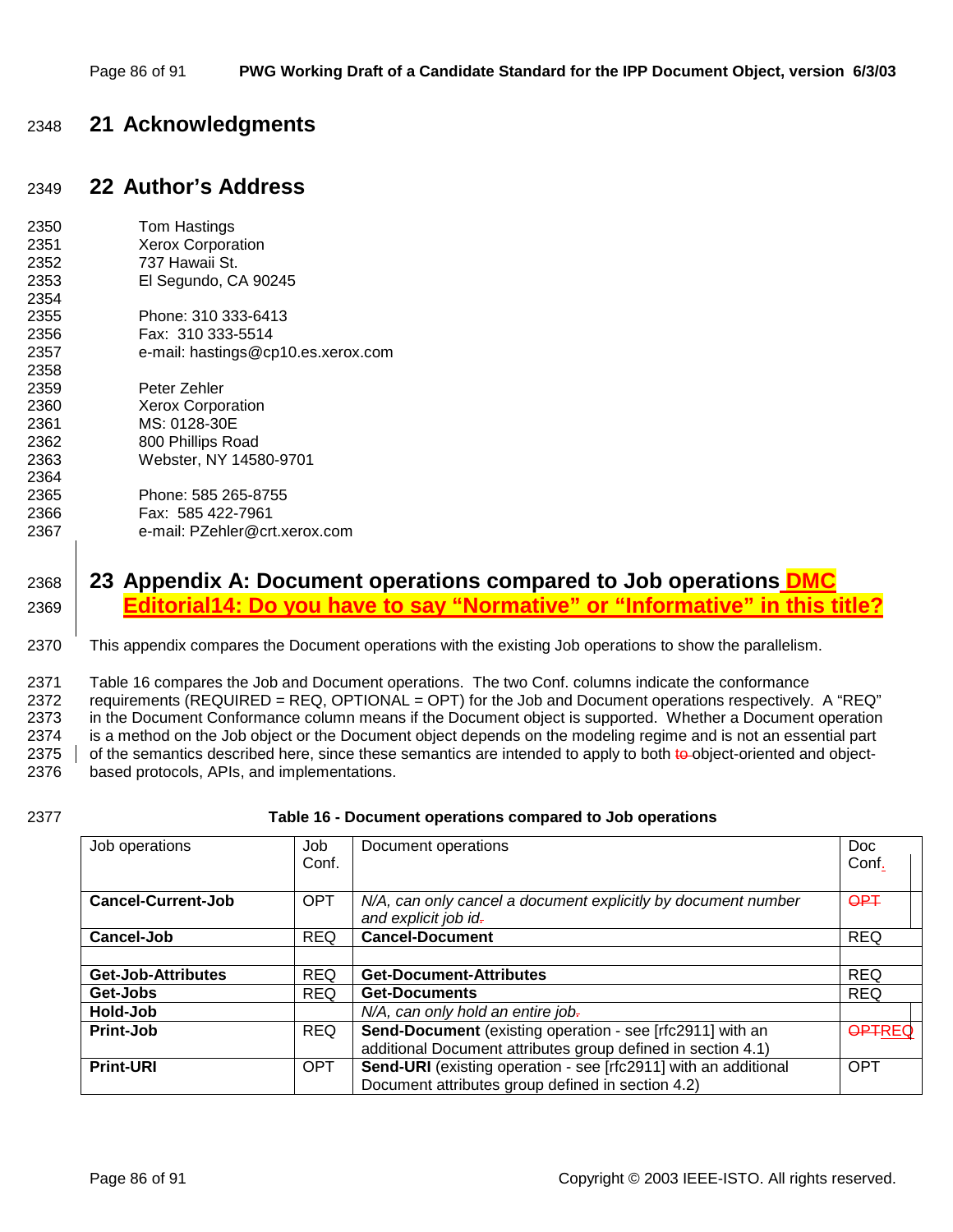# 21 Acknowledgments

# 22 Author's Address

Tom Hastings
Xerox Corporation
737 Hawaii St.
El Segundo, CA 90245

Phone: 310 333-6413
Fax: 310 333-5514
e-mail: hastings@cp10.es.xerox.com

Peter Zehler
Xerox Corporation
MS: 0128-30E
800 Phillips Road
Webster, NY 14580-9701

Phone: 585 265-8755
Fax: 585 422-7961
e-mail: PZehler@crt.xerox.com

# 23 Appendix A: Document operations compared to Job operations DMC Editorial14: Do you have to say "Normative" or "Informative" in this title?

This appendix compares the Document operations with the existing Job operations to show the parallelism.

Table 16 compares the Job and Document operations. The two Conf. columns indicate the conformance requirements (REQUIRED = REQ, OPTIONAL = OPT) for the Job and Document operations respectively. A "REQ" in the Document Conformance column means if the Document object is supported. Whether a Document operation is a method on the Job object or the Document object depends on the modeling regime and is not an essential part of the semantics described here, since these semantics are intended to apply to both ~~to~~ object-oriented and object-based protocols, APIs, and implementations.

**Table 16 - Document operations compared to Job operations**

| Job operations | Job Conf. | Document operations | Doc Conf. |
|---|---|---|---|
| **Cancel-Current-Job** | OPT | *N/A, can only cancel a document explicitly by document number and explicit job id.* | ~~OPT~~ |
| **Cancel-Job** | REQ | **Cancel-Document** | REQ |
| | | | |
| **Get-Job-Attributes** | REQ | **Get-Document-Attributes** | REQ |
| **Get-Jobs** | REQ | **Get-Documents** | REQ |
| **Hold-Job** | | *N/A, can only hold an entire job.* | |
| **Print-Job** | REQ | **Send-Document** (existing operation - see [rfc2911] with an additional Document attributes group defined in section 4.1) | ~~OPT~~REQ |
| **Print-URI** | OPT | **Send-URI** (existing operation - see [rfc2911] with an additional Document attributes group defined in section 4.2) | OPT |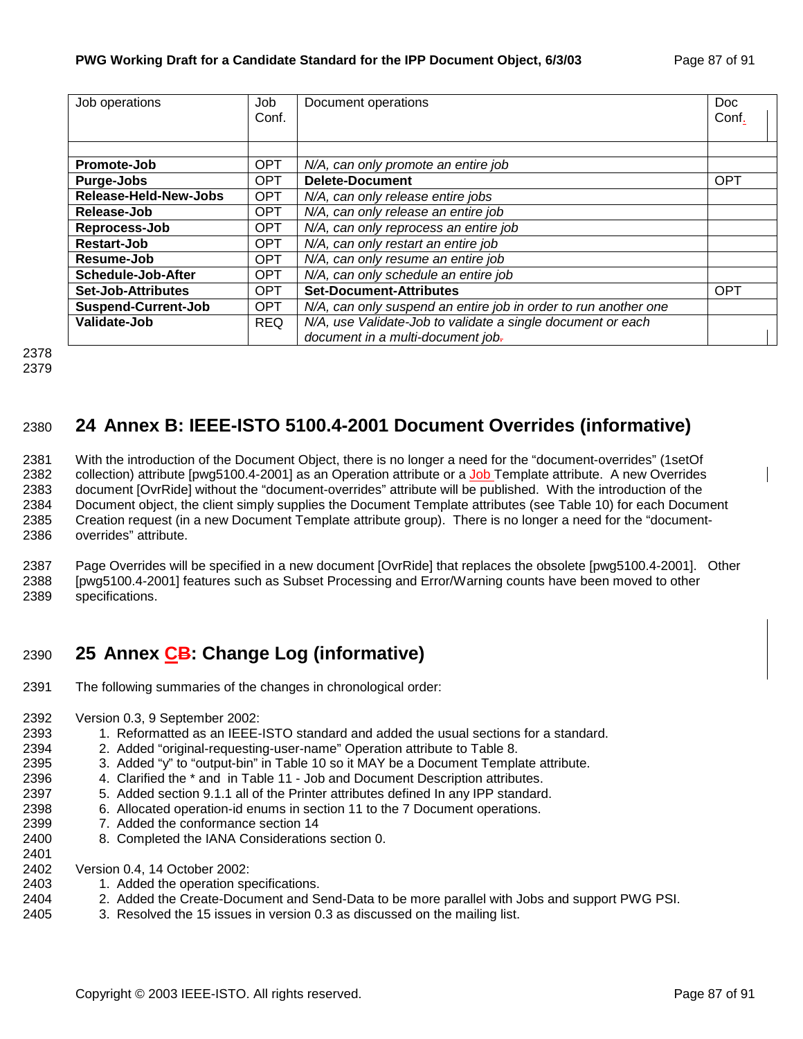| Job operations | Job Conf. | Document operations | Doc Conf. |
| --- | --- | --- | --- |
| | | | |
| **Promote-Job** | OPT | *N/A, can only promote an entire job* | |
| **Purge-Jobs** | OPT | **Delete-Document** | OPT |
| **Release-Held-New-Jobs** | OPT | *N/A, can only release entire jobs* | |
| **Release-Job** | OPT | *N/A, can only release an entire job* | |
| **Reprocess-Job** | OPT | *N/A, can only reprocess an entire job* | |
| **Restart-Job** | OPT | *N/A, can only restart an entire job* | |
| **Resume-Job** | OPT | *N/A, can only resume an entire job* | |
| **Schedule-Job-After** | OPT | *N/A, can only schedule an entire job* | |
| **Set-Job-Attributes** | OPT | **Set-Document-Attributes** | OPT |
| **Suspend-Current-Job** | OPT | *N/A, can only suspend an entire job in order to run another one* | |
| **Validate-Job** | REQ | *N/A, use Validate-Job to validate a single document or each document in a multi-document job* | |

# 24 Annex B: IEEE-ISTO 5100.4-2001 Document Overrides (informative)

With the introduction of the Document Object, there is no longer a need for the "document-overrides" (1setOf collection) attribute [pwg5100.4-2001] as an Operation attribute or a Job Template attribute. A new Overrides document [OvrRide] without the "document-overrides" attribute will be published. With the introduction of the Document object, the client simply supplies the Document Template attributes (see Table 10) for each Document Creation request (in a new Document Template attribute group). There is no longer a need for the "document-overrides" attribute.

Page Overrides will be specified in a new document [OvrRide] that replaces the obsolete [pwg5100.4-2001]. Other [pwg5100.4-2001] features such as Subset Processing and Error/Warning counts have been moved to other specifications.

# 25 Annex C: Change Log (informative)

The following summaries of the changes in chronological order:

Version 0.3, 9 September 2002:

1. Reformatted as an IEEE-ISTO standard and added the usual sections for a standard.
2. Added "original-requesting-user-name" Operation attribute to Table 8.
3. Added "y" to "output-bin" in Table 10 so it MAY be a Document Template attribute.
4. Clarified the * and in Table 11 - Job and Document Description attributes.
5. Added section 9.1.1 all of the Printer attributes defined In any IPP standard.
6. Allocated operation-id enums in section 11 to the 7 Document operations.
7. Added the conformance section 14
8. Completed the IANA Considerations section 0.

Version 0.4, 14 October 2002:

1. Added the operation specifications.
2. Added the Create-Document and Send-Data to be more parallel with Jobs and support PWG PSI.
3. Resolved the 15 issues in version 0.3 as discussed on the mailing list.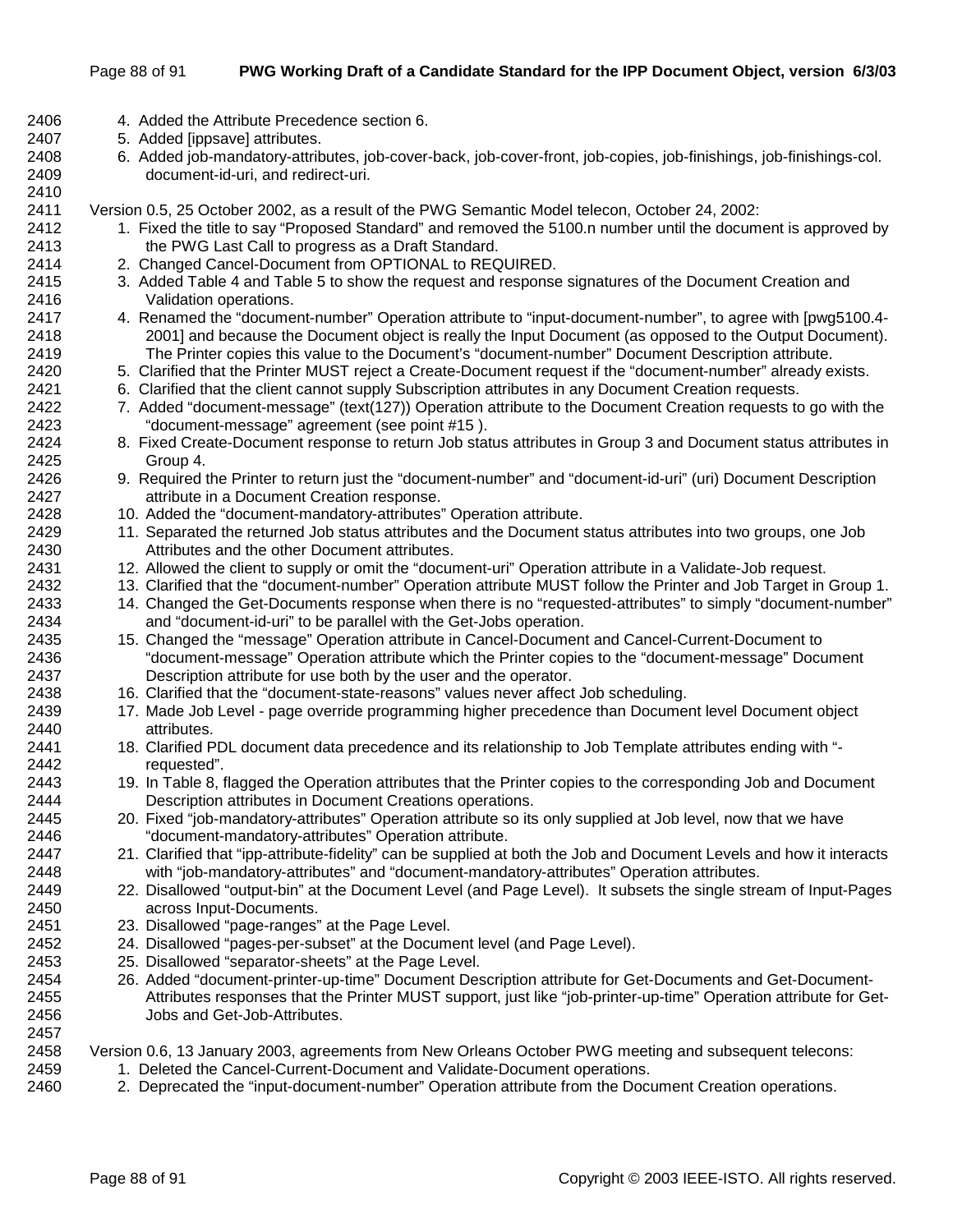4. Added the Attribute Precedence section 6.
5. Added [ippsave] attributes.
6. Added job-mandatory-attributes, job-cover-back, job-cover-front, job-copies, job-finishings, job-finishings-col. document-id-uri, and redirect-uri.

Version 0.5, 25 October 2002, as a result of the PWG Semantic Model telecon, October 24, 2002:

1. Fixed the title to say "Proposed Standard" and removed the 5100.n number until the document is approved by the PWG Last Call to progress as a Draft Standard.
2. Changed Cancel-Document from OPTIONAL to REQUIRED.
3. Added Table 4 and Table 5 to show the request and response signatures of the Document Creation and Validation operations.
4. Renamed the "document-number" Operation attribute to "input-document-number", to agree with [pwg5100.4-2001] and because the Document object is really the Input Document (as opposed to the Output Document). The Printer copies this value to the Document's "document-number" Document Description attribute.
5. Clarified that the Printer MUST reject a Create-Document request if the "document-number" already exists.
6. Clarified that the client cannot supply Subscription attributes in any Document Creation requests.
7. Added "document-message" (text(127)) Operation attribute to the Document Creation requests to go with the "document-message" agreement (see point #15 ).
8. Fixed Create-Document response to return Job status attributes in Group 3 and Document status attributes in Group 4.
9. Required the Printer to return just the "document-number" and "document-id-uri" (uri) Document Description attribute in a Document Creation response.
10. Added the "document-mandatory-attributes" Operation attribute.
11. Separated the returned Job status attributes and the Document status attributes into two groups, one Job Attributes and the other Document attributes.
12. Allowed the client to supply or omit the "document-uri" Operation attribute in a Validate-Job request.
13. Clarified that the "document-number" Operation attribute MUST follow the Printer and Job Target in Group 1.
14. Changed the Get-Documents response when there is no "requested-attributes" to simply "document-number" and "document-id-uri" to be parallel with the Get-Jobs operation.
15. Changed the "message" Operation attribute in Cancel-Document and Cancel-Current-Document to "document-message" Operation attribute which the Printer copies to the "document-message" Document Description attribute for use both by the user and the operator.
16. Clarified that the "document-state-reasons" values never affect Job scheduling.
17. Made Job Level - page override programming higher precedence than Document level Document object attributes.
18. Clarified PDL document data precedence and its relationship to Job Template attributes ending with "-requested".
19. In Table 8, flagged the Operation attributes that the Printer copies to the corresponding Job and Document Description attributes in Document Creations operations.
20. Fixed "job-mandatory-attributes" Operation attribute so its only supplied at Job level, now that we have "document-mandatory-attributes" Operation attribute.
21. Clarified that "ipp-attribute-fidelity" can be supplied at both the Job and Document Levels and how it interacts with "job-mandatory-attributes" and "document-mandatory-attributes" Operation attributes.
22. Disallowed "output-bin" at the Document Level (and Page Level). It subsets the single stream of Input-Pages across Input-Documents.
23. Disallowed "page-ranges" at the Page Level.
24. Disallowed "pages-per-subset" at the Document level (and Page Level).
25. Disallowed "separator-sheets" at the Page Level.
26. Added "document-printer-up-time" Document Description attribute for Get-Documents and Get-Document-Attributes responses that the Printer MUST support, just like "job-printer-up-time" Operation attribute for Get-Jobs and Get-Job-Attributes.

Version 0.6, 13 January 2003, agreements from New Orleans October PWG meeting and subsequent telecons:

1. Deleted the Cancel-Current-Document and Validate-Document operations.
2. Deprecated the "input-document-number" Operation attribute from the Document Creation operations.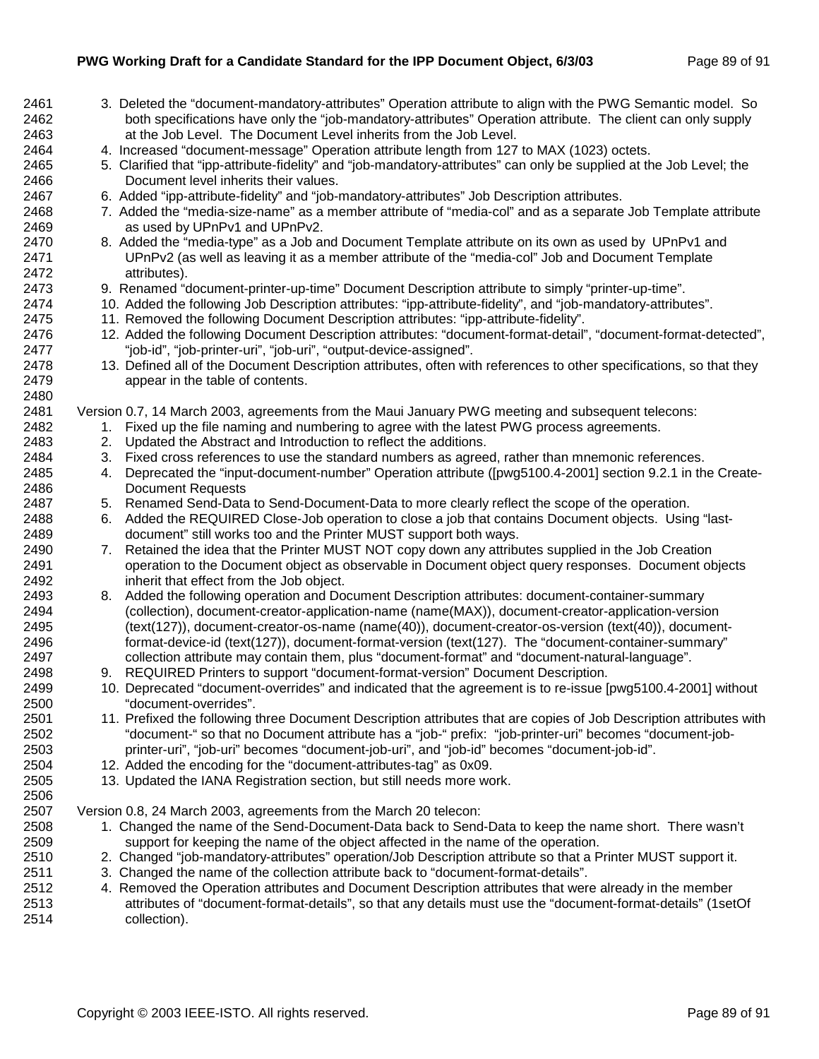3. Deleted the "document-mandatory-attributes" Operation attribute to align with the PWG Semantic model. So both specifications have only the "job-mandatory-attributes" Operation attribute. The client can only supply at the Job Level. The Document Level inherits from the Job Level.
4. Increased "document-message" Operation attribute length from 127 to MAX (1023) octets.
5. Clarified that "ipp-attribute-fidelity" and "job-mandatory-attributes" can only be supplied at the Job Level; the Document level inherits their values.
6. Added "ipp-attribute-fidelity" and "job-mandatory-attributes" Job Description attributes.
7. Added the "media-size-name" as a member attribute of "media-col" and as a separate Job Template attribute as used by UPnPv1 and UPnPv2.
8. Added the "media-type" as a Job and Document Template attribute on its own as used by UPnPv1 and UPnPv2 (as well as leaving it as a member attribute of the "media-col" Job and Document Template attributes).
9. Renamed "document-printer-up-time" Document Description attribute to simply "printer-up-time".
10. Added the following Job Description attributes: "ipp-attribute-fidelity", and "job-mandatory-attributes".
11. Removed the following Document Description attributes: "ipp-attribute-fidelity".
12. Added the following Document Description attributes: "document-format-detail", "document-format-detected", "job-id", "job-printer-uri", "job-uri", "output-device-assigned".
13. Defined all of the Document Description attributes, often with references to other specifications, so that they appear in the table of contents.

Version 0.7, 14 March 2003, agreements from the Maui January PWG meeting and subsequent telecons:

1. Fixed up the file naming and numbering to agree with the latest PWG process agreements.
2. Updated the Abstract and Introduction to reflect the additions.
3. Fixed cross references to use the standard numbers as agreed, rather than mnemonic references.
4. Deprecated the "input-document-number" Operation attribute ([pwg5100.4-2001] section 9.2.1 in the Create-Document Requests
5. Renamed Send-Data to Send-Document-Data to more clearly reflect the scope of the operation.
6. Added the REQUIRED Close-Job operation to close a job that contains Document objects. Using "last-document" still works too and the Printer MUST support both ways.
7. Retained the idea that the Printer MUST NOT copy down any attributes supplied in the Job Creation operation to the Document object as observable in Document object query responses. Document objects inherit that effect from the Job object.
8. Added the following operation and Document Description attributes: document-container-summary (collection), document-creator-application-name (name(MAX)), document-creator-application-version (text(127)), document-creator-os-name (name(40)), document-creator-os-version (text(40)), document-format-device-id (text(127)), document-format-version (text(127). The "document-container-summary" collection attribute may contain them, plus "document-format" and "document-natural-language".
9. REQUIRED Printers to support "document-format-version" Document Description.
10. Deprecated "document-overrides" and indicated that the agreement is to re-issue [pwg5100.4-2001] without "document-overrides".
11. Prefixed the following three Document Description attributes that are copies of Job Description attributes with "document-" so that no Document attribute has a "job-" prefix: "job-printer-uri" becomes "document-job-printer-uri", "job-uri" becomes "document-job-uri", and "job-id" becomes "document-job-id".
12. Added the encoding for the "document-attributes-tag" as 0x09.
13. Updated the IANA Registration section, but still needs more work.

Version 0.8, 24 March 2003, agreements from the March 20 telecon:

1. Changed the name of the Send-Document-Data back to Send-Data to keep the name short. There wasn't support for keeping the name of the object affected in the name of the operation.
2. Changed "job-mandatory-attributes" operation/Job Description attribute so that a Printer MUST support it.
3. Changed the name of the collection attribute back to "document-format-details".
4. Removed the Operation attributes and Document Description attributes that were already in the member attributes of "document-format-details", so that any details must use the "document-format-details" (1setOf collection).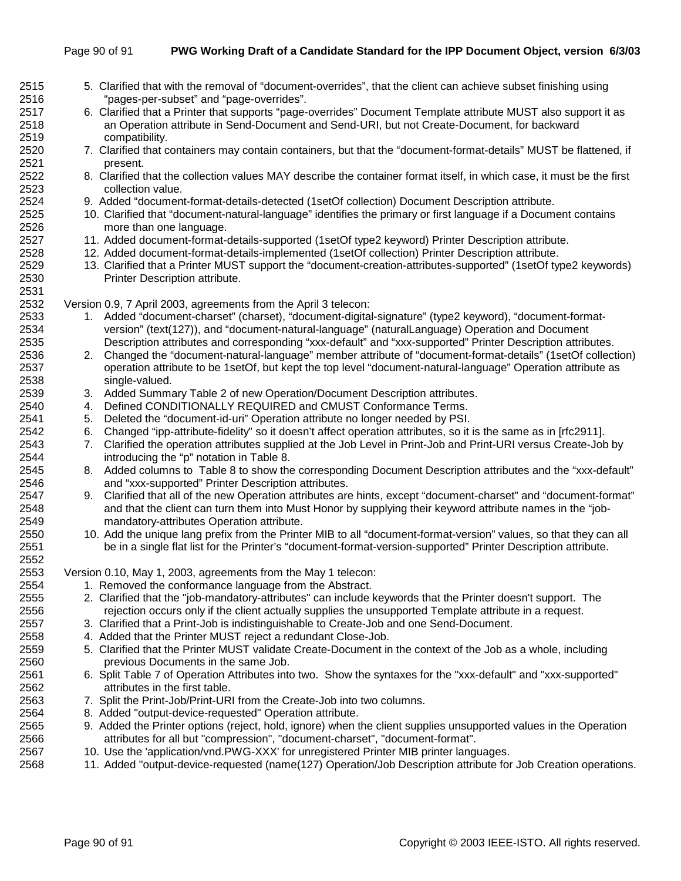5. Clarified that with the removal of "document-overrides", that the client can achieve subset finishing using "pages-per-subset" and "page-overrides".
6. Clarified that a Printer that supports "page-overrides" Document Template attribute MUST also support it as an Operation attribute in Send-Document and Send-URI, but not Create-Document, for backward compatibility.
7. Clarified that containers may contain containers, but that the "document-format-details" MUST be flattened, if present.
8. Clarified that the collection values MAY describe the container format itself, in which case, it must be the first collection value.
9. Added "document-format-details-detected (1setOf collection) Document Description attribute.
10. Clarified that "document-natural-language" identifies the primary or first language if a Document contains more than one language.
11. Added document-format-details-supported (1setOf type2 keyword) Printer Description attribute.
12. Added document-format-details-implemented (1setOf collection) Printer Description attribute.
13. Clarified that a Printer MUST support the "document-creation-attributes-supported" (1setOf type2 keywords) Printer Description attribute.

Version 0.9, 7 April 2003, agreements from the April 3 telecon:

1. Added "document-charset" (charset), "document-digital-signature" (type2 keyword), "document-format-version" (text(127)), and "document-natural-language" (naturalLanguage) Operation and Document Description attributes and corresponding "xxx-default" and "xxx-supported" Printer Description attributes.
2. Changed the "document-natural-language" member attribute of "document-format-details" (1setOf collection) operation attribute to be 1setOf, but kept the top level "document-natural-language" Operation attribute as single-valued.
3. Added Summary Table 2 of new Operation/Document Description attributes.
4. Defined CONDITIONALLY REQUIRED and CMUST Conformance Terms.
5. Deleted the "document-id-uri" Operation attribute no longer needed by PSI.
6. Changed "ipp-attribute-fidelity" so it doesn't affect operation attributes, so it is the same as in [rfc2911].
7. Clarified the operation attributes supplied at the Job Level in Print-Job and Print-URI versus Create-Job by introducing the "p" notation in Table 8.
8. Added columns to Table 8 to show the corresponding Document Description attributes and the "xxx-default" and "xxx-supported" Printer Description attributes.
9. Clarified that all of the new Operation attributes are hints, except "document-charset" and "document-format" and that the client can turn them into Must Honor by supplying their keyword attribute names in the "job-mandatory-attributes Operation attribute.
10. Add the unique lang prefix from the Printer MIB to all "document-format-version" values, so that they can all be in a single flat list for the Printer's "document-format-version-supported" Printer Description attribute.

Version 0.10, May 1, 2003, agreements from the May 1 telecon:

1. Removed the conformance language from the Abstract.
2. Clarified that the "job-mandatory-attributes" can include keywords that the Printer doesn't support. The rejection occurs only if the client actually supplies the unsupported Template attribute in a request.
3. Clarified that a Print-Job is indistinguishable to Create-Job and one Send-Document.
4. Added that the Printer MUST reject a redundant Close-Job.
5. Clarified that the Printer MUST validate Create-Document in the context of the Job as a whole, including previous Documents in the same Job.
6. Split Table 7 of Operation Attributes into two. Show the syntaxes for the "xxx-default" and "xxx-supported" attributes in the first table.
7. Split the Print-Job/Print-URI from the Create-Job into two columns.
8. Added "output-device-requested" Operation attribute.
9. Added the Printer options (reject, hold, ignore) when the client supplies unsupported values in the Operation attributes for all but "compression", "document-charset", "document-format".
10. Use the 'application/vnd.PWG-XXX' for unregistered Printer MIB printer languages.
11. Added "output-device-requested (name(127) Operation/Job Description attribute for Job Creation operations.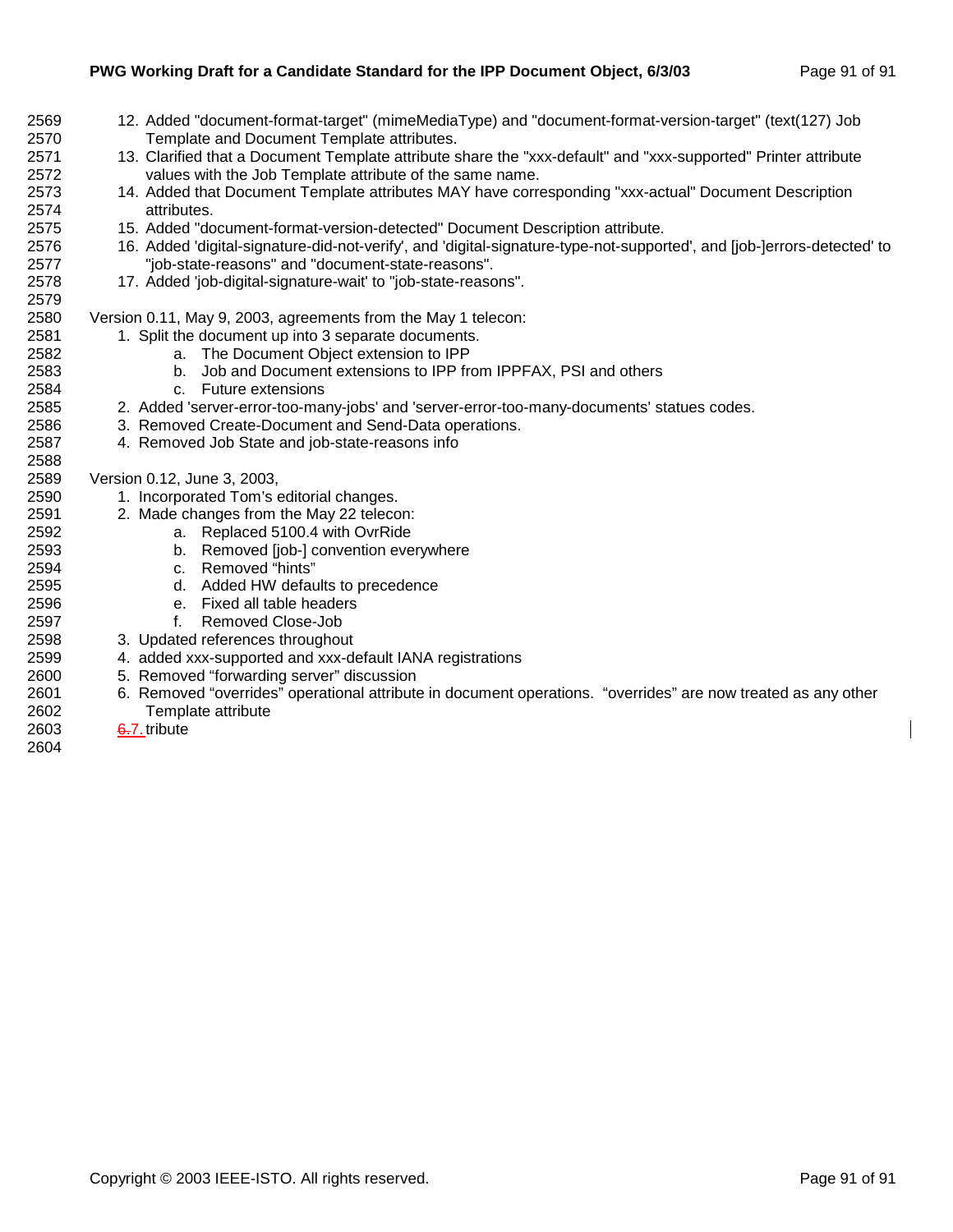12. Added "document-format-target" (mimeMediaType) and "document-format-version-target" (text(127) Job Template and Document Template attributes.
13. Clarified that a Document Template attribute share the "xxx-default" and "xxx-supported" Printer attribute values with the Job Template attribute of the same name.
14. Added that Document Template attributes MAY have corresponding "xxx-actual" Document Description attributes.
15. Added "document-format-version-detected" Document Description attribute.
16. Added 'digital-signature-did-not-verify', and 'digital-signature-type-not-supported', and [job-]errors-detected' to "job-state-reasons" and "document-state-reasons".
17. Added 'job-digital-signature-wait' to "job-state-reasons".

Version 0.11, May 9, 2003, agreements from the May 1 telecon:

1. Split the document up into 3 separate documents.
   a. The Document Object extension to IPP
   b. Job and Document extensions to IPP from IPPFAX, PSI and others
   c. Future extensions
2. Added 'server-error-too-many-jobs' and 'server-error-too-many-documents' statues codes.
3. Removed Create-Document and Send-Data operations.
4. Removed Job State and job-state-reasons info

Version 0.12, June 3, 2003,

1. Incorporated Tom's editorial changes.
2. Made changes from the May 22 telecon:
   a. Replaced 5100.4 with OvrRide
   b. Removed [job-] convention everywhere
   c. Removed "hints"
   d. Added HW defaults to precedence
   e. Fixed all table headers
   f. Removed Close-Job
3. Updated references throughout
4. added xxx-supported and xxx-default IANA registrations
5. Removed "forwarding server" discussion
6. Removed "overrides" operational attribute in document operations. "overrides" are now treated as any other Template attribute
7. tribute